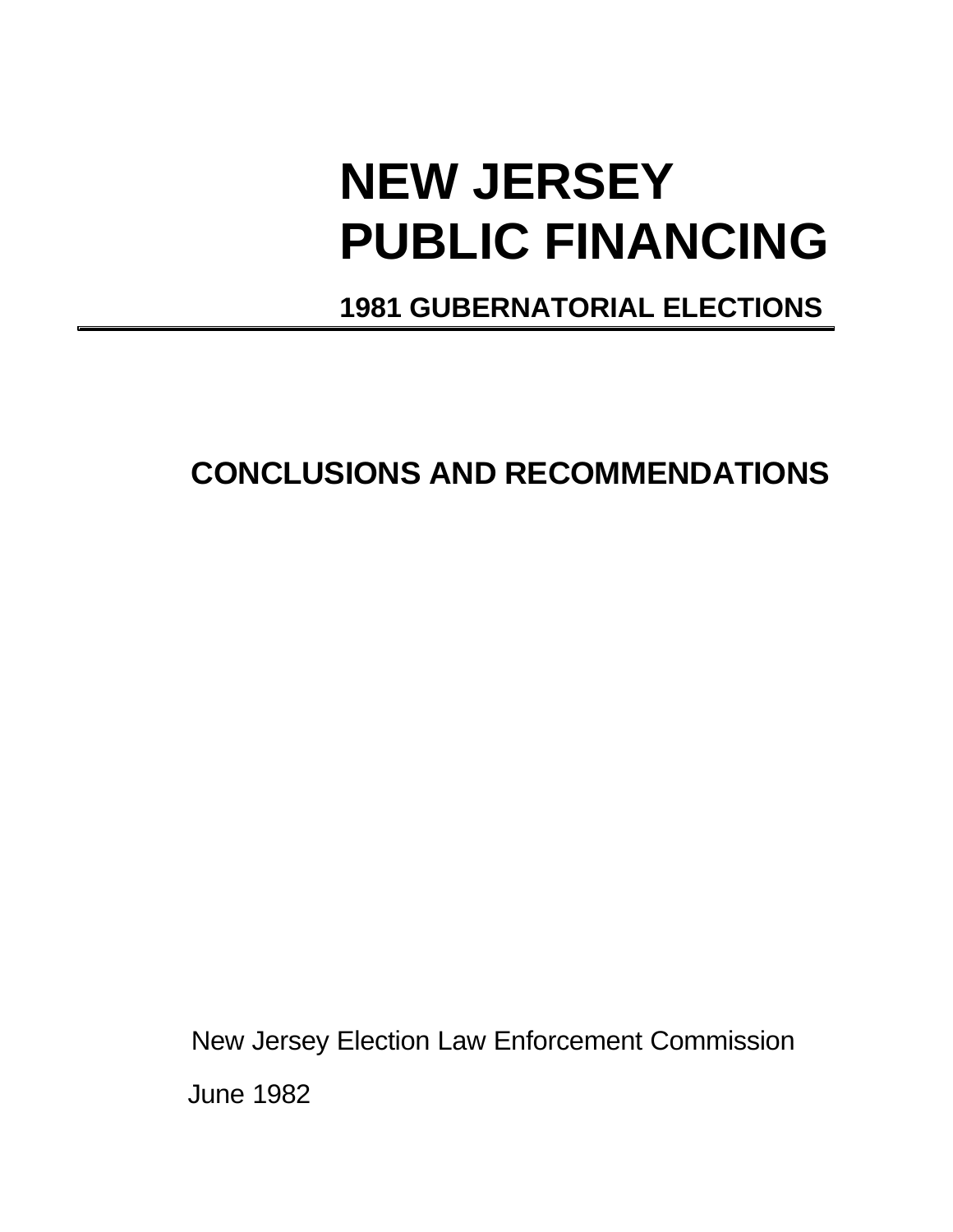# NEW JERSEY PUBLIC FINANCING

## 1981 GUBERNATORIAL ELECTIONS

---

## CONCLUSIONS AND RECOMMENDATIONS

New Jersey Election Law Enforcement Commission

June 1982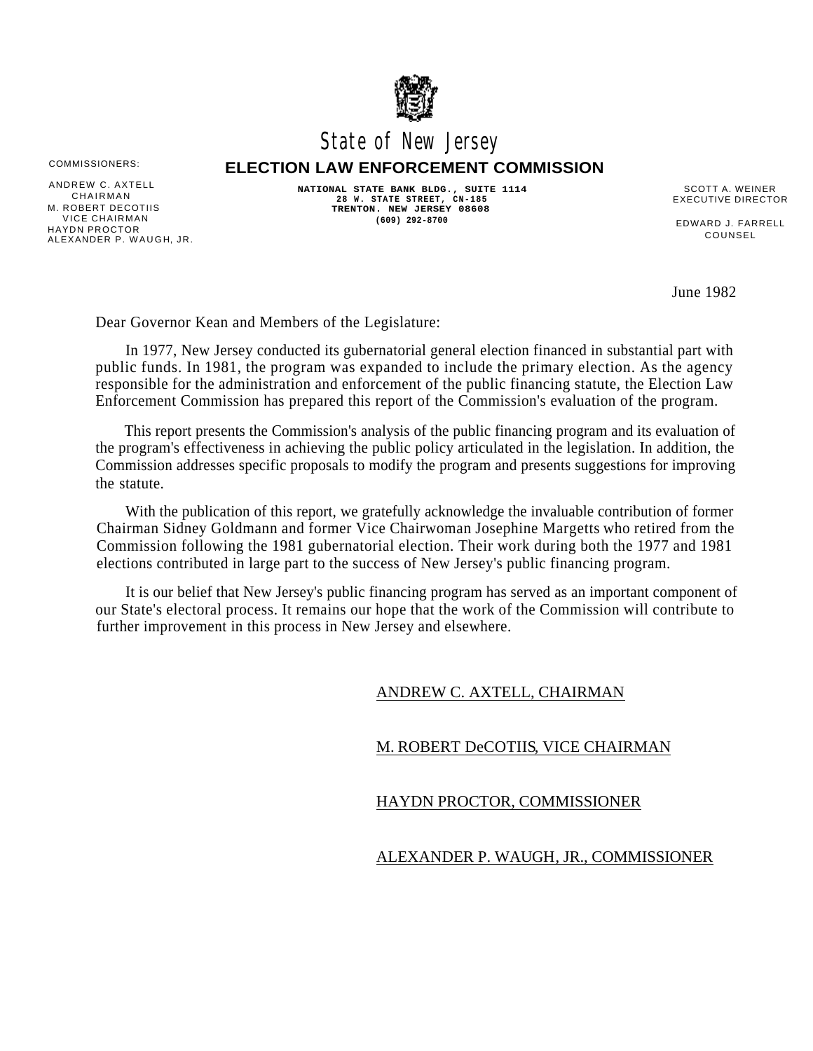State of New Jersey

**ELECTION LAW ENFORCEMENT COMMISSION**

**NATIONAL STATE BANK BLDG., SUITE 1114**
**28 W. STATE STREET, CN-185**
**TRENTON. NEW JERSEY 08608**
**(609) 292-8700**

COMMISSIONERS:

ANDREW C. AXTELL
CHAIRMAN
M. ROBERT DECOTIIS
VICE CHAIRMAN
HAYDN PROCTOR
ALEXANDER P. WAUGH, JR.

SCOTT A. WEINER
EXECUTIVE DIRECTOR

EDWARD J. FARRELL
COUNSEL

June 1982

Dear Governor Kean and Members of the Legislature:

In 1977, New Jersey conducted its gubernatorial general election financed in substantial part with public funds. In 1981, the program was expanded to include the primary election. As the agency responsible for the administration and enforcement of the public financing statute, the Election Law Enforcement Commission has prepared this report of the Commission's evaluation of the program.

This report presents the Commission's analysis of the public financing program and its evaluation of the program's effectiveness in achieving the public policy articulated in the legislation. In addition, the Commission addresses specific proposals to modify the program and presents suggestions for improving the statute.

With the publication of this report, we gratefully acknowledge the invaluable contribution of former Chairman Sidney Goldmann and former Vice Chairwoman Josephine Margetts who retired from the Commission following the 1981 gubernatorial election. Their work during both the 1977 and 1981 elections contributed in large part to the success of New Jersey's public financing program.

It is our belief that New Jersey's public financing program has served as an important component of our State's electoral process. It remains our hope that the work of the Commission will contribute to further improvement in this process in New Jersey and elsewhere.

ANDREW C. AXTELL, CHAIRMAN

M. ROBERT DeCOTIIS, VICE CHAIRMAN

HAYDN PROCTOR, COMMISSIONER

ALEXANDER P. WAUGH, JR., COMMISSIONER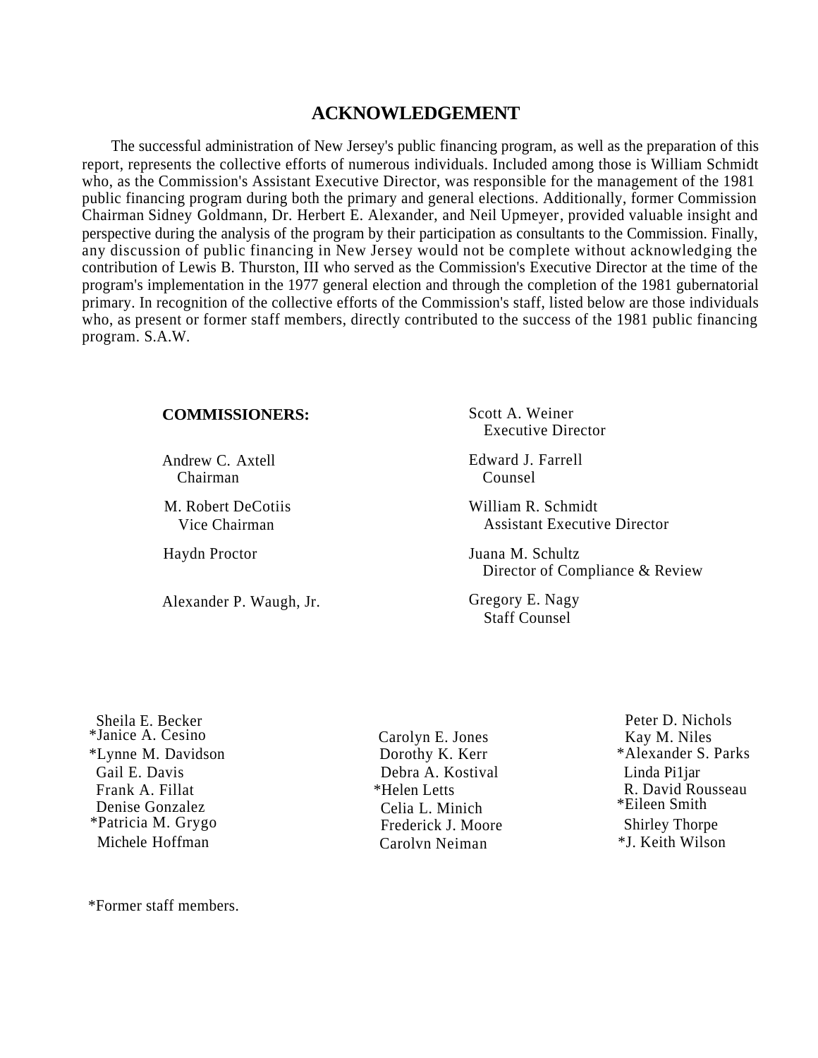# ACKNOWLEDGEMENT

The successful administration of New Jersey's public financing program, as well as the preparation of this report, represents the collective efforts of numerous individuals. Included among those is William Schmidt who, as the Commission's Assistant Executive Director, was responsible for the management of the 1981 public financing program during both the primary and general elections. Additionally, former Commission Chairman Sidney Goldmann, Dr. Herbert E. Alexander, and Neil Upmeyer, provided valuable insight and perspective during the analysis of the program by their participation as consultants to the Commission. Finally, any discussion of public financing in New Jersey would not be complete without acknowledging the contribution of Lewis B. Thurston, III who served as the Commission's Executive Director at the time of the program's implementation in the 1977 general election and through the completion of the 1981 gubernatorial primary. In recognition of the collective efforts of the Commission's staff, listed below are those individuals who, as present or former staff members, directly contributed to the success of the 1981 public financing program. S.A.W.

**COMMISSIONERS:**

Andrew C. Axtell
Chairman

M. Robert DeCotiis
Vice Chairman

Haydn Proctor

Alexander P. Waugh, Jr.

Scott A. Weiner
Executive Director

Edward J. Farrell
Counsel

William R. Schmidt
Assistant Executive Director

Juana M. Schultz
Director of Compliance & Review

Gregory E. Nagy
Staff Counsel

Sheila E. Becker
*Janice A. Cesino
*Lynne M. Davidson
Gail E. Davis
Frank A. Fillat
Denise Gonzalez
*Patricia M. Grygo
Michele Hoffman

Carolyn E. Jones
Dorothy K. Kerr
Debra A. Kostival
*Helen Letts
Celia L. Minich
Frederick J. Moore
Carolyn Neiman

Peter D. Nichols
Kay M. Niles
*Alexander S. Parks
Linda Pi1jar
R. David Rousseau
*Eileen Smith
Shirley Thorpe
*J. Keith Wilson

*Former staff members.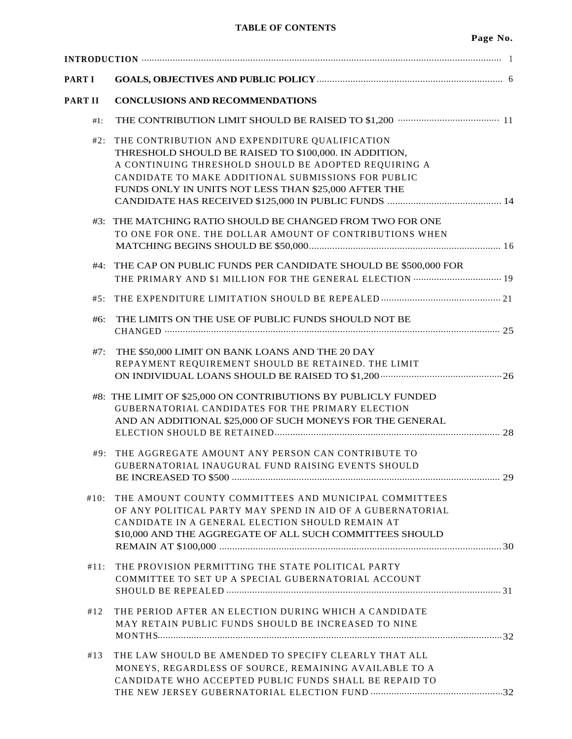**TABLE OF CONTENTS**

| | | Page No. |
|---|---|---|
| **INTRODUCTION** | | 1 |
| **PART I** | **GOALS, OBJECTIVES AND PUBLIC POLICY** | 6 |
| **PART II** | **CONCLUSIONS AND RECOMMENDATIONS** | |
| #1: | THE CONTRIBUTION LIMIT SHOULD BE RAISED TO $1,200 | 11 |
| #2: | THE CONTRIBUTION AND EXPENDITURE QUALIFICATION THRESHOLD SHOULD BE RAISED TO $100,000. IN ADDITION, A CONTINUING THRESHOLD SHOULD BE ADOPTED REQUIRING A CANDIDATE TO MAKE ADDITIONAL SUBMISSIONS FOR PUBLIC FUNDS ONLY IN UNITS NOT LESS THAN $25,000 AFTER THE CANDIDATE HAS RECEIVED $125,000 IN PUBLIC FUNDS | 14 |
| #3: | THE MATCHING RATIO SHOULD BE CHANGED FROM TWO FOR ONE TO ONE FOR ONE. THE DOLLAR AMOUNT OF CONTRIBUTIONS WHEN MATCHING BEGINS SHOULD BE $50,000 | 16 |
| #4: | THE CAP ON PUBLIC FUNDS PER CANDIDATE SHOULD BE $500,000 FOR THE PRIMARY AND $1 MILLION FOR THE GENERAL ELECTION | 19 |
| #5: | THE EXPENDITURE LIMITATION SHOULD BE REPEALED | 21 |
| #6: | THE LIMITS ON THE USE OF PUBLIC FUNDS SHOULD NOT BE CHANGED | 25 |
| #7: | THE $50,000 LIMIT ON BANK LOANS AND THE 20 DAY REPAYMENT REQUIREMENT SHOULD BE RETAINED. THE LIMIT ON INDIVIDUAL LOANS SHOULD BE RAISED TO $1,200 | 26 |
| #8: | THE LIMIT OF $25,000 ON CONTRIBUTIONS BY PUBLICLY FUNDED GUBERNATORIAL CANDIDATES FOR THE PRIMARY ELECTION AND AN ADDITIONAL $25,000 OF SUCH MONEYS FOR THE GENERAL ELECTION SHOULD BE RETAINED | 28 |
| #9: | THE AGGREGATE AMOUNT ANY PERSON CAN CONTRIBUTE TO GUBERNATORIAL INAUGURAL FUND RAISING EVENTS SHOULD BE INCREASED TO $500 | 29 |
| #10: | THE AMOUNT COUNTY COMMITTEES AND MUNICIPAL COMMITTEES OF ANY POLITICAL PARTY MAY SPEND IN AID OF A GUBERNATORIAL CANDIDATE IN A GENERAL ELECTION SHOULD REMAIN AT $10,000 AND THE AGGREGATE OF ALL SUCH COMMITTEES SHOULD REMAIN AT $100,000 | 30 |
| #11: | THE PROVISION PERMITTING THE STATE POLITICAL PARTY COMMITTEE TO SET UP A SPECIAL GUBERNATORIAL ACCOUNT SHOULD BE REPEALED | 31 |
| #12 | THE PERIOD AFTER AN ELECTION DURING WHICH A CANDIDATE MAY RETAIN PUBLIC FUNDS SHOULD BE INCREASED TO NINE MONTHS | 32 |
| #13 | THE LAW SHOULD BE AMENDED TO SPECIFY CLEARLY THAT ALL MONEYS, REGARDLESS OF SOURCE, REMAINING AVAILABLE TO A CANDIDATE WHO ACCEPTED PUBLIC FUNDS SHALL BE REPAID TO THE NEW JERSEY GUBERNATORIAL ELECTION FUND | 32 |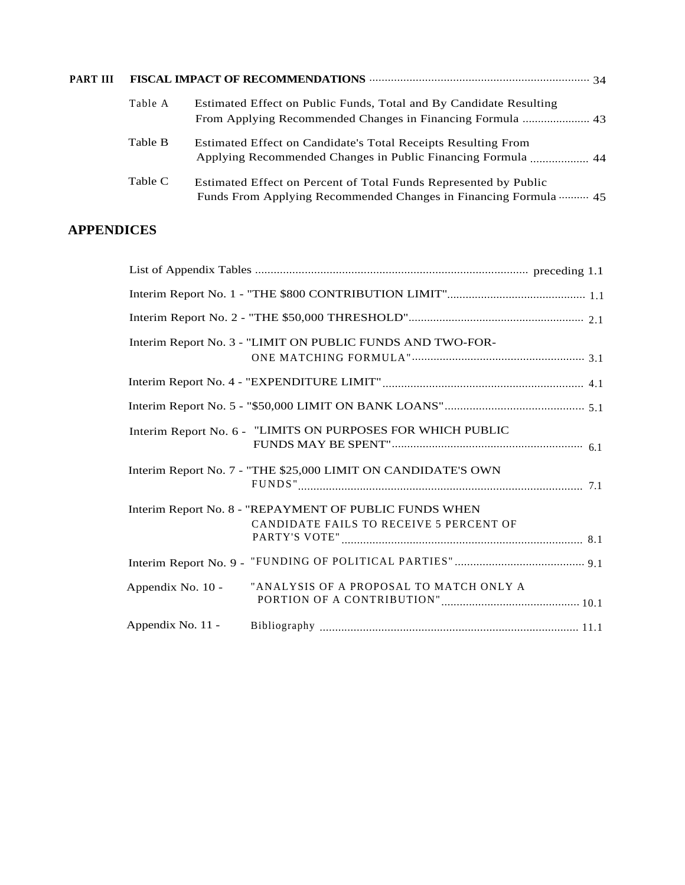**PART III FISCAL IMPACT OF RECOMMENDATIONS** ........................................ 34

Table A Estimated Effect on Public Funds, Total and By Candidate Resulting From Applying Recommended Changes in Financing Formula .................... 43

Table B Estimated Effect on Candidate's Total Receipts Resulting From Applying Recommended Changes in Public Financing Formula .................. 44

Table C Estimated Effect on Percent of Total Funds Represented by Public Funds From Applying Recommended Changes in Financing Formula .......... 45

## APPENDICES

List of Appendix Tables ........................................................................ preceding 1.1

Interim Report No. 1 - "THE $800 CONTRIBUTION LIMIT" ............................................ 1.1

Interim Report No. 2 - "THE $50,000 THRESHOLD" ........................................................ 2.1

Interim Report No. 3 - "LIMIT ON PUBLIC FUNDS AND TWO-FOR-ONE MATCHING FORMULA" ........................................................ 3.1

Interim Report No. 4 - "EXPENDITURE LIMIT" ................................................................ 4.1

Interim Report No. 5 - "$50,000 LIMIT ON BANK LOANS" ............................................ 5.1

Interim Report No. 6 - "LIMITS ON PURPOSES FOR WHICH PUBLIC FUNDS MAY BE SPENT" ............................................................ 6.1

Interim Report No. 7 - "THE $25,000 LIMIT ON CANDIDATE'S OWN FUNDS" ........................................................................................ 7.1

Interim Report No. 8 - "REPAYMENT OF PUBLIC FUNDS WHEN CANDIDATE FAILS TO RECEIVE 5 PERCENT OF PARTY'S VOTE" ............................................................................ 8.1

Interim Report No. 9 - "FUNDING OF POLITICAL PARTIES" .......................................... 9.1

Appendix No. 10 - "ANALYSIS OF A PROPOSAL TO MATCH ONLY A PORTION OF A CONTRIBUTION" ............................................ 10.1

Appendix No. 11 - Bibliography .................................................................................. 11.1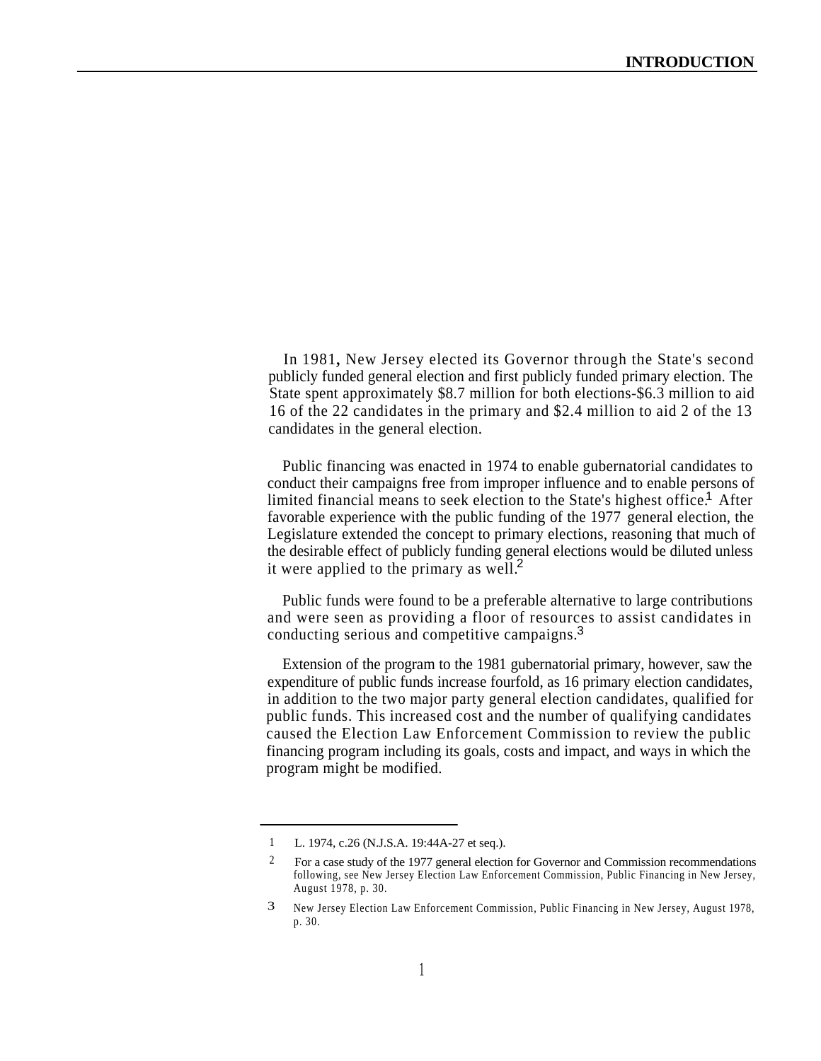# INTRODUCTION

In 1981, New Jersey elected its Governor through the State's second publicly funded general election and first publicly funded primary election. The State spent approximately $8.7 million for both elections-$6.3 million to aid 16 of the 22 candidates in the primary and $2.4 million to aid 2 of the 13 candidates in the general election.

Public financing was enacted in 1974 to enable gubernatorial candidates to conduct their campaigns free from improper influence and to enable persons of limited financial means to seek election to the State's highest office.[1] After favorable experience with the public funding of the 1977 general election, the Legislature extended the concept to primary elections, reasoning that much of the desirable effect of publicly funding general elections would be diluted unless it were applied to the primary as well.[2]

Public funds were found to be a preferable alternative to large contributions and were seen as providing a floor of resources to assist candidates in conducting serious and competitive campaigns.[3]

Extension of the program to the 1981 gubernatorial primary, however, saw the expenditure of public funds increase fourfold, as 16 primary election candidates, in addition to the two major party general election candidates, qualified for public funds. This increased cost and the number of qualifying candidates caused the Election Law Enforcement Commission to review the public financing program including its goals, costs and impact, and ways in which the program might be modified.

---

1 L. 1974, c.26 (N.J.S.A. 19:44A-27 et seq.).

2 For a case study of the 1977 general election for Governor and Commission recommendations following, see New Jersey Election Law Enforcement Commission, Public Financing in New Jersey, August 1978, p. 30.

3 New Jersey Election Law Enforcement Commission, Public Financing in New Jersey, August 1978, p. 30.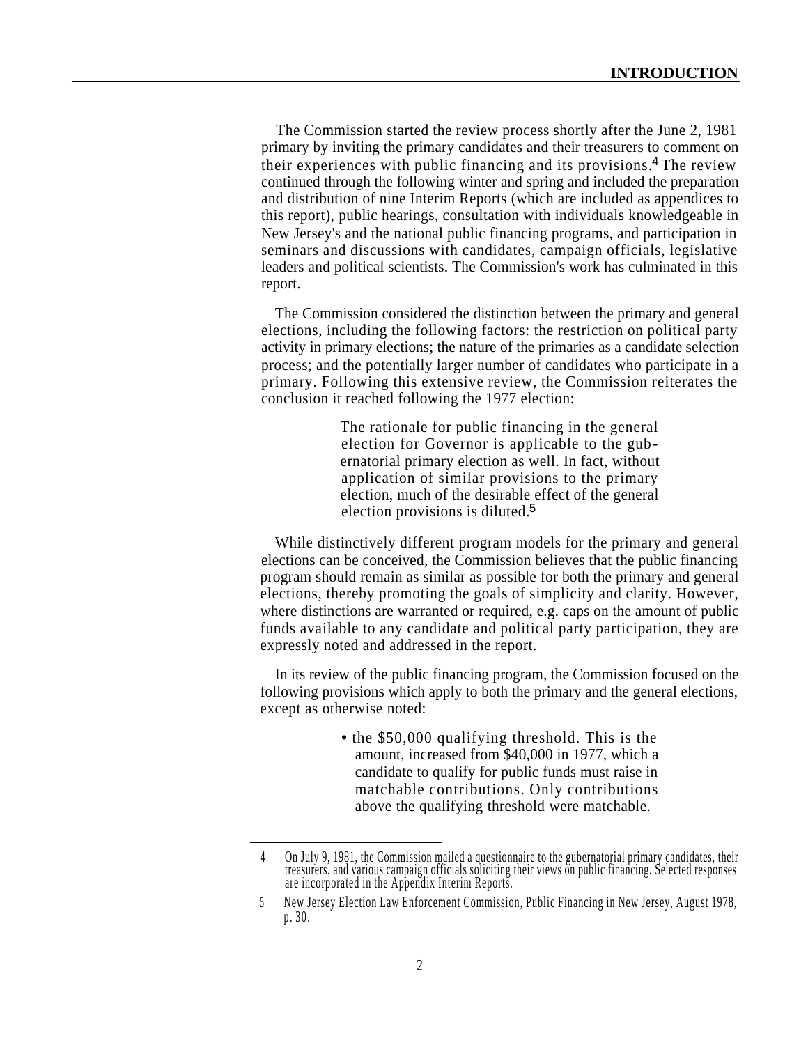The Commission started the review process shortly after the June 2, 1981 primary by inviting the primary candidates and their treasurers to comment on their experiences with public financing and its provisions.[4] The review continued through the following winter and spring and included the preparation and distribution of nine Interim Reports (which are included as appendices to this report), public hearings, consultation with individuals knowledgeable in New Jersey's and the national public financing programs, and participation in seminars and discussions with candidates, campaign officials, legislative leaders and political scientists. The Commission's work has culminated in this report.

The Commission considered the distinction between the primary and general elections, including the following factors: the restriction on political party activity in primary elections; the nature of the primaries as a candidate selection process; and the potentially larger number of candidates who participate in a primary. Following this extensive review, the Commission reiterates the conclusion it reached following the 1977 election:

> The rationale for public financing in the general election for Governor is applicable to the gubernatorial primary election as well. In fact, without application of similar provisions to the primary election, much of the desirable effect of the general election provisions is diluted.[5]

While distinctively different program models for the primary and general elections can be conceived, the Commission believes that the public financing program should remain as similar as possible for both the primary and general elections, thereby promoting the goals of simplicity and clarity. However, where distinctions are warranted or required, e.g. caps on the amount of public funds available to any candidate and political party participation, they are expressly noted and addressed in the report.

In its review of the public financing program, the Commission focused on the following provisions which apply to both the primary and the general elections, except as otherwise noted:

- the $50,000 qualifying threshold. This is the amount, increased from $40,000 in 1977, which a candidate to qualify for public funds must raise in matchable contributions. Only contributions above the qualifying threshold were matchable.

---

4 On July 9, 1981, the Commission mailed a questionnaire to the gubernatorial primary candidates, their treasurers, and various campaign officials soliciting their views on public financing. Selected responses are incorporated in the Appendix Interim Reports.

5 New Jersey Election Law Enforcement Commission, Public Financing in New Jersey, August 1978, p. 30.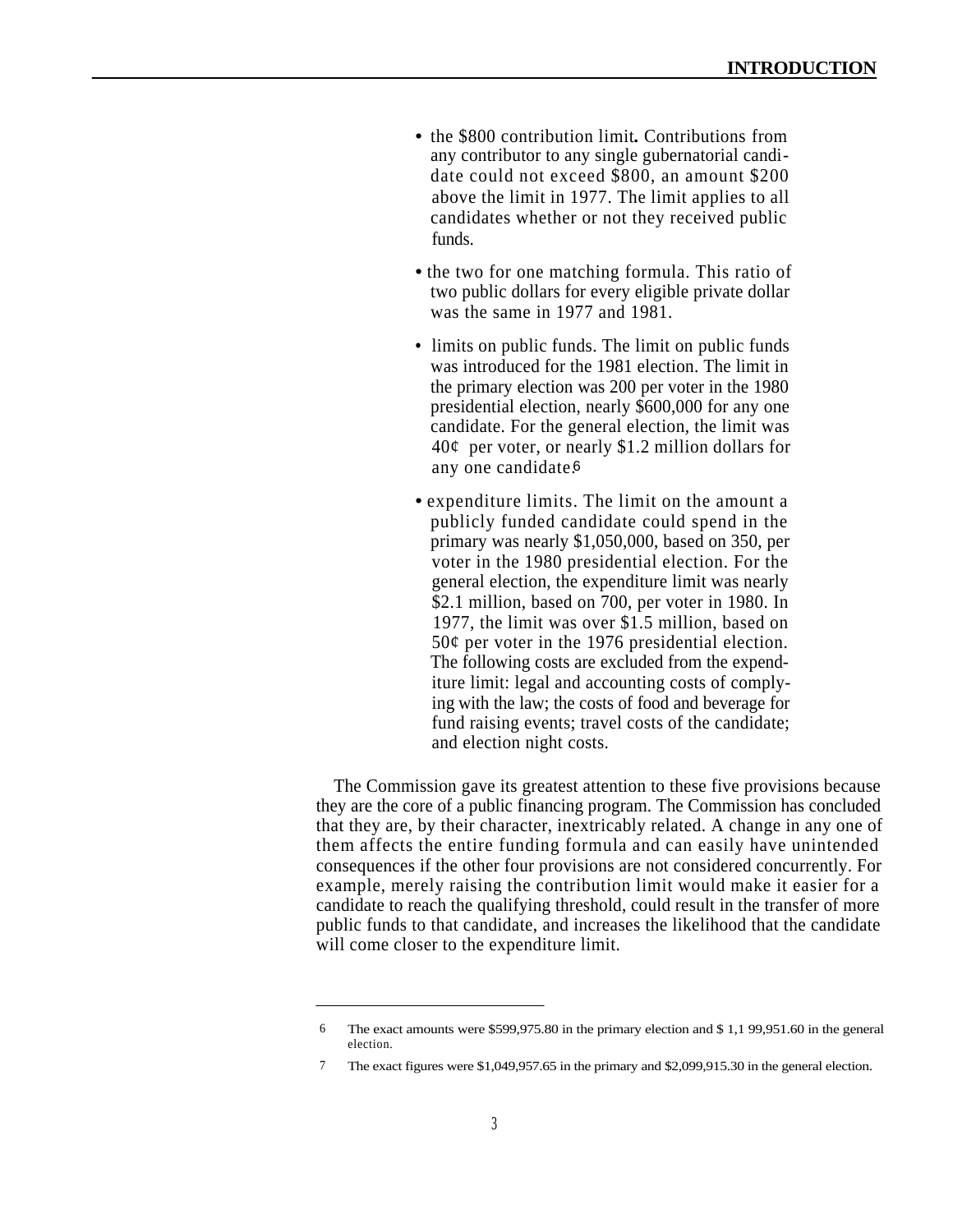- the $800 contribution limit**.** Contributions from any contributor to any single gubernatorial candidate could not exceed $800, an amount $200 above the limit in 1977. The limit applies to all candidates whether or not they received public funds.

- the two for one matching formula. This ratio of two public dollars for every eligible private dollar was the same in 1977 and 1981.

- limits on public funds. The limit on public funds was introduced for the 1981 election. The limit in the primary election was 200 per voter in the 1980 presidential election, nearly $600,000 for any one candidate. For the general election, the limit was 40¢ per voter, or nearly $1.2 million dollars for any one candidate.[6]

- expenditure limits. The limit on the amount a publicly funded candidate could spend in the primary was nearly $1,050,000, based on 350, per voter in the 1980 presidential election. For the general election, the expenditure limit was nearly $2.1 million, based on 700, per voter in 1980. In 1977, the limit was over $1.5 million, based on 50¢ per voter in the 1976 presidential election. The following costs are excluded from the expenditure limit: legal and accounting costs of complying with the law; the costs of food and beverage for fund raising events; travel costs of the candidate; and election night costs.

The Commission gave its greatest attention to these five provisions because they are the core of a public financing program. The Commission has concluded that they are, by their character, inextricably related. A change in any one of them affects the entire funding formula and can easily have unintended consequences if the other four provisions are not considered concurrently. For example, merely raising the contribution limit would make it easier for a candidate to reach the qualifying threshold, could result in the transfer of more public funds to that candidate, and increases the likelihood that the candidate will come closer to the expenditure limit.

---

6 The exact amounts were $599,975.80 in the primary election and $ 1,1 99,951.60 in the general election.

7 The exact figures were $1,049,957.65 in the primary and $2,099,915.30 in the general election.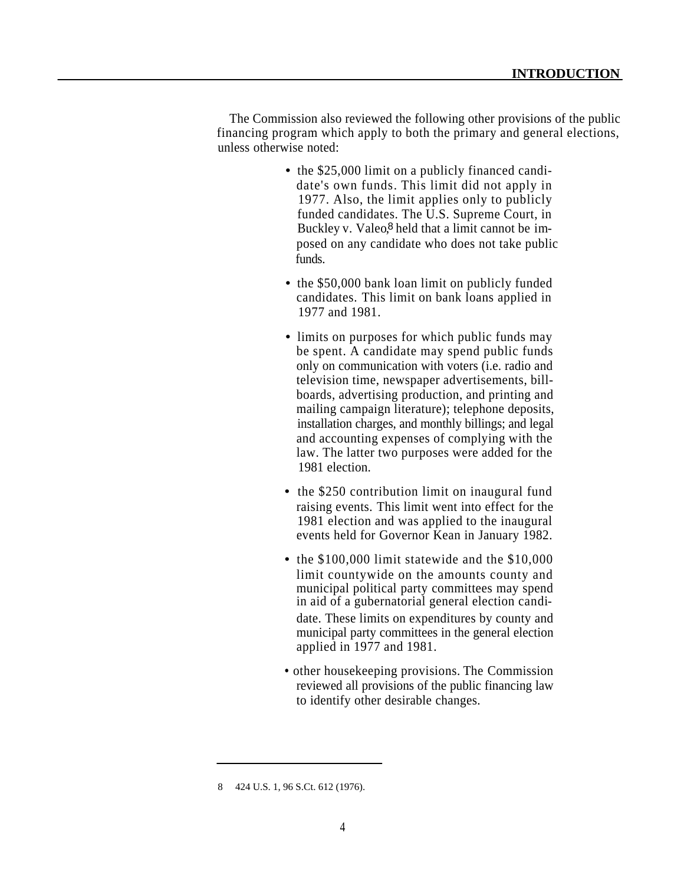The Commission also reviewed the following other provisions of the public financing program which apply to both the primary and general elections, unless otherwise noted:

- the $25,000 limit on a publicly financed candidate's own funds. This limit did not apply in 1977. Also, the limit applies only to publicly funded candidates. The U.S. Supreme Court, in Buckley v. Valeo,[8] held that a limit cannot be imposed on any candidate who does not take public funds.

- the $50,000 bank loan limit on publicly funded candidates. This limit on bank loans applied in 1977 and 1981.

- limits on purposes for which public funds may be spent. A candidate may spend public funds only on communication with voters (i.e. radio and television time, newspaper advertisements, billboards, advertising production, and printing and mailing campaign literature); telephone deposits, installation charges, and monthly billings; and legal and accounting expenses of complying with the law. The latter two purposes were added for the 1981 election.

- the $250 contribution limit on inaugural fund raising events. This limit went into effect for the 1981 election and was applied to the inaugural events held for Governor Kean in January 1982.

- the $100,000 limit statewide and the $10,000 limit countywide on the amounts county and municipal political party committees may spend in aid of a gubernatorial general election candidate. These limits on expenditures by county and municipal party committees in the general election applied in 1977 and 1981.

- other housekeeping provisions. The Commission reviewed all provisions of the public financing law to identify other desirable changes.

---

8 424 U.S. 1, 96 S.Ct. 612 (1976).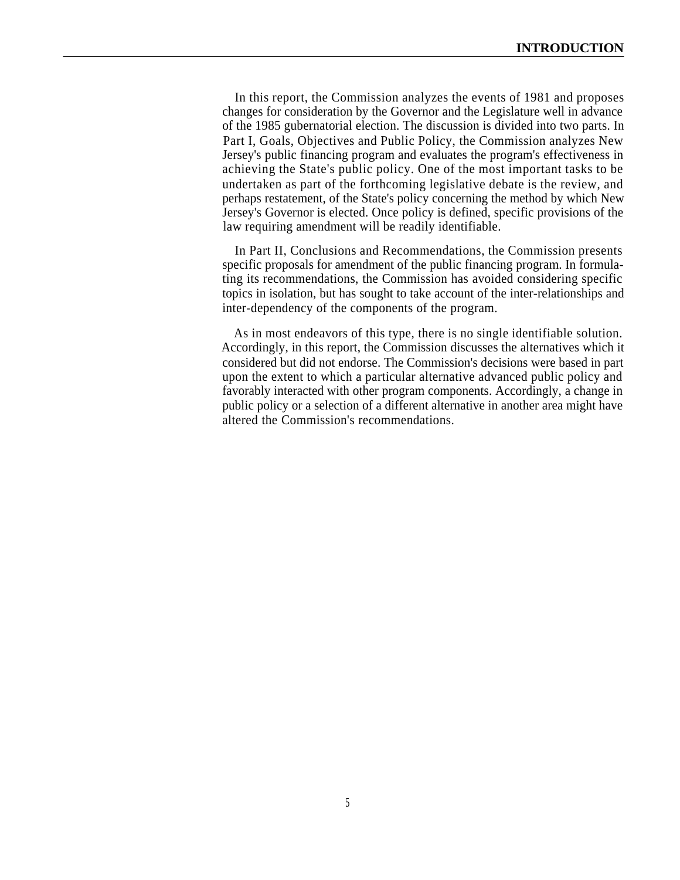In this report, the Commission analyzes the events of 1981 and proposes changes for consideration by the Governor and the Legislature well in advance of the 1985 gubernatorial election. The discussion is divided into two parts. In Part I, Goals, Objectives and Public Policy, the Commission analyzes New Jersey's public financing program and evaluates the program's effectiveness in achieving the State's public policy. One of the most important tasks to be undertaken as part of the forthcoming legislative debate is the review, and perhaps restatement, of the State's policy concerning the method by which New Jersey's Governor is elected. Once policy is defined, specific provisions of the law requiring amendment will be readily identifiable.

In Part II, Conclusions and Recommendations, the Commission presents specific proposals for amendment of the public financing program. In formulating its recommendations, the Commission has avoided considering specific topics in isolation, but has sought to take account of the inter-relationships and inter-dependency of the components of the program.

As in most endeavors of this type, there is no single identifiable solution. Accordingly, in this report, the Commission discusses the alternatives which it considered but did not endorse. The Commission's decisions were based in part upon the extent to which a particular alternative advanced public policy and favorably interacted with other program components. Accordingly, a change in public policy or a selection of a different alternative in another area might have altered the Commission's recommendations.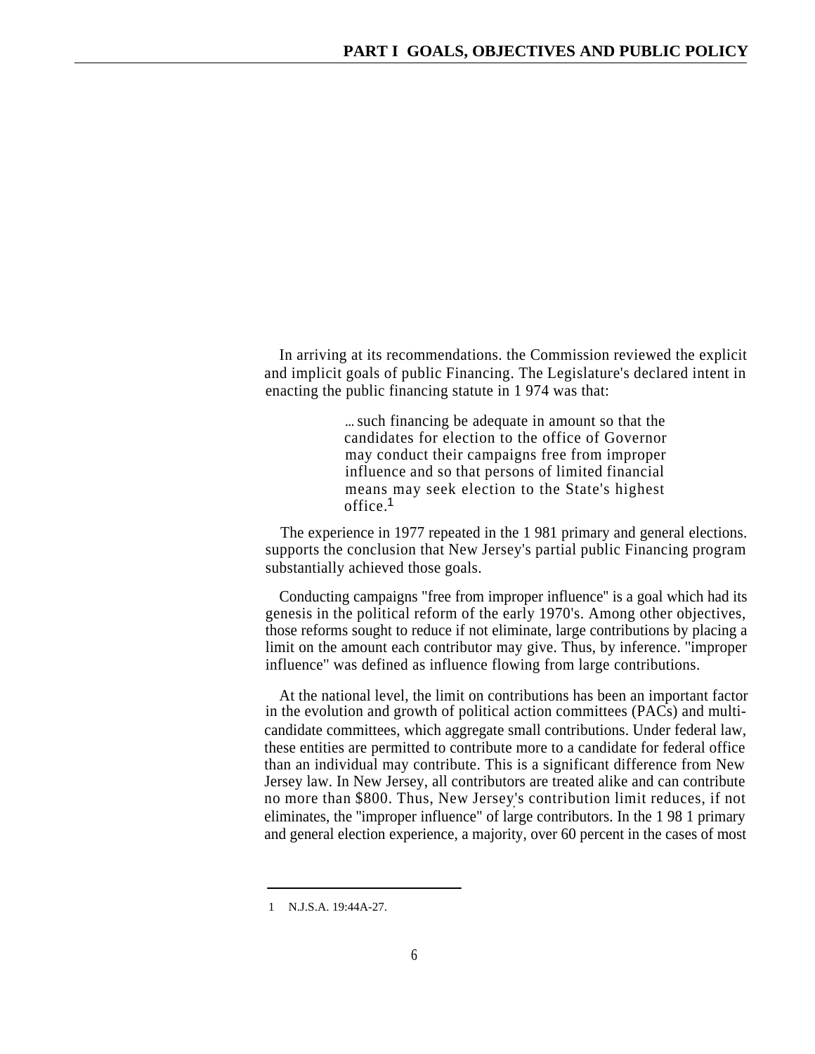In arriving at its recommendations. the Commission reviewed the explicit and implicit goals of public Financing. The Legislature's declared intent in enacting the public financing statute in 1 974 was that:

> ... such financing be adequate in amount so that the candidates for election to the office of Governor may conduct their campaigns free from improper influence and so that persons of limited financial means may seek election to the State's highest office.[1]

The experience in 1977 repeated in the 1 981 primary and general elections. supports the conclusion that New Jersey's partial public Financing program substantially achieved those goals.

Conducting campaigns "free from improper influence" is a goal which had its genesis in the political reform of the early 1970's. Among other objectives, those reforms sought to reduce if not eliminate, large contributions by placing a limit on the amount each contributor may give. Thus, by inference. "improper influence" was defined as influence flowing from large contributions.

At the national level, the limit on contributions has been an important factor in the evolution and growth of political action committees (PACs) and multi-candidate committees, which aggregate small contributions. Under federal law, these entities are permitted to contribute more to a candidate for federal office than an individual may contribute. This is a significant difference from New Jersey law. In New Jersey, all contributors are treated alike and can contribute no more than $800. Thus, New Jersey's contribution limit reduces, if not eliminates, the "improper influence" of large contributors. In the 1 98 1 primary and general election experience, a majority, over 60 percent in the cases of most

---

1 N.J.S.A. 19:44A-27.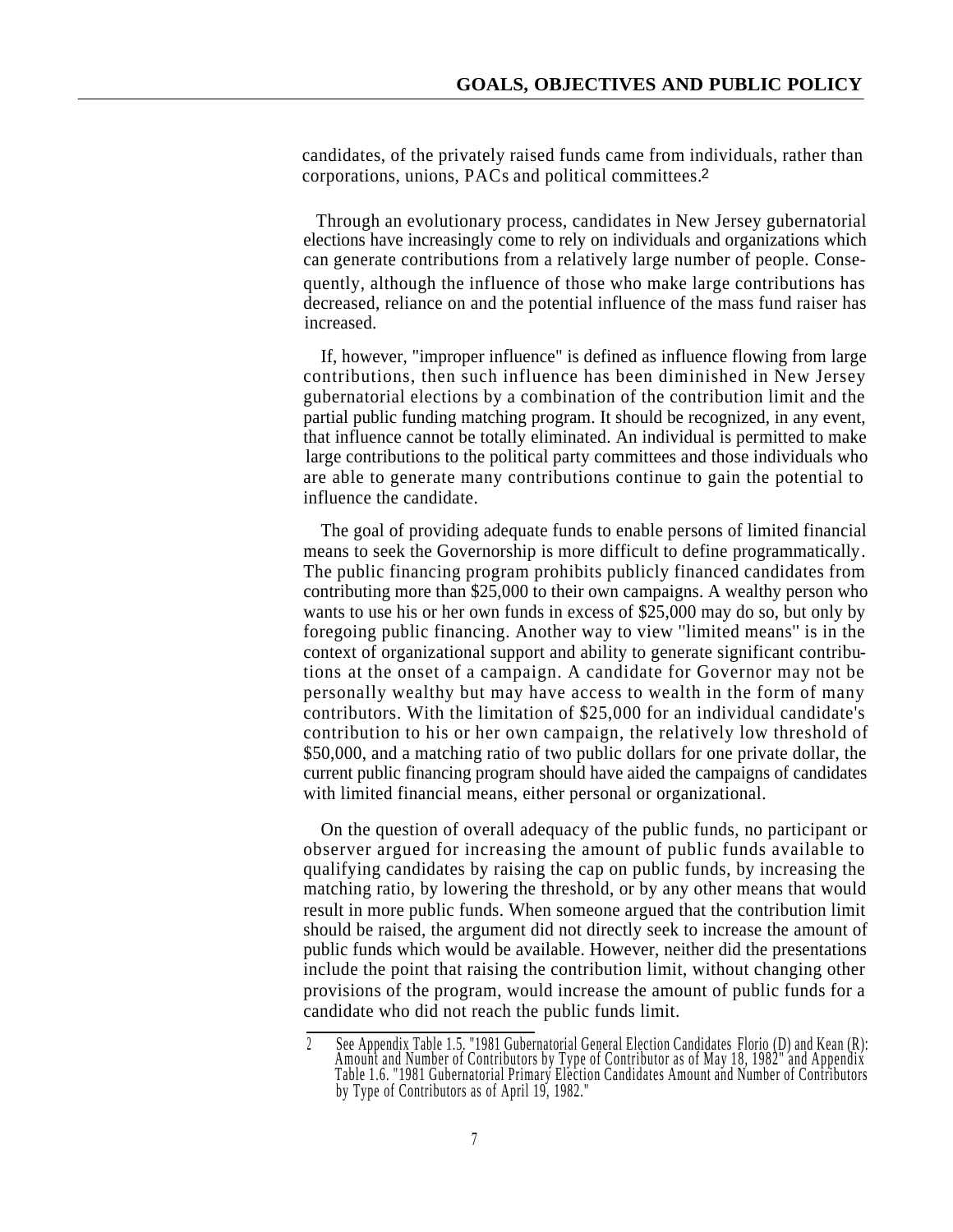candidates, of the privately raised funds came from individuals, rather than corporations, unions, PACs and political committees.[2]

Through an evolutionary process, candidates in New Jersey gubernatorial elections have increasingly come to rely on individuals and organizations which can generate contributions from a relatively large number of people. Consequently, although the influence of those who make large contributions has decreased, reliance on and the potential influence of the mass fund raiser has increased.

If, however, "improper influence" is defined as influence flowing from large contributions, then such influence has been diminished in New Jersey gubernatorial elections by a combination of the contribution limit and the partial public funding matching program. It should be recognized, in any event, that influence cannot be totally eliminated. An individual is permitted to make large contributions to the political party committees and those individuals who are able to generate many contributions continue to gain the potential to influence the candidate.

The goal of providing adequate funds to enable persons of limited financial means to seek the Governorship is more difficult to define programmatically. The public financing program prohibits publicly financed candidates from contributing more than $25,000 to their own campaigns. A wealthy person who wants to use his or her own funds in excess of $25,000 may do so, but only by foregoing public financing. Another way to view "limited means" is in the context of organizational support and ability to generate significant contributions at the onset of a campaign. A candidate for Governor may not be personally wealthy but may have access to wealth in the form of many contributors. With the limitation of $25,000 for an individual candidate's contribution to his or her own campaign, the relatively low threshold of $50,000, and a matching ratio of two public dollars for one private dollar, the current public financing program should have aided the campaigns of candidates with limited financial means, either personal or organizational.

On the question of overall adequacy of the public funds, no participant or observer argued for increasing the amount of public funds available to qualifying candidates by raising the cap on public funds, by increasing the matching ratio, by lowering the threshold, or by any other means that would result in more public funds. When someone argued that the contribution limit should be raised, the argument did not directly seek to increase the amount of public funds which would be available. However, neither did the presentations include the point that raising the contribution limit, without changing other provisions of the program, would increase the amount of public funds for a candidate who did not reach the public funds limit.

---

2 See Appendix Table 1.5. "1981 Gubernatorial General Election Candidates Florio (D) and Kean (R): Amount and Number of Contributors by Type of Contributor as of May 18, 1982" and Appendix Table 1.6. "1981 Gubernatorial Primary Election Candidates Amount and Number of Contributors by Type of Contributors as of April 19, 1982."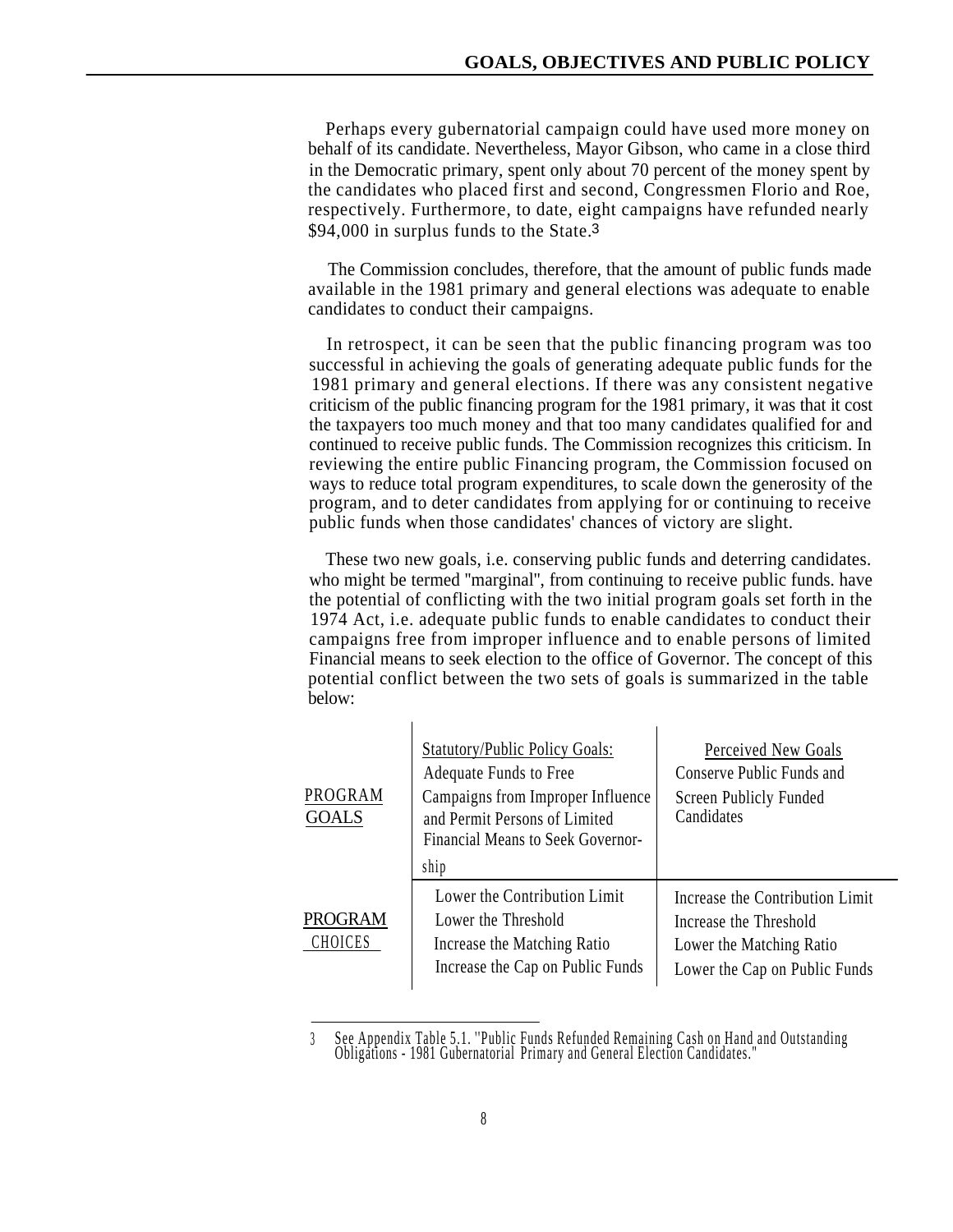Perhaps every gubernatorial campaign could have used more money on behalf of its candidate. Nevertheless, Mayor Gibson, who came in a close third in the Democratic primary, spent only about 70 percent of the money spent by the candidates who placed first and second, Congressmen Florio and Roe, respectively. Furthermore, to date, eight campaigns have refunded nearly $94,000 in surplus funds to the State.[3]

The Commission concludes, therefore, that the amount of public funds made available in the 1981 primary and general elections was adequate to enable candidates to conduct their campaigns.

In retrospect, it can be seen that the public financing program was too successful in achieving the goals of generating adequate public funds for the 1981 primary and general elections. If there was any consistent negative criticism of the public financing program for the 1981 primary, it was that it cost the taxpayers too much money and that too many candidates qualified for and continued to receive public funds. The Commission recognizes this criticism. In reviewing the entire public Financing program, the Commission focused on ways to reduce total program expenditures, to scale down the generosity of the program, and to deter candidates from applying for or continuing to receive public funds when those candidates' chances of victory are slight.

These two new goals, i.e. conserving public funds and deterring candidates. who might be termed "marginal", from continuing to receive public funds. have the potential of conflicting with the two initial program goals set forth in the 1974 Act, i.e. adequate public funds to enable candidates to conduct their campaigns free from improper influence and to enable persons of limited Financial means to seek election to the office of Governor. The concept of this potential conflict between the two sets of goals is summarized in the table below:

| | Statutory/Public Policy Goals: | Perceived New Goals |
|---|---|---|
| PROGRAM GOALS | Adequate Funds to Free Campaigns from Improper Influence and Permit Persons of Limited Financial Means to Seek Governorship | Conserve Public Funds and Screen Publicly Funded Candidates |
| PROGRAM CHOICES | Lower the Contribution Limit<br>Lower the Threshold<br>Increase the Matching Ratio<br>Increase the Cap on Public Funds | Increase the Contribution Limit<br>Increase the Threshold<br>Lower the Matching Ratio<br>Lower the Cap on Public Funds |

---

[3] See Appendix Table 5.1. "Public Funds Refunded Remaining Cash on Hand and Outstanding Obligations - 1981 Gubernatorial Primary and General Election Candidates."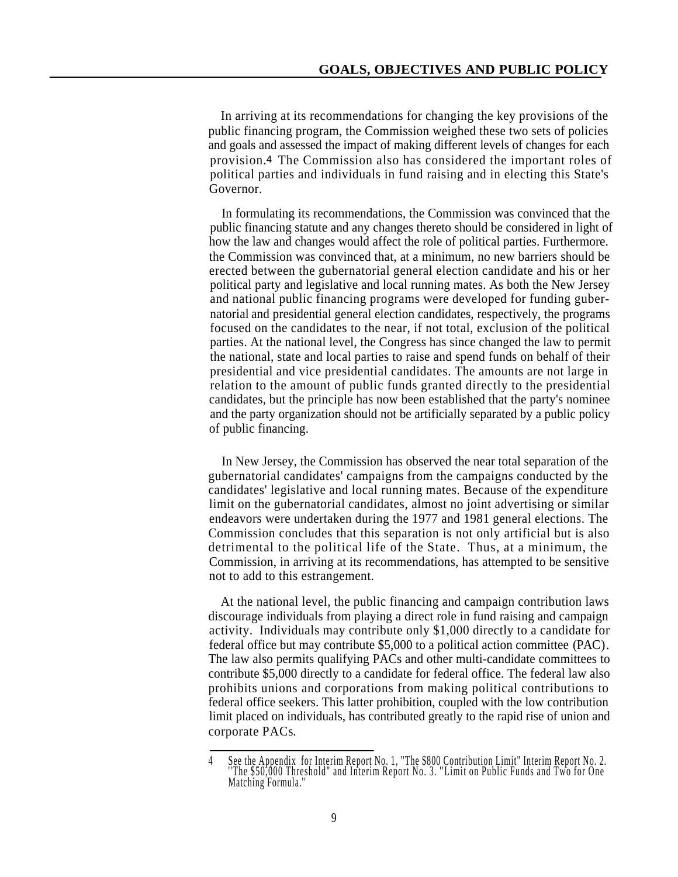In arriving at its recommendations for changing the key provisions of the public financing program, the Commission weighed these two sets of policies and goals and assessed the impact of making different levels of changes for each provision.[4] The Commission also has considered the important roles of political parties and individuals in fund raising and in electing this State's Governor.

In formulating its recommendations, the Commission was convinced that the public financing statute and any changes thereto should be considered in light of how the law and changes would affect the role of political parties. Furthermore. the Commission was convinced that, at a minimum, no new barriers should be erected between the gubernatorial general election candidate and his or her political party and legislative and local running mates. As both the New Jersey and national public financing programs were developed for funding gubernatorial and presidential general election candidates, respectively, the programs focused on the candidates to the near, if not total, exclusion of the political parties. At the national level, the Congress has since changed the law to permit the national, state and local parties to raise and spend funds on behalf of their presidential and vice presidential candidates. The amounts are not large in relation to the amount of public funds granted directly to the presidential candidates, but the principle has now been established that the party's nominee and the party organization should not be artificially separated by a public policy of public financing.

In New Jersey, the Commission has observed the near total separation of the gubernatorial candidates' campaigns from the campaigns conducted by the candidates' legislative and local running mates. Because of the expenditure limit on the gubernatorial candidates, almost no joint advertising or similar endeavors were undertaken during the 1977 and 1981 general elections. The Commission concludes that this separation is not only artificial but is also detrimental to the political life of the State. Thus, at a minimum, the Commission, in arriving at its recommendations, has attempted to be sensitive not to add to this estrangement.

At the national level, the public financing and campaign contribution laws discourage individuals from playing a direct role in fund raising and campaign activity. Individuals may contribute only $1,000 directly to a candidate for federal office but may contribute $5,000 to a political action committee (PAC). The law also permits qualifying PACs and other multi-candidate committees to contribute $5,000 directly to a candidate for federal office. The federal law also prohibits unions and corporations from making political contributions to federal office seekers. This latter prohibition, coupled with the low contribution limit placed on individuals, has contributed greatly to the rapid rise of union and corporate PACs.

---

4 See the Appendix for Interim Report No. 1, "The $800 Contribution Limit" Interim Report No. 2. "The $50,000 Threshold" and Interim Report No. 3. "Limit on Public Funds and Two for One Matching Formula."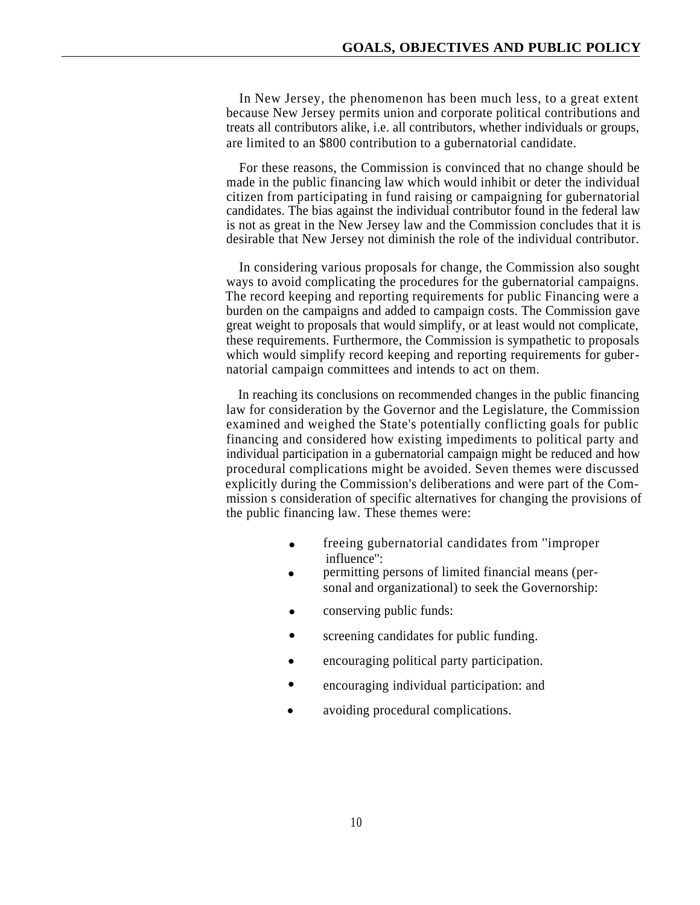In New Jersey, the phenomenon has been much less, to a great extent because New Jersey permits union and corporate political contributions and treats all contributors alike, i.e. all contributors, whether individuals or groups, are limited to an $800 contribution to a gubernatorial candidate.

For these reasons, the Commission is convinced that no change should be made in the public financing law which would inhibit or deter the individual citizen from participating in fund raising or campaigning for gubernatorial candidates. The bias against the individual contributor found in the federal law is not as great in the New Jersey law and the Commission concludes that it is desirable that New Jersey not diminish the role of the individual contributor.

In considering various proposals for change, the Commission also sought ways to avoid complicating the procedures for the gubernatorial campaigns. The record keeping and reporting requirements for public Financing were a burden on the campaigns and added to campaign costs. The Commission gave great weight to proposals that would simplify, or at least would not complicate, these requirements. Furthermore, the Commission is sympathetic to proposals which would simplify record keeping and reporting requirements for gubernatorial campaign committees and intends to act on them.

In reaching its conclusions on recommended changes in the public financing law for consideration by the Governor and the Legislature, the Commission examined and weighed the State's potentially conflicting goals for public financing and considered how existing impediments to political party and individual participation in a gubernatorial campaign might be reduced and how procedural complications might be avoided. Seven themes were discussed explicitly during the Commission's deliberations and were part of the Commission s consideration of specific alternatives for changing the provisions of the public financing law. These themes were:

- freeing gubernatorial candidates from "improper influence":
- permitting persons of limited financial means (personal and organizational) to seek the Governorship:
- conserving public funds:
- screening candidates for public funding.
- encouraging political party participation.
- encouraging individual participation: and
- avoiding procedural complications.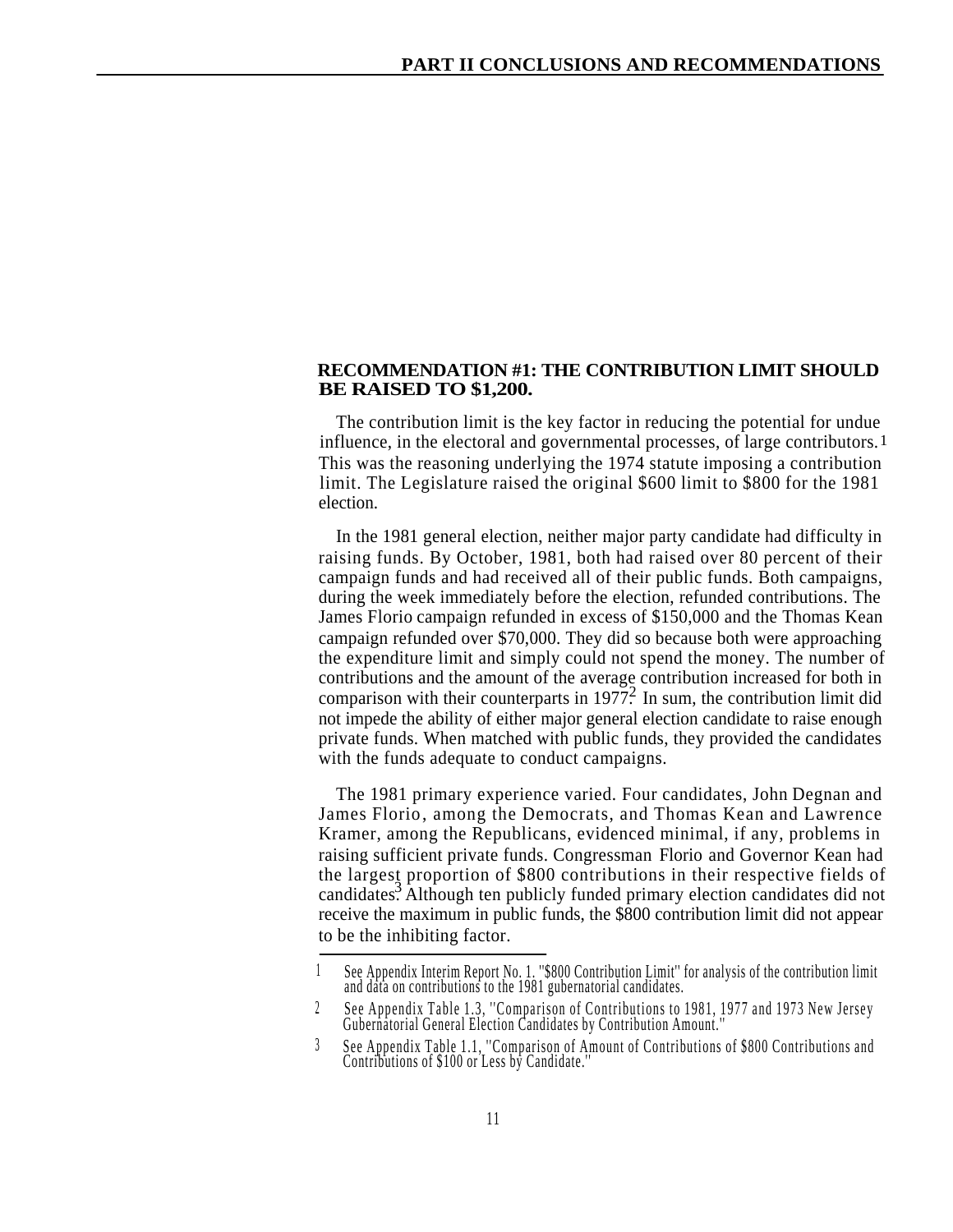## RECOMMENDATION #1: THE CONTRIBUTION LIMIT SHOULD BE RAISED TO $1,200.

The contribution limit is the key factor in reducing the potential for undue influence, in the electoral and governmental processes, of large contributors.[1] This was the reasoning underlying the 1974 statute imposing a contribution limit. The Legislature raised the original $600 limit to $800 for the 1981 election.

In the 1981 general election, neither major party candidate had difficulty in raising funds. By October, 1981, both had raised over 80 percent of their campaign funds and had received all of their public funds. Both campaigns, during the week immediately before the election, refunded contributions. The James Florio campaign refunded in excess of $150,000 and the Thomas Kean campaign refunded over $70,000. They did so because both were approaching the expenditure limit and simply could not spend the money. The number of contributions and the amount of the average contribution increased for both in comparison with their counterparts in 1977.[2] In sum, the contribution limit did not impede the ability of either major general election candidate to raise enough private funds. When matched with public funds, they provided the candidates with the funds adequate to conduct campaigns.

The 1981 primary experience varied. Four candidates, John Degnan and James Florio, among the Democrats, and Thomas Kean and Lawrence Kramer, among the Republicans, evidenced minimal, if any, problems in raising sufficient private funds. Congressman Florio and Governor Kean had the largest proportion of $800 contributions in their respective fields of candidates.[3] Although ten publicly funded primary election candidates did not receive the maximum in public funds, the $800 contribution limit did not appear to be the inhibiting factor.

---

1 See Appendix Interim Report No. 1. "$800 Contribution Limit" for analysis of the contribution limit and data on contributions to the 1981 gubernatorial candidates.

2 See Appendix Table 1.3, "Comparison of Contributions to 1981, 1977 and 1973 New Jersey Gubernatorial General Election Candidates by Contribution Amount."

3 See Appendix Table 1.1, "Comparison of Amount of Contributions of $800 Contributions and Contributions of $100 or Less by Candidate."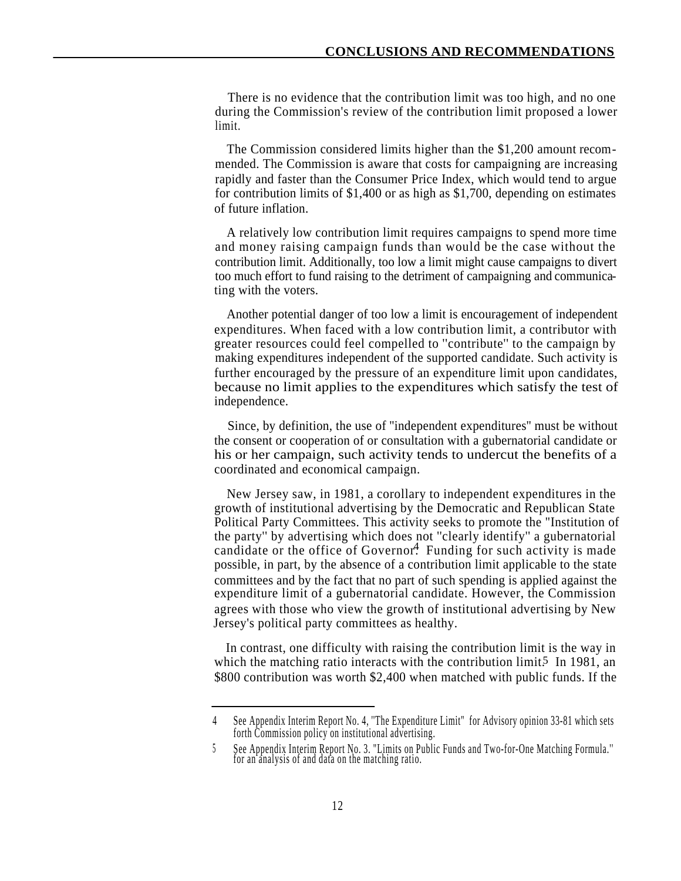There is no evidence that the contribution limit was too high, and no one during the Commission's review of the contribution limit proposed a lower limit.

The Commission considered limits higher than the $1,200 amount recommended. The Commission is aware that costs for campaigning are increasing rapidly and faster than the Consumer Price Index, which would tend to argue for contribution limits of $1,400 or as high as $1,700, depending on estimates of future inflation.

A relatively low contribution limit requires campaigns to spend more time and money raising campaign funds than would be the case without the contribution limit. Additionally, too low a limit might cause campaigns to divert too much effort to fund raising to the detriment of campaigning and communicating with the voters.

Another potential danger of too low a limit is encouragement of independent expenditures. When faced with a low contribution limit, a contributor with greater resources could feel compelled to "contribute" to the campaign by making expenditures independent of the supported candidate. Such activity is further encouraged by the pressure of an expenditure limit upon candidates, because no limit applies to the expenditures which satisfy the test of independence.

Since, by definition, the use of "independent expenditures" must be without the consent or cooperation of or consultation with a gubernatorial candidate or his or her campaign, such activity tends to undercut the benefits of a coordinated and economical campaign.

New Jersey saw, in 1981, a corollary to independent expenditures in the growth of institutional advertising by the Democratic and Republican State Political Party Committees. This activity seeks to promote the "Institution of the party" by advertising which does not "clearly identify" a gubernatorial candidate or the office of Governor.[4] Funding for such activity is made possible, in part, by the absence of a contribution limit applicable to the state committees and by the fact that no part of such spending is applied against the expenditure limit of a gubernatorial candidate. However, the Commission agrees with those who view the growth of institutional advertising by New Jersey's political party committees as healthy.

In contrast, one difficulty with raising the contribution limit is the way in which the matching ratio interacts with the contribution limit.[5] In 1981, an $800 contribution was worth $2,400 when matched with public funds. If the

---

4 See Appendix Interim Report No. 4, "The Expenditure Limit" for Advisory opinion 33-81 which sets forth Commission policy on institutional advertising.

5 See Appendix Interim Report No. 3. "Limits on Public Funds and Two-for-One Matching Formula." for an analysis of and data on the matching ratio.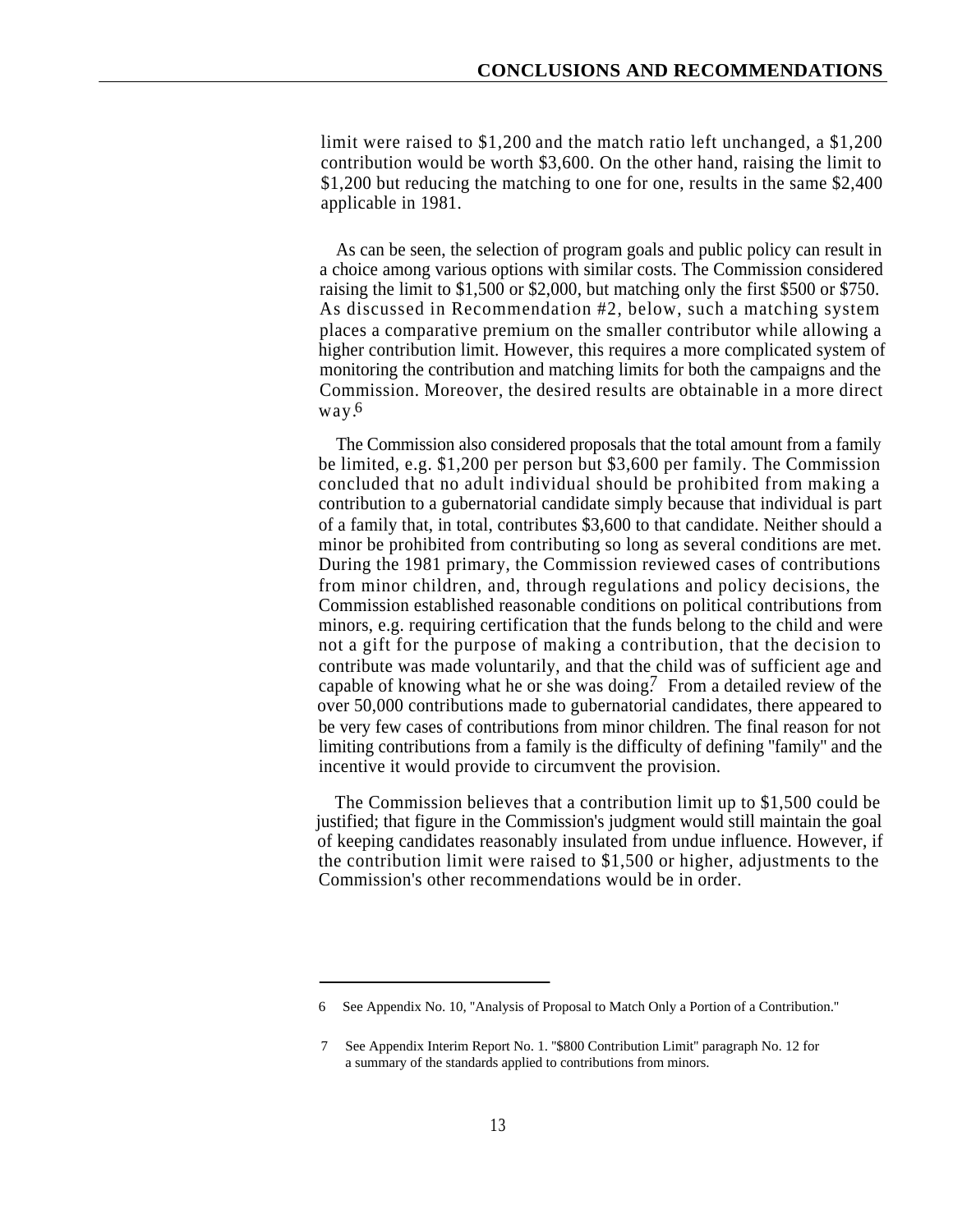limit were raised to $1,200 and the match ratio left unchanged, a $1,200 contribution would be worth $3,600. On the other hand, raising the limit to $1,200 but reducing the matching to one for one, results in the same $2,400 applicable in 1981.

As can be seen, the selection of program goals and public policy can result in a choice among various options with similar costs. The Commission considered raising the limit to $1,500 or $2,000, but matching only the first $500 or $750. As discussed in Recommendation #2, below, such a matching system places a comparative premium on the smaller contributor while allowing a higher contribution limit. However, this requires a more complicated system of monitoring the contribution and matching limits for both the campaigns and the Commission. Moreover, the desired results are obtainable in a more direct way.[6]

The Commission also considered proposals that the total amount from a family be limited, e.g. $1,200 per person but $3,600 per family. The Commission concluded that no adult individual should be prohibited from making a contribution to a gubernatorial candidate simply because that individual is part of a family that, in total, contributes $3,600 to that candidate. Neither should a minor be prohibited from contributing so long as several conditions are met. During the 1981 primary, the Commission reviewed cases of contributions from minor children, and, through regulations and policy decisions, the Commission established reasonable conditions on political contributions from minors, e.g. requiring certification that the funds belong to the child and were not a gift for the purpose of making a contribution, that the decision to contribute was made voluntarily, and that the child was of sufficient age and capable of knowing what he or she was doing.[7] From a detailed review of the over 50,000 contributions made to gubernatorial candidates, there appeared to be very few cases of contributions from minor children. The final reason for not limiting contributions from a family is the difficulty of defining "family" and the incentive it would provide to circumvent the provision.

The Commission believes that a contribution limit up to $1,500 could be justified; that figure in the Commission's judgment would still maintain the goal of keeping candidates reasonably insulated from undue influence. However, if the contribution limit were raised to $1,500 or higher, adjustments to the Commission's other recommendations would be in order.

---

6 See Appendix No. 10, "Analysis of Proposal to Match Only a Portion of a Contribution."

7 See Appendix Interim Report No. 1. "$800 Contribution Limit" paragraph No. 12 for a summary of the standards applied to contributions from minors.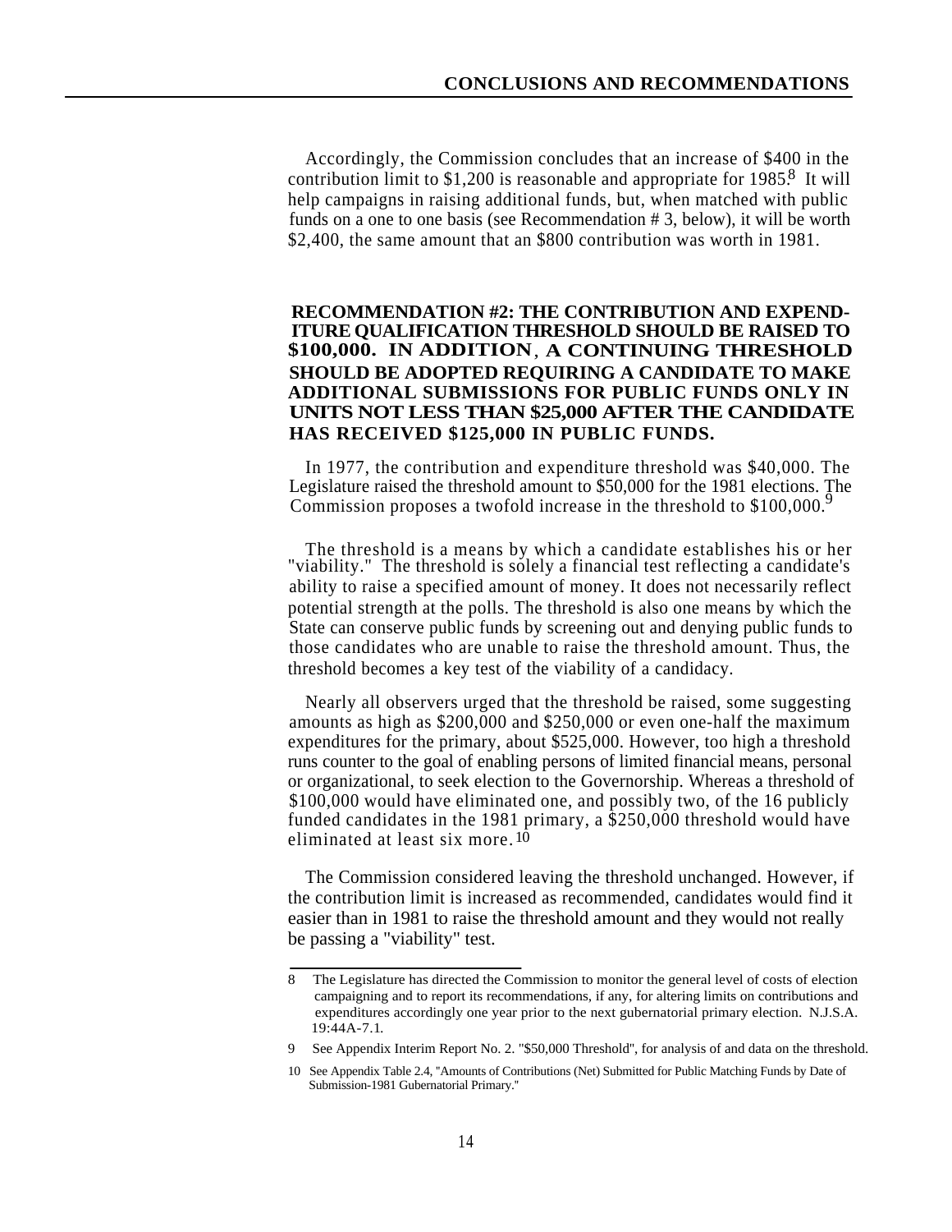Accordingly, the Commission concludes that an increase of $400 in the contribution limit to $1,200 is reasonable and appropriate for 1985.[8] It will help campaigns in raising additional funds, but, when matched with public funds on a one to one basis (see Recommendation # 3, below), it will be worth $2,400, the same amount that an $800 contribution was worth in 1981.

**RECOMMENDATION #2: THE CONTRIBUTION AND EXPENDITURE QUALIFICATION THRESHOLD SHOULD BE RAISED TO $100,000. IN ADDITION, A CONTINUING THRESHOLD SHOULD BE ADOPTED REQUIRING A CANDIDATE TO MAKE ADDITIONAL SUBMISSIONS FOR PUBLIC FUNDS ONLY IN UNITS NOT LESS THAN $25,000 AFTER THE CANDIDATE HAS RECEIVED $125,000 IN PUBLIC FUNDS.**

In 1977, the contribution and expenditure threshold was $40,000. The Legislature raised the threshold amount to $50,000 for the 1981 elections. The Commission proposes a twofold increase in the threshold to $100,000.[9]

The threshold is a means by which a candidate establishes his or her "viability." The threshold is solely a financial test reflecting a candidate's ability to raise a specified amount of money. It does not necessarily reflect potential strength at the polls. The threshold is also one means by which the State can conserve public funds by screening out and denying public funds to those candidates who are unable to raise the threshold amount. Thus, the threshold becomes a key test of the viability of a candidacy.

Nearly all observers urged that the threshold be raised, some suggesting amounts as high as $200,000 and $250,000 or even one-half the maximum expenditures for the primary, about $525,000. However, too high a threshold runs counter to the goal of enabling persons of limited financial means, personal or organizational, to seek election to the Governorship. Whereas a threshold of $100,000 would have eliminated one, and possibly two, of the 16 publicly funded candidates in the 1981 primary, a $250,000 threshold would have eliminated at least six more.[10]

The Commission considered leaving the threshold unchanged. However, if the contribution limit is increased as recommended, candidates would find it easier than in 1981 to raise the threshold amount and they would not really be passing a "viability" test.

---

8 The Legislature has directed the Commission to monitor the general level of costs of election campaigning and to report its recommendations, if any, for altering limits on contributions and expenditures accordingly one year prior to the next gubernatorial primary election. N.J.S.A. 19:44A-7.1.

9 See Appendix Interim Report No. 2. "$50,000 Threshold", for analysis of and data on the threshold.

10 See Appendix Table 2.4, "Amounts of Contributions (Net) Submitted for Public Matching Funds by Date of Submission-1981 Gubernatorial Primary."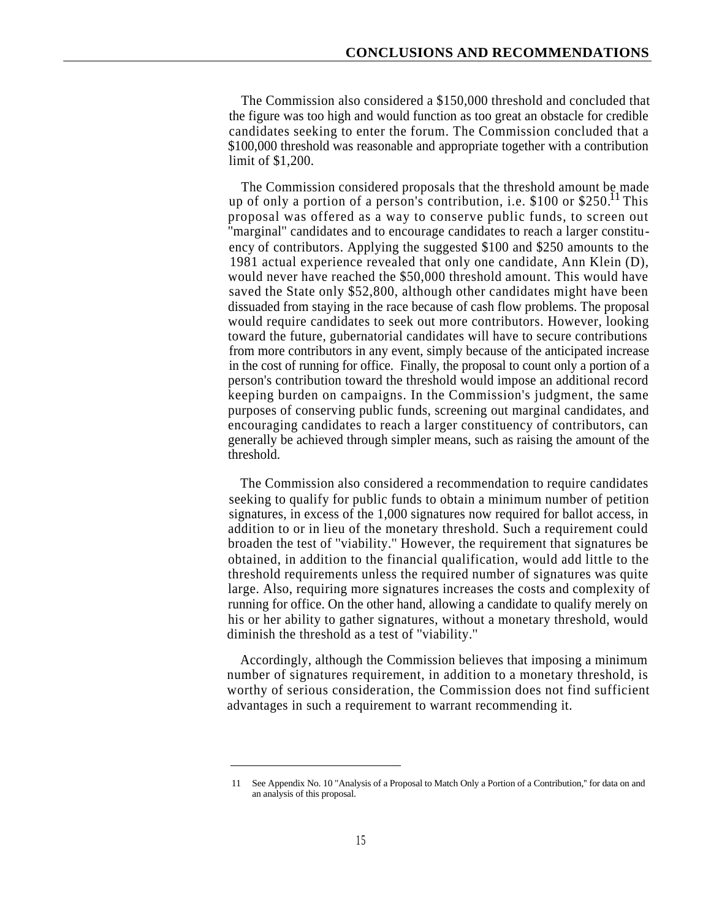The Commission also considered a $150,000 threshold and concluded that the figure was too high and would function as too great an obstacle for credible candidates seeking to enter the forum. The Commission concluded that a $100,000 threshold was reasonable and appropriate together with a contribution limit of $1,200.

The Commission considered proposals that the threshold amount be made up of only a portion of a person's contribution, i.e. $100 or $250.[11] This proposal was offered as a way to conserve public funds, to screen out "marginal" candidates and to encourage candidates to reach a larger constituency of contributors. Applying the suggested $100 and $250 amounts to the 1981 actual experience revealed that only one candidate, Ann Klein (D), would never have reached the $50,000 threshold amount. This would have saved the State only $52,800, although other candidates might have been dissuaded from staying in the race because of cash flow problems. The proposal would require candidates to seek out more contributors. However, looking toward the future, gubernatorial candidates will have to secure contributions from more contributors in any event, simply because of the anticipated increase in the cost of running for office. Finally, the proposal to count only a portion of a person's contribution toward the threshold would impose an additional record keeping burden on campaigns. In the Commission's judgment, the same purposes of conserving public funds, screening out marginal candidates, and encouraging candidates to reach a larger constituency of contributors, can generally be achieved through simpler means, such as raising the amount of the threshold.

The Commission also considered a recommendation to require candidates seeking to qualify for public funds to obtain a minimum number of petition signatures, in excess of the 1,000 signatures now required for ballot access, in addition to or in lieu of the monetary threshold. Such a requirement could broaden the test of "viability." However, the requirement that signatures be obtained, in addition to the financial qualification, would add little to the threshold requirements unless the required number of signatures was quite large. Also, requiring more signatures increases the costs and complexity of running for office. On the other hand, allowing a candidate to qualify merely on his or her ability to gather signatures, without a monetary threshold, would diminish the threshold as a test of "viability."

Accordingly, although the Commission believes that imposing a minimum number of signatures requirement, in addition to a monetary threshold, is worthy of serious consideration, the Commission does not find sufficient advantages in such a requirement to warrant recommending it.

---

11 See Appendix No. 10 "Analysis of a Proposal to Match Only a Portion of a Contribution," for data on and an analysis of this proposal.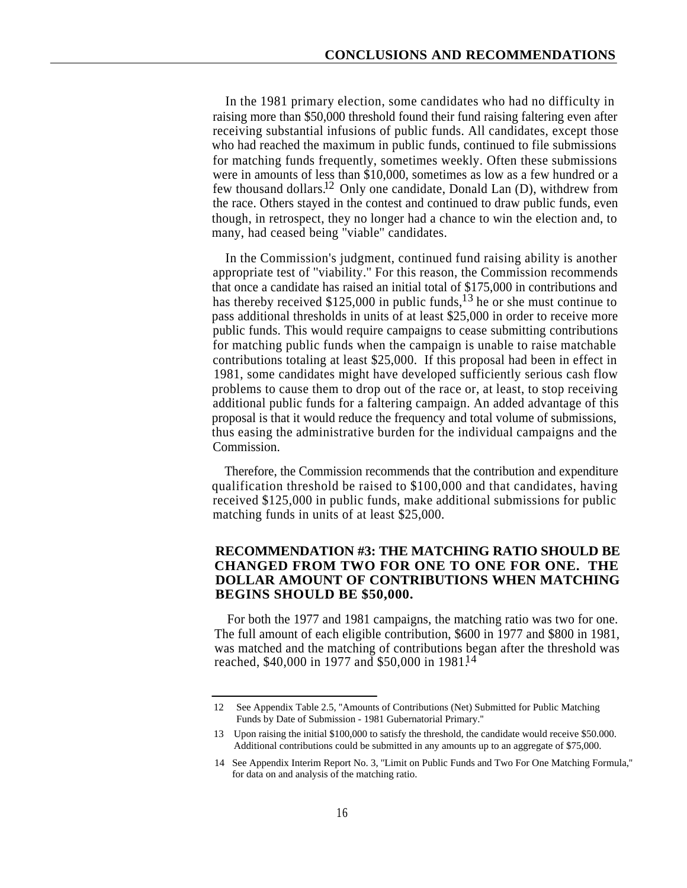In the 1981 primary election, some candidates who had no difficulty in raising more than $50,000 threshold found their fund raising faltering even after receiving substantial infusions of public funds. All candidates, except those who had reached the maximum in public funds, continued to file submissions for matching funds frequently, sometimes weekly. Often these submissions were in amounts of less than $10,000, sometimes as low as a few hundred or a few thousand dollars.[12] Only one candidate, Donald Lan (D), withdrew from the race. Others stayed in the contest and continued to draw public funds, even though, in retrospect, they no longer had a chance to win the election and, to many, had ceased being "viable" candidates.

In the Commission's judgment, continued fund raising ability is another appropriate test of "viability." For this reason, the Commission recommends that once a candidate has raised an initial total of $175,000 in contributions and has thereby received $125,000 in public funds,[13] he or she must continue to pass additional thresholds in units of at least $25,000 in order to receive more public funds. This would require campaigns to cease submitting contributions for matching public funds when the campaign is unable to raise matchable contributions totaling at least $25,000. If this proposal had been in effect in 1981, some candidates might have developed sufficiently serious cash flow problems to cause them to drop out of the race or, at least, to stop receiving additional public funds for a faltering campaign. An added advantage of this proposal is that it would reduce the frequency and total volume of submissions, thus easing the administrative burden for the individual campaigns and the Commission.

Therefore, the Commission recommends that the contribution and expenditure qualification threshold be raised to $100,000 and that candidates, having received $125,000 in public funds, make additional submissions for public matching funds in units of at least $25,000.

### RECOMMENDATION #3: THE MATCHING RATIO SHOULD BE CHANGED FROM TWO FOR ONE TO ONE FOR ONE. THE DOLLAR AMOUNT OF CONTRIBUTIONS WHEN MATCHING BEGINS SHOULD BE $50,000.

For both the 1977 and 1981 campaigns, the matching ratio was two for one. The full amount of each eligible contribution, $600 in 1977 and $800 in 1981, was matched and the matching of contributions began after the threshold was reached, $40,000 in 1977 and $50,000 in 1981.[14]

---

12 See Appendix Table 2.5, "Amounts of Contributions (Net) Submitted for Public Matching Funds by Date of Submission - 1981 Gubernatorial Primary."

13 Upon raising the initial $100,000 to satisfy the threshold, the candidate would receive $50.000. Additional contributions could be submitted in any amounts up to an aggregate of $75,000.

14 See Appendix Interim Report No. 3, "Limit on Public Funds and Two For One Matching Formula," for data on and analysis of the matching ratio.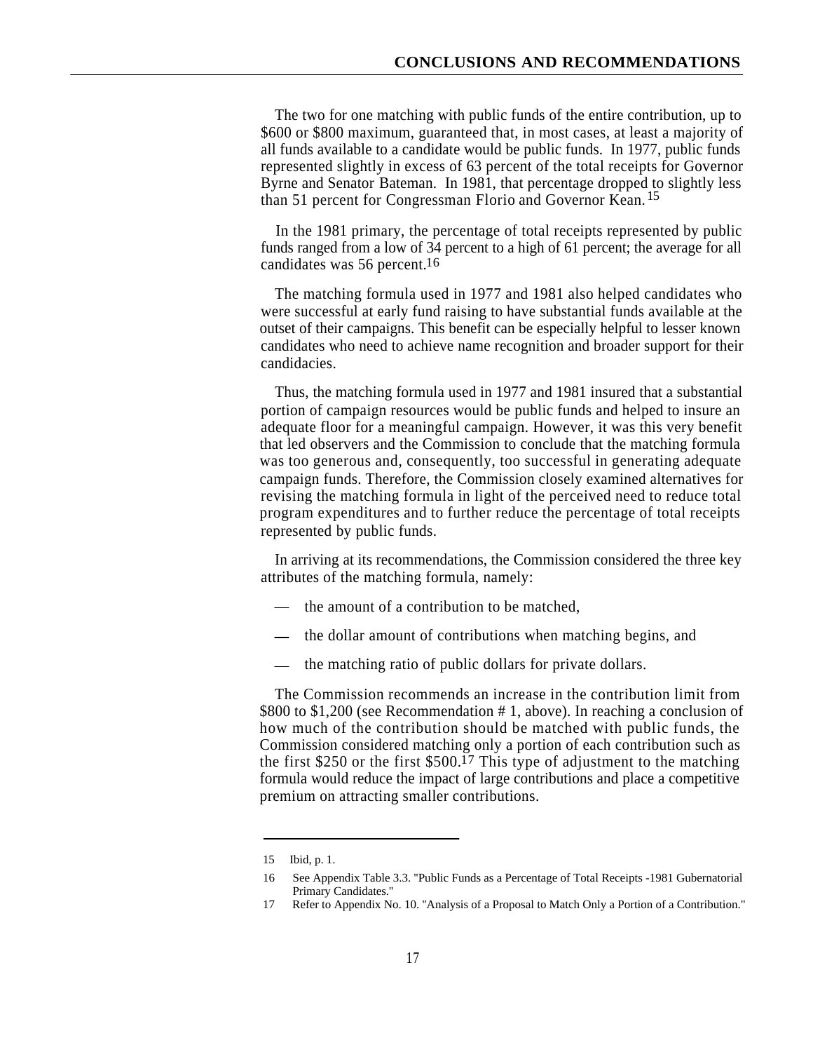The two for one matching with public funds of the entire contribution, up to $600 or $800 maximum, guaranteed that, in most cases, at least a majority of all funds available to a candidate would be public funds. In 1977, public funds represented slightly in excess of 63 percent of the total receipts for Governor Byrne and Senator Bateman. In 1981, that percentage dropped to slightly less than 51 percent for Congressman Florio and Governor Kean.[15]

In the 1981 primary, the percentage of total receipts represented by public funds ranged from a low of 34 percent to a high of 61 percent; the average for all candidates was 56 percent.[16]

The matching formula used in 1977 and 1981 also helped candidates who were successful at early fund raising to have substantial funds available at the outset of their campaigns. This benefit can be especially helpful to lesser known candidates who need to achieve name recognition and broader support for their candidacies.

Thus, the matching formula used in 1977 and 1981 insured that a substantial portion of campaign resources would be public funds and helped to insure an adequate floor for a meaningful campaign. However, it was this very benefit that led observers and the Commission to conclude that the matching formula was too generous and, consequently, too successful in generating adequate campaign funds. Therefore, the Commission closely examined alternatives for revising the matching formula in light of the perceived need to reduce total program expenditures and to further reduce the percentage of total receipts represented by public funds.

In arriving at its recommendations, the Commission considered the three key attributes of the matching formula, namely:

- the amount of a contribution to be matched,
- the dollar amount of contributions when matching begins, and
- the matching ratio of public dollars for private dollars.

The Commission recommends an increase in the contribution limit from $800 to $1,200 (see Recommendation # 1, above). In reaching a conclusion of how much of the contribution should be matched with public funds, the Commission considered matching only a portion of each contribution such as the first $250 or the first $500.[17] This type of adjustment to the matching formula would reduce the impact of large contributions and place a competitive premium on attracting smaller contributions.

---

15 Ibid, p. 1.

16 See Appendix Table 3.3. "Public Funds as a Percentage of Total Receipts -1981 Gubernatorial Primary Candidates."

17 Refer to Appendix No. 10. "Analysis of a Proposal to Match Only a Portion of a Contribution."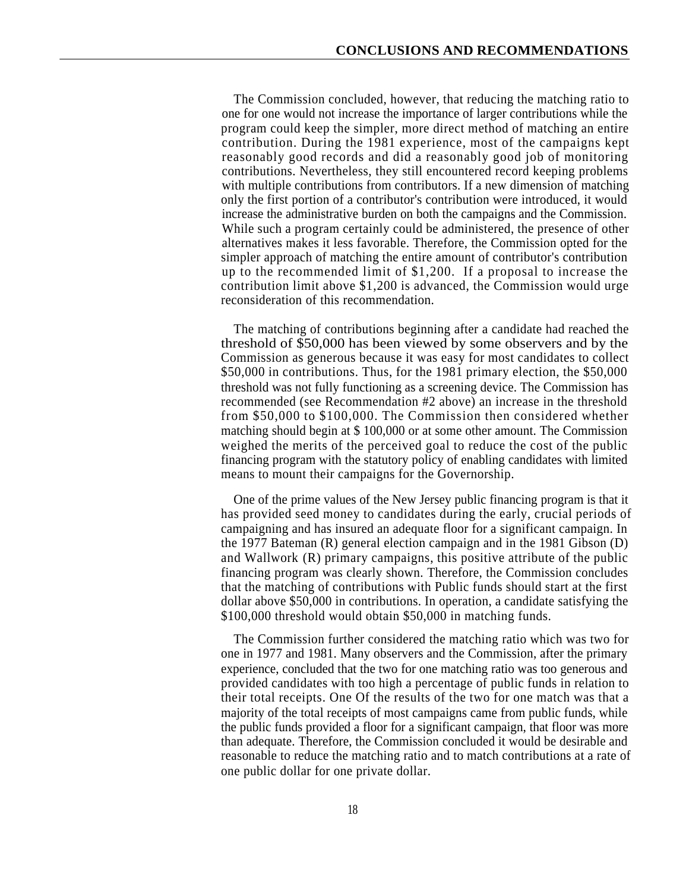The Commission concluded, however, that reducing the matching ratio to one for one would not increase the importance of larger contributions while the program could keep the simpler, more direct method of matching an entire contribution. During the 1981 experience, most of the campaigns kept reasonably good records and did a reasonably good job of monitoring contributions. Nevertheless, they still encountered record keeping problems with multiple contributions from contributors. If a new dimension of matching only the first portion of a contributor's contribution were introduced, it would increase the administrative burden on both the campaigns and the Commission. While such a program certainly could be administered, the presence of other alternatives makes it less favorable. Therefore, the Commission opted for the simpler approach of matching the entire amount of contributor's contribution up to the recommended limit of $1,200. If a proposal to increase the contribution limit above $1,200 is advanced, the Commission would urge reconsideration of this recommendation.

The matching of contributions beginning after a candidate had reached the threshold of $50,000 has been viewed by some observers and by the Commission as generous because it was easy for most candidates to collect $50,000 in contributions. Thus, for the 1981 primary election, the $50,000 threshold was not fully functioning as a screening device. The Commission has recommended (see Recommendation #2 above) an increase in the threshold from $50,000 to $100,000. The Commission then considered whether matching should begin at $ 100,000 or at some other amount. The Commission weighed the merits of the perceived goal to reduce the cost of the public financing program with the statutory policy of enabling candidates with limited means to mount their campaigns for the Governorship.

One of the prime values of the New Jersey public financing program is that it has provided seed money to candidates during the early, crucial periods of campaigning and has insured an adequate floor for a significant campaign. In the 1977 Bateman (R) general election campaign and in the 1981 Gibson (D) and Wallwork (R) primary campaigns, this positive attribute of the public financing program was clearly shown. Therefore, the Commission concludes that the matching of contributions with Public funds should start at the first dollar above $50,000 in contributions. In operation, a candidate satisfying the $100,000 threshold would obtain $50,000 in matching funds.

The Commission further considered the matching ratio which was two for one in 1977 and 1981. Many observers and the Commission, after the primary experience, concluded that the two for one matching ratio was too generous and provided candidates with too high a percentage of public funds in relation to their total receipts. One Of the results of the two for one match was that a majority of the total receipts of most campaigns came from public funds, while the public funds provided a floor for a significant campaign, that floor was more than adequate. Therefore, the Commission concluded it would be desirable and reasonable to reduce the matching ratio and to match contributions at a rate of one public dollar for one private dollar.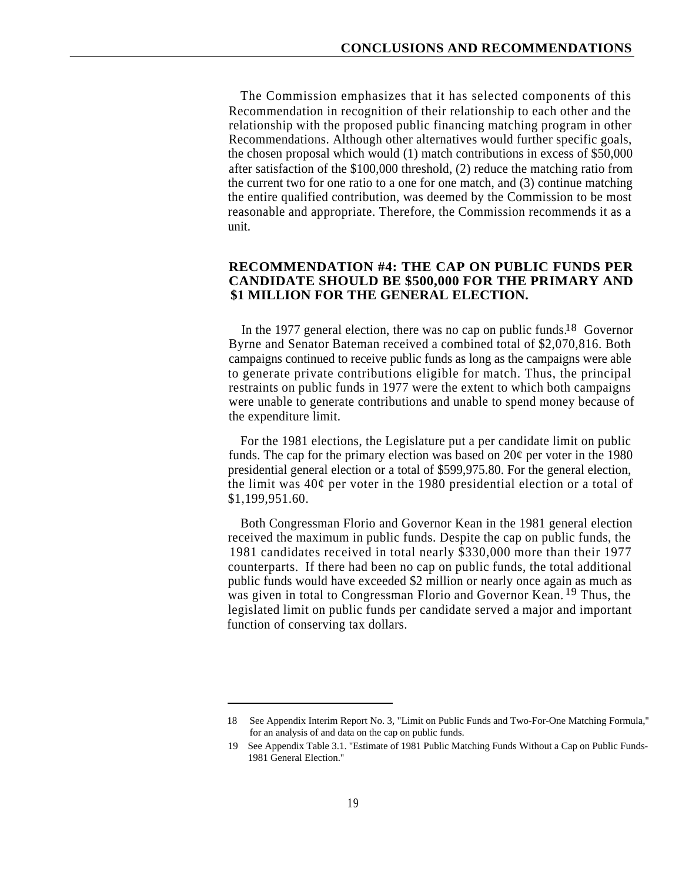The Commission emphasizes that it has selected components of this Recommendation in recognition of their relationship to each other and the relationship with the proposed public financing matching program in other Recommendations. Although other alternatives would further specific goals, the chosen proposal which would (1) match contributions in excess of $50,000 after satisfaction of the $100,000 threshold, (2) reduce the matching ratio from the current two for one ratio to a one for one match, and (3) continue matching the entire qualified contribution, was deemed by the Commission to be most reasonable and appropriate. Therefore, the Commission recommends it as a unit.

## RECOMMENDATION #4: THE CAP ON PUBLIC FUNDS PER CANDIDATE SHOULD BE $500,000 FOR THE PRIMARY AND $1 MILLION FOR THE GENERAL ELECTION.

In the 1977 general election, there was no cap on public funds.[18] Governor Byrne and Senator Bateman received a combined total of $2,070,816. Both campaigns continued to receive public funds as long as the campaigns were able to generate private contributions eligible for match. Thus, the principal restraints on public funds in 1977 were the extent to which both campaigns were unable to generate contributions and unable to spend money because of the expenditure limit.

For the 1981 elections, the Legislature put a per candidate limit on public funds. The cap for the primary election was based on 20¢ per voter in the 1980 presidential general election or a total of $599,975.80. For the general election, the limit was 40¢ per voter in the 1980 presidential election or a total of $1,199,951.60.

Both Congressman Florio and Governor Kean in the 1981 general election received the maximum in public funds. Despite the cap on public funds, the 1981 candidates received in total nearly $330,000 more than their 1977 counterparts. If there had been no cap on public funds, the total additional public funds would have exceeded $2 million or nearly once again as much as was given in total to Congressman Florio and Governor Kean.[19] Thus, the legislated limit on public funds per candidate served a major and important function of conserving tax dollars.

---

18 See Appendix Interim Report No. 3, "Limit on Public Funds and Two-For-One Matching Formula," for an analysis of and data on the cap on public funds.

19 See Appendix Table 3.1. "Estimate of 1981 Public Matching Funds Without a Cap on Public Funds-1981 General Election."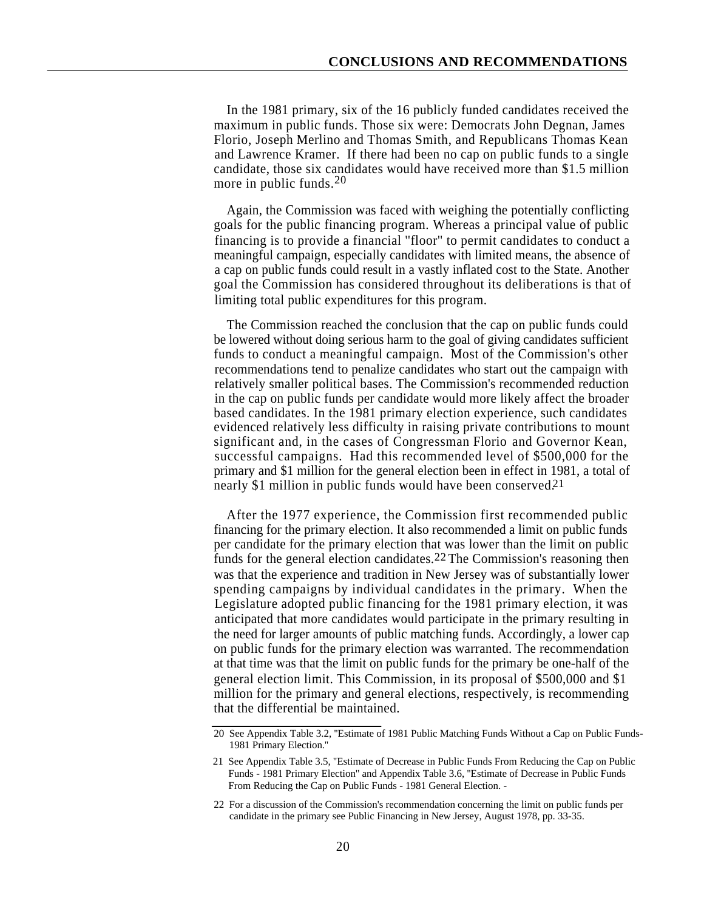In the 1981 primary, six of the 16 publicly funded candidates received the maximum in public funds. Those six were: Democrats John Degnan, James Florio, Joseph Merlino and Thomas Smith, and Republicans Thomas Kean and Lawrence Kramer. If there had been no cap on public funds to a single candidate, those six candidates would have received more than $1.5 million more in public funds.[20]

Again, the Commission was faced with weighing the potentially conflicting goals for the public financing program. Whereas a principal value of public financing is to provide a financial "floor" to permit candidates to conduct a meaningful campaign, especially candidates with limited means, the absence of a cap on public funds could result in a vastly inflated cost to the State. Another goal the Commission has considered throughout its deliberations is that of limiting total public expenditures for this program.

The Commission reached the conclusion that the cap on public funds could be lowered without doing serious harm to the goal of giving candidates sufficient funds to conduct a meaningful campaign. Most of the Commission's other recommendations tend to penalize candidates who start out the campaign with relatively smaller political bases. The Commission's recommended reduction in the cap on public funds per candidate would more likely affect the broader based candidates. In the 1981 primary election experience, such candidates evidenced relatively less difficulty in raising private contributions to mount significant and, in the cases of Congressman Florio and Governor Kean, successful campaigns. Had this recommended level of $500,000 for the primary and $1 million for the general election been in effect in 1981, a total of nearly $1 million in public funds would have been conserved.[21]

After the 1977 experience, the Commission first recommended public financing for the primary election. It also recommended a limit on public funds per candidate for the primary election that was lower than the limit on public funds for the general election candidates.[22] The Commission's reasoning then was that the experience and tradition in New Jersey was of substantially lower spending campaigns by individual candidates in the primary. When the Legislature adopted public financing for the 1981 primary election, it was anticipated that more candidates would participate in the primary resulting in the need for larger amounts of public matching funds. Accordingly, a lower cap on public funds for the primary election was warranted. The recommendation at that time was that the limit on public funds for the primary be one-half of the general election limit. This Commission, in its proposal of $500,000 and $1 million for the primary and general elections, respectively, is recommending that the differential be maintained.

---

20 See Appendix Table 3.2, "Estimate of 1981 Public Matching Funds Without a Cap on Public Funds-1981 Primary Election."

21 See Appendix Table 3.5, "Estimate of Decrease in Public Funds From Reducing the Cap on Public Funds - 1981 Primary Election" and Appendix Table 3.6, "Estimate of Decrease in Public Funds From Reducing the Cap on Public Funds - 1981 General Election. -

22 For a discussion of the Commission's recommendation concerning the limit on public funds per candidate in the primary see Public Financing in New Jersey, August 1978, pp. 33-35.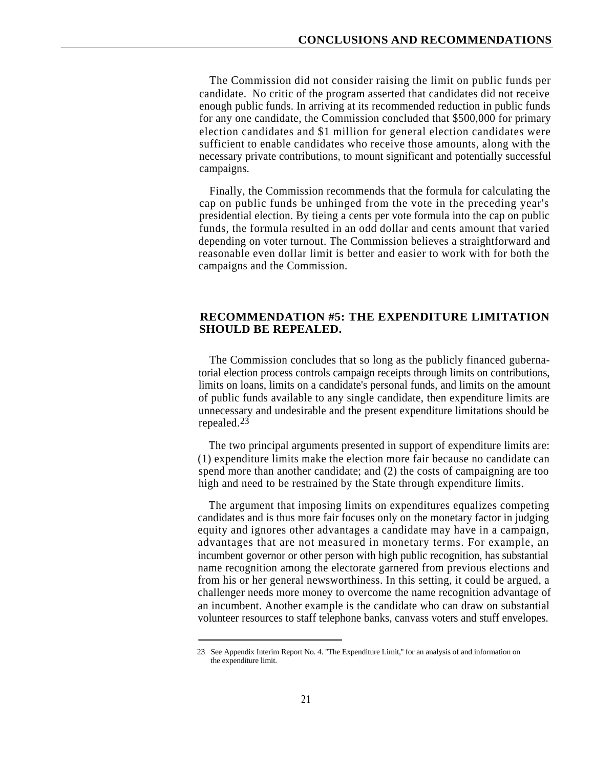The Commission did not consider raising the limit on public funds per candidate. No critic of the program asserted that candidates did not receive enough public funds. In arriving at its recommended reduction in public funds for any one candidate, the Commission concluded that $500,000 for primary election candidates and $1 million for general election candidates were sufficient to enable candidates who receive those amounts, along with the necessary private contributions, to mount significant and potentially successful campaigns.

Finally, the Commission recommends that the formula for calculating the cap on public funds be unhinged from the vote in the preceding year's presidential election. By tieing a cents per vote formula into the cap on public funds, the formula resulted in an odd dollar and cents amount that varied depending on voter turnout. The Commission believes a straightforward and reasonable even dollar limit is better and easier to work with for both the campaigns and the Commission.

## RECOMMENDATION #5: THE EXPENDITURE LIMITATION SHOULD BE REPEALED.

The Commission concludes that so long as the publicly financed gubernatorial election process controls campaign receipts through limits on contributions, limits on loans, limits on a candidate's personal funds, and limits on the amount of public funds available to any single candidate, then expenditure limits are unnecessary and undesirable and the present expenditure limitations should be repealed.[23]

The two principal arguments presented in support of expenditure limits are: (1) expenditure limits make the election more fair because no candidate can spend more than another candidate; and (2) the costs of campaigning are too high and need to be restrained by the State through expenditure limits.

The argument that imposing limits on expenditures equalizes competing candidates and is thus more fair focuses only on the monetary factor in judging equity and ignores other advantages a candidate may have in a campaign, advantages that are not measured in monetary terms. For example, an incumbent governor or other person with high public recognition, has substantial name recognition among the electorate garnered from previous elections and from his or her general newsworthiness. In this setting, it could be argued, a challenger needs more money to overcome the name recognition advantage of an incumbent. Another example is the candidate who can draw on substantial volunteer resources to staff telephone banks, canvass voters and stuff envelopes.

---

23 See Appendix Interim Report No. 4. "The Expenditure Limit," for an analysis of and information on the expenditure limit.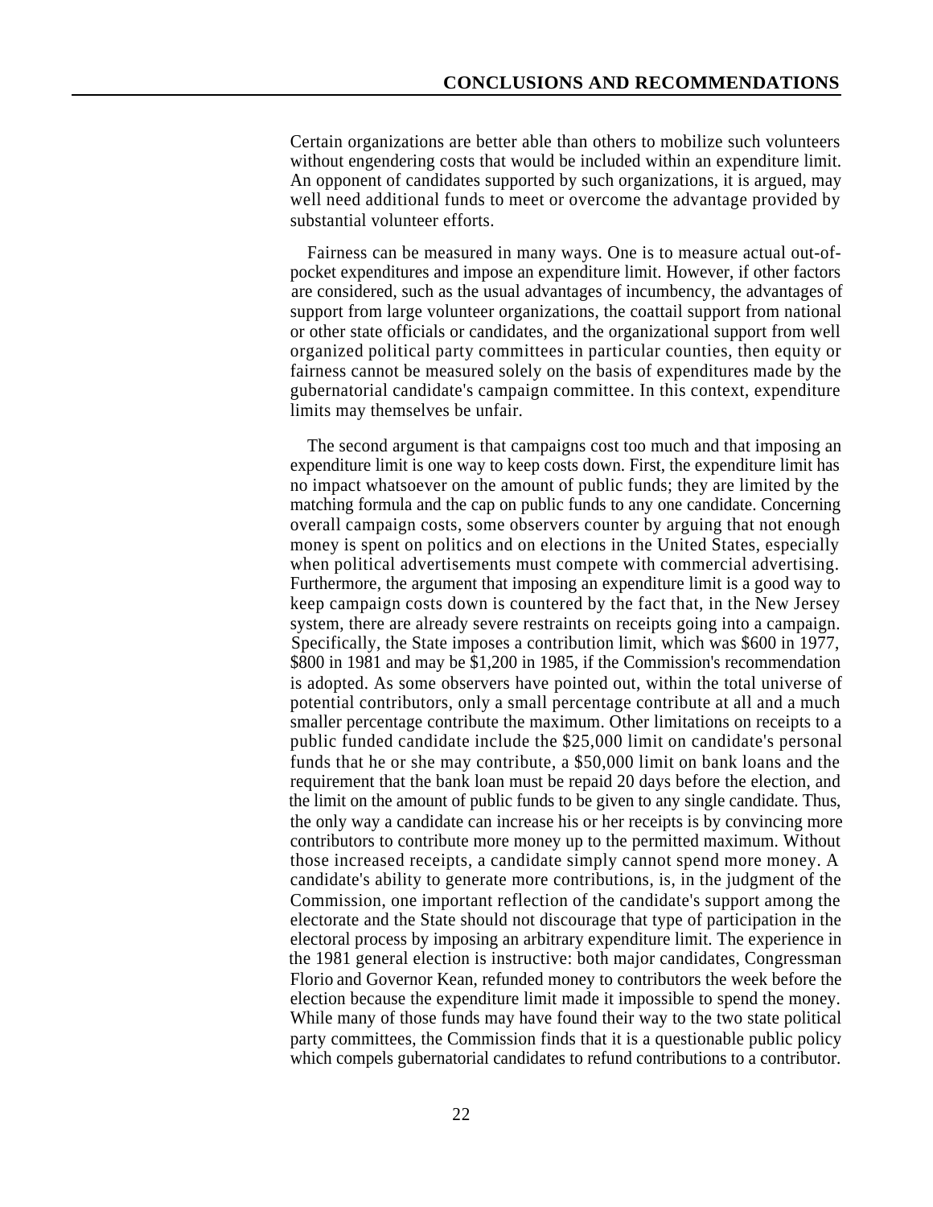Certain organizations are better able than others to mobilize such volunteers without engendering costs that would be included within an expenditure limit. An opponent of candidates supported by such organizations, it is argued, may well need additional funds to meet or overcome the advantage provided by substantial volunteer efforts.

Fairness can be measured in many ways. One is to measure actual out-of-pocket expenditures and impose an expenditure limit. However, if other factors are considered, such as the usual advantages of incumbency, the advantages of support from large volunteer organizations, the coattail support from national or other state officials or candidates, and the organizational support from well organized political party committees in particular counties, then equity or fairness cannot be measured solely on the basis of expenditures made by the gubernatorial candidate's campaign committee. In this context, expenditure limits may themselves be unfair.

The second argument is that campaigns cost too much and that imposing an expenditure limit is one way to keep costs down. First, the expenditure limit has no impact whatsoever on the amount of public funds; they are limited by the matching formula and the cap on public funds to any one candidate. Concerning overall campaign costs, some observers counter by arguing that not enough money is spent on politics and on elections in the United States, especially when political advertisements must compete with commercial advertising. Furthermore, the argument that imposing an expenditure limit is a good way to keep campaign costs down is countered by the fact that, in the New Jersey system, there are already severe restraints on receipts going into a campaign. Specifically, the State imposes a contribution limit, which was $600 in 1977, $800 in 1981 and may be $1,200 in 1985, if the Commission's recommendation is adopted. As some observers have pointed out, within the total universe of potential contributors, only a small percentage contribute at all and a much smaller percentage contribute the maximum. Other limitations on receipts to a public funded candidate include the $25,000 limit on candidate's personal funds that he or she may contribute, a $50,000 limit on bank loans and the requirement that the bank loan must be repaid 20 days before the election, and the limit on the amount of public funds to be given to any single candidate. Thus, the only way a candidate can increase his or her receipts is by convincing more contributors to contribute more money up to the permitted maximum. Without those increased receipts, a candidate simply cannot spend more money. A candidate's ability to generate more contributions, is, in the judgment of the Commission, one important reflection of the candidate's support among the electorate and the State should not discourage that type of participation in the electoral process by imposing an arbitrary expenditure limit. The experience in the 1981 general election is instructive: both major candidates, Congressman Florio and Governor Kean, refunded money to contributors the week before the election because the expenditure limit made it impossible to spend the money. While many of those funds may have found their way to the two state political party committees, the Commission finds that it is a questionable public policy which compels gubernatorial candidates to refund contributions to a contributor.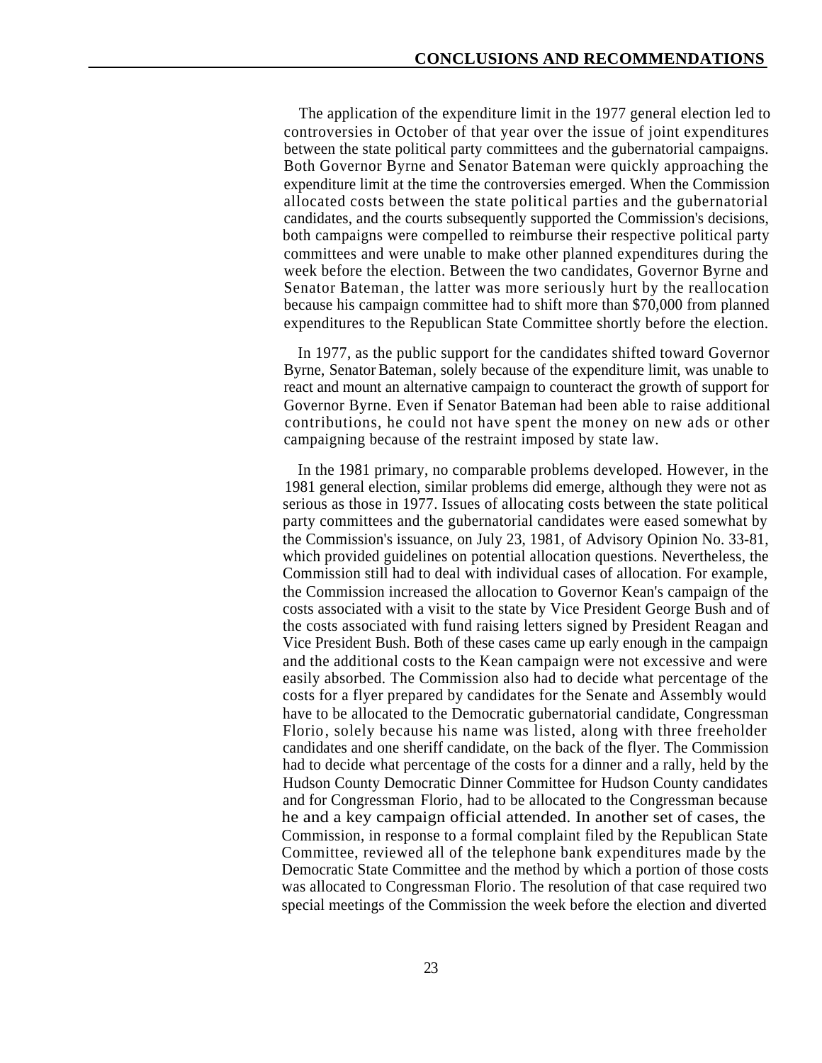The application of the expenditure limit in the 1977 general election led to controversies in October of that year over the issue of joint expenditures between the state political party committees and the gubernatorial campaigns. Both Governor Byrne and Senator Bateman were quickly approaching the expenditure limit at the time the controversies emerged. When the Commission allocated costs between the state political parties and the gubernatorial candidates, and the courts subsequently supported the Commission's decisions, both campaigns were compelled to reimburse their respective political party committees and were unable to make other planned expenditures during the week before the election. Between the two candidates, Governor Byrne and Senator Bateman, the latter was more seriously hurt by the reallocation because his campaign committee had to shift more than $70,000 from planned expenditures to the Republican State Committee shortly before the election.

In 1977, as the public support for the candidates shifted toward Governor Byrne, Senator Bateman, solely because of the expenditure limit, was unable to react and mount an alternative campaign to counteract the growth of support for Governor Byrne. Even if Senator Bateman had been able to raise additional contributions, he could not have spent the money on new ads or other campaigning because of the restraint imposed by state law.

In the 1981 primary, no comparable problems developed. However, in the 1981 general election, similar problems did emerge, although they were not as serious as those in 1977. Issues of allocating costs between the state political party committees and the gubernatorial candidates were eased somewhat by the Commission's issuance, on July 23, 1981, of Advisory Opinion No. 33-81, which provided guidelines on potential allocation questions. Nevertheless, the Commission still had to deal with individual cases of allocation. For example, the Commission increased the allocation to Governor Kean's campaign of the costs associated with a visit to the state by Vice President George Bush and of the costs associated with fund raising letters signed by President Reagan and Vice President Bush. Both of these cases came up early enough in the campaign and the additional costs to the Kean campaign were not excessive and were easily absorbed. The Commission also had to decide what percentage of the costs for a flyer prepared by candidates for the Senate and Assembly would have to be allocated to the Democratic gubernatorial candidate, Congressman Florio, solely because his name was listed, along with three freeholder candidates and one sheriff candidate, on the back of the flyer. The Commission had to decide what percentage of the costs for a dinner and a rally, held by the Hudson County Democratic Dinner Committee for Hudson County candidates and for Congressman Florio, had to be allocated to the Congressman because he and a key campaign official attended. In another set of cases, the Commission, in response to a formal complaint filed by the Republican State Committee, reviewed all of the telephone bank expenditures made by the Democratic State Committee and the method by which a portion of those costs was allocated to Congressman Florio. The resolution of that case required two special meetings of the Commission the week before the election and diverted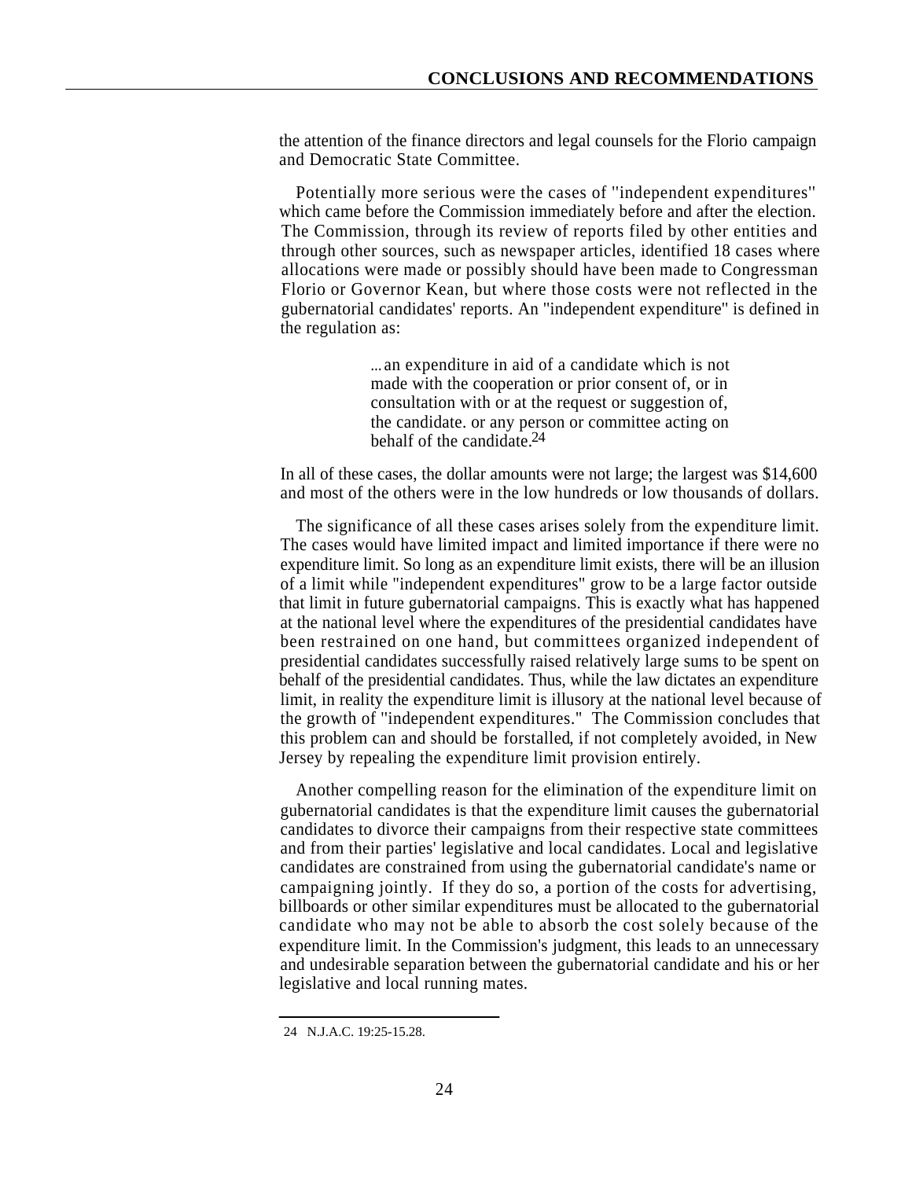the attention of the finance directors and legal counsels for the Florio campaign and Democratic State Committee.

Potentially more serious were the cases of "independent expenditures" which came before the Commission immediately before and after the election. The Commission, through its review of reports filed by other entities and through other sources, such as newspaper articles, identified 18 cases where allocations were made or possibly should have been made to Congressman Florio or Governor Kean, but where those costs were not reflected in the gubernatorial candidates' reports. An "independent expenditure" is defined in the regulation as:

> ... an expenditure in aid of a candidate which is not made with the cooperation or prior consent of, or in consultation with or at the request or suggestion of, the candidate. or any person or committee acting on behalf of the candidate.[24]

In all of these cases, the dollar amounts were not large; the largest was $14,600 and most of the others were in the low hundreds or low thousands of dollars.

The significance of all these cases arises solely from the expenditure limit. The cases would have limited impact and limited importance if there were no expenditure limit. So long as an expenditure limit exists, there will be an illusion of a limit while "independent expenditures" grow to be a large factor outside that limit in future gubernatorial campaigns. This is exactly what has happened at the national level where the expenditures of the presidential candidates have been restrained on one hand, but committees organized independent of presidential candidates successfully raised relatively large sums to be spent on behalf of the presidential candidates. Thus, while the law dictates an expenditure limit, in reality the expenditure limit is illusory at the national level because of the growth of "independent expenditures." The Commission concludes that this problem can and should be forstalled, if not completely avoided, in New Jersey by repealing the expenditure limit provision entirely.

Another compelling reason for the elimination of the expenditure limit on gubernatorial candidates is that the expenditure limit causes the gubernatorial candidates to divorce their campaigns from their respective state committees and from their parties' legislative and local candidates. Local and legislative candidates are constrained from using the gubernatorial candidate's name or campaigning jointly. If they do so, a portion of the costs for advertising, billboards or other similar expenditures must be allocated to the gubernatorial candidate who may not be able to absorb the cost solely because of the expenditure limit. In the Commission's judgment, this leads to an unnecessary and undesirable separation between the gubernatorial candidate and his or her legislative and local running mates.

---

24 N.J.A.C. 19:25-15.28.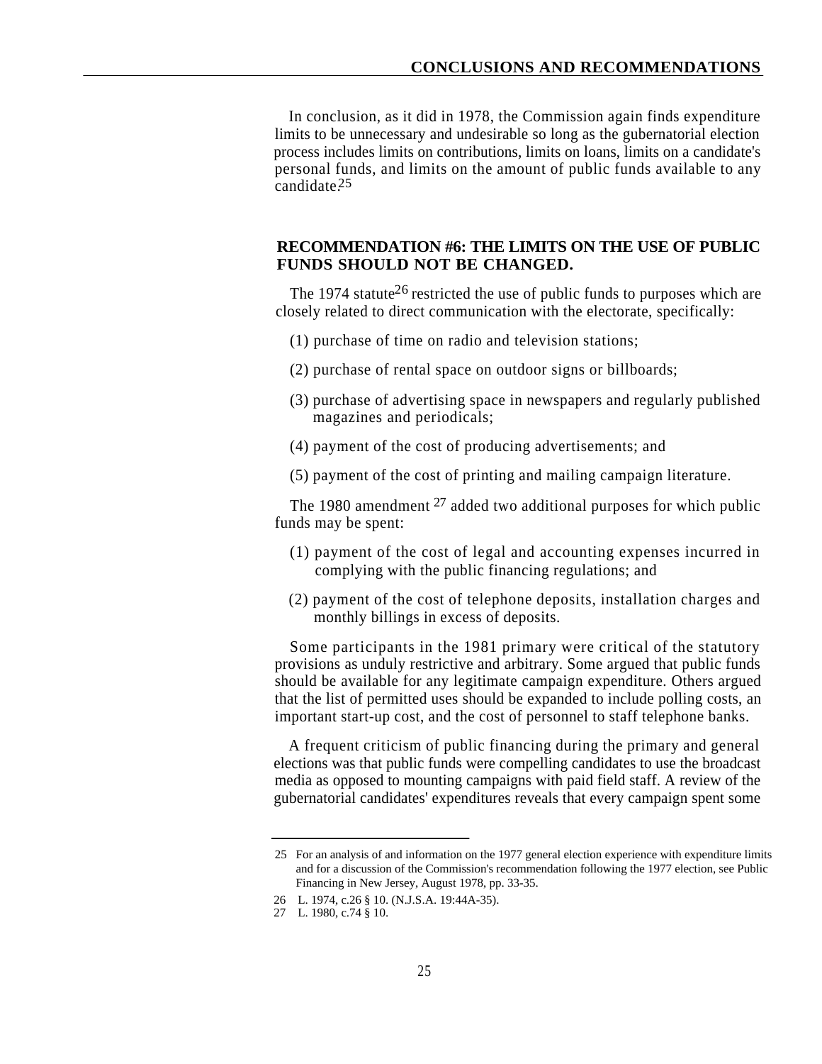In conclusion, as it did in 1978, the Commission again finds expenditure limits to be unnecessary and undesirable so long as the gubernatorial election process includes limits on contributions, limits on loans, limits on a candidate's personal funds, and limits on the amount of public funds available to any candidate.[25]

## RECOMMENDATION #6: THE LIMITS ON THE USE OF PUBLIC FUNDS SHOULD NOT BE CHANGED.

The 1974 statute[26] restricted the use of public funds to purposes which are closely related to direct communication with the electorate, specifically:

(1) purchase of time on radio and television stations;

(2) purchase of rental space on outdoor signs or billboards;

(3) purchase of advertising space in newspapers and regularly published magazines and periodicals;

(4) payment of the cost of producing advertisements; and

(5) payment of the cost of printing and mailing campaign literature.

The 1980 amendment[27] added two additional purposes for which public funds may be spent:

(1) payment of the cost of legal and accounting expenses incurred in complying with the public financing regulations; and

(2) payment of the cost of telephone deposits, installation charges and monthly billings in excess of deposits.

Some participants in the 1981 primary were critical of the statutory provisions as unduly restrictive and arbitrary. Some argued that public funds should be available for any legitimate campaign expenditure. Others argued that the list of permitted uses should be expanded to include polling costs, an important start-up cost, and the cost of personnel to staff telephone banks.

A frequent criticism of public financing during the primary and general elections was that public funds were compelling candidates to use the broadcast media as opposed to mounting campaigns with paid field staff. A review of the gubernatorial candidates' expenditures reveals that every campaign spent some

---

25 For an analysis of and information on the 1977 general election experience with expenditure limits and for a discussion of the Commission's recommendation following the 1977 election, see Public Financing in New Jersey, August 1978, pp. 33-35.

26 L. 1974, c.26 § 10. (N.J.S.A. 19:44A-35).

27 L. 1980, c.74 § 10.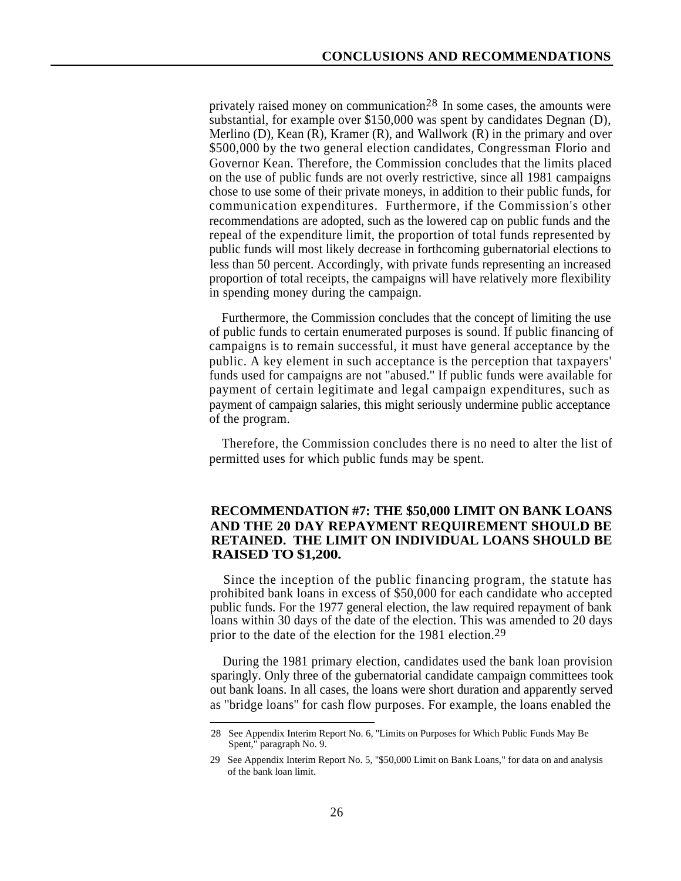privately raised money on communication.[28] In some cases, the amounts were substantial, for example over $150,000 was spent by candidates Degnan (D), Merlino (D), Kean (R), Kramer (R), and Wallwork (R) in the primary and over $500,000 by the two general election candidates, Congressman Florio and Governor Kean. Therefore, the Commission concludes that the limits placed on the use of public funds are not overly restrictive, since all 1981 campaigns chose to use some of their private moneys, in addition to their public funds, for communication expenditures. Furthermore, if the Commission's other recommendations are adopted, such as the lowered cap on public funds and the repeal of the expenditure limit, the proportion of total funds represented by public funds will most likely decrease in forthcoming gubernatorial elections to less than 50 percent. Accordingly, with private funds representing an increased proportion of total receipts, the campaigns will have relatively more flexibility in spending money during the campaign.

Furthermore, the Commission concludes that the concept of limiting the use of public funds to certain enumerated purposes is sound. If public financing of campaigns is to remain successful, it must have general acceptance by the public. A key element in such acceptance is the perception that taxpayers' funds used for campaigns are not "abused." If public funds were available for payment of certain legitimate and legal campaign expenditures, such as payment of campaign salaries, this might seriously undermine public acceptance of the program.

Therefore, the Commission concludes there is no need to alter the list of permitted uses for which public funds may be spent.

## RECOMMENDATION #7: THE $50,000 LIMIT ON BANK LOANS AND THE 20 DAY REPAYMENT REQUIREMENT SHOULD BE RETAINED. THE LIMIT ON INDIVIDUAL LOANS SHOULD BE RAISED TO $1,200.

Since the inception of the public financing program, the statute has prohibited bank loans in excess of $50,000 for each candidate who accepted public funds. For the 1977 general election, the law required repayment of bank loans within 30 days of the date of the election. This was amended to 20 days prior to the date of the election for the 1981 election.[29]

During the 1981 primary election, candidates used the bank loan provision sparingly. Only three of the gubernatorial candidate campaign committees took out bank loans. In all cases, the loans were short duration and apparently served as "bridge loans" for cash flow purposes. For example, the loans enabled the

---

28 See Appendix Interim Report No. 6, "Limits on Purposes for Which Public Funds May Be Spent," paragraph No. 9.

29 See Appendix Interim Report No. 5, "$50,000 Limit on Bank Loans," for data on and analysis of the bank loan limit.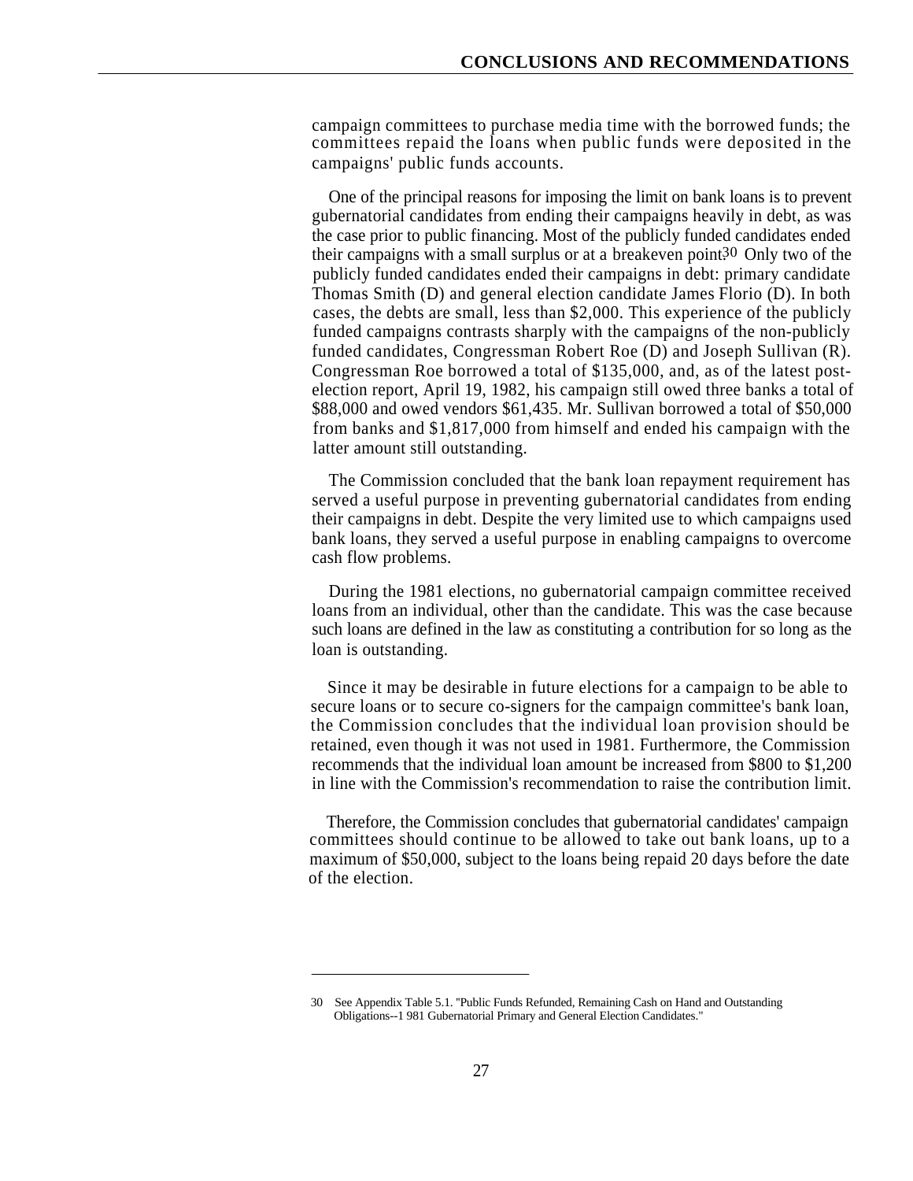campaign committees to purchase media time with the borrowed funds; the committees repaid the loans when public funds were deposited in the campaigns' public funds accounts.

One of the principal reasons for imposing the limit on bank loans is to prevent gubernatorial candidates from ending their campaigns heavily in debt, as was the case prior to public financing. Most of the publicly funded candidates ended their campaigns with a small surplus or at a breakeven point.[30] Only two of the publicly funded candidates ended their campaigns in debt: primary candidate Thomas Smith (D) and general election candidate James Florio (D). In both cases, the debts are small, less than $2,000. This experience of the publicly funded campaigns contrasts sharply with the campaigns of the non-publicly funded candidates, Congressman Robert Roe (D) and Joseph Sullivan (R). Congressman Roe borrowed a total of $135,000, and, as of the latest post-election report, April 19, 1982, his campaign still owed three banks a total of $88,000 and owed vendors $61,435. Mr. Sullivan borrowed a total of $50,000 from banks and $1,817,000 from himself and ended his campaign with the latter amount still outstanding.

The Commission concluded that the bank loan repayment requirement has served a useful purpose in preventing gubernatorial candidates from ending their campaigns in debt. Despite the very limited use to which campaigns used bank loans, they served a useful purpose in enabling campaigns to overcome cash flow problems.

During the 1981 elections, no gubernatorial campaign committee received loans from an individual, other than the candidate. This was the case because such loans are defined in the law as constituting a contribution for so long as the loan is outstanding.

Since it may be desirable in future elections for a campaign to be able to secure loans or to secure co-signers for the campaign committee's bank loan, the Commission concludes that the individual loan provision should be retained, even though it was not used in 1981. Furthermore, the Commission recommends that the individual loan amount be increased from $800 to $1,200 in line with the Commission's recommendation to raise the contribution limit.

Therefore, the Commission concludes that gubernatorial candidates' campaign committees should continue to be allowed to take out bank loans, up to a maximum of $50,000, subject to the loans being repaid 20 days before the date of the election.

---

30 See Appendix Table 5.1. "Public Funds Refunded, Remaining Cash on Hand and Outstanding Obligations--1 981 Gubernatorial Primary and General Election Candidates."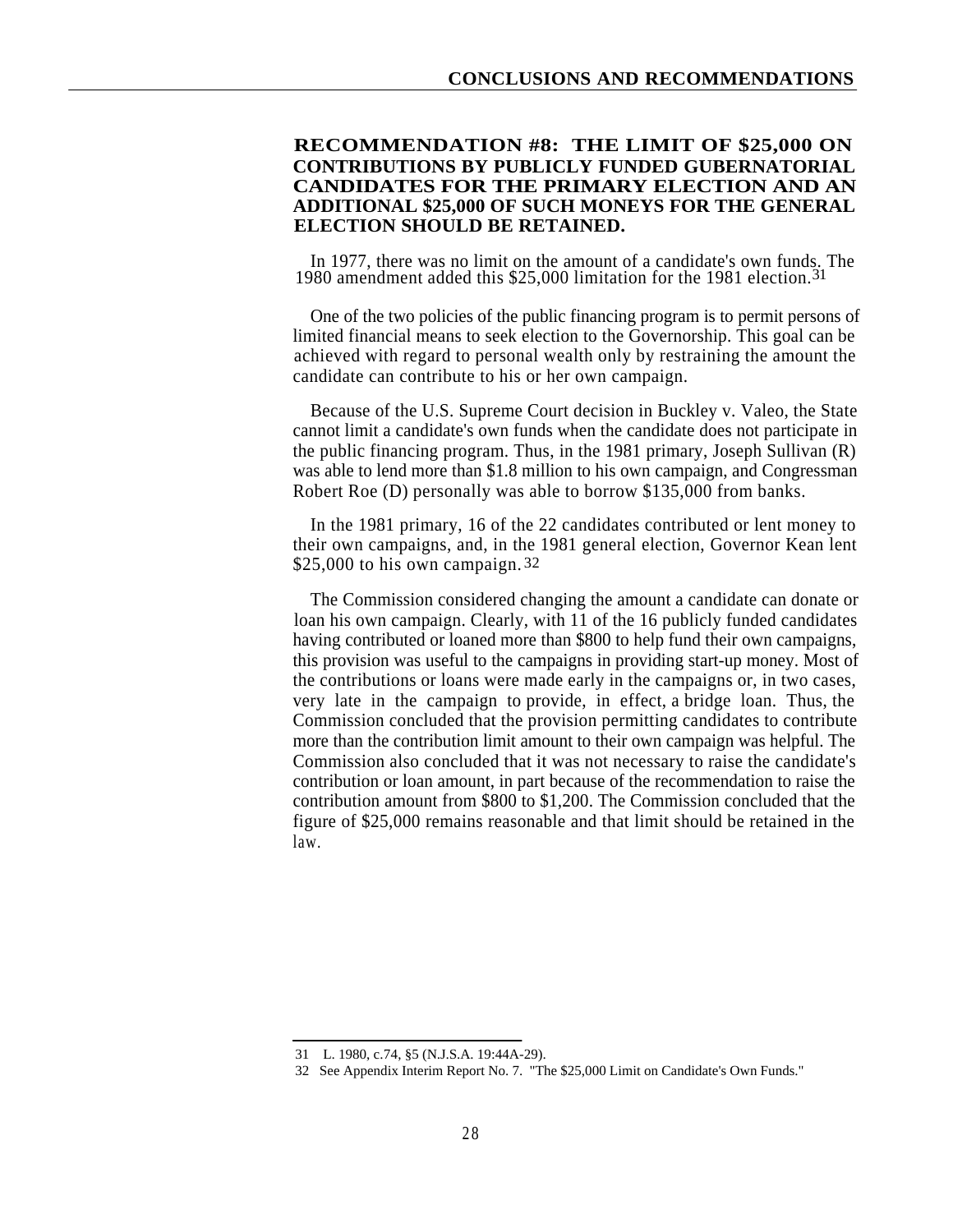## RECOMMENDATION #8: THE LIMIT OF $25,000 ON CONTRIBUTIONS BY PUBLICLY FUNDED GUBERNATORIAL CANDIDATES FOR THE PRIMARY ELECTION AND AN ADDITIONAL $25,000 OF SUCH MONEYS FOR THE GENERAL ELECTION SHOULD BE RETAINED.

In 1977, there was no limit on the amount of a candidate's own funds. The 1980 amendment added this $25,000 limitation for the 1981 election.[31]

One of the two policies of the public financing program is to permit persons of limited financial means to seek election to the Governorship. This goal can be achieved with regard to personal wealth only by restraining the amount the candidate can contribute to his or her own campaign.

Because of the U.S. Supreme Court decision in Buckley v. Valeo, the State cannot limit a candidate's own funds when the candidate does not participate in the public financing program. Thus, in the 1981 primary, Joseph Sullivan (R) was able to lend more than $1.8 million to his own campaign, and Congressman Robert Roe (D) personally was able to borrow $135,000 from banks.

In the 1981 primary, 16 of the 22 candidates contributed or lent money to their own campaigns, and, in the 1981 general election, Governor Kean lent $25,000 to his own campaign.[32]

The Commission considered changing the amount a candidate can donate or loan his own campaign. Clearly, with 11 of the 16 publicly funded candidates having contributed or loaned more than $800 to help fund their own campaigns, this provision was useful to the campaigns in providing start-up money. Most of the contributions or loans were made early in the campaigns or, in two cases, very late in the campaign to provide, in effect, a bridge loan. Thus, the Commission concluded that the provision permitting candidates to contribute more than the contribution limit amount to their own campaign was helpful. The Commission also concluded that it was not necessary to raise the candidate's contribution or loan amount, in part because of the recommendation to raise the contribution amount from $800 to $1,200. The Commission concluded that the figure of $25,000 remains reasonable and that limit should be retained in the law.

---

31 L. 1980, c.74, §5 (N.J.S.A. 19:44A-29).

32 See Appendix Interim Report No. 7. "The $25,000 Limit on Candidate's Own Funds."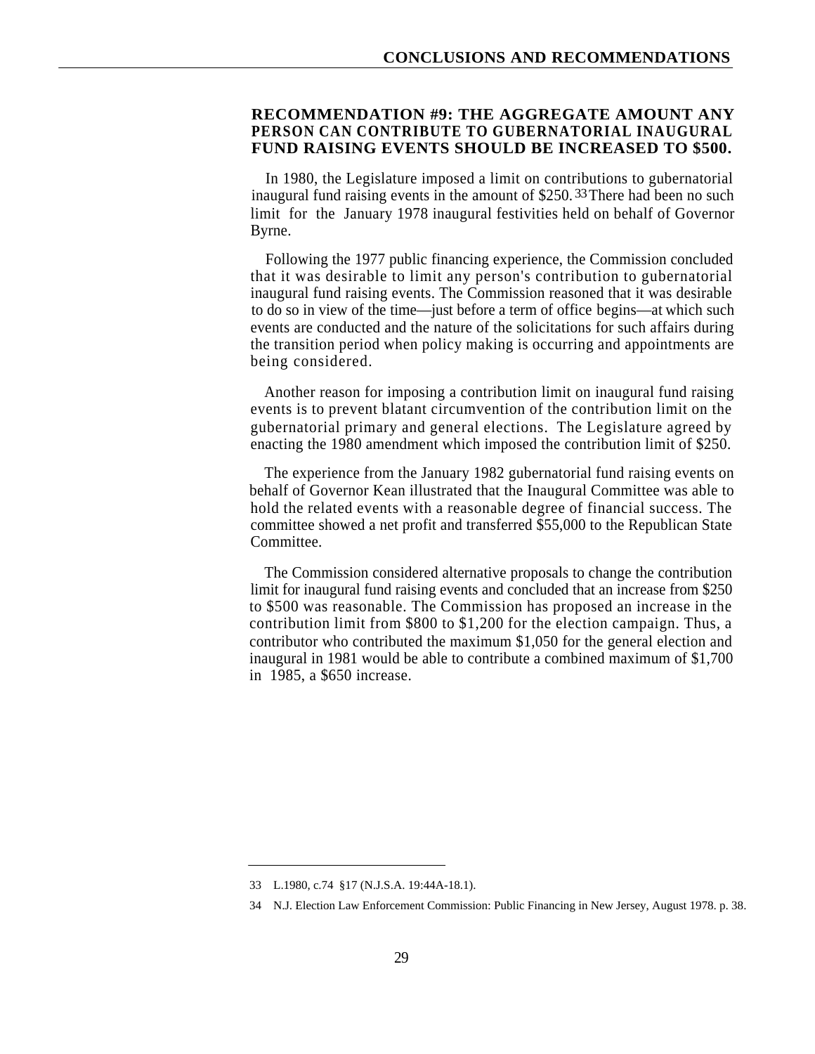### RECOMMENDATION #9: THE AGGREGATE AMOUNT ANY PERSON CAN CONTRIBUTE TO GUBERNATORIAL INAUGURAL FUND RAISING EVENTS SHOULD BE INCREASED TO $500.

In 1980, the Legislature imposed a limit on contributions to gubernatorial inaugural fund raising events in the amount of $250.[33] There had been no such limit for the January 1978 inaugural festivities held on behalf of Governor Byrne.

Following the 1977 public financing experience, the Commission concluded that it was desirable to limit any person's contribution to gubernatorial inaugural fund raising events. The Commission reasoned that it was desirable to do so in view of the time—just before a term of office begins—at which such events are conducted and the nature of the solicitations for such affairs during the transition period when policy making is occurring and appointments are being considered.

Another reason for imposing a contribution limit on inaugural fund raising events is to prevent blatant circumvention of the contribution limit on the gubernatorial primary and general elections. The Legislature agreed by enacting the 1980 amendment which imposed the contribution limit of $250.

The experience from the January 1982 gubernatorial fund raising events on behalf of Governor Kean illustrated that the Inaugural Committee was able to hold the related events with a reasonable degree of financial success. The committee showed a net profit and transferred $55,000 to the Republican State Committee.

The Commission considered alternative proposals to change the contribution limit for inaugural fund raising events and concluded that an increase from $250 to $500 was reasonable. The Commission has proposed an increase in the contribution limit from $800 to $1,200 for the election campaign. Thus, a contributor who contributed the maximum $1,050 for the general election and inaugural in 1981 would be able to contribute a combined maximum of $1,700 in 1985, a $650 increase.

---

33 L.1980, c.74 §17 (N.J.S.A. 19:44A-18.1).

34 N.J. Election Law Enforcement Commission: Public Financing in New Jersey, August 1978. p. 38.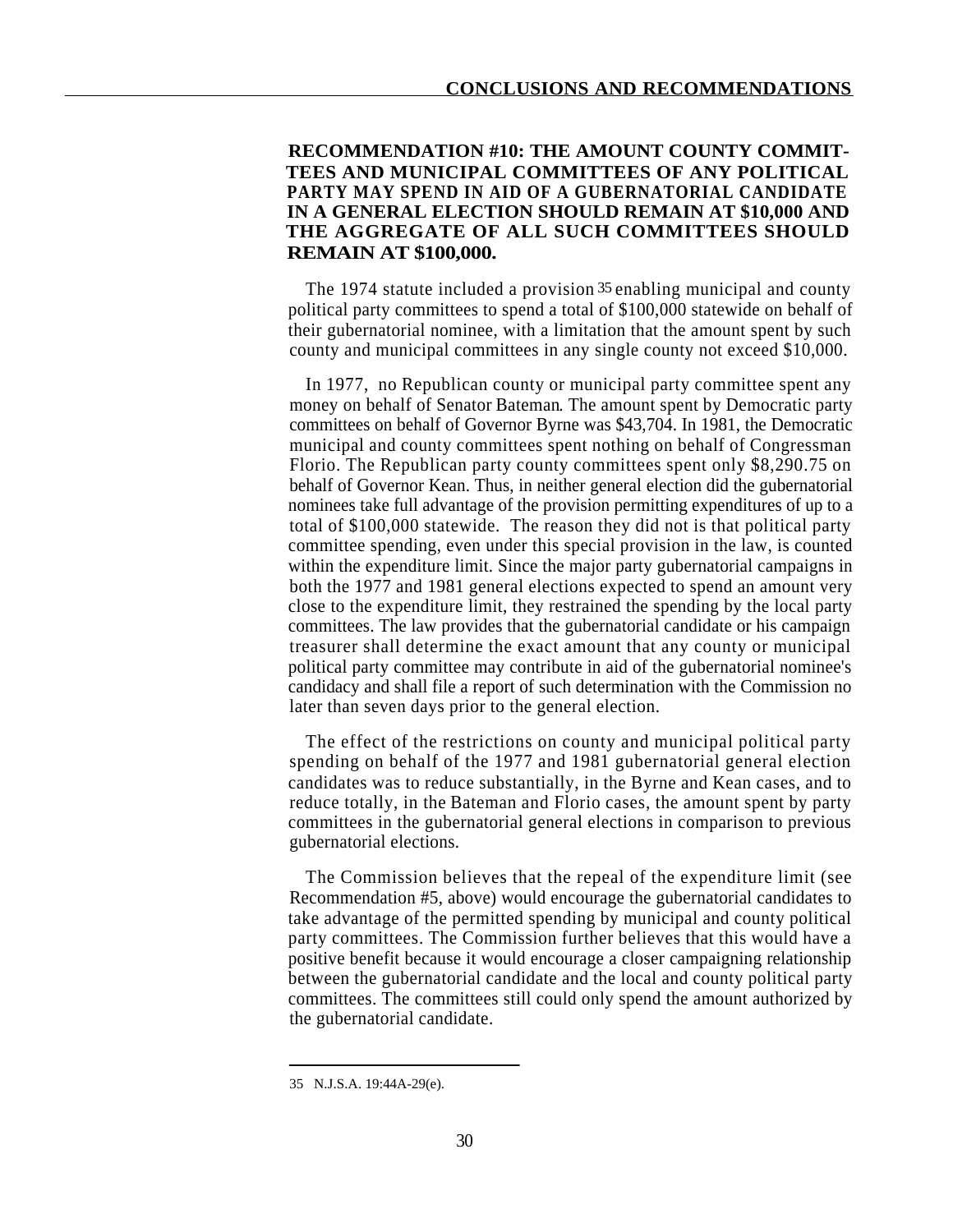## RECOMMENDATION #10: THE AMOUNT COUNTY COMMITTEES AND MUNICIPAL COMMITTEES OF ANY POLITICAL PARTY MAY SPEND IN AID OF A GUBERNATORIAL CANDIDATE IN A GENERAL ELECTION SHOULD REMAIN AT $10,000 AND THE AGGREGATE OF ALL SUCH COMMITTEES SHOULD REMAIN AT $100,000.

The 1974 statute included a provision [35] enabling municipal and county political party committees to spend a total of $100,000 statewide on behalf of their gubernatorial nominee, with a limitation that the amount spent by such county and municipal committees in any single county not exceed $10,000.

In 1977, no Republican county or municipal party committee spent any money on behalf of Senator Bateman. The amount spent by Democratic party committees on behalf of Governor Byrne was $43,704. In 1981, the Democratic municipal and county committees spent nothing on behalf of Congressman Florio. The Republican party county committees spent only $8,290.75 on behalf of Governor Kean. Thus, in neither general election did the gubernatorial nominees take full advantage of the provision permitting expenditures of up to a total of $100,000 statewide. The reason they did not is that political party committee spending, even under this special provision in the law, is counted within the expenditure limit. Since the major party gubernatorial campaigns in both the 1977 and 1981 general elections expected to spend an amount very close to the expenditure limit, they restrained the spending by the local party committees. The law provides that the gubernatorial candidate or his campaign treasurer shall determine the exact amount that any county or municipal political party committee may contribute in aid of the gubernatorial nominee's candidacy and shall file a report of such determination with the Commission no later than seven days prior to the general election.

The effect of the restrictions on county and municipal political party spending on behalf of the 1977 and 1981 gubernatorial general election candidates was to reduce substantially, in the Byrne and Kean cases, and to reduce totally, in the Bateman and Florio cases, the amount spent by party committees in the gubernatorial general elections in comparison to previous gubernatorial elections.

The Commission believes that the repeal of the expenditure limit (see Recommendation #5, above) would encourage the gubernatorial candidates to take advantage of the permitted spending by municipal and county political party committees. The Commission further believes that this would have a positive benefit because it would encourage a closer campaigning relationship between the gubernatorial candidate and the local and county political party committees. The committees still could only spend the amount authorized by the gubernatorial candidate.

---

35 N.J.S.A. 19:44A-29(e).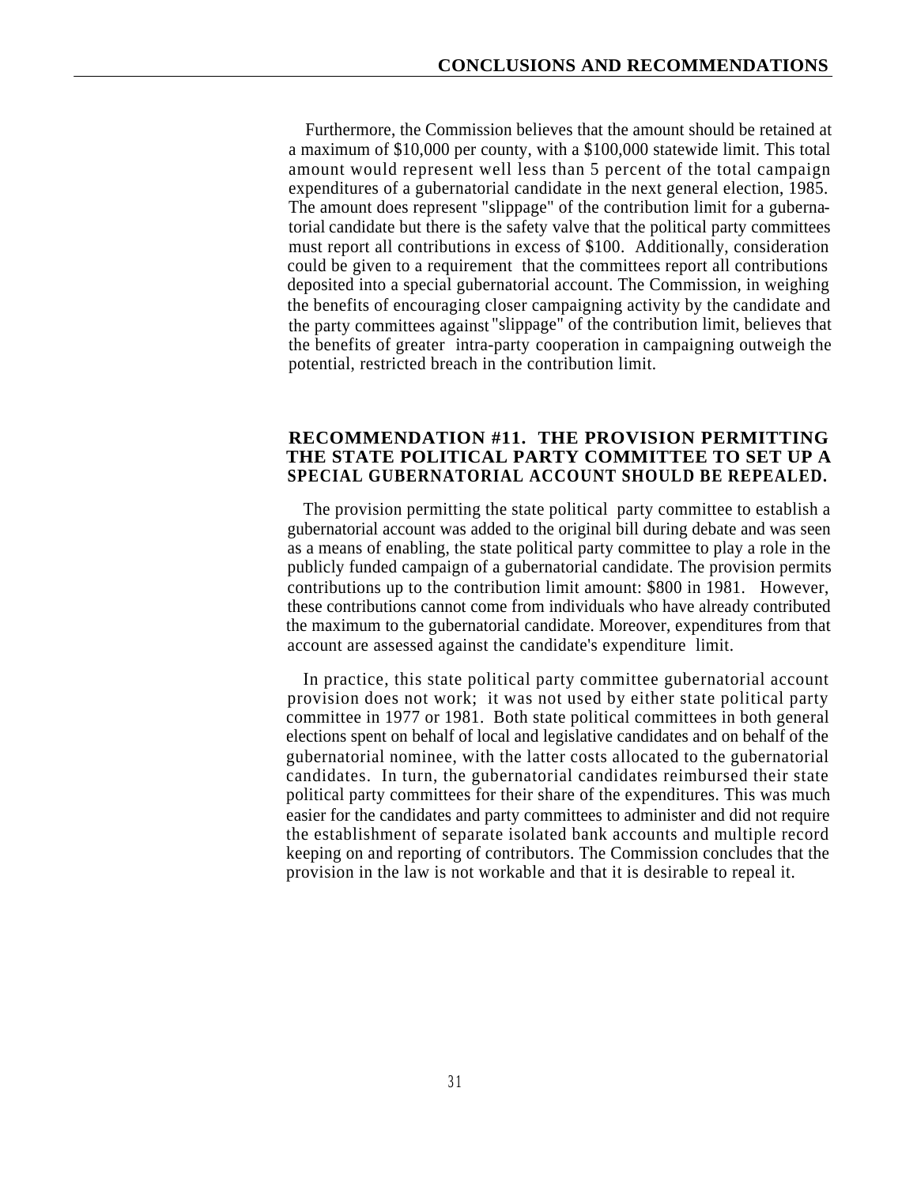Furthermore, the Commission believes that the amount should be retained at a maximum of $10,000 per county, with a $100,000 statewide limit. This total amount would represent well less than 5 percent of the total campaign expenditures of a gubernatorial candidate in the next general election, 1985. The amount does represent "slippage" of the contribution limit for a gubernatorial candidate but there is the safety valve that the political party committees must report all contributions in excess of $100. Additionally, consideration could be given to a requirement that the committees report all contributions deposited into a special gubernatorial account. The Commission, in weighing the benefits of encouraging closer campaigning activity by the candidate and the party committees against "slippage" of the contribution limit, believes that the benefits of greater intra-party cooperation in campaigning outweigh the potential, restricted breach in the contribution limit.

## RECOMMENDATION #11. THE PROVISION PERMITTING THE STATE POLITICAL PARTY COMMITTEE TO SET UP A SPECIAL GUBERNATORIAL ACCOUNT SHOULD BE REPEALED.

The provision permitting the state political party committee to establish a gubernatorial account was added to the original bill during debate and was seen as a means of enabling, the state political party committee to play a role in the publicly funded campaign of a gubernatorial candidate. The provision permits contributions up to the contribution limit amount: $800 in 1981. However, these contributions cannot come from individuals who have already contributed the maximum to the gubernatorial candidate. Moreover, expenditures from that account are assessed against the candidate's expenditure limit.

In practice, this state political party committee gubernatorial account provision does not work; it was not used by either state political party committee in 1977 or 1981. Both state political committees in both general elections spent on behalf of local and legislative candidates and on behalf of the gubernatorial nominee, with the latter costs allocated to the gubernatorial candidates. In turn, the gubernatorial candidates reimbursed their state political party committees for their share of the expenditures. This was much easier for the candidates and party committees to administer and did not require the establishment of separate isolated bank accounts and multiple record keeping on and reporting of contributors. The Commission concludes that the provision in the law is not workable and that it is desirable to repeal it.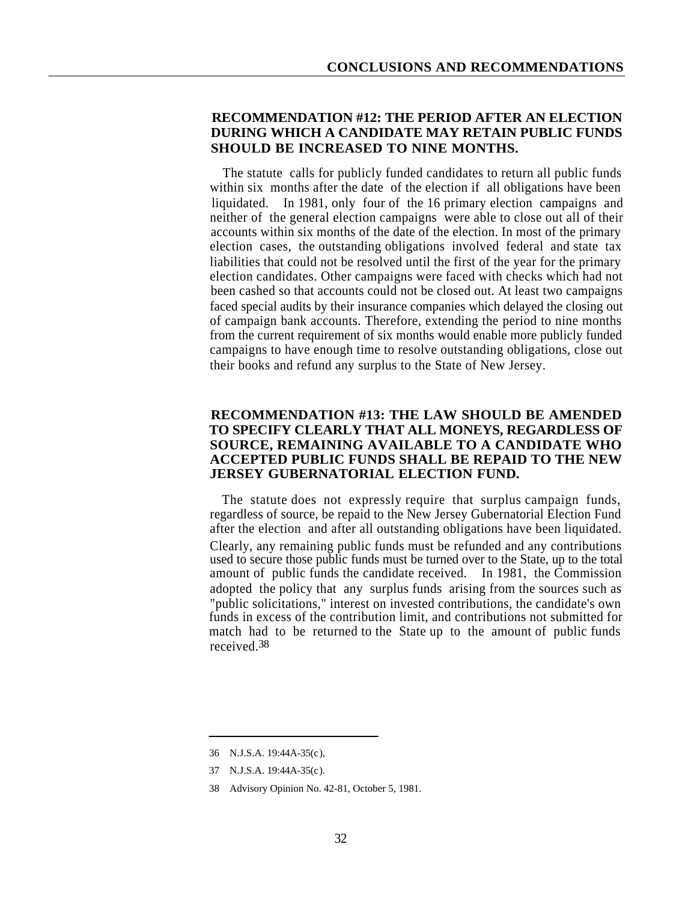## RECOMMENDATION #12: THE PERIOD AFTER AN ELECTION DURING WHICH A CANDIDATE MAY RETAIN PUBLIC FUNDS SHOULD BE INCREASED TO NINE MONTHS.

The statute calls for publicly funded candidates to return all public funds within six months after the date of the election if all obligations have been liquidated. In 1981, only four of the 16 primary election campaigns and neither of the general election campaigns were able to close out all of their accounts within six months of the date of the election. In most of the primary election cases, the outstanding obligations involved federal and state tax liabilities that could not be resolved until the first of the year for the primary election candidates. Other campaigns were faced with checks which had not been cashed so that accounts could not be closed out. At least two campaigns faced special audits by their insurance companies which delayed the closing out of campaign bank accounts. Therefore, extending the period to nine months from the current requirement of six months would enable more publicly funded campaigns to have enough time to resolve outstanding obligations, close out their books and refund any surplus to the State of New Jersey.

## RECOMMENDATION #13: THE LAW SHOULD BE AMENDED TO SPECIFY CLEARLY THAT ALL MONEYS, REGARDLESS OF SOURCE, REMAINING AVAILABLE TO A CANDIDATE WHO ACCEPTED PUBLIC FUNDS SHALL BE REPAID TO THE NEW JERSEY GUBERNATORIAL ELECTION FUND.

The statute does not expressly require that surplus campaign funds, regardless of source, be repaid to the New Jersey Gubernatorial Election Fund after the election and after all outstanding obligations have been liquidated. Clearly, any remaining public funds must be refunded and any contributions used to secure those public funds must be turned over to the State, up to the total amount of public funds the candidate received. In 1981, the Commission adopted the policy that any surplus funds arising from the sources such as "public solicitations," interest on invested contributions, the candidate's own funds in excess of the contribution limit, and contributions not submitted for match had to be returned to the State up to the amount of public funds received.[38]

---

36 N.J.S.A. 19:44A-35(c),

37 N.J.S.A. 19:44A-35(c).

38 Advisory Opinion No. 42-81, October 5, 1981.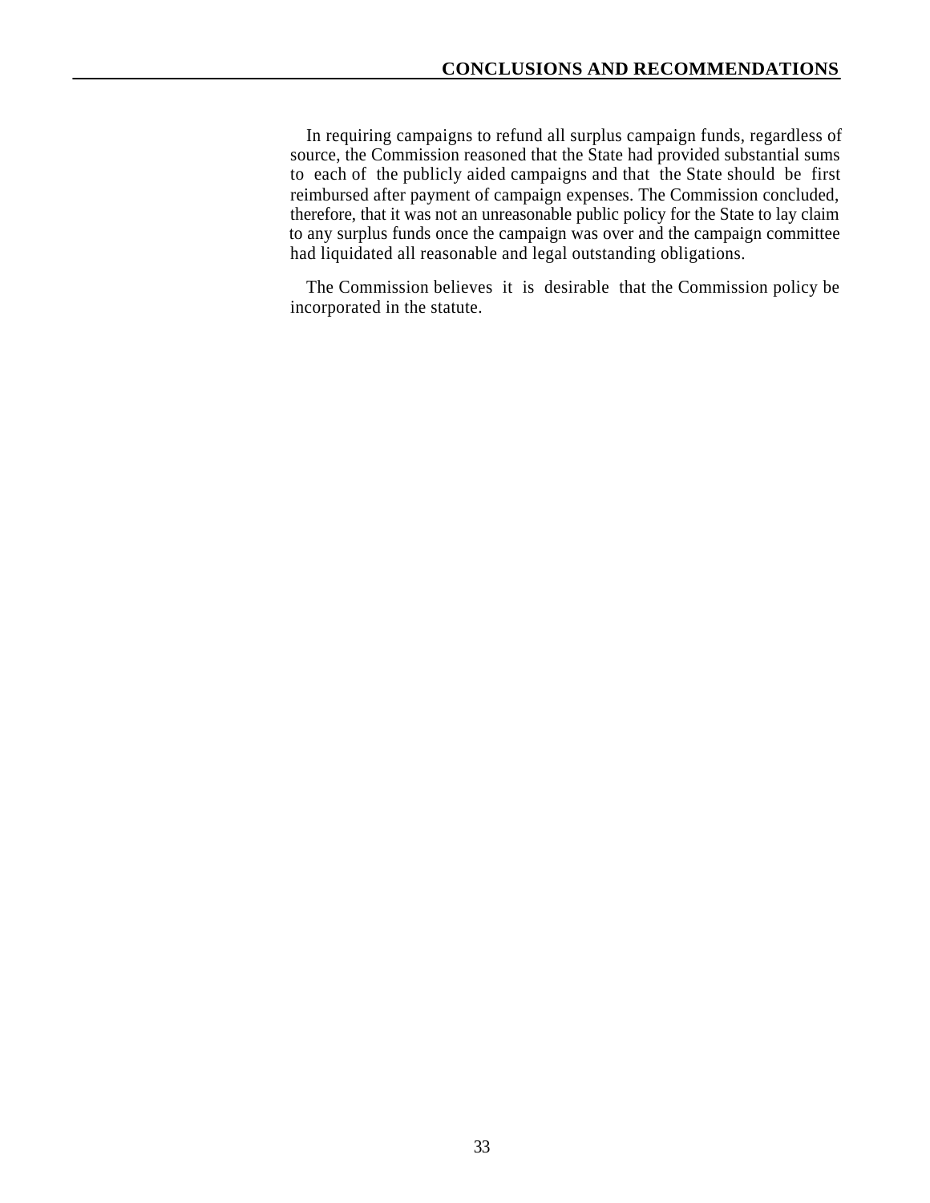In requiring campaigns to refund all surplus campaign funds, regardless of source, the Commission reasoned that the State had provided substantial sums to each of the publicly aided campaigns and that the State should be first reimbursed after payment of campaign expenses. The Commission concluded, therefore, that it was not an unreasonable public policy for the State to lay claim to any surplus funds once the campaign was over and the campaign committee had liquidated all reasonable and legal outstanding obligations.

The Commission believes it is desirable that the Commission policy be incorporated in the statute.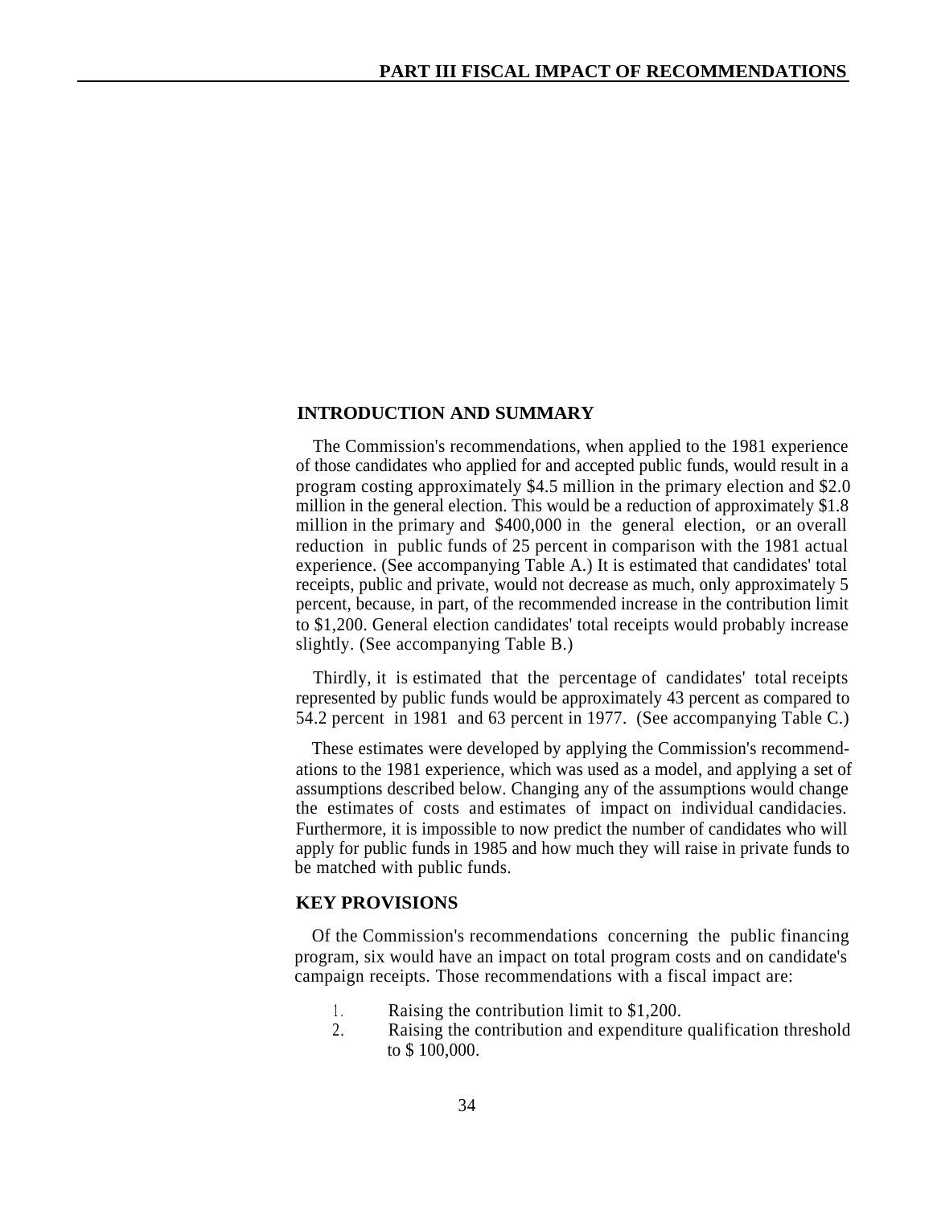# PART III FISCAL IMPACT OF RECOMMENDATIONS

## INTRODUCTION AND SUMMARY

The Commission's recommendations, when applied to the 1981 experience of those candidates who applied for and accepted public funds, would result in a program costing approximately $4.5 million in the primary election and $2.0 million in the general election. This would be a reduction of approximately $1.8 million in the primary and $400,000 in the general election, or an overall reduction in public funds of 25 percent in comparison with the 1981 actual experience. (See accompanying Table A.) It is estimated that candidates' total receipts, public and private, would not decrease as much, only approximately 5 percent, because, in part, of the recommended increase in the contribution limit to $1,200. General election candidates' total receipts would probably increase slightly. (See accompanying Table B.)

Thirdly, it is estimated that the percentage of candidates' total receipts represented by public funds would be approximately 43 percent as compared to 54.2 percent in 1981 and 63 percent in 1977. (See accompanying Table C.)

These estimates were developed by applying the Commission's recommendations to the 1981 experience, which was used as a model, and applying a set of assumptions described below. Changing any of the assumptions would change the estimates of costs and estimates of impact on individual candidacies. Furthermore, it is impossible to now predict the number of candidates who will apply for public funds in 1985 and how much they will raise in private funds to be matched with public funds.

## KEY PROVISIONS

Of the Commission's recommendations concerning the public financing program, six would have an impact on total program costs and on candidate's campaign receipts. Those recommendations with a fiscal impact are:

1. Raising the contribution limit to $1,200.
2. Raising the contribution and expenditure qualification threshold to $ 100,000.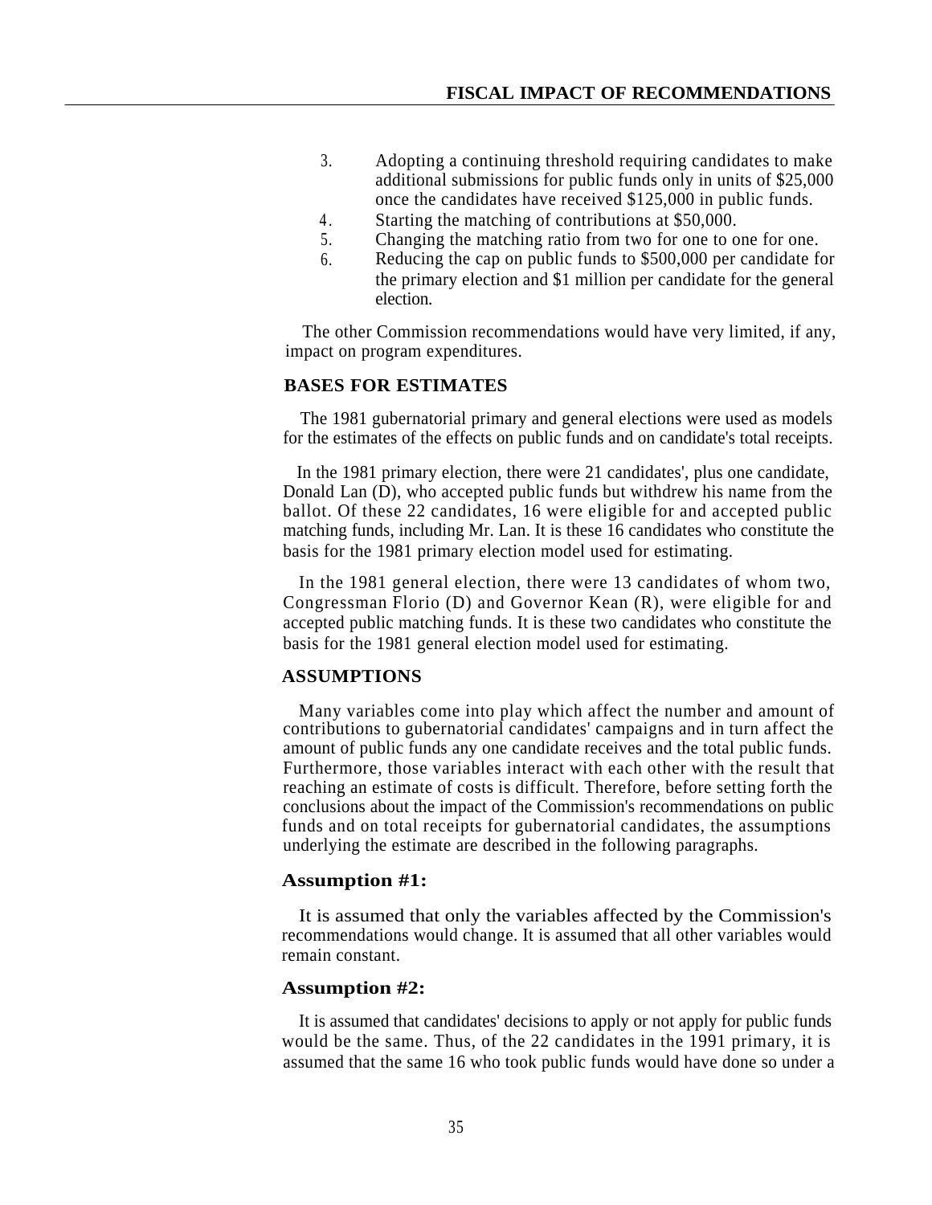3. Adopting a continuing threshold requiring candidates to make additional submissions for public funds only in units of $25,000 once the candidates have received $125,000 in public funds.
4. Starting the matching of contributions at $50,000.
5. Changing the matching ratio from two for one to one for one.
6. Reducing the cap on public funds to $500,000 per candidate for the primary election and $1 million per candidate for the general election.

The other Commission recommendations would have very limited, if any, impact on program expenditures.

## BASES FOR ESTIMATES

The 1981 gubernatorial primary and general elections were used as models for the estimates of the effects on public funds and on candidate's total receipts.

In the 1981 primary election, there were 21 candidates', plus one candidate, Donald Lan (D), who accepted public funds but withdrew his name from the ballot. Of these 22 candidates, 16 were eligible for and accepted public matching funds, including Mr. Lan. It is these 16 candidates who constitute the basis for the 1981 primary election model used for estimating.

In the 1981 general election, there were 13 candidates of whom two, Congressman Florio (D) and Governor Kean (R), were eligible for and accepted public matching funds. It is these two candidates who constitute the basis for the 1981 general election model used for estimating.

## ASSUMPTIONS

Many variables come into play which affect the number and amount of contributions to gubernatorial candidates' campaigns and in turn affect the amount of public funds any one candidate receives and the total public funds. Furthermore, those variables interact with each other with the result that reaching an estimate of costs is difficult. Therefore, before setting forth the conclusions about the impact of the Commission's recommendations on public funds and on total receipts for gubernatorial candidates, the assumptions underlying the estimate are described in the following paragraphs.

### Assumption #1:

It is assumed that only the variables affected by the Commission's recommendations would change. It is assumed that all other variables would remain constant.

### Assumption #2:

It is assumed that candidates' decisions to apply or not apply for public funds would be the same. Thus, of the 22 candidates in the 1991 primary, it is assumed that the same 16 who took public funds would have done so under a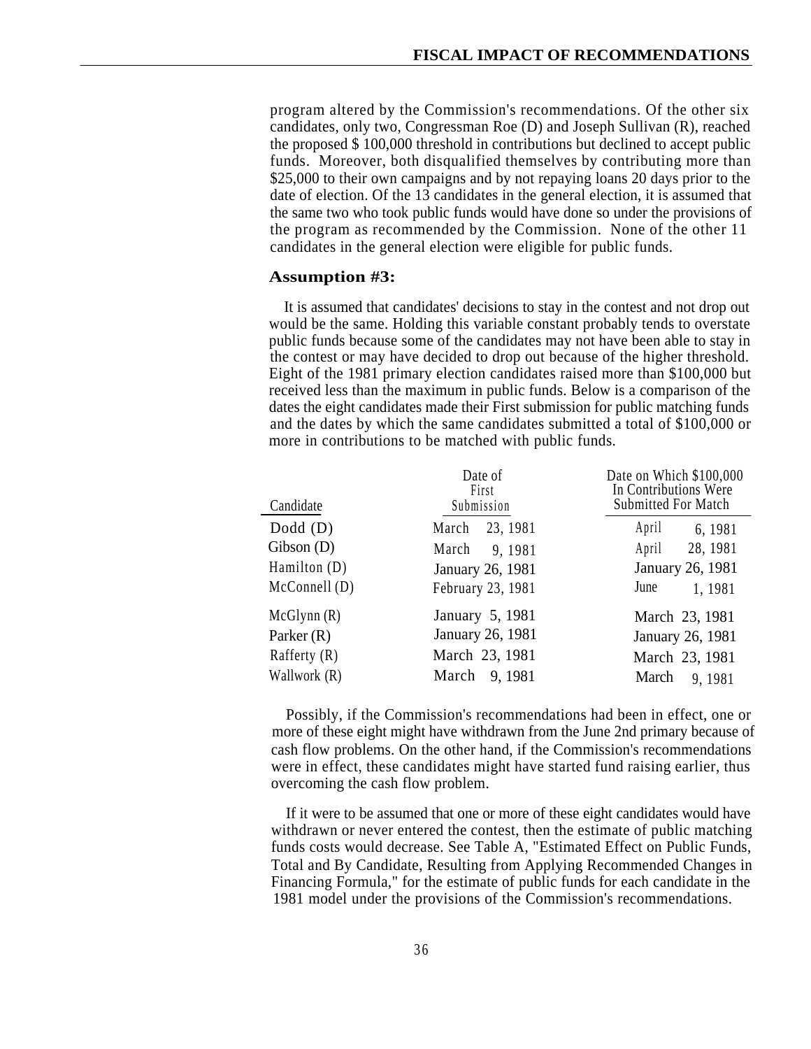program altered by the Commission's recommendations. Of the other six candidates, only two, Congressman Roe (D) and Joseph Sullivan (R), reached the proposed $ 100,000 threshold in contributions but declined to accept public funds. Moreover, both disqualified themselves by contributing more than $25,000 to their own campaigns and by not repaying loans 20 days prior to the date of election. Of the 13 candidates in the general election, it is assumed that the same two who took public funds would have done so under the provisions of the program as recommended by the Commission. None of the other 11 candidates in the general election were eligible for public funds.

### Assumption #3:

It is assumed that candidates' decisions to stay in the contest and not drop out would be the same. Holding this variable constant probably tends to overstate public funds because some of the candidates may not have been able to stay in the contest or may have decided to drop out because of the higher threshold. Eight of the 1981 primary election candidates raised more than $100,000 but received less than the maximum in public funds. Below is a comparison of the dates the eight candidates made their First submission for public matching funds and the dates by which the same candidates submitted a total of $100,000 or more in contributions to be matched with public funds.

| Candidate | Date of First Submission | Date on Which $100,000 In Contributions Were Submitted For Match |
|---|---|---|
| Dodd (D) | March 23, 1981 | April 6, 1981 |
| Gibson (D) | March 9, 1981 | April 28, 1981 |
| Hamilton (D) | January 26, 1981 | January 26, 1981 |
| McConnell (D) | February 23, 1981 | June 1, 1981 |
| McGlynn (R) | January 5, 1981 | March 23, 1981 |
| Parker (R) | January 26, 1981 | January 26, 1981 |
| Rafferty (R) | March 23, 1981 | March 23, 1981 |
| Wallwork (R) | March 9, 1981 | March 9, 1981 |

Possibly, if the Commission's recommendations had been in effect, one or more of these eight might have withdrawn from the June 2nd primary because of cash flow problems. On the other hand, if the Commission's recommendations were in effect, these candidates might have started fund raising earlier, thus overcoming the cash flow problem.

If it were to be assumed that one or more of these eight candidates would have withdrawn or never entered the contest, then the estimate of public matching funds costs would decrease. See Table A, "Estimated Effect on Public Funds, Total and By Candidate, Resulting from Applying Recommended Changes in Financing Formula," for the estimate of public funds for each candidate in the 1981 model under the provisions of the Commission's recommendations.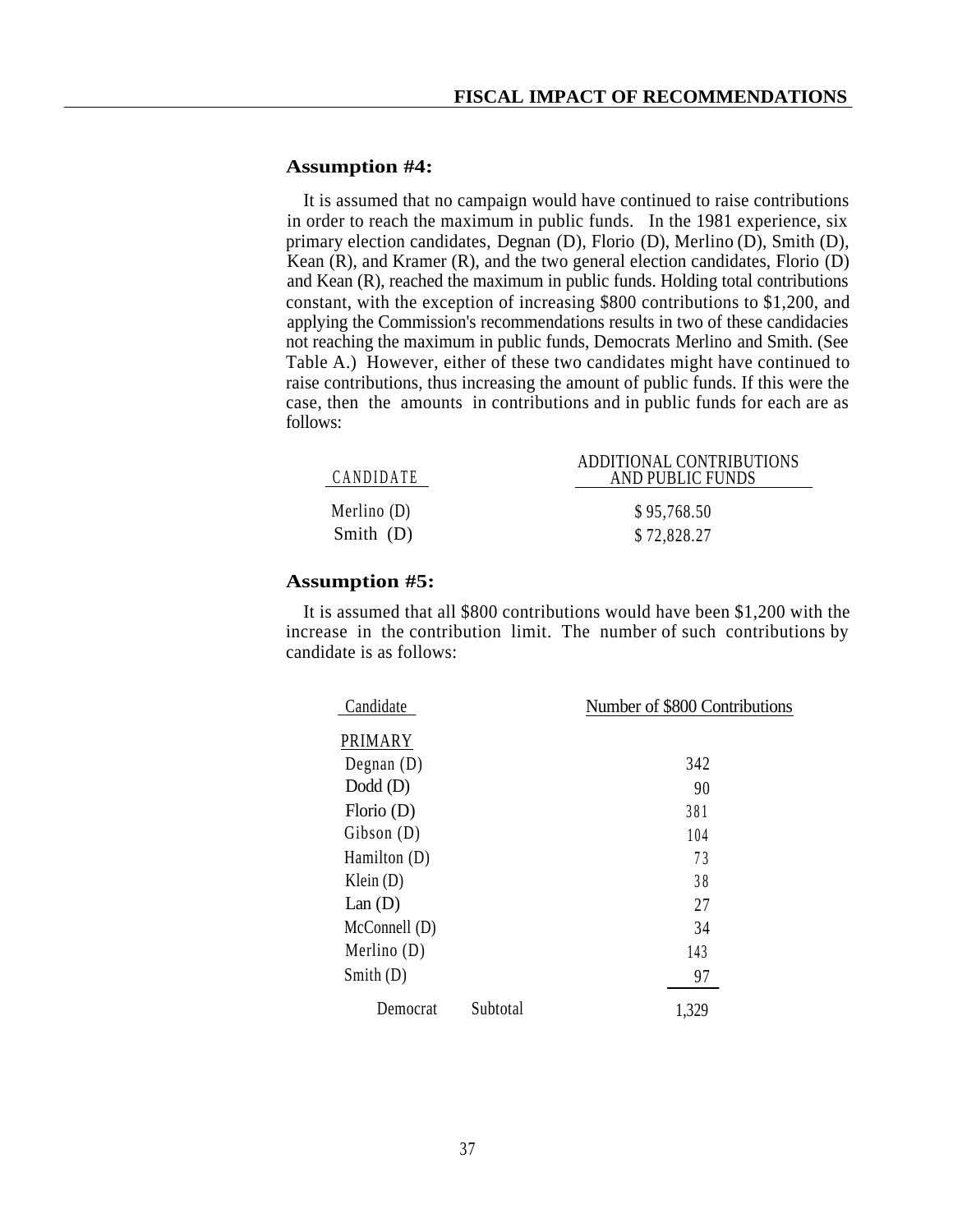### Assumption #4:

It is assumed that no campaign would have continued to raise contributions in order to reach the maximum in public funds. In the 1981 experience, six primary election candidates, Degnan (D), Florio (D), Merlino (D), Smith (D), Kean (R), and Kramer (R), and the two general election candidates, Florio (D) and Kean (R), reached the maximum in public funds. Holding total contributions constant, with the exception of increasing $800 contributions to $1,200, and applying the Commission's recommendations results in two of these candidacies not reaching the maximum in public funds, Democrats Merlino and Smith. (See Table A.) However, either of these two candidates might have continued to raise contributions, thus increasing the amount of public funds. If this were the case, then the amounts in contributions and in public funds for each are as follows:

| CANDIDATE | ADDITIONAL CONTRIBUTIONS AND PUBLIC FUNDS |
|---|---|
| Merlino (D) | $ 95,768.50 |
| Smith (D) | $ 72,828.27 |

### Assumption #5:

It is assumed that all $800 contributions would have been $1,200 with the increase in the contribution limit. The number of such contributions by candidate is as follows:

| Candidate | Number of $800 Contributions |
|---|---|
| PRIMARY | |
| Degnan (D) | 342 |
| Dodd (D) | 90 |
| Florio (D) | 381 |
| Gibson (D) | 104 |
| Hamilton (D) | 73 |
| Klein (D) | 38 |
| Lan (D) | 27 |
| McConnell (D) | 34 |
| Merlino (D) | 143 |
| Smith (D) | 97 |
| Democrat Subtotal | 1,329 |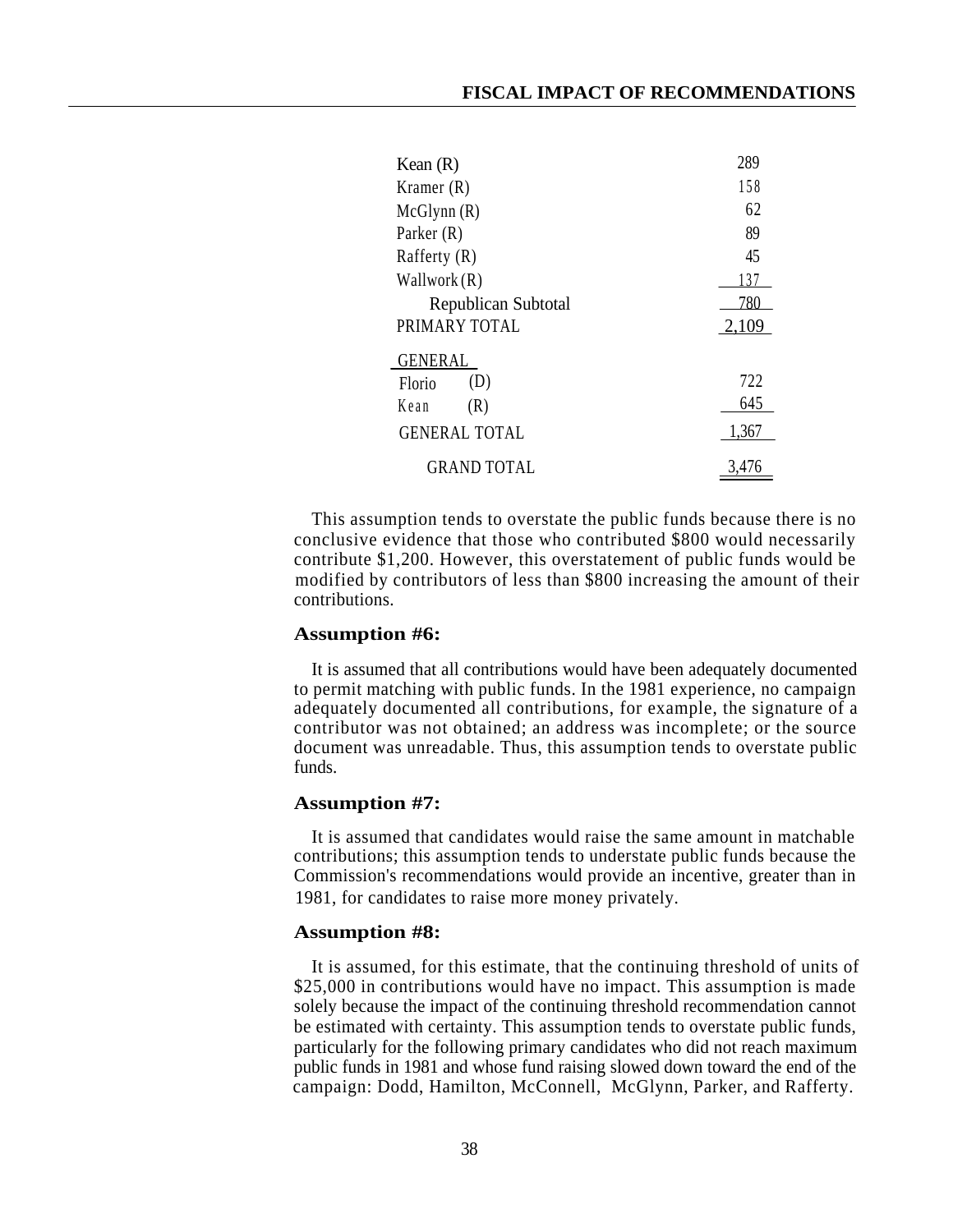| | |
|---|---|
| Kean (R) | 289 |
| Kramer (R) | 158 |
| McGlynn (R) | 62 |
| Parker (R) | 89 |
| Rafferty (R) | 45 |
| Wallwork (R) | 137 |
| Republican Subtotal | 780 |
| PRIMARY TOTAL | 2,109 |
| GENERAL | |
| Florio (D) | 722 |
| Kean (R) | 645 |
| GENERAL TOTAL | 1,367 |
| GRAND TOTAL | 3,476 |

This assumption tends to overstate the public funds because there is no conclusive evidence that those who contributed $800 would necessarily contribute $1,200. However, this overstatement of public funds would be modified by contributors of less than $800 increasing the amount of their contributions.

**Assumption #6:**

It is assumed that all contributions would have been adequately documented to permit matching with public funds. In the 1981 experience, no campaign adequately documented all contributions, for example, the signature of a contributor was not obtained; an address was incomplete; or the source document was unreadable. Thus, this assumption tends to overstate public funds.

**Assumption #7:**

It is assumed that candidates would raise the same amount in matchable contributions; this assumption tends to understate public funds because the Commission's recommendations would provide an incentive, greater than in 1981, for candidates to raise more money privately.

**Assumption #8:**

It is assumed, for this estimate, that the continuing threshold of units of $25,000 in contributions would have no impact. This assumption is made solely because the impact of the continuing threshold recommendation cannot be estimated with certainty. This assumption tends to overstate public funds, particularly for the following primary candidates who did not reach maximum public funds in 1981 and whose fund raising slowed down toward the end of the campaign: Dodd, Hamilton, McConnell, McGlynn, Parker, and Rafferty.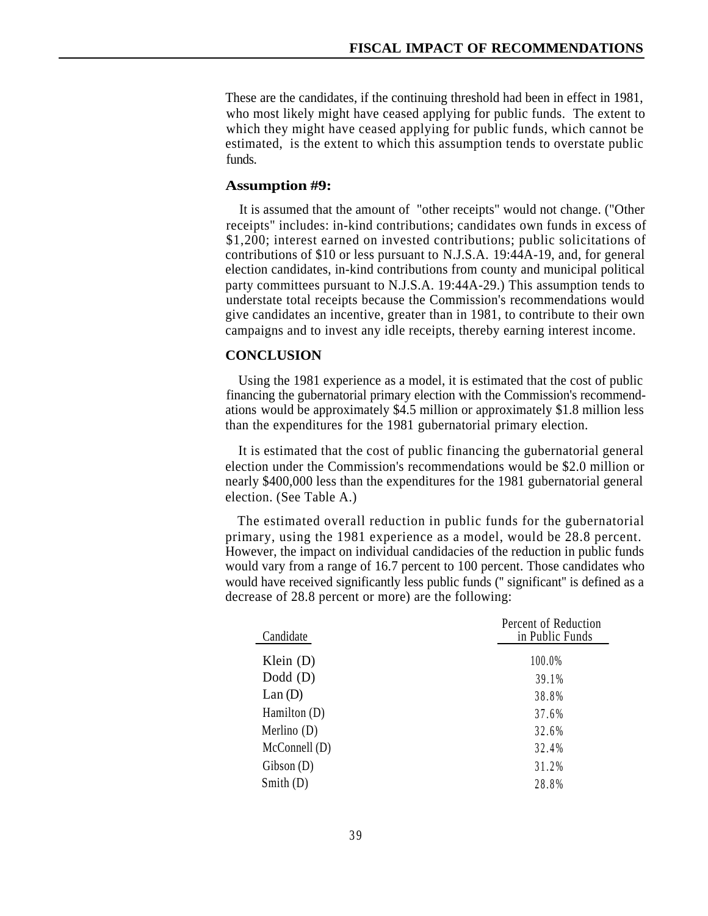These are the candidates, if the continuing threshold had been in effect in 1981, who most likely might have ceased applying for public funds. The extent to which they might have ceased applying for public funds, which cannot be estimated, is the extent to which this assumption tends to overstate public funds.

### Assumption #9:

It is assumed that the amount of "other receipts" would not change. ("Other receipts" includes: in-kind contributions; candidates own funds in excess of $1,200; interest earned on invested contributions; public solicitations of contributions of $10 or less pursuant to N.J.S.A. 19:44A-19, and, for general election candidates, in-kind contributions from county and municipal political party committees pursuant to N.J.S.A. 19:44A-29.) This assumption tends to understate total receipts because the Commission's recommendations would give candidates an incentive, greater than in 1981, to contribute to their own campaigns and to invest any idle receipts, thereby earning interest income.

### CONCLUSION

Using the 1981 experience as a model, it is estimated that the cost of public financing the gubernatorial primary election with the Commission's recommendations would be approximately $4.5 million or approximately $1.8 million less than the expenditures for the 1981 gubernatorial primary election.

It is estimated that the cost of public financing the gubernatorial general election under the Commission's recommendations would be $2.0 million or nearly $400,000 less than the expenditures for the 1981 gubernatorial general election. (See Table A.)

The estimated overall reduction in public funds for the gubernatorial primary, using the 1981 experience as a model, would be 28.8 percent. However, the impact on individual candidacies of the reduction in public funds would vary from a range of 16.7 percent to 100 percent. Those candidates who would have received significantly less public funds (" significant" is defined as a decrease of 28.8 percent or more) are the following:

| Candidate | Percent of Reduction in Public Funds |
|---|---|
| Klein (D) | 100.0% |
| Dodd (D) | 39.1% |
| Lan (D) | 38.8% |
| Hamilton (D) | 37.6% |
| Merlino (D) | 32.6% |
| McConnell (D) | 32.4% |
| Gibson (D) | 31.2% |
| Smith (D) | 28.8% |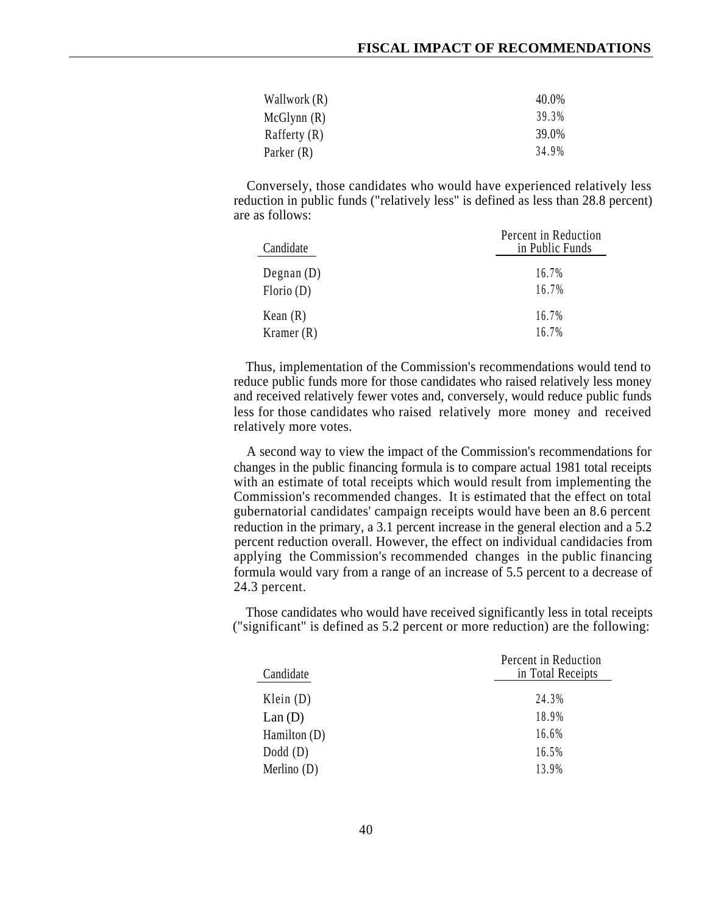| | |
|---|---|
| Wallwork (R) | 40.0% |
| McGlynn (R) | 39.3% |
| Rafferty (R) | 39.0% |
| Parker (R) | 34.9% |

Conversely, those candidates who would have experienced relatively less reduction in public funds ("relatively less" is defined as less than 28.8 percent) are as follows:

| Candidate | Percent in Reduction in Public Funds |
|---|---|
| Degnan (D) | 16.7% |
| Florio (D) | 16.7% |
| Kean (R) | 16.7% |
| Kramer (R) | 16.7% |

Thus, implementation of the Commission's recommendations would tend to reduce public funds more for those candidates who raised relatively less money and received relatively fewer votes and, conversely, would reduce public funds less for those candidates who raised relatively more money and received relatively more votes.

A second way to view the impact of the Commission's recommendations for changes in the public financing formula is to compare actual 1981 total receipts with an estimate of total receipts which would result from implementing the Commission's recommended changes. It is estimated that the effect on total gubernatorial candidates' campaign receipts would have been an 8.6 percent reduction in the primary, a 3.1 percent increase in the general election and a 5.2 percent reduction overall. However, the effect on individual candidacies from applying the Commission's recommended changes in the public financing formula would vary from a range of an increase of 5.5 percent to a decrease of 24.3 percent.

Those candidates who would have received significantly less in total receipts ("significant" is defined as 5.2 percent or more reduction) are the following:

| Candidate | Percent in Reduction in Total Receipts |
|---|---|
| Klein (D) | 24.3% |
| Lan (D) | 18.9% |
| Hamilton (D) | 16.6% |
| Dodd (D) | 16.5% |
| Merlino (D) | 13.9% |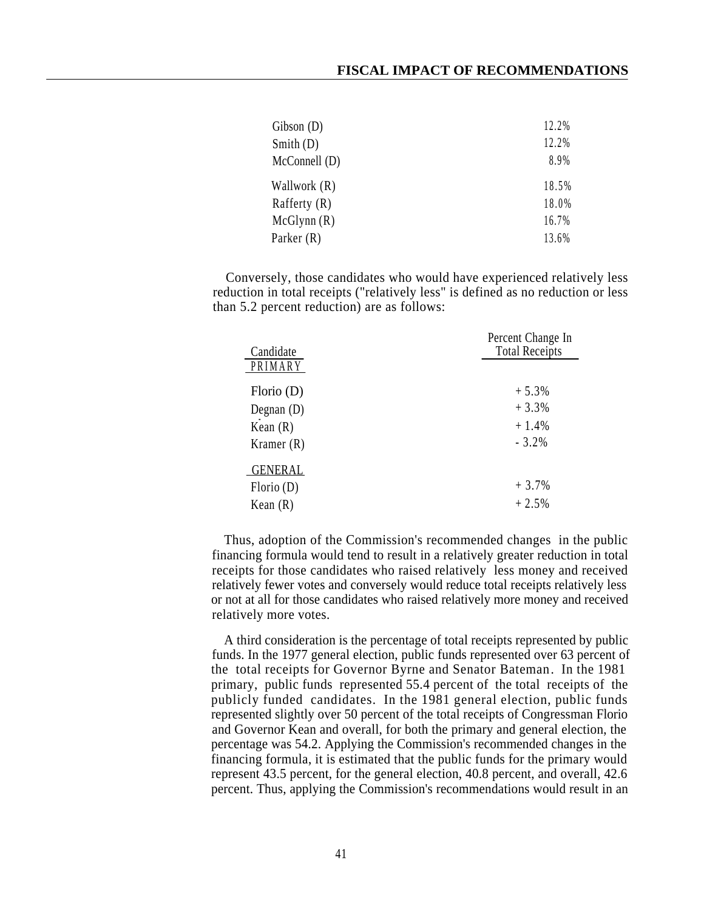| | |
|---|---|
| Gibson (D) | 12.2% |
| Smith (D) | 12.2% |
| McConnell (D) | 8.9% |
| Wallwork (R) | 18.5% |
| Rafferty (R) | 18.0% |
| McGlynn (R) | 16.7% |
| Parker (R) | 13.6% |

Conversely, those candidates who would have experienced relatively less reduction in total receipts ("relatively less" is defined as no reduction or less than 5.2 percent reduction) are as follows:

| Candidate | Percent Change In Total Receipts |
|---|---|
| PRIMARY | |
| Florio (D) | + 5.3% |
| Degnan (D) | + 3.3% |
| Kean (R) | + 1.4% |
| Kramer (R) | - 3.2% |
| GENERAL | |
| Florio (D) | + 3.7% |
| Kean (R) | + 2.5% |

Thus, adoption of the Commission's recommended changes in the public financing formula would tend to result in a relatively greater reduction in total receipts for those candidates who raised relatively less money and received relatively fewer votes and conversely would reduce total receipts relatively less or not at all for those candidates who raised relatively more money and received relatively more votes.

A third consideration is the percentage of total receipts represented by public funds. In the 1977 general election, public funds represented over 63 percent of the total receipts for Governor Byrne and Senator Bateman. In the 1981 primary, public funds represented 55.4 percent of the total receipts of the publicly funded candidates. In the 1981 general election, public funds represented slightly over 50 percent of the total receipts of Congressman Florio and Governor Kean and overall, for both the primary and general election, the percentage was 54.2. Applying the Commission's recommended changes in the financing formula, it is estimated that the public funds for the primary would represent 43.5 percent, for the general election, 40.8 percent, and overall, 42.6 percent. Thus, applying the Commission's recommendations would result in an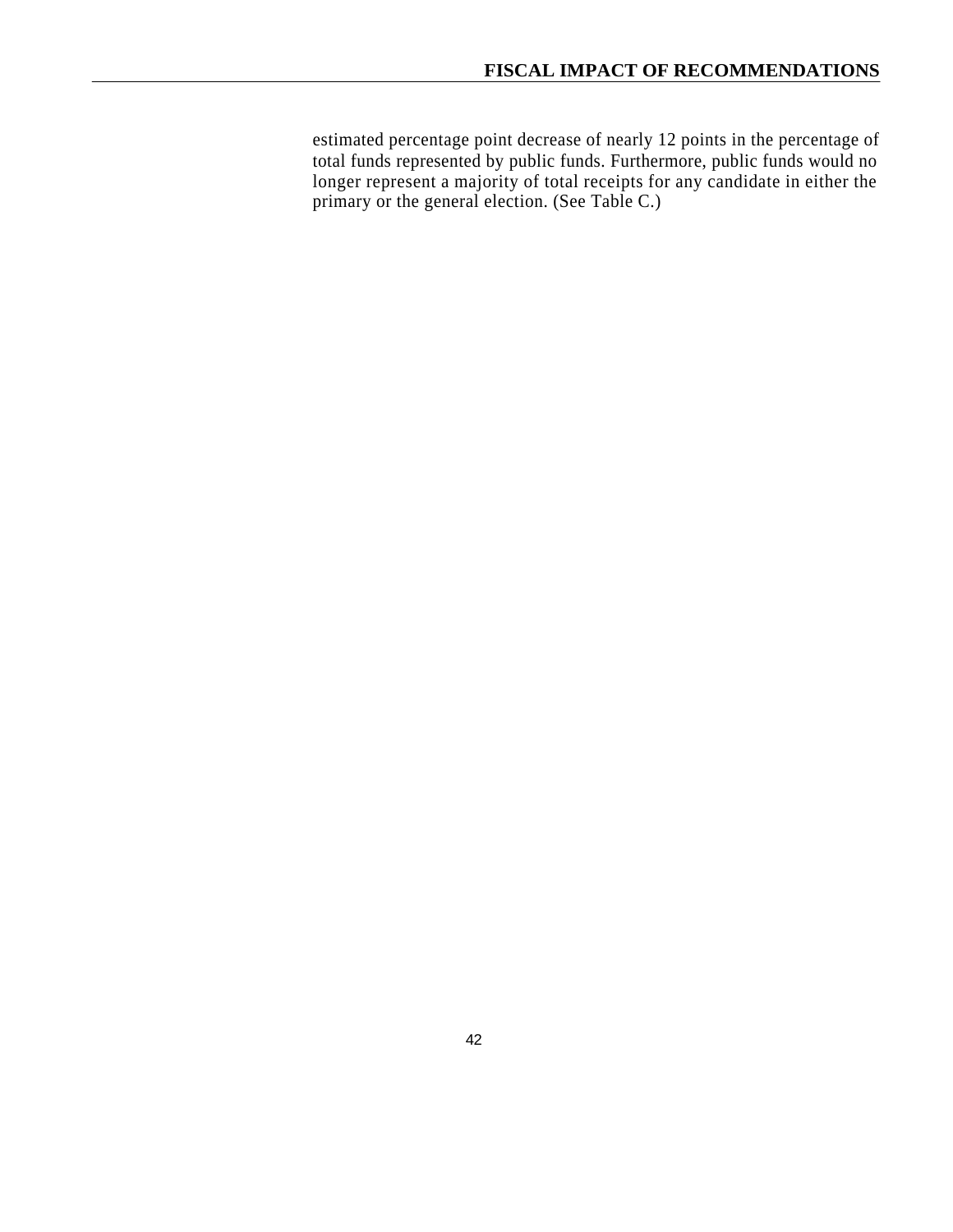estimated percentage point decrease of nearly 12 points in the percentage of total funds represented by public funds. Furthermore, public funds would no longer represent a majority of total receipts for any candidate in either the primary or the general election. (See Table C.)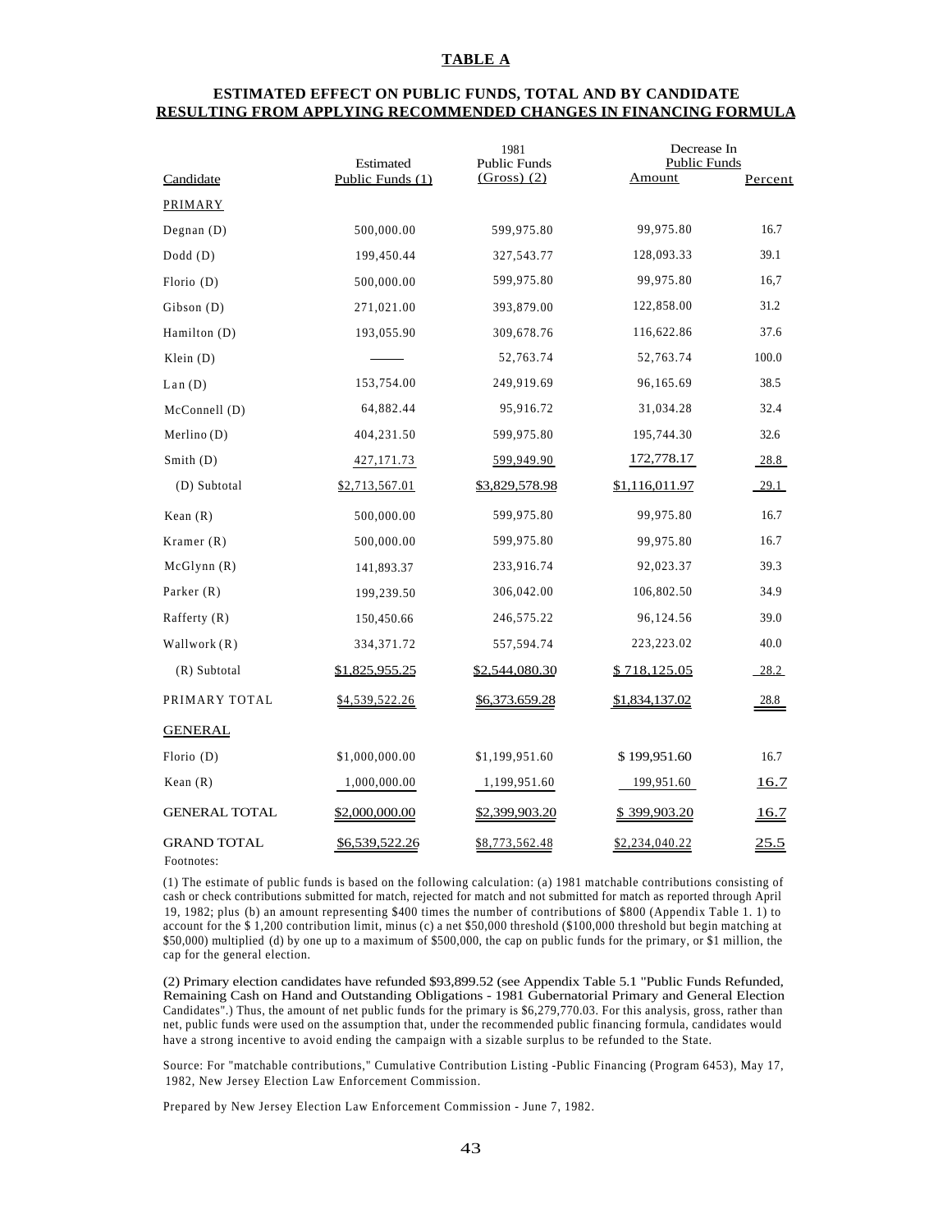**TABLE A**

**ESTIMATED EFFECT ON PUBLIC FUNDS, TOTAL AND BY CANDIDATE RESULTING FROM APPLYING RECOMMENDED CHANGES IN FINANCING FORMULA**

| Candidate | Estimated Public Funds (1) | 1981 Public Funds (Gross) (2) | Decrease In Public Funds Amount | Percent |
|---|---|---|---|---|
| PRIMARY | | | | |
| Degnan (D) | 500,000.00 | 599,975.80 | 99,975.80 | 16.7 |
| Dodd (D) | 199,450.44 | 327,543.77 | 128,093.33 | 39.1 |
| Florio (D) | 500,000.00 | 599,975.80 | 99,975.80 | 16,7 |
| Gibson (D) | 271,021.00 | 393,879.00 | 122,858.00 | 31.2 |
| Hamilton (D) | 193,055.90 | 309,678.76 | 116,622.86 | 37.6 |
| Klein (D) | ——— | 52,763.74 | 52,763.74 | 100.0 |
| Lan (D) | 153,754.00 | 249,919.69 | 96,165.69 | 38.5 |
| McConnell (D) | 64,882.44 | 95,916.72 | 31,034.28 | 32.4 |
| Merlino (D) | 404,231.50 | 599,975.80 | 195,744.30 | 32.6 |
| Smith (D) | 427,171.73 | 599,949.90 | 172,778.17 | 28.8 |
| (D) Subtotal | $2,713,567.01 | $3,829,578.98 | $1,116,011.97 | 29.1 |
| Kean (R) | 500,000.00 | 599,975.80 | 99,975.80 | 16.7 |
| Kramer (R) | 500,000.00 | 599,975.80 | 99,975.80 | 16.7 |
| McGlynn (R) | 141,893.37 | 233,916.74 | 92,023.37 | 39.3 |
| Parker (R) | 199,239.50 | 306,042.00 | 106,802.50 | 34.9 |
| Rafferty (R) | 150,450.66 | 246,575.22 | 96,124.56 | 39.0 |
| Wallwork (R) | 334,371.72 | 557,594.74 | 223,223.02 | 40.0 |
| (R) Subtotal | $1,825,955.25 | $2,544,080.30 | $ 718,125.05 | 28.2 |
| PRIMARY TOTAL | $4,539,522.26 | $6,373,659.28 | $1,834,137.02 | 28.8 |
| GENERAL | | | | |
| Florio (D) | $1,000,000.00 | $1,199,951.60 | $ 199,951.60 | 16.7 |
| Kean (R) | 1,000,000.00 | 1,199,951.60 | 199,951.60 | 16.7 |
| GENERAL TOTAL | $2,000,000.00 | $2,399,903.20 | $ 399,903.20 | 16.7 |
| GRAND TOTAL | $6,539,522.26 | $8,773,562.48 | $2,234,040.22 | 25.5 |

Footnotes:

(1) The estimate of public funds is based on the following calculation: (a) 1981 matchable contributions consisting of cash or check contributions submitted for match, rejected for match and not submitted for match as reported through April 19, 1982; plus (b) an amount representing $400 times the number of contributions of $800 (Appendix Table 1. 1) to account for the $ 1,200 contribution limit, minus (c) a net $50,000 threshold ($100,000 threshold but begin matching at $50,000) multiplied (d) by one up to a maximum of $500,000, the cap on public funds for the primary, or $1 million, the cap for the general election.

(2) Primary election candidates have refunded $93,899.52 (see Appendix Table 5.1 "Public Funds Refunded, Remaining Cash on Hand and Outstanding Obligations - 1981 Gubernatorial Primary and General Election Candidates".) Thus, the amount of net public funds for the primary is $6,279,770.03. For this analysis, gross, rather than net, public funds were used on the assumption that, under the recommended public financing formula, candidates would have a strong incentive to avoid ending the campaign with a sizable surplus to be refunded to the State.

Source: For "matchable contributions," Cumulative Contribution Listing -Public Financing (Program 6453), May 17, 1982, New Jersey Election Law Enforcement Commission.

Prepared by New Jersey Election Law Enforcement Commission - June 7, 1982.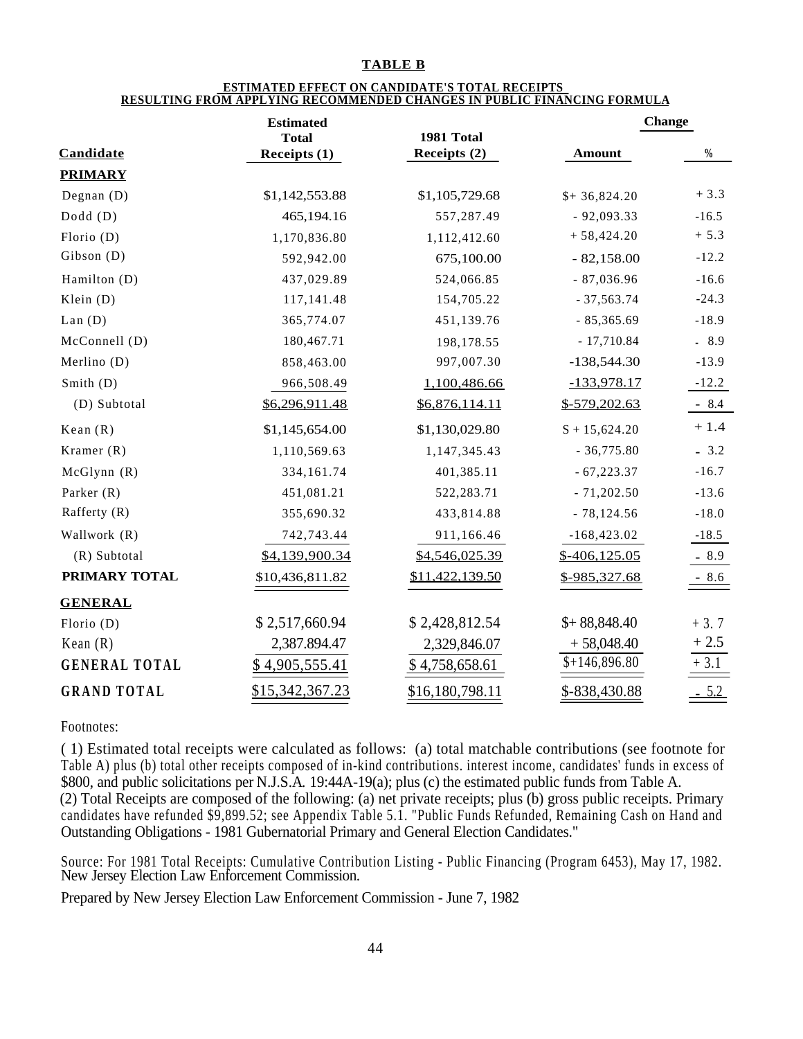**TABLE B**

**ESTIMATED EFFECT ON CANDIDATE'S TOTAL RECEIPTS RESULTING FROM APPLYING RECOMMENDED CHANGES IN PUBLIC FINANCING FORMULA**

| Candidate | Estimated Total Receipts (1) | 1981 Total Receipts (2) | Change Amount | Change % |
|---|---|---|---|---|
| **PRIMARY** | | | | |
| Degnan (D) | $1,142,553.88 | $1,105,729.68 | $+ 36,824.20 | + 3.3 |
| Dodd (D) | 465,194.16 | 557,287.49 | - 92,093.33 | -16.5 |
| Florio (D) | 1,170,836.80 | 1,112,412.60 | + 58,424.20 | + 5.3 |
| Gibson (D) | 592,942.00 | 675,100.00 | - 82,158.00 | -12.2 |
| Hamilton (D) | 437,029.89 | 524,066.85 | - 87,036.96 | -16.6 |
| Klein (D) | 117,141.48 | 154,705.22 | - 37,563.74 | -24.3 |
| Lan (D) | 365,774.07 | 451,139.76 | - 85,365.69 | -18.9 |
| McConnell (D) | 180,467.71 | 198,178.55 | - 17,710.84 | - 8.9 |
| Merlino (D) | 858,463.00 | 997,007.30 | -138,544.30 | -13.9 |
| Smith (D) | 966,508.49 | 1,100,486.66 | -133,978.17 | -12.2 |
| (D) Subtotal | $6,296,911.48 | $6,876,114.11 | $-579,202.63 | - 8.4 |
| Kean (R) | $1,145,654.00 | $1,130,029.80 | S + 15,624.20 | + 1.4 |
| Kramer (R) | 1,110,569.63 | 1,147,345.43 | - 36,775.80 | - 3.2 |
| McGlynn (R) | 334,161.74 | 401,385.11 | - 67,223.37 | -16.7 |
| Parker (R) | 451,081.21 | 522,283.71 | - 71,202.50 | -13.6 |
| Rafferty (R) | 355,690.32 | 433,814.88 | - 78,124.56 | -18.0 |
| Wallwork (R) | 742,743.44 | 911,166.46 | -168,423.02 | -18.5 |
| (R) Subtotal | $4,139,900.34 | $4,546,025.39 | $-406,125.05 | - 8.9 |
| **PRIMARY TOTAL** | $10,436,811.82 | $11,422,139.50 | $-985,327.68 | - 8.6 |
| **GENERAL** | | | | |
| Florio (D) | $ 2,517,660.94 | $ 2,428,812.54 | $+ 88,848.40 | + 3. 7 |
| Kean (R) | 2,387.894.47 | 2,329,846.07 | + 58,048.40 | + 2.5 |
| **GENERAL TOTAL** | $ 4,905,555.41 | $ 4,758,658.61 | $+146,896.80 | + 3.1 |
| **GRAND TOTAL** | $15,342,367.23 | $16,180,798.11 | $-838,430.88 | - 5.2 |

Footnotes:

( 1) Estimated total receipts were calculated as follows: (a) total matchable contributions (see footnote for Table A) plus (b) total other receipts composed of in-kind contributions. interest income, candidates' funds in excess of $800, and public solicitations per N.J.S.A. 19:44A-19(a); plus (c) the estimated public funds from Table A.
(2) Total Receipts are composed of the following: (a) net private receipts; plus (b) gross public receipts. Primary candidates have refunded $9,899.52; see Appendix Table 5.1. "Public Funds Refunded, Remaining Cash on Hand and Outstanding Obligations - 1981 Gubernatorial Primary and General Election Candidates."

Source: For 1981 Total Receipts: Cumulative Contribution Listing - Public Financing (Program 6453), May 17, 1982. New Jersey Election Law Enforcement Commission.

Prepared by New Jersey Election Law Enforcement Commission - June 7, 1982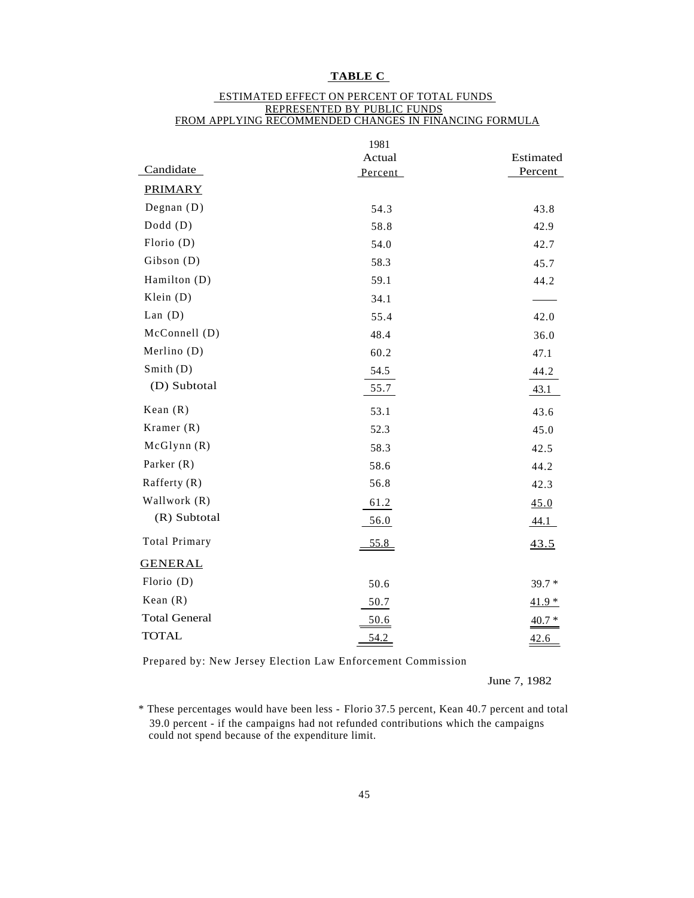**TABLE C**

ESTIMATED EFFECT ON PERCENT OF TOTAL FUNDS REPRESENTED BY PUBLIC FUNDS FROM APPLYING RECOMMENDED CHANGES IN FINANCING FORMULA

| Candidate | 1981 Actual Percent | Estimated Percent |
|---|---|---|
| **PRIMARY** | | |
| Degnan (D) | 54.3 | 43.8 |
| Dodd (D) | 58.8 | 42.9 |
| Florio (D) | 54.0 | 42.7 |
| Gibson (D) | 58.3 | 45.7 |
| Hamilton (D) | 59.1 | 44.2 |
| Klein (D) | 34.1 | —— |
| Lan (D) | 55.4 | 42.0 |
| McConnell (D) | 48.4 | 36.0 |
| Merlino (D) | 60.2 | 47.1 |
| Smith (D) | 54.5 | 44.2 |
| (D) Subtotal | 55.7 | 43.1 |
| Kean (R) | 53.1 | 43.6 |
| Kramer (R) | 52.3 | 45.0 |
| McGlynn (R) | 58.3 | 42.5 |
| Parker (R) | 58.6 | 44.2 |
| Rafferty (R) | 56.8 | 42.3 |
| Wallwork (R) | 61.2 | 45.0 |
| (R) Subtotal | 56.0 | 44.1 |
| Total Primary | 55.8 | 43.5 |
| **GENERAL** | | |
| Florio (D) | 50.6 | 39.7 * |
| Kean (R) | 50.7 | 41.9 * |
| Total General | 50.6 | 40.7 * |
| TOTAL | 54.2 | 42.6 |

Prepared by: New Jersey Election Law Enforcement Commission

June 7, 1982

* These percentages would have been less - Florio 37.5 percent, Kean 40.7 percent and total 39.0 percent - if the campaigns had not refunded contributions which the campaigns could not spend because of the expenditure limit.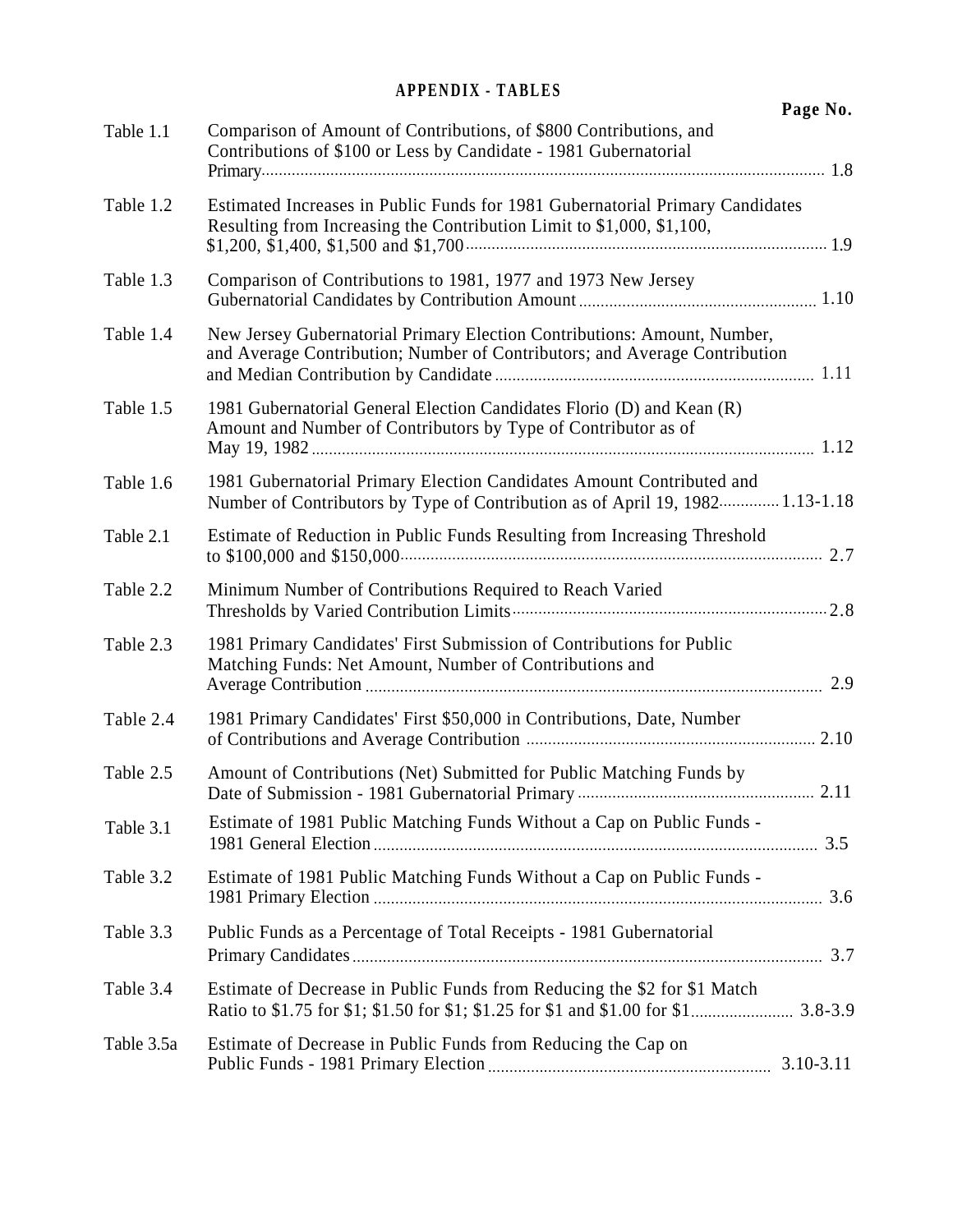## APPENDIX - TABLES

| | | Page No. |
|---|---|---|
| Table 1.1 | Comparison of Amount of Contributions, of $800 Contributions, and Contributions of $100 or Less by Candidate - 1981 Gubernatorial Primary | 1.8 |
| Table 1.2 | Estimated Increases in Public Funds for 1981 Gubernatorial Primary Candidates Resulting from Increasing the Contribution Limit to $1,000, $1,100, $1,200, $1,400, $1,500 and $1,700 | 1.9 |
| Table 1.3 | Comparison of Contributions to 1981, 1977 and 1973 New Jersey Gubernatorial Candidates by Contribution Amount | 1.10 |
| Table 1.4 | New Jersey Gubernatorial Primary Election Contributions: Amount, Number, and Average Contribution; Number of Contributors; and Average Contribution and Median Contribution by Candidate | 1.11 |
| Table 1.5 | 1981 Gubernatorial General Election Candidates Florio (D) and Kean (R) Amount and Number of Contributors by Type of Contributor as of May 19, 1982 | 1.12 |
| Table 1.6 | 1981 Gubernatorial Primary Election Candidates Amount Contributed and Number of Contributors by Type of Contribution as of April 19, 1982 | 1.13-1.18 |
| Table 2.1 | Estimate of Reduction in Public Funds Resulting from Increasing Threshold to $100,000 and $150,000 | 2.7 |
| Table 2.2 | Minimum Number of Contributions Required to Reach Varied Thresholds by Varied Contribution Limits | 2.8 |
| Table 2.3 | 1981 Primary Candidates' First Submission of Contributions for Public Matching Funds: Net Amount, Number of Contributions and Average Contribution | 2.9 |
| Table 2.4 | 1981 Primary Candidates' First $50,000 in Contributions, Date, Number of Contributions and Average Contribution | 2.10 |
| Table 2.5 | Amount of Contributions (Net) Submitted for Public Matching Funds by Date of Submission - 1981 Gubernatorial Primary | 2.11 |
| Table 3.1 | Estimate of 1981 Public Matching Funds Without a Cap on Public Funds - 1981 General Election | 3.5 |
| Table 3.2 | Estimate of 1981 Public Matching Funds Without a Cap on Public Funds - 1981 Primary Election | 3.6 |
| Table 3.3 | Public Funds as a Percentage of Total Receipts - 1981 Gubernatorial Primary Candidates | 3.7 |
| Table 3.4 | Estimate of Decrease in Public Funds from Reducing the $2 for $1 Match Ratio to $1.75 for $1; $1.50 for $1; $1.25 for $1 and $1.00 for $1 | 3.8-3.9 |
| Table 3.5a | Estimate of Decrease in Public Funds from Reducing the Cap on Public Funds - 1981 Primary Election | 3.10-3.11 |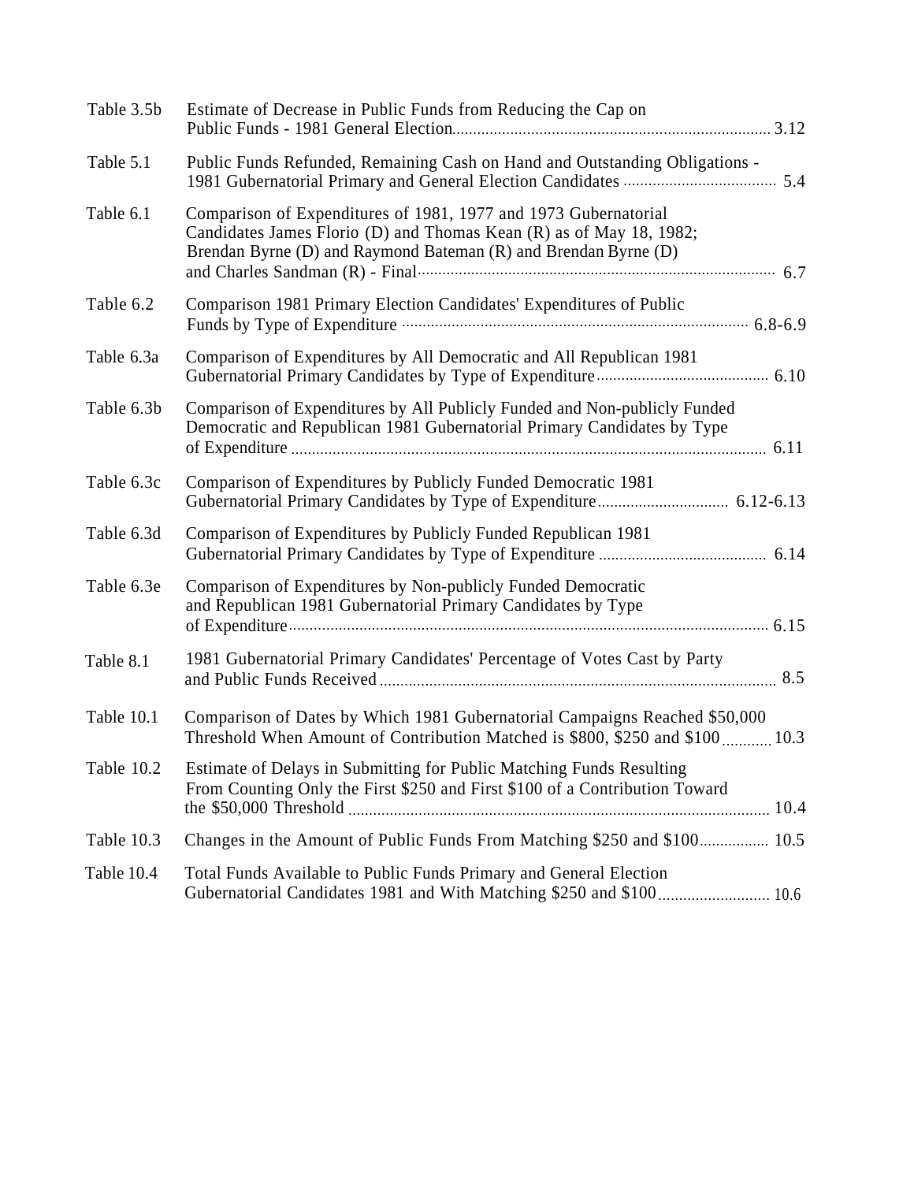| | | |
|---|---|---|
| Table 3.5b | Estimate of Decrease in Public Funds from Reducing the Cap on Public Funds - 1981 General Election | 3.12 |
| Table 5.1 | Public Funds Refunded, Remaining Cash on Hand and Outstanding Obligations - 1981 Gubernatorial Primary and General Election Candidates | 5.4 |
| Table 6.1 | Comparison of Expenditures of 1981, 1977 and 1973 Gubernatorial Candidates James Florio (D) and Thomas Kean (R) as of May 18, 1982; Brendan Byrne (D) and Raymond Bateman (R) and Brendan Byrne (D) and Charles Sandman (R) - Final | 6.7 |
| Table 6.2 | Comparison 1981 Primary Election Candidates' Expenditures of Public Funds by Type of Expenditure | 6.8-6.9 |
| Table 6.3a | Comparison of Expenditures by All Democratic and All Republican 1981 Gubernatorial Primary Candidates by Type of Expenditure | 6.10 |
| Table 6.3b | Comparison of Expenditures by All Publicly Funded and Non-publicly Funded Democratic and Republican 1981 Gubernatorial Primary Candidates by Type of Expenditure | 6.11 |
| Table 6.3c | Comparison of Expenditures by Publicly Funded Democratic 1981 Gubernatorial Primary Candidates by Type of Expenditure | 6.12-6.13 |
| Table 6.3d | Comparison of Expenditures by Publicly Funded Republican 1981 Gubernatorial Primary Candidates by Type of Expenditure | 6.14 |
| Table 6.3e | Comparison of Expenditures by Non-publicly Funded Democratic and Republican 1981 Gubernatorial Primary Candidates by Type of Expenditure | 6.15 |
| Table 8.1 | 1981 Gubernatorial Primary Candidates' Percentage of Votes Cast by Party and Public Funds Received | 8.5 |
| Table 10.1 | Comparison of Dates by Which 1981 Gubernatorial Campaigns Reached $50,000 Threshold When Amount of Contribution Matched is $800, $250 and $100 | 10.3 |
| Table 10.2 | Estimate of Delays in Submitting for Public Matching Funds Resulting From Counting Only the First $250 and First $100 of a Contribution Toward the $50,000 Threshold | 10.4 |
| Table 10.3 | Changes in the Amount of Public Funds From Matching $250 and $100 | 10.5 |
| Table 10.4 | Total Funds Available to Public Funds Primary and General Election Gubernatorial Candidates 1981 and With Matching $250 and $100 | 10.6 |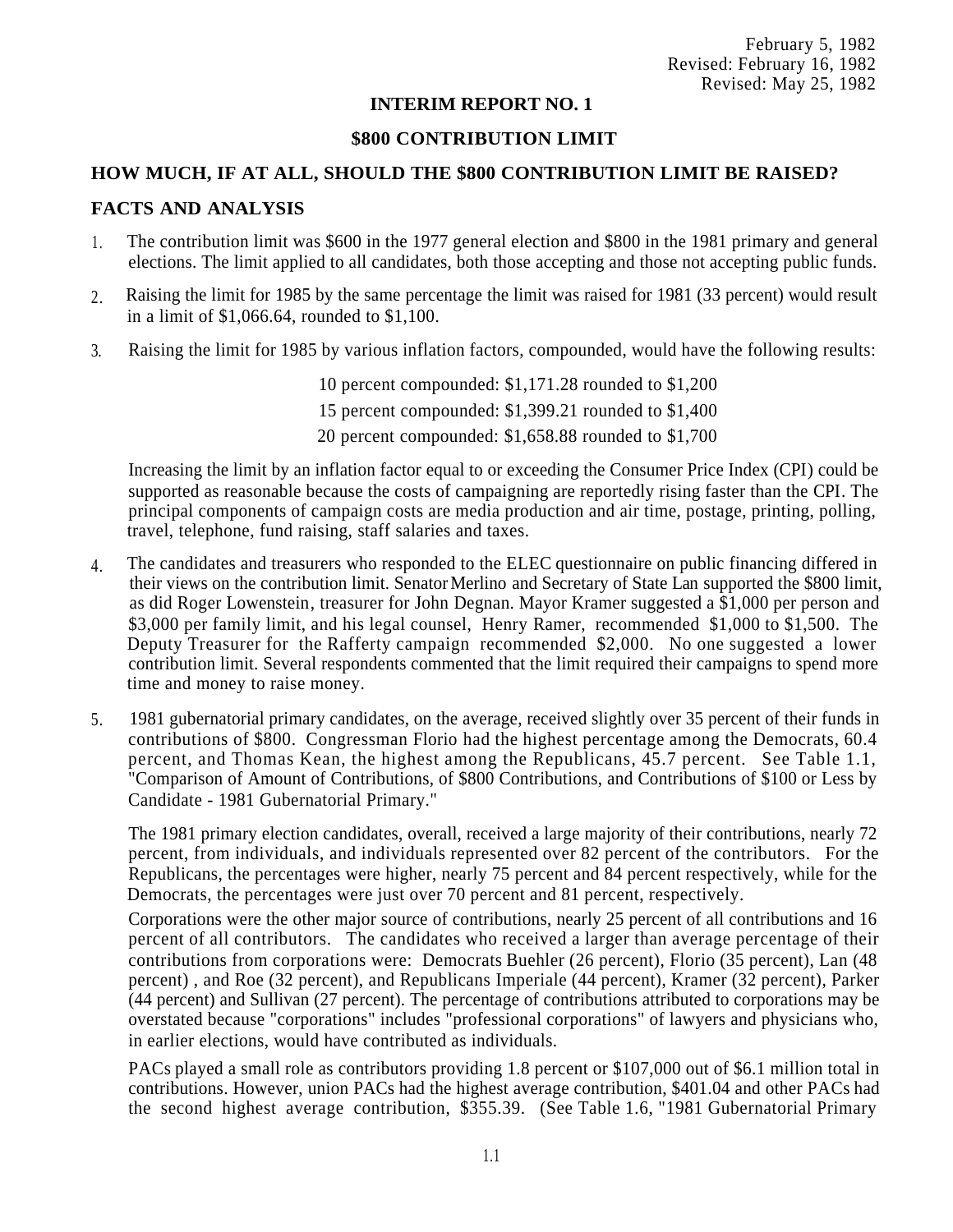February 5, 1982
Revised: February 16, 1982
Revised: May 25, 1982

## INTERIM REPORT NO. 1

## $800 CONTRIBUTION LIMIT

### HOW MUCH, IF AT ALL, SHOULD THE $800 CONTRIBUTION LIMIT BE RAISED?

### FACTS AND ANALYSIS

1. The contribution limit was $600 in the 1977 general election and $800 in the 1981 primary and general elections. The limit applied to all candidates, both those accepting and those not accepting public funds.

2. Raising the limit for 1985 by the same percentage the limit was raised for 1981 (33 percent) would result in a limit of $1,066.64, rounded to $1,100.

3. Raising the limit for 1985 by various inflation factors, compounded, would have the following results:

   10 percent compounded: $1,171.28 rounded to $1,200

   15 percent compounded: $1,399.21 rounded to $1,400

   20 percent compounded: $1,658.88 rounded to $1,700

   Increasing the limit by an inflation factor equal to or exceeding the Consumer Price Index (CPI) could be supported as reasonable because the costs of campaigning are reportedly rising faster than the CPI. The principal components of campaign costs are media production and air time, postage, printing, polling, travel, telephone, fund raising, staff salaries and taxes.

4. The candidates and treasurers who responded to the ELEC questionnaire on public financing differed in their views on the contribution limit. Senator Merlino and Secretary of State Lan supported the $800 limit, as did Roger Lowenstein, treasurer for John Degnan. Mayor Kramer suggested a $1,000 per person and $3,000 per family limit, and his legal counsel, Henry Ramer, recommended $1,000 to $1,500. The Deputy Treasurer for the Rafferty campaign recommended $2,000. No one suggested a lower contribution limit. Several respondents commented that the limit required their campaigns to spend more time and money to raise money.

5. 1981 gubernatorial primary candidates, on the average, received slightly over 35 percent of their funds in contributions of $800. Congressman Florio had the highest percentage among the Democrats, 60.4 percent, and Thomas Kean, the highest among the Republicans, 45.7 percent. See Table 1.1, "Comparison of Amount of Contributions, of $800 Contributions, and Contributions of $100 or Less by Candidate - 1981 Gubernatorial Primary."

   The 1981 primary election candidates, overall, received a large majority of their contributions, nearly 72 percent, from individuals, and individuals represented over 82 percent of the contributors. For the Republicans, the percentages were higher, nearly 75 percent and 84 percent respectively, while for the Democrats, the percentages were just over 70 percent and 81 percent, respectively.

   Corporations were the other major source of contributions, nearly 25 percent of all contributions and 16 percent of all contributors. The candidates who received a larger than average percentage of their contributions from corporations were: Democrats Buehler (26 percent), Florio (35 percent), Lan (48 percent) , and Roe (32 percent), and Republicans Imperiale (44 percent), Kramer (32 percent), Parker (44 percent) and Sullivan (27 percent). The percentage of contributions attributed to corporations may be overstated because "corporations" includes "professional corporations" of lawyers and physicians who, in earlier elections, would have contributed as individuals.

   PACs played a small role as contributors providing 1.8 percent or $107,000 out of $6.1 million total in contributions. However, union PACs had the highest average contribution, $401.04 and other PACs had the second highest average contribution, $355.39. (See Table 1.6, "1981 Gubernatorial Primary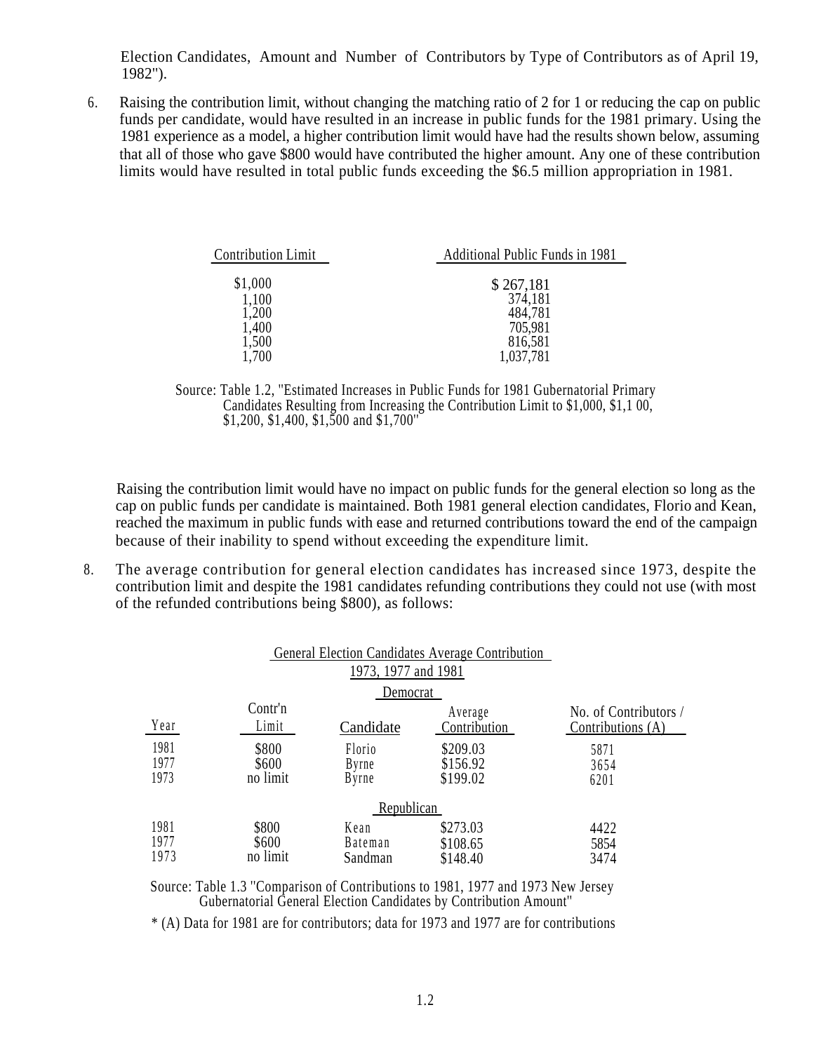Election Candidates, Amount and Number of Contributors by Type of Contributors as of April 19, 1982").

6. Raising the contribution limit, without changing the matching ratio of 2 for 1 or reducing the cap on public funds per candidate, would have resulted in an increase in public funds for the 1981 primary. Using the 1981 experience as a model, a higher contribution limit would have had the results shown below, assuming that all of those who gave $800 would have contributed the higher amount. Any one of these contribution limits would have resulted in total public funds exceeding the $6.5 million appropriation in 1981.

| Contribution Limit | Additional Public Funds in 1981 |
|---|---|
| $1,000 | $ 267,181 |
| 1,100 | 374,181 |
| 1,200 | 484,781 |
| 1,400 | 705,981 |
| 1,500 | 816,581 |
| 1,700 | 1,037,781 |

Source: Table 1.2, "Estimated Increases in Public Funds for 1981 Gubernatorial Primary Candidates Resulting from Increasing the Contribution Limit to $1,000, $1,1 00, $1,200, $1,400, $1,500 and $1,700"

Raising the contribution limit would have no impact on public funds for the general election so long as the cap on public funds per candidate is maintained. Both 1981 general election candidates, Florio and Kean, reached the maximum in public funds with ease and returned contributions toward the end of the campaign because of their inability to spend without exceeding the expenditure limit.

8. The average contribution for general election candidates has increased since 1973, despite the contribution limit and despite the 1981 candidates refunding contributions they could not use (with most of the refunded contributions being $800), as follows:

General Election Candidates Average Contribution
1973, 1977 and 1981

| Year | Contr'n Limit | Candidate | Average Contribution | No. of Contributors / Contributions (A) |
|---|---|---|---|---|
| | | **Democrat** | | |
| 1981 | $800 | Florio | $209.03 | 5871 |
| 1977 | $600 | Byrne | $156.92 | 3654 |
| 1973 | no limit | Byrne | $199.02 | 6201 |
| | | **Republican** | | |
| 1981 | $800 | Kean | $273.03 | 4422 |
| 1977 | $600 | Bateman | $108.65 | 5854 |
| 1973 | no limit | Sandman | $148.40 | 3474 |

Source: Table 1.3 "Comparison of Contributions to 1981, 1977 and 1973 New Jersey Gubernatorial General Election Candidates by Contribution Amount"

* (A) Data for 1981 are for contributors; data for 1973 and 1977 are for contributions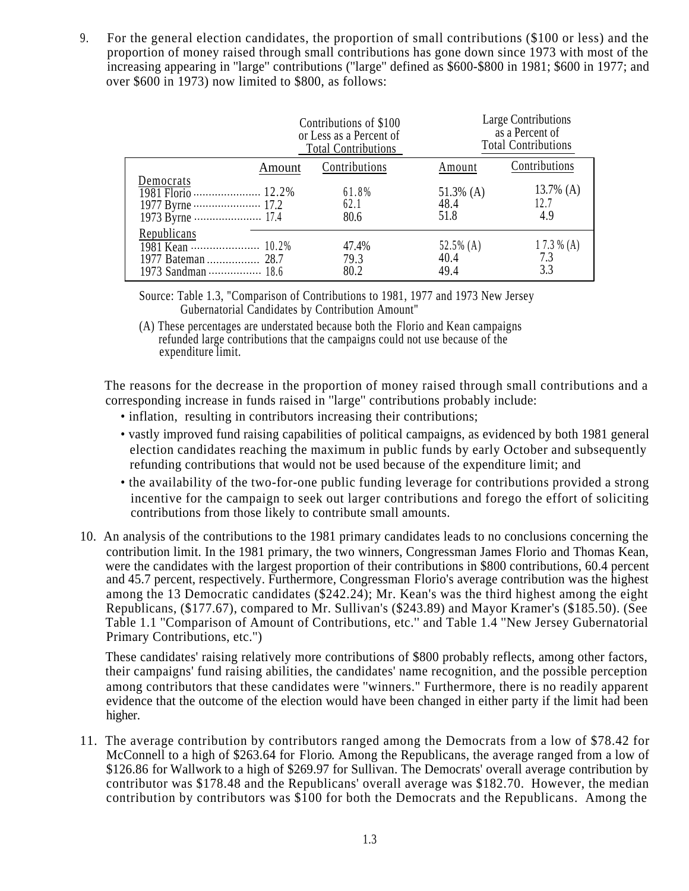9. For the general election candidates, the proportion of small contributions ($100 or less) and the proportion of money raised through small contributions has gone down since 1973 with most of the increasing appearing in "large" contributions ("large" defined as $600-$800 in 1981; $600 in 1977; and over $600 in 1973) now limited to $800, as follows:

| | Contributions of $100 or Less as a Percent of Total Contributions | | Large Contributions as a Percent of Total Contributions | |
|---|---|---|---|---|
| | Amount | Contributions | Amount | Contributions |
| **Democrats** | | | | |
| 1981 Florio | 12.2% | 61.8% | 51.3% (A) | 13.7% (A) |
| 1977 Byrne | 17.2 | 62.1 | 48.4 | 12.7 |
| 1973 Byrne | 17.4 | 80.6 | 51.8 | 4.9 |
| **Republicans** | | | | |
| 1981 Kean | 10.2% | 47.4% | 52.5% (A) | 17.3% (A) |
| 1977 Bateman | 28.7 | 79.3 | 40.4 | 7.3 |
| 1973 Sandman | 18.6 | 80.2 | 49.4 | 3.3 |

Source: Table 1.3, "Comparison of Contributions to 1981, 1977 and 1973 New Jersey Gubernatorial Candidates by Contribution Amount"

(A) These percentages are understated because both the Florio and Kean campaigns refunded large contributions that the campaigns could not use because of the expenditure limit.

The reasons for the decrease in the proportion of money raised through small contributions and a corresponding increase in funds raised in "large" contributions probably include:

- inflation, resulting in contributors increasing their contributions;
- vastly improved fund raising capabilities of political campaigns, as evidenced by both 1981 general election candidates reaching the maximum in public funds by early October and subsequently refunding contributions that would not be used because of the expenditure limit; and
- the availability of the two-for-one public funding leverage for contributions provided a strong incentive for the campaign to seek out larger contributions and forego the effort of soliciting contributions from those likely to contribute small amounts.

10. An analysis of the contributions to the 1981 primary candidates leads to no conclusions concerning the contribution limit. In the 1981 primary, the two winners, Congressman James Florio and Thomas Kean, were the candidates with the largest proportion of their contributions in $800 contributions, 60.4 percent and 45.7 percent, respectively. Furthermore, Congressman Florio's average contribution was the highest among the 13 Democratic candidates ($242.24); Mr. Kean's was the third highest among the eight Republicans, ($177.67), compared to Mr. Sullivan's ($243.89) and Mayor Kramer's ($185.50). (See Table 1.1 "Comparison of Amount of Contributions, etc." and Table 1.4 "New Jersey Gubernatorial Primary Contributions, etc.")

    These candidates' raising relatively more contributions of $800 probably reflects, among other factors, their campaigns' fund raising abilities, the candidates' name recognition, and the possible perception among contributors that these candidates were "winners." Furthermore, there is no readily apparent evidence that the outcome of the election would have been changed in either party if the limit had been higher.

11. The average contribution by contributors ranged among the Democrats from a low of $78.42 for McConnell to a high of $263.64 for Florio. Among the Republicans, the average ranged from a low of $126.86 for Wallwork to a high of $269.97 for Sullivan. The Democrats' overall average contribution by contributor was $178.48 and the Republicans' overall average was $182.70. However, the median contribution by contributors was $100 for both the Democrats and the Republicans. Among the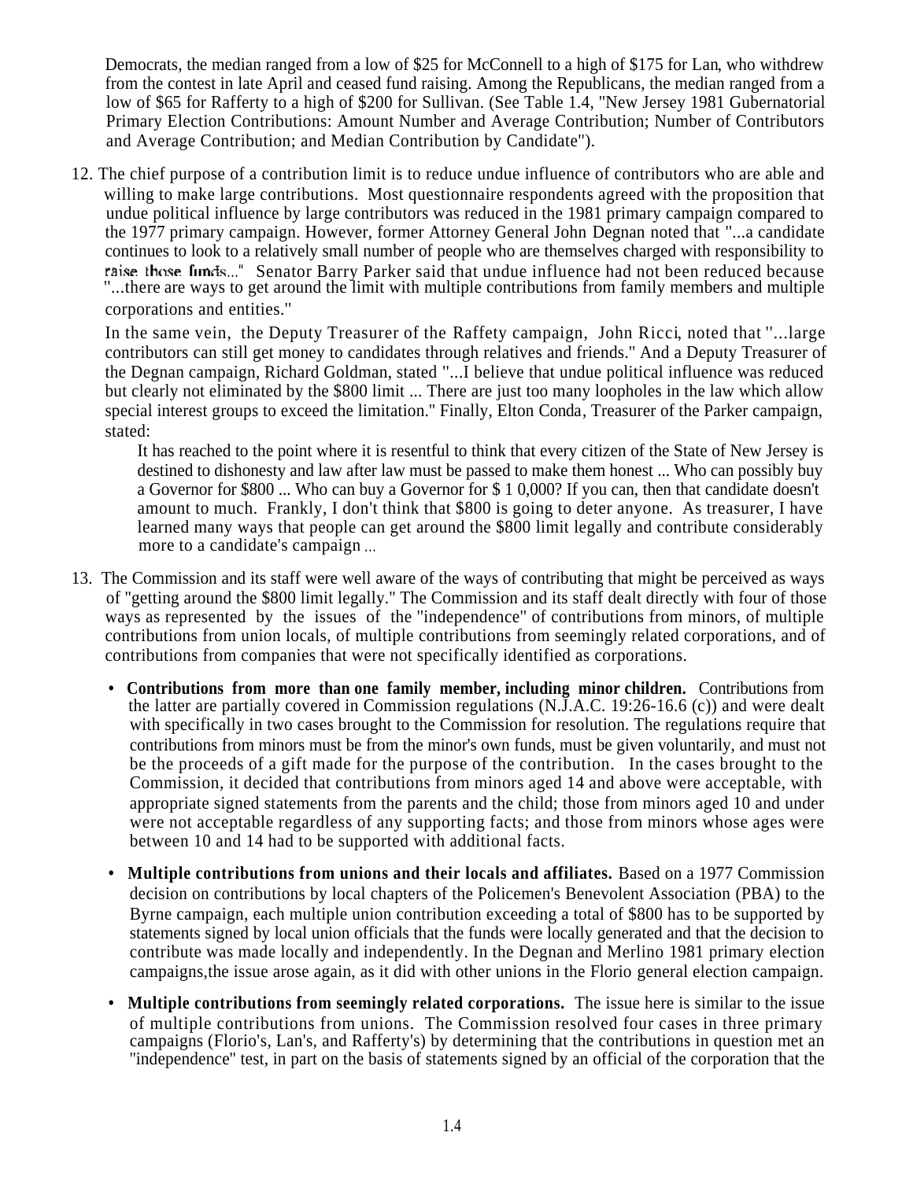Democrats, the median ranged from a low of $25 for McConnell to a high of $175 for Lan, who withdrew from the contest in late April and ceased fund raising. Among the Republicans, the median ranged from a low of $65 for Rafferty to a high of $200 for Sullivan. (See Table 1.4, "New Jersey 1981 Gubernatorial Primary Election Contributions: Amount Number and Average Contribution; Number of Contributors and Average Contribution; and Median Contribution by Candidate").

12. The chief purpose of a contribution limit is to reduce undue influence of contributors who are able and willing to make large contributions. Most questionnaire respondents agreed with the proposition that undue political influence by large contributors was reduced in the 1981 primary campaign compared to the 1977 primary campaign. However, former Attorney General John Degnan noted that "...a candidate continues to look to a relatively small number of people who are themselves charged with responsibility to raise those funds..." Senator Barry Parker said that undue influence had not been reduced because "...there are ways to get around the limit with multiple contributions from family members and multiple corporations and entities."

    In the same vein, the Deputy Treasurer of the Raffety campaign, John Ricci, noted that "...large contributors can still get money to candidates through relatives and friends." And a Deputy Treasurer of the Degnan campaign, Richard Goldman, stated "...I believe that undue political influence was reduced but clearly not eliminated by the $800 limit ... There are just too many loopholes in the law which allow special interest groups to exceed the limitation." Finally, Elton Conda, Treasurer of the Parker campaign, stated:

    > It has reached to the point where it is resentful to think that every citizen of the State of New Jersey is destined to dishonesty and law after law must be passed to make them honest ... Who can possibly buy a Governor for $800 ... Who can buy a Governor for $ 1 0,000? If you can, then that candidate doesn't amount to much. Frankly, I don't think that $800 is going to deter anyone. As treasurer, I have learned many ways that people can get around the $800 limit legally and contribute considerably more to a candidate's campaign ...

13. The Commission and its staff were well aware of the ways of contributing that might be perceived as ways of "getting around the $800 limit legally." The Commission and its staff dealt directly with four of those ways as represented by the issues of the "independence" of contributions from minors, of multiple contributions from union locals, of multiple contributions from seemingly related corporations, and of contributions from companies that were not specifically identified as corporations.

    - **Contributions from more than one family member, including minor children.** Contributions from the latter are partially covered in Commission regulations (N.J.A.C. 19:26-16.6 (c)) and were dealt with specifically in two cases brought to the Commission for resolution. The regulations require that contributions from minors must be from the minor's own funds, must be given voluntarily, and must not be the proceeds of a gift made for the purpose of the contribution. In the cases brought to the Commission, it decided that contributions from minors aged 14 and above were acceptable, with appropriate signed statements from the parents and the child; those from minors aged 10 and under were not acceptable regardless of any supporting facts; and those from minors whose ages were between 10 and 14 had to be supported with additional facts.

    - **Multiple contributions from unions and their locals and affiliates.** Based on a 1977 Commission decision on contributions by local chapters of the Policemen's Benevolent Association (PBA) to the Byrne campaign, each multiple union contribution exceeding a total of $800 has to be supported by statements signed by local union officials that the funds were locally generated and that the decision to contribute was made locally and independently. In the Degnan and Merlino 1981 primary election campaigns, the issue arose again, as it did with other unions in the Florio general election campaign.

    - **Multiple contributions from seemingly related corporations.** The issue here is similar to the issue of multiple contributions from unions. The Commission resolved four cases in three primary campaigns (Florio's, Lan's, and Rafferty's) by determining that the contributions in question met an "independence" test, in part on the basis of statements signed by an official of the corporation that the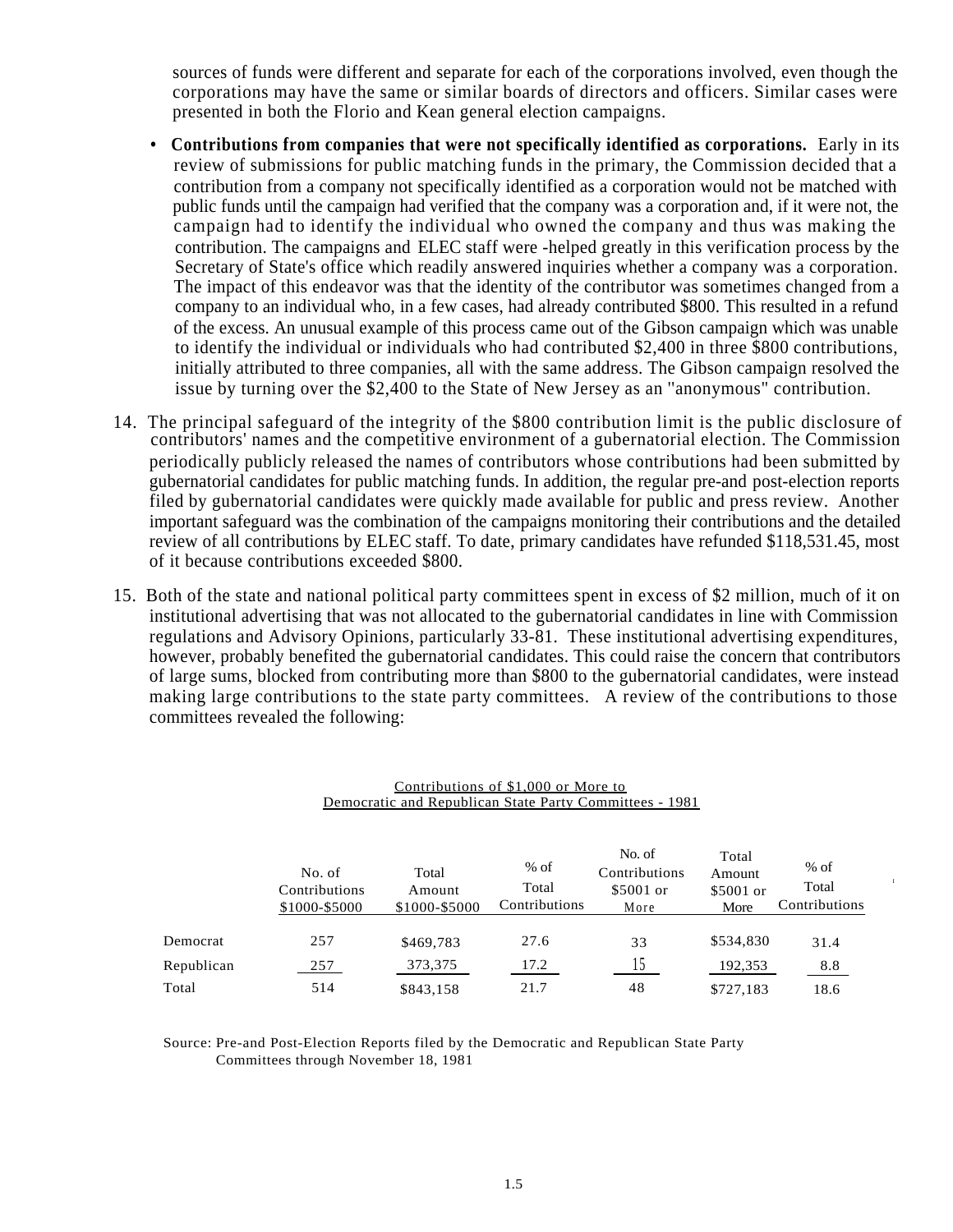sources of funds were different and separate for each of the corporations involved, even though the corporations may have the same or similar boards of directors and officers. Similar cases were presented in both the Florio and Kean general election campaigns.

- **Contributions from companies that were not specifically identified as corporations.** Early in its review of submissions for public matching funds in the primary, the Commission decided that a contribution from a company not specifically identified as a corporation would not be matched with public funds until the campaign had verified that the company was a corporation and, if it were not, the campaign had to identify the individual who owned the company and thus was making the contribution. The campaigns and ELEC staff were -helped greatly in this verification process by the Secretary of State's office which readily answered inquiries whether a company was a corporation. The impact of this endeavor was that the identity of the contributor was sometimes changed from a company to an individual who, in a few cases, had already contributed $800. This resulted in a refund of the excess. An unusual example of this process came out of the Gibson campaign which was unable to identify the individual or individuals who had contributed $2,400 in three $800 contributions, initially attributed to three companies, all with the same address. The Gibson campaign resolved the issue by turning over the $2,400 to the State of New Jersey as an "anonymous" contribution.

14. The principal safeguard of the integrity of the $800 contribution limit is the public disclosure of contributors' names and the competitive environment of a gubernatorial election. The Commission periodically publicly released the names of contributors whose contributions had been submitted by gubernatorial candidates for public matching funds. In addition, the regular pre-and post-election reports filed by gubernatorial candidates were quickly made available for public and press review. Another important safeguard was the combination of the campaigns monitoring their contributions and the detailed review of all contributions by ELEC staff. To date, primary candidates have refunded $118,531.45, most of it because contributions exceeded $800.

15. Both of the state and national political party committees spent in excess of $2 million, much of it on institutional advertising that was not allocated to the gubernatorial candidates in line with Commission regulations and Advisory Opinions, particularly 33-81. These institutional advertising expenditures, however, probably benefited the gubernatorial candidates. This could raise the concern that contributors of large sums, blocked from contributing more than $800 to the gubernatorial candidates, were instead making large contributions to the state party committees. A review of the contributions to those committees revealed the following:

Contributions of $1,000 or More to
Democratic and Republican State Party Committees - 1981

| | No. of Contributions $1000-$5000 | Total Amount $1000-$5000 | % of Total Contributions | No. of Contributions $5001 or More | Total Amount $5001 or More | % of Total Contributions |
|---|---|---|---|---|---|---|
| Democrat | 257 | $469,783 | 27.6 | 33 | $534,830 | 31.4 |
| Republican | 257 | 373,375 | 17.2 | 15 | 192,353 | 8.8 |
| Total | 514 | $843,158 | 21.7 | 48 | $727,183 | 18.6 |

Source: Pre-and Post-Election Reports filed by the Democratic and Republican State Party Committees through November 18, 1981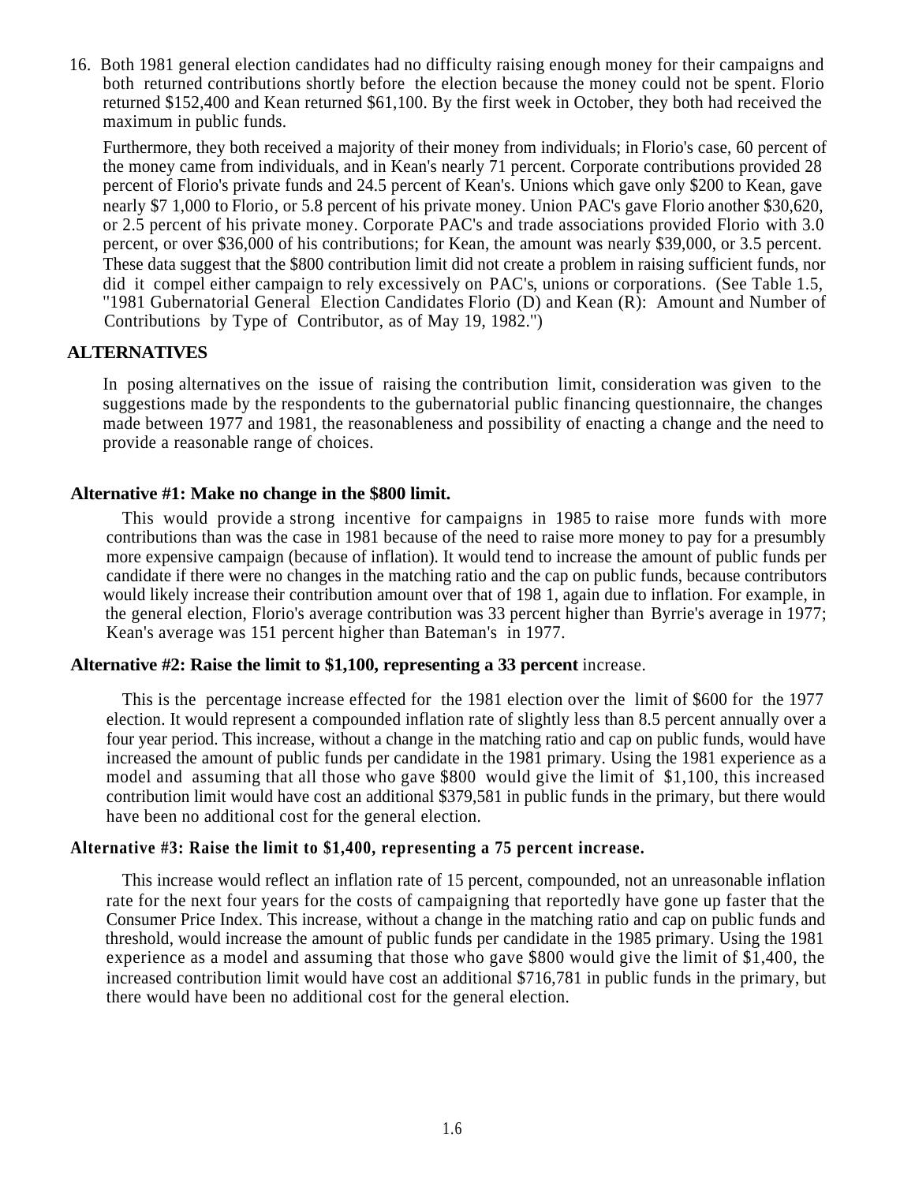16. Both 1981 general election candidates had no difficulty raising enough money for their campaigns and both returned contributions shortly before the election because the money could not be spent. Florio returned $152,400 and Kean returned $61,100. By the first week in October, they both had received the maximum in public funds.

Furthermore, they both received a majority of their money from individuals; in Florio's case, 60 percent of the money came from individuals, and in Kean's nearly 71 percent. Corporate contributions provided 28 percent of Florio's private funds and 24.5 percent of Kean's. Unions which gave only $200 to Kean, gave nearly $7 1,000 to Florio, or 5.8 percent of his private money. Union PAC's gave Florio another $30,620, or 2.5 percent of his private money. Corporate PAC's and trade associations provided Florio with 3.0 percent, or over $36,000 of his contributions; for Kean, the amount was nearly $39,000, or 3.5 percent. These data suggest that the $800 contribution limit did not create a problem in raising sufficient funds, nor did it compel either campaign to rely excessively on PAC's, unions or corporations. (See Table 1.5, "1981 Gubernatorial General Election Candidates Florio (D) and Kean (R): Amount and Number of Contributions by Type of Contributor, as of May 19, 1982.")

## ALTERNATIVES

In posing alternatives on the issue of raising the contribution limit, consideration was given to the suggestions made by the respondents to the gubernatorial public financing questionnaire, the changes made between 1977 and 1981, the reasonableness and possibility of enacting a change and the need to provide a reasonable range of choices.

### Alternative #1: Make no change in the $800 limit.

This would provide a strong incentive for campaigns in 1985 to raise more funds with more contributions than was the case in 1981 because of the need to raise more money to pay for a presumbly more expensive campaign (because of inflation). It would tend to increase the amount of public funds per candidate if there were no changes in the matching ratio and the cap on public funds, because contributors would likely increase their contribution amount over that of 198 1, again due to inflation. For example, in the general election, Florio's average contribution was 33 percent higher than Byrrie's average in 1977; Kean's average was 151 percent higher than Bateman's in 1977.

### Alternative #2: Raise the limit to $1,100, representing a 33 percent increase.

This is the percentage increase effected for the 1981 election over the limit of $600 for the 1977 election. It would represent a compounded inflation rate of slightly less than 8.5 percent annually over a four year period. This increase, without a change in the matching ratio and cap on public funds, would have increased the amount of public funds per candidate in the 1981 primary. Using the 1981 experience as a model and assuming that all those who gave $800 would give the limit of $1,100, this increased contribution limit would have cost an additional $379,581 in public funds in the primary, but there would have been no additional cost for the general election.

### Alternative #3: Raise the limit to $1,400, representing a 75 percent increase.

This increase would reflect an inflation rate of 15 percent, compounded, not an unreasonable inflation rate for the next four years for the costs of campaigning that reportedly have gone up faster that the Consumer Price Index. This increase, without a change in the matching ratio and cap on public funds and threshold, would increase the amount of public funds per candidate in the 1985 primary. Using the 1981 experience as a model and assuming that those who gave $800 would give the limit of $1,400, the increased contribution limit would have cost an additional $716,781 in public funds in the primary, but there would have been no additional cost for the general election.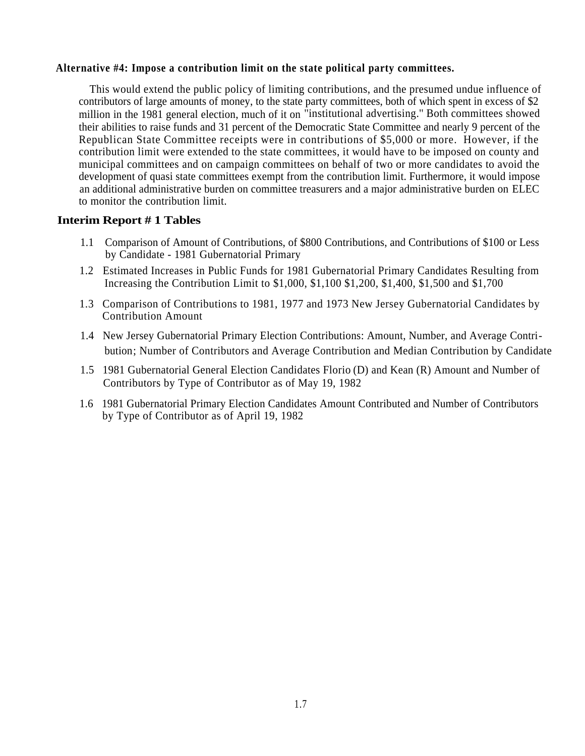**Alternative #4: Impose a contribution limit on the state political party committees.**

This would extend the public policy of limiting contributions, and the presumed undue influence of contributors of large amounts of money, to the state party committees, both of which spent in excess of $2 million in the 1981 general election, much of it on "institutional advertising." Both committees showed their abilities to raise funds and 31 percent of the Democratic State Committee and nearly 9 percent of the Republican State Committee receipts were in contributions of $5,000 or more. However, if the contribution limit were extended to the state committees, it would have to be imposed on county and municipal committees and on campaign committees on behalf of two or more candidates to avoid the development of quasi state committees exempt from the contribution limit. Furthermore, it would impose an additional administrative burden on committee treasurers and a major administrative burden on ELEC to monitor the contribution limit.

## Interim Report # 1 Tables

1.1 Comparison of Amount of Contributions, of $800 Contributions, and Contributions of $100 or Less by Candidate - 1981 Gubernatorial Primary

1.2 Estimated Increases in Public Funds for 1981 Gubernatorial Primary Candidates Resulting from Increasing the Contribution Limit to $1,000, $1,100 $1,200, $1,400, $1,500 and $1,700

1.3 Comparison of Contributions to 1981, 1977 and 1973 New Jersey Gubernatorial Candidates by Contribution Amount

1.4 New Jersey Gubernatorial Primary Election Contributions: Amount, Number, and Average Contribution; Number of Contributors and Average Contribution and Median Contribution by Candidate

1.5 1981 Gubernatorial General Election Candidates Florio (D) and Kean (R) Amount and Number of Contributors by Type of Contributor as of May 19, 1982

1.6 1981 Gubernatorial Primary Election Candidates Amount Contributed and Number of Contributors by Type of Contributor as of April 19, 1982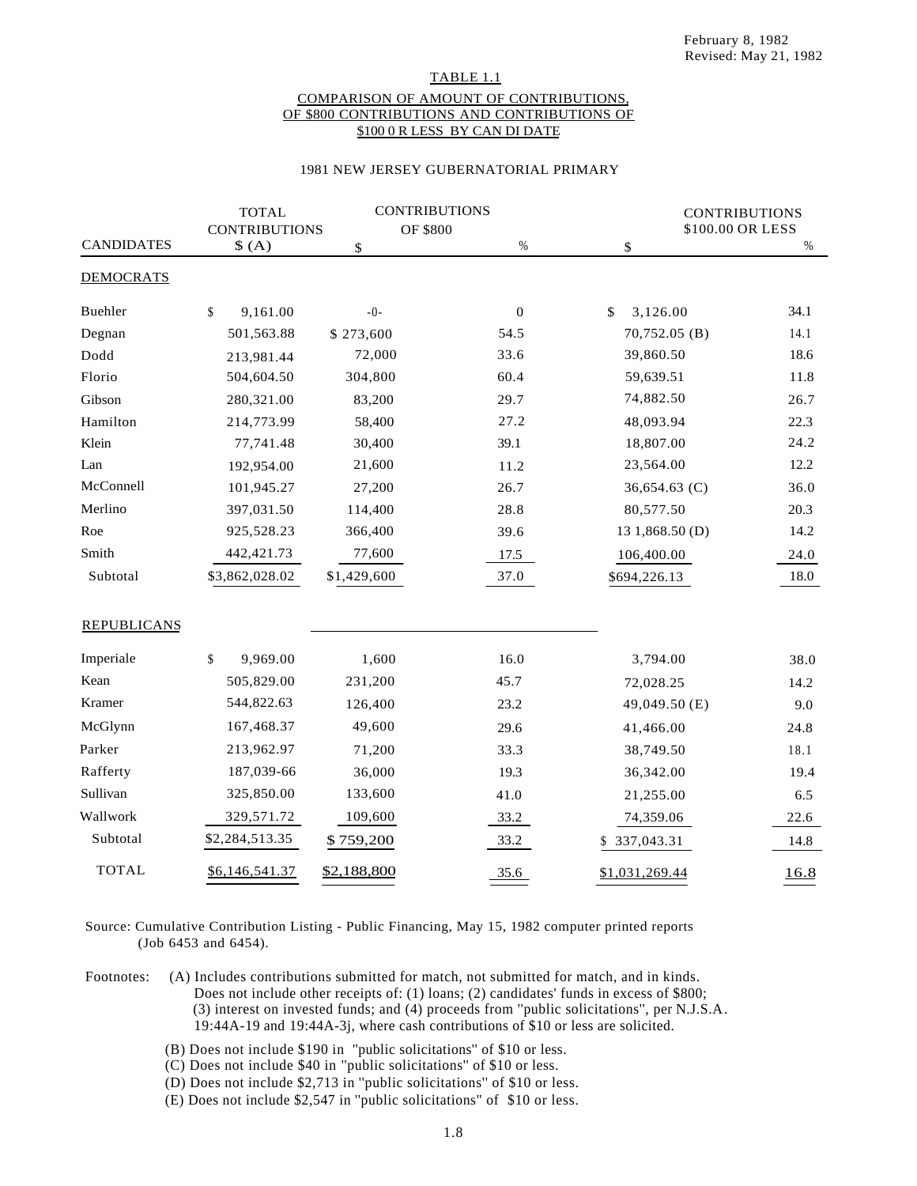February 8, 1982
Revised: May 21, 1982

## TABLE 1.1

### COMPARISON OF AMOUNT OF CONTRIBUTIONS, OF $800 CONTRIBUTIONS AND CONTRIBUTIONS OF $100 0 R LESS BY CAN DI DATE

1981 NEW JERSEY GUBERNATORIAL PRIMARY

| CANDIDATES | TOTAL CONTRIBUTIONS $ (A) | CONTRIBUTIONS OF $800 $ | % | CONTRIBUTIONS $100.00 OR LESS $ | % |
|---|---|---|---|---|---|
| **DEMOCRATS** | | | | | |
| Buehler | $ 9,161.00 | -0- | 0 | $ 3,126.00 | 34.1 |
| Degnan | 501,563.88 | $ 273,600 | 54.5 | 70,752.05 (B) | 14.1 |
| Dodd | 213,981.44 | 72,000 | 33.6 | 39,860.50 | 18.6 |
| Florio | 504,604.50 | 304,800 | 60.4 | 59,639.51 | 11.8 |
| Gibson | 280,321.00 | 83,200 | 29.7 | 74,882.50 | 26.7 |
| Hamilton | 214,773.99 | 58,400 | 27.2 | 48,093.94 | 22.3 |
| Klein | 77,741.48 | 30,400 | 39.1 | 18,807.00 | 24.2 |
| Lan | 192,954.00 | 21,600 | 11.2 | 23,564.00 | 12.2 |
| McConnell | 101,945.27 | 27,200 | 26.7 | 36,654.63 (C) | 36.0 |
| Merlino | 397,031.50 | 114,400 | 28.8 | 80,577.50 | 20.3 |
| Roe | 925,528.23 | 366,400 | 39.6 | 13 1,868.50 (D) | 14.2 |
| Smith | 442,421.73 | 77,600 | 17.5 | 106,400.00 | 24.0 |
| Subtotal | $3,862,028.02 | $1,429,600 | 37.0 | $694,226.13 | 18.0 |
| **REPUBLICANS** | | | | | |
| Imperiale | $ 9,969.00 | 1,600 | 16.0 | 3,794.00 | 38.0 |
| Kean | 505,829.00 | 231,200 | 45.7 | 72,028.25 | 14.2 |
| Kramer | 544,822.63 | 126,400 | 23.2 | 49,049.50 (E) | 9.0 |
| McGlynn | 167,468.37 | 49,600 | 29.6 | 41,466.00 | 24.8 |
| Parker | 213,962.97 | 71,200 | 33.3 | 38,749.50 | 18.1 |
| Rafferty | 187,039-66 | 36,000 | 19.3 | 36,342.00 | 19.4 |
| Sullivan | 325,850.00 | 133,600 | 41.0 | 21,255.00 | 6.5 |
| Wallwork | 329,571.72 | 109,600 | 33.2 | 74,359.06 | 22.6 |
| Subtotal | $2,284,513.35 | $ 759,200 | 33.2 | $ 337,043.31 | 14.8 |
| TOTAL | $6,146,541.37 | $2,188,800 | 35.6 | $1,031,269.44 | 16.8 |

Source: Cumulative Contribution Listing - Public Financing, May 15, 1982 computer printed reports (Job 6453 and 6454).

Footnotes:
(A) Includes contributions submitted for match, not submitted for match, and in kinds. Does not include other receipts of: (1) loans; (2) candidates' funds in excess of $800; (3) interest on invested funds; and (4) proceeds from "public solicitations", per N.J.S.A. 19:44A-19 and 19:44A-3j, where cash contributions of $10 or less are solicited.

(B) Does not include $190 in "public solicitations" of $10 or less.
(C) Does not include $40 in "public solicitations" of $10 or less.
(D) Does not include $2,713 in "public solicitations" of $10 or less.
(E) Does not include $2,547 in "public solicitations" of $10 or less.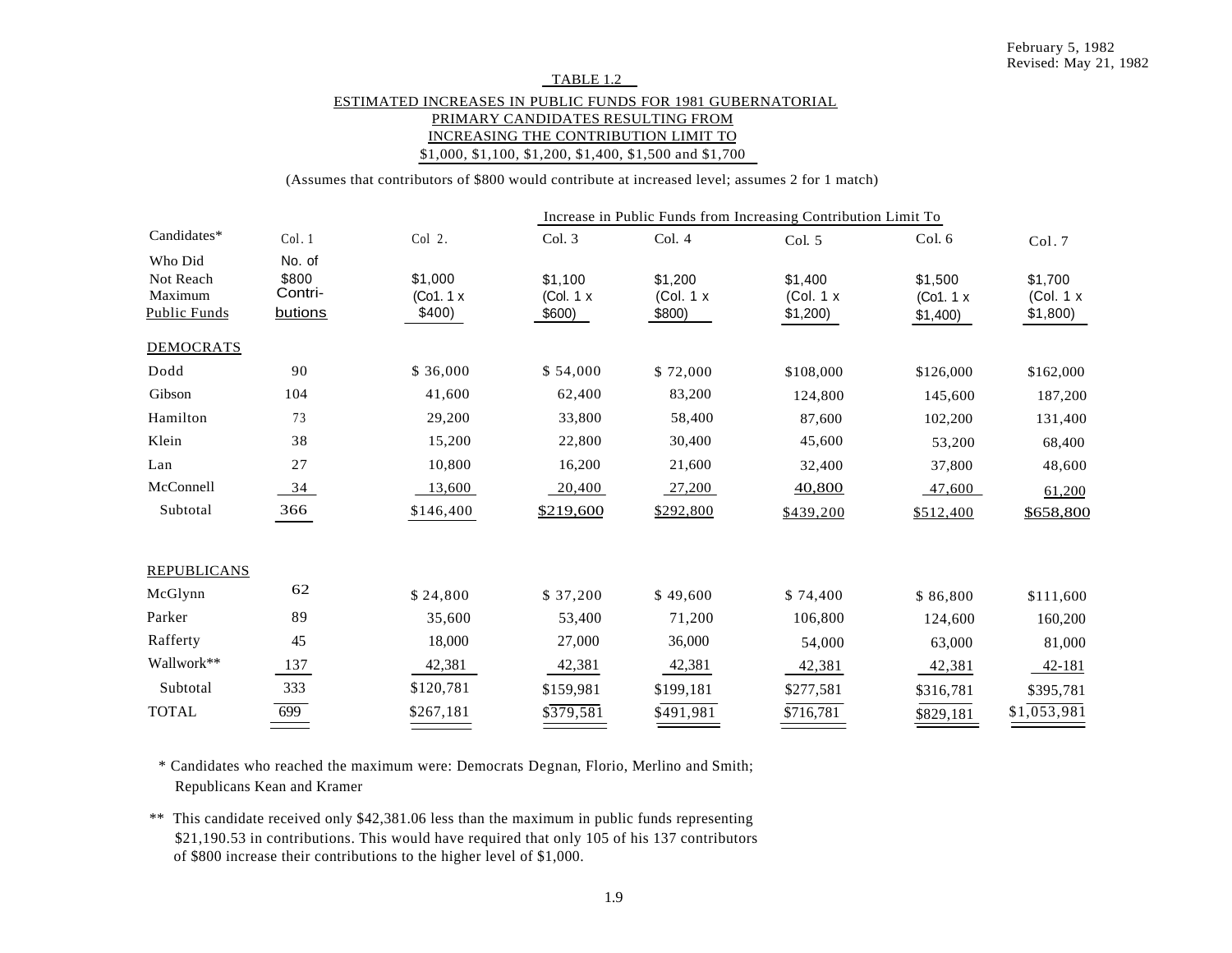February 5, 1982
Revised: May 21, 1982

TABLE 1.2

ESTIMATED INCREASES IN PUBLIC FUNDS FOR 1981 GUBERNATORIAL PRIMARY CANDIDATES RESULTING FROM INCREASING THE CONTRIBUTION LIMIT TO $1,000, $1,100, $1,200, $1,400, $1,500 and $1,700

(Assumes that contributors of $800 would contribute at increased level; assumes 2 for 1 match)

| Candidates* Who Did Not Reach Maximum Public Funds | Col. 1 No. of $800 Contributions | Col 2. $1,000 (Col. 1 x $400) | Col. 3 $1,100 (Col. 1 x $600) | Col. 4 $1,200 (Col. 1 x $800) | Col. 5 $1,400 (Col. 1 x $1,200) | Col. 6 $1,500 (Col. 1 x $1,400) | Col. 7 $1,700 (Col. 1 x $1,800) |
|---|---|---|---|---|---|---|---|
| | | Increase in Public Funds from Increasing Contribution Limit To | | | | | |
| DEMOCRATS | | | | | | | |
| Dodd | 90 | $ 36,000 | $ 54,000 | $ 72,000 | $108,000 | $126,000 | $162,000 |
| Gibson | 104 | 41,600 | 62,400 | 83,200 | 124,800 | 145,600 | 187,200 |
| Hamilton | 73 | 29,200 | 33,800 | 58,400 | 87,600 | 102,200 | 131,400 |
| Klein | 38 | 15,200 | 22,800 | 30,400 | 45,600 | 53,200 | 68,400 |
| Lan | 27 | 10,800 | 16,200 | 21,600 | 32,400 | 37,800 | 48,600 |
| McConnell | 34 | 13,600 | 20,400 | 27,200 | 40,800 | 47,600 | 61,200 |
| Subtotal | 366 | $146,400 | $219,600 | $292,800 | $439,200 | $512,400 | $658,800 |
| REPUBLICANS | | | | | | | |
| McGlynn | 62 | $ 24,800 | $ 37,200 | $ 49,600 | $ 74,400 | $ 86,800 | $111,600 |
| Parker | 89 | 35,600 | 53,400 | 71,200 | 106,800 | 124,600 | 160,200 |
| Rafferty | 45 | 18,000 | 27,000 | 36,000 | 54,000 | 63,000 | 81,000 |
| Wallwork** | 137 | 42,381 | 42,381 | 42,381 | 42,381 | 42,381 | 42-181 |
| Subtotal | 333 | $120,781 | $159,981 | $199,181 | $277,581 | $316,781 | $395,781 |
| TOTAL | 699 | $267,181 | $379,581 | $491,981 | $716,781 | $829,181 | $1,053,981 |

\* Candidates who reached the maximum were: Democrats Degnan, Florio, Merlino and Smith; Republicans Kean and Kramer

\*\* This candidate received only $42,381.06 less than the maximum in public funds representing $21,190.53 in contributions. This would have required that only 105 of his 137 contributors of $800 increase their contributions to the higher level of $1,000.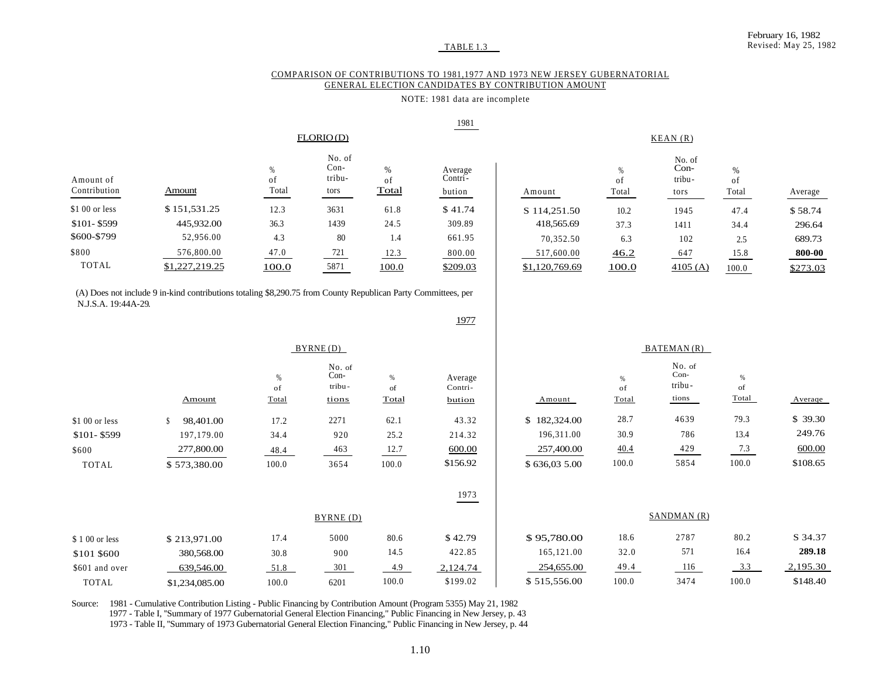February 16, 1982
Revised: May 25, 1982

TABLE 1.3

COMPARISON OF CONTRIBUTIONS TO 1981,1977 AND 1973 NEW JERSEY GUBERNATORIAL GENERAL ELECTION CANDIDATES BY CONTRIBUTION AMOUNT

NOTE: 1981 data are incomplete

**1981**

| Amount of Contribution | FLORIO (D) Amount | % of Total | No. of Contributors | % of Total | Average Contribution | KEAN (R) Amount | % of Total | No. of Contributors | % of Total | Average |
|---|---|---|---|---|---|---|---|---|---|---|
| $1 00 or less | $ 151,531.25 | 12.3 | 3631 | 61.8 | $ 41.74 | S 114,251.50 | 10.2 | 1945 | 47.4 | $ 58.74 |
| $101- $599 | 445,932.00 | 36.3 | 1439 | 24.5 | 309.89 | 418,565.69 | 37.3 | 1411 | 34.4 | 296.64 |
| $600-$799 | 52,956.00 | 4.3 | 80 | 1.4 | 661.95 | 70,352.50 | 6.3 | 102 | 2.5 | 689.73 |
| $800 | 576,800.00 | 47.0 | 721 | 12.3 | 800.00 | 517,600.00 | 46.2 | 647 | 15.8 | 800-00 |
| TOTAL | $1,227,219.25 | 100.0 | 5871 | 100.0 | $209.03 | $1,120,769.69 | 100.0 | 4105 (A) | 100.0 | $273.03 |

(A) Does not include 9 in-kind contributions totaling $8,290.75 from County Republican Party Committees, per N.J.S.A. 19:44A-29.

**1977**

| | BYRNE (D) Amount | % of Total | No. of Contributions | % of Total | Average Contribution | BATEMAN (R) Amount | % of Total | No. of Contributions | % of Total | Average |
|---|---|---|---|---|---|---|---|---|---|---|
| $1 00 or less | $ 98,401.00 | 17.2 | 2271 | 62.1 | 43.32 | $ 182,324.00 | 28.7 | 4639 | 79.3 | $ 39.30 |
| $101- $599 | 197,179.00 | 34.4 | 920 | 25.2 | 214.32 | 196,311.00 | 30.9 | 786 | 13.4 | 249.76 |
| $600 | 277,800.00 | 48.4 | 463 | 12.7 | 600.00 | 257,400.00 | 40.4 | 429 | 7.3 | 600.00 |
| TOTAL | $ 573,380.00 | 100.0 | 3654 | 100.0 | $156.92 | $ 636,03 5.00 | 100.0 | 5854 | 100.0 | $108.65 |

**1973**

| | BYRNE (D) Amount | % of Total | No. of Contributions | % of Total | Average Contribution | SANDMAN (R) Amount | % of Total | No. of Contributions | % of Total | Average |
|---|---|---|---|---|---|---|---|---|---|---|
| $ 1 00 or less | $ 213,971.00 | 17.4 | 5000 | 80.6 | $ 42.79 | $ 95,780.00 | 18.6 | 2787 | 80.2 | S 34.37 |
| $101 $600 | 380,568.00 | 30.8 | 900 | 14.5 | 422.85 | 165,121.00 | 32.0 | 571 | 16.4 | 289.18 |
| $601 and over | 639,546.00 | 51.8 | 301 | 4.9 | 2,124.74 | 254,655.00 | 49.4 | 116 | 3.3 | 2,195.30 |
| TOTAL | $1,234,085.00 | 100.0 | 6201 | 100.0 | $199.02 | $ 515,556.00 | 100.0 | 3474 | 100.0 | $148.40 |

Source: 1981 - Cumulative Contribution Listing - Public Financing by Contribution Amount (Program 5355) May 21, 1982
1977 - Table I, "Summary of 1977 Gubernatorial General Election Financing," Public Financing in New Jersey, p. 43
1973 - Table II, "Summary of 1973 Gubernatorial General Election Financing," Public Financing in New Jersey, p. 44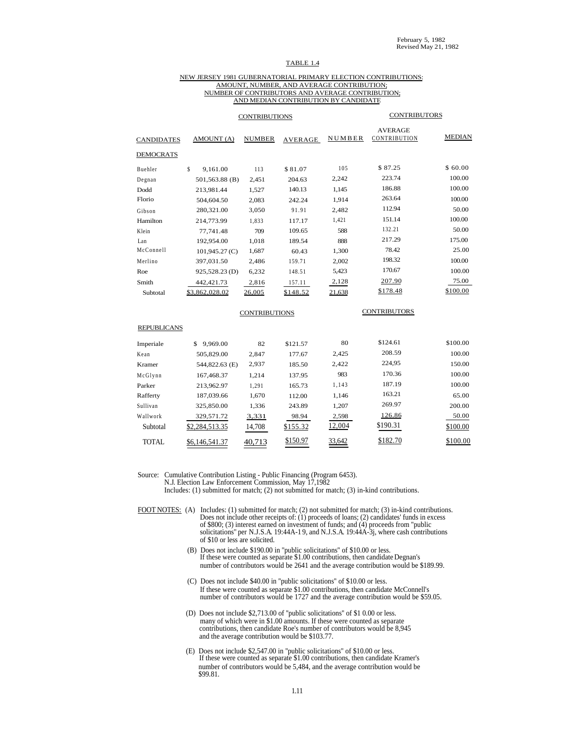February 5, 1982
Revised May 21, 1982

TABLE 1.4

NEW JERSEY 1981 GUBERNATORIAL PRIMARY ELECTION CONTRIBUTIONS:
AMOUNT, NUMBER, AND AVERAGE CONTRIBUTION;
NUMBER OF CONTRIBUTORS AND AVERAGE CONTRIBUTION;
AND MEDIAN CONTRIBUTION BY CANDIDATE

| | CONTRIBUTIONS | | | CONTRIBUTORS | | |
|---|---|---|---|---|---|---|
| CANDIDATES | AMOUNT (A) | NUMBER | AVERAGE | NUMBER | AVERAGE CONTRIBUTION | MEDIAN |
| **DEMOCRATS** | | | | | | |
| Buehler | $ 9,161.00 | 113 | $ 81.07 | 105 | $ 87.25 | $ 60.00 |
| Degnan | 501,563.88 (B) | 2,451 | 204.63 | 2,242 | 223.74 | 100.00 |
| Dodd | 213,981.44 | 1,527 | 140.13 | 1,145 | 186.88 | 100.00 |
| Florio | 504,604.50 | 2,083 | 242.24 | 1,914 | 263.64 | 100.00 |
| Gibson | 280,321.00 | 3,050 | 91.91 | 2,482 | 112.94 | 50.00 |
| Hamilton | 214,773.99 | 1,833 | 117.17 | 1,421 | 151.14 | 100.00 |
| Klein | 77,741.48 | 709 | 109.65 | 588 | 132.21 | 50.00 |
| Lan | 192,954.00 | 1,018 | 189.54 | 888 | 217.29 | 175.00 |
| McConnell | 101,945.27 (C) | 1,687 | 60.43 | 1,300 | 78.42 | 25.00 |
| Merlino | 397,031.50 | 2,486 | 159.71 | 2,002 | 198.32 | 100.00 |
| Roe | 925,528.23 (D) | 6,232 | 148.51 | 5,423 | 170.67 | 100.00 |
| Smith | 442,421.73 | 2,816 | 157.11 | 2,128 | 207.90 | 75.00 |
| Subtotal | $3,862,028.02 | 26,005 | $148.52 | 21,638 | $178.48 | $100.00 |
| | CONTRIBUTIONS | | | CONTRIBUTORS | | |
| **REPUBLICANS** | | | | | | |
| Imperiale | $ 9,969.00 | 82 | $121.57 | 80 | $124.61 | $100.00 |
| Kean | 505,829.00 | 2,847 | 177.67 | 2,425 | 208.59 | 100.00 |
| Kramer | 544,822.63 (E) | 2,937 | 185.50 | 2,422 | 224,95 | 150.00 |
| McGlynn | 167,468.37 | 1,214 | 137.95 | 983 | 170.36 | 100.00 |
| Parker | 213,962.97 | 1,291 | 165.73 | 1,143 | 187.19 | 100.00 |
| Rafferty | 187,039.66 | 1,670 | 112.00 | 1,146 | 163.21 | 65.00 |
| Sullivan | 325,850.00 | 1,336 | 243.89 | 1,207 | 269.97 | 200.00 |
| Wallwork | 329,571.72 | 3,331 | 98.94 | 2,598 | 126.86 | 50.00 |
| Subtotal | $2,284,513.35 | 14,708 | $155.32 | 12,004 | $190.31 | $100.00 |
| TOTAL | $6,146,541.37 | 40,713 | $150.97 | 33,642 | $182.70 | $100.00 |

Source: Cumulative Contribution Listing - Public Financing (Program 6453).
N.J. Election Law Enforcement Commission, May 17,1982
Includes: (1) submitted for match; (2) not submitted for match; (3) in-kind contributions.

FOOT NOTES:

(A) Includes: (1) submitted for match; (2) not submitted for match; (3) in-kind contributions. Does not include other receipts of: (1) proceeds of loans; (2) candidates' funds in excess of $800; (3) interest earned on investment of funds; and (4) proceeds from "public solicitations" per N.J.S.A. 19:44A-19, and N.J.S.A. 19:44A-3j, where cash contributions of $10 or less are solicited.

(B) Does not include $190.00 in "public solicitations" of $10.00 or less. If these were counted as separate $1.00 contributions, then candidate Degnan's number of contributors would be 2641 and the average contribution would be $189.99.

(C) Does not include $40.00 in "public solicitations" of $10.00 or less. If these were counted as separate $1.00 contributions, then candidate McConnell's number of contributors would be 1727 and the average contribution would be $59.05.

(D) Does not include $2,713.00 of "public solicitations" of $1 0.00 or less. many of which were in $1.00 amounts. If these were counted as separate contributions, then candidate Roe's number of contributors would be 8,945 and the average contribution would be $103.77.

(E) Does not include $2,547.00 in "public solicitations" of $10.00 or less. If these were counted as separate $1.00 contributions, then candidate Kramer's number of contributors would be 5,484, and the average contribution would be $99.81.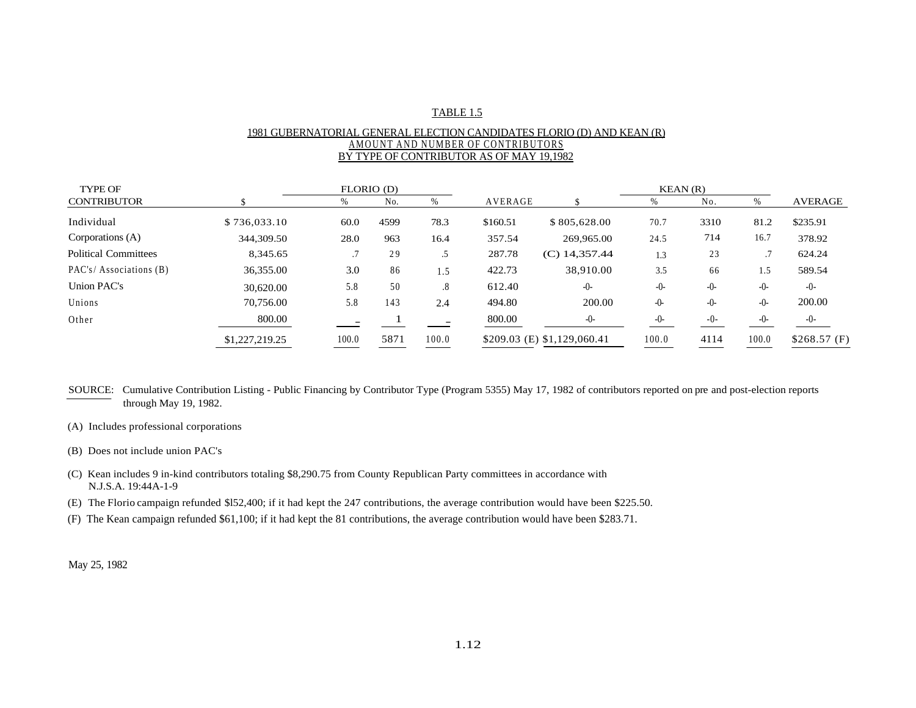TABLE 1.5

1981 GUBERNATORIAL GENERAL ELECTION CANDIDATES FLORIO (D) AND KEAN (R)
AMOUNT AND NUMBER OF CONTRIBUTORS
BY TYPE OF CONTRIBUTOR AS OF MAY 19,1982

| TYPE OF CONTRIBUTOR | FLORIO (D) $ | % | No. | % | AVERAGE | KEAN (R) $ | % | No. | % | AVERAGE |
|---|---|---|---|---|---|---|---|---|---|---|
| Individual | $ 736,033.10 | 60.0 | 4599 | 78.3 | $160.51 | $ 805,628.00 | 70.7 | 3310 | 81.2 | $235.91 |
| Corporations (A) | 344,309.50 | 28.0 | 963 | 16.4 | 357.54 | 269,965.00 | 24.5 | 714 | 16.7 | 378.92 |
| Political Committees | 8,345.65 | .7 | 29 | .5 | 287.78 | (C) 14,357.44 | 1.3 | 23 | .7 | 624.24 |
| PAC's/ Associations (B) | 36,355.00 | 3.0 | 86 | 1.5 | 422.73 | 38,910.00 | 3.5 | 66 | 1.5 | 589.54 |
| Union PAC's | 30,620.00 | 5.8 | 50 | .8 | 612.40 | -0- | -0- | -0- | -0- | -0- |
| Unions | 70,756.00 | 5.8 | 143 | 2.4 | 494.80 | 200.00 | -0- | -0- | -0- | 200.00 |
| Other | 800.00 | – | 1 | – | 800.00 | -0- | -0- | -0- | -0- | -0- |
| | $1,227,219.25 | 100.0 | 5871 | 100.0 | $209.03 (E) | $1,129,060.41 | 100.0 | 4114 | 100.0 | $268.57 (F) |

SOURCE: Cumulative Contribution Listing - Public Financing by Contributor Type (Program 5355) May 17, 1982 of contributors reported on pre and post-election reports through May 19, 1982.

(A) Includes professional corporations

(B) Does not include union PAC's

(C) Kean includes 9 in-kind contributors totaling $8,290.75 from County Republican Party committees in accordance with N.J.S.A. 19:44A-1-9

(E) The Florio campaign refunded $l52,400; if it had kept the 247 contributions, the average contribution would have been $225.50.

(F) The Kean campaign refunded $61,100; if it had kept the 81 contributions, the average contribution would have been $283.71.

May 25, 1982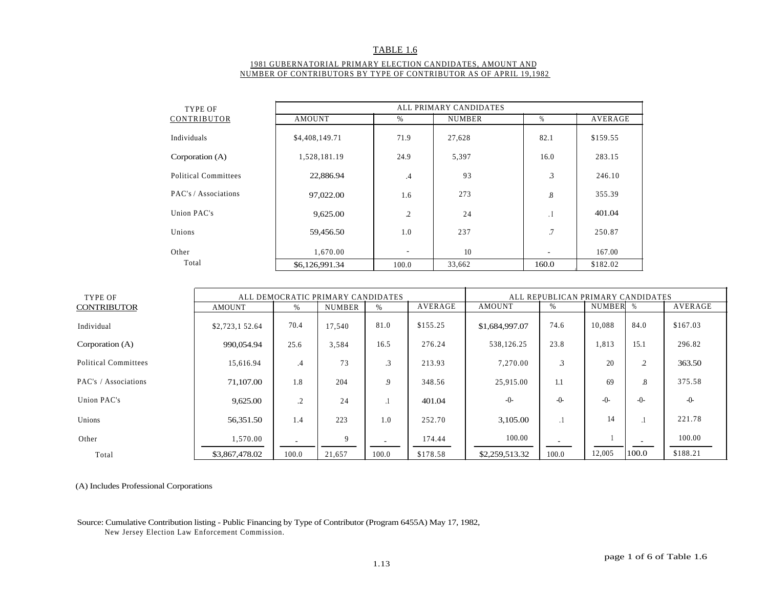# TABLE 1.6

## 1981 GUBERNATORIAL PRIMARY ELECTION CANDIDATES, AMOUNT AND NUMBER OF CONTRIBUTORS BY TYPE OF CONTRIBUTOR AS OF APRIL 19,1982

| TYPE OF CONTRIBUTOR | ALL PRIMARY CANDIDATES | | | | |
|---|---|---|---|---|---|
| | AMOUNT | % | NUMBER | % | AVERAGE |
| Individuals | $4,408,149.71 | 71.9 | 27,628 | 82.1 | $159.55 |
| Corporation (A) | 1,528,181.19 | 24.9 | 5,397 | 16.0 | 283.15 |
| Political Committees | 22,886.94 | .4 | 93 | .3 | 246.10 |
| PAC's / Associations | 97,022.00 | 1.6 | 273 | .8 | 355.39 |
| Union PAC's | 9,625.00 | .2 | 24 | .1 | 401.04 |
| Unions | 59,456.50 | 1.0 | 237 | .7 | 250.87 |
| Other | 1,670.00 | - | 10 | - | 167.00 |
| Total | $6,126,991.34 | 100.0 | 33,662 | 160.0 | $182.02 |

| TYPE OF CONTRIBUTOR | ALL DEMOCRATIC PRIMARY CANDIDATES | | | | | ALL REPUBLICAN PRIMARY CANDIDATES | | | | |
|---|---|---|---|---|---|---|---|---|---|---|
| | AMOUNT | % | NUMBER | % | AVERAGE | AMOUNT | % | NUMBER | % | AVERAGE |
| Individual | $2,723,1 52.64 | 70.4 | 17,540 | 81.0 | $155.25 | $1,684,997.07 | 74.6 | 10,088 | 84.0 | $167.03 |
| Corporation (A) | 990,054.94 | 25.6 | 3,584 | 16.5 | 276.24 | 538,126.25 | 23.8 | 1,813 | 15.1 | 296.82 |
| Political Committees | 15,616.94 | .4 | 73 | .3 | 213.93 | 7,270.00 | .3 | 20 | .2 | 363.50 |
| PAC's / Associations | 71,107.00 | 1.8 | 204 | .9 | 348.56 | 25,915.00 | 1.1 | 69 | .8 | 375.58 |
| Union PAC's | 9,625.00 | .2 | 24 | .1 | 401.04 | -0- | -0- | -0- | -0- | -0- |
| Unions | 56,351.50 | 1.4 | 223 | 1.0 | 252.70 | 3,105.00 | .1 | 14 | .1 | 221.78 |
| Other | 1,570.00 | - | 9 | - | 174.44 | 100.00 | - | 1 | - | 100.00 |
| Total | $3,867,478.02 | 100.0 | 21,657 | 100.0 | $178.58 | $2,259,513.32 | 100.0 | 12,005 | 100.0 | $188.21 |

(A) Includes Professional Corporations

Source: Cumulative Contribution listing - Public Financing by Type of Contributor (Program 6455A) May 17, 1982, New Jersey Election Law Enforcement Commission.

page 1 of 6 of Table 1.6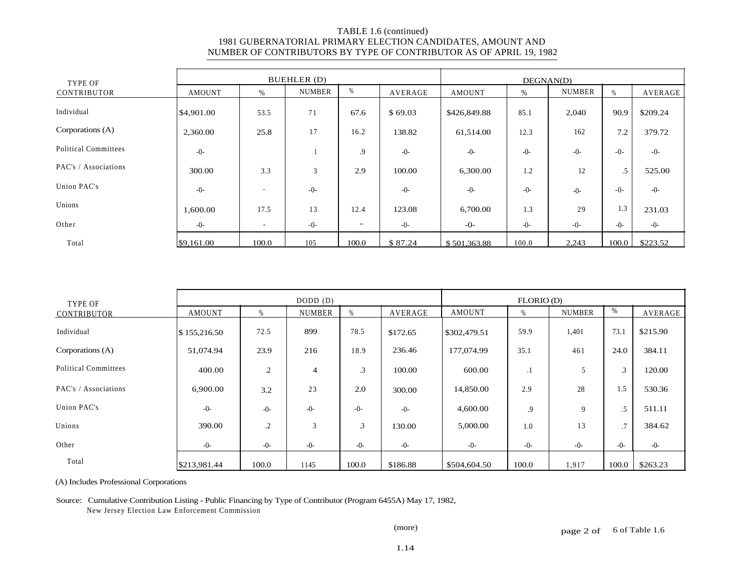TABLE 1.6 (continued)
1981 GUBERNATORIAL PRIMARY ELECTION CANDIDATES, AMOUNT AND NUMBER OF CONTRIBUTORS BY TYPE OF CONTRIBUTOR AS OF APRIL 19, 1982

| TYPE OF CONTRIBUTOR | BUEHLER (D) | | | | | DEGNAN(D) | | | | |
|---|---|---|---|---|---|---|---|---|---|---|
| | AMOUNT | % | NUMBER | % | AVERAGE | AMOUNT | % | NUMBER | % | AVERAGE |
| Individual | $4,901.00 | 53.5 | 71 | 67.6 | $ 69.03 | $426,849.88 | 85.1 | 2,040 | 90.9 | $209.24 |
| Corporations (A) | 2,360.00 | 25.8 | 17 | 16.2 | 138.82 | 61,514.00 | 12.3 | 162 | 7.2 | 379.72 |
| Political Committees | -0- | | 1 | .9 | -0- | -0- | -0- | -0- | -0- | -0- |
| PAC's / Associations | 300.00 | 3.3 | 3 | 2.9 | 100.00 | 6,300.00 | 1.2 | 12 | .5 | 525.00 |
| Union PAC's | -0- | - | -0- | | -0- | -0- | -0- | -0- | -0- | -0- |
| Unions | 1,600.00 | 17.5 | 13 | 12.4 | 123.08 | 6,700.00 | 1.3 | 29 | 1.3 | 231.03 |
| Other | -0- | - | -0- | - | -0- | -0- | -0- | -0- | -0- | -0- |
| Total | $9,161.00 | 100.0 | 105 | 100.0 | $ 87.24 | $ 501,363.88 | 100.0 | 2,243 | 100.0 | $223.52 |

| TYPE OF CONTRIBUTOR | DODD (D) | | | | | FLORIO (D) | | | | |
|---|---|---|---|---|---|---|---|---|---|---|
| | AMOUNT | % | NUMBER | % | AVERAGE | AMOUNT | % | NUMBER | % | AVERAGE |
| Individual | $ 155,216.50 | 72.5 | 899 | 78.5 | $172.65 | $302,479.51 | 59.9 | 1,401 | 73.1 | $215.90 |
| Corporations (A) | 51,074.94 | 23.9 | 216 | 18.9 | 236.46 | 177,074.99 | 35.1 | 461 | 24.0 | 384.11 |
| Political Committees | 400.00 | 2 | 4 | .3 | 100.00 | 600.00 | .1 | 5 | .3 | 120.00 |
| PAC's / Associations | 6,900.00 | 3.2 | 23 | 2.0 | 300.00 | 14,850.00 | 2.9 | 28 | 1.5 | 530.36 |
| Union PAC's | -0- | -0- | -0- | -0- | -0- | 4,600.00 | .9 | 9 | .5 | 511.11 |
| Unions | 390.00 | .2 | 3 | .3 | 130.00 | 5,000.00 | 1.0 | 13 | .7 | 384.62 |
| Other | -0- | -0- | -0- | -0- | -0- | -0- | -0- | -0- | -0- | -0- |
| Total | $213,981.44 | 100.0 | 1145 | 100.0 | $186.88 | $504,604.50 | 100.0 | 1,917 | 100.0 | $263.23 |

(A) Includes Professional Corporations

Source: Cumulative Contribution Listing - Public Financing by Type of Contributor (Program 6455A) May 17, 1982, New Jersey Election Law Enforcement Commission

(more)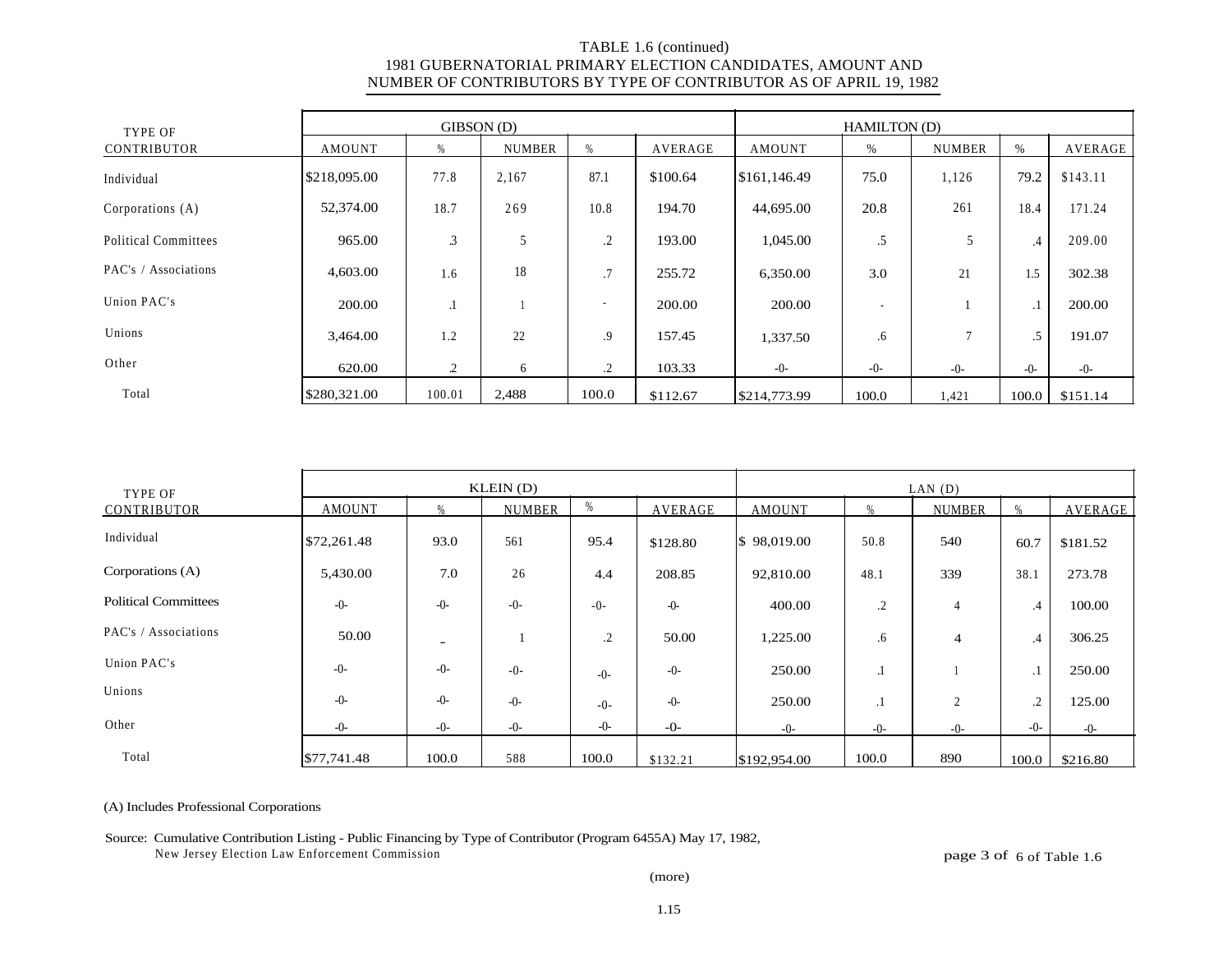TABLE 1.6 (continued)
1981 GUBERNATORIAL PRIMARY ELECTION CANDIDATES, AMOUNT AND NUMBER OF CONTRIBUTORS BY TYPE OF CONTRIBUTOR AS OF APRIL 19, 1982

| TYPE OF CONTRIBUTOR | GIBSON (D) | | | | | HAMILTON (D) | | | | |
|---|---|---|---|---|---|---|---|---|---|---|
| | AMOUNT | % | NUMBER | % | AVERAGE | AMOUNT | % | NUMBER | % | AVERAGE |
| Individual | $218,095.00 | 77.8 | 2,167 | 87.1 | $100.64 | $161,146.49 | 75.0 | 1,126 | 79.2 | $143.11 |
| Corporations (A) | 52,374.00 | 18.7 | 269 | 10.8 | 194.70 | 44,695.00 | 20.8 | 261 | 18.4 | 171.24 |
| Political Committees | 965.00 | .3 | 5 | .2 | 193.00 | 1,045.00 | .5 | 5 | .4 | 209.00 |
| PAC's / Associations | 4,603.00 | 1.6 | 18 | .7 | 255.72 | 6,350.00 | 3.0 | 21 | 1.5 | 302.38 |
| Union PAC's | 200.00 | .1 | 1 | - | 200.00 | 200.00 | - | 1 | .1 | 200.00 |
| Unions | 3,464.00 | 1.2 | 22 | .9 | 157.45 | 1,337.50 | .6 | 7 | .5 | 191.07 |
| Other | 620.00 | .2 | 6 | .2 | 103.33 | -0- | -0- | -0- | -0- | -0- |
| Total | $280,321.00 | 100.01 | 2,488 | 100.0 | $112.67 | $214,773.99 | 100.0 | 1,421 | 100.0 | $151.14 |

| TYPE OF CONTRIBUTOR | KLEIN (D) | | | | | LAN (D) | | | | |
|---|---|---|---|---|---|---|---|---|---|---|
| | AMOUNT | % | NUMBER | % | AVERAGE | AMOUNT | % | NUMBER | % | AVERAGE |
| Individual | $72,261.48 | 93.0 | 561 | 95.4 | $128.80 | $ 98,019.00 | 50.8 | 540 | 60.7 | $181.52 |
| Corporations (A) | 5,430.00 | 7.0 | 26 | 4.4 | 208.85 | 92,810.00 | 48.1 | 339 | 38.1 | 273.78 |
| Political Committees | -0- | -0- | -0- | -0- | -0- | 400.00 | .2 | 4 | .4 | 100.00 |
| PAC's / Associations | 50.00 | - | 1 | .2 | 50.00 | 1,225.00 | .6 | 4 | .4 | 306.25 |
| Union PAC's | -0- | -0- | -0- | -0- | -0- | 250.00 | .1 | 1 | .1 | 250.00 |
| Unions | -0- | -0- | -0- | -0- | -0- | 250.00 | .1 | 2 | .2 | 125.00 |
| Other | -0- | -0- | -0- | -0- | -0- | -0- | -0- | -0- | -0- | -0- |
| Total | $77,741.48 | 100.0 | 588 | 100.0 | $132.21 | $192,954.00 | 100.0 | 890 | 100.0 | $216.80 |

(A) Includes Professional Corporations

Source: Cumulative Contribution Listing - Public Financing by Type of Contributor (Program 6455A) May 17, 1982, New Jersey Election Law Enforcement Commission

page 3 of 6 of Table 1.6

(more)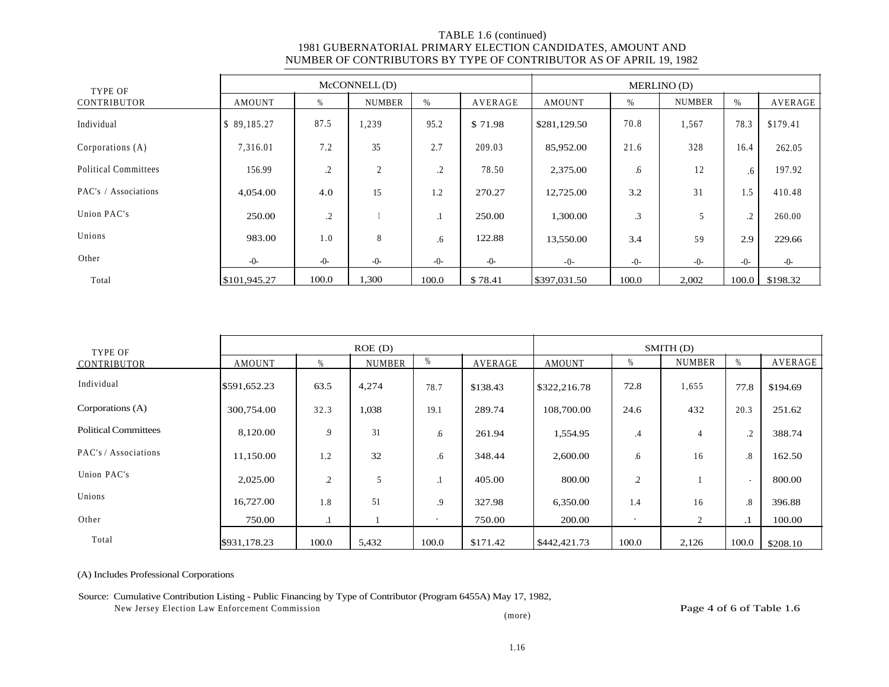# TABLE 1.6 (continued)
## 1981 GUBERNATORIAL PRIMARY ELECTION CANDIDATES, AMOUNT AND NUMBER OF CONTRIBUTORS BY TYPE OF CONTRIBUTOR AS OF APRIL 19, 1982

| TYPE OF CONTRIBUTOR | McCONNELL (D) | | | | | MERLINO (D) | | | | |
|---|---|---|---|---|---|---|---|---|---|---|
| | AMOUNT | % | NUMBER | % | AVERAGE | AMOUNT | % | NUMBER | % | AVERAGE |
| Individual | $ 89,185.27 | 87.5 | 1,239 | 95.2 | $ 71.98 | $281,129.50 | 70.8 | 1,567 | 78.3 | $179.41 |
| Corporations (A) | 7,316.01 | 7.2 | 35 | 2.7 | 209.03 | 85,952.00 | 21.6 | 328 | 16.4 | 262.05 |
| Political Committees | 156.99 | .2 | 2 | .2 | 78.50 | 2,375.00 | .6 | 12 | .6 | 197.92 |
| PAC's / Associations | 4,054.00 | 4.0 | 15 | 1.2 | 270.27 | 12,725.00 | 3.2 | 31 | 1.5 | 410.48 |
| Union PAC's | 250.00 | .2 | 1 | .1 | 250.00 | 1,300.00 | .3 | 5 | .2 | 260.00 |
| Unions | 983.00 | 1.0 | 8 | .6 | 122.88 | 13,550.00 | 3.4 | 59 | 2.9 | 229.66 |
| Other | -0- | -0- | -0- | -0- | -0- | -0- | -0- | -0- | -0- | -0- |
| Total | $101,945.27 | 100.0 | 1,300 | 100.0 | $ 78.41 | $397,031.50 | 100.0 | 2,002 | 100.0 | $198.32 |

| TYPE OF CONTRIBUTOR | ROE (D) | | | | | SMITH (D) | | | | |
|---|---|---|---|---|---|---|---|---|---|---|
| | AMOUNT | % | NUMBER | % | AVERAGE | AMOUNT | % | NUMBER | % | AVERAGE |
| Individual | $591,652.23 | 63.5 | 4,274 | 78.7 | $138.43 | $322,216.78 | 72.8 | 1,655 | 77.8 | $194.69 |
| Corporations (A) | 300,754.00 | 32.3 | 1,038 | 19.1 | 289.74 | 108,700.00 | 24.6 | 432 | 20.3 | 251.62 |
| Political Committees | 8,120.00 | .9 | 31 | .6 | 261.94 | 1,554.95 | .4 | 4 | .2 | 388.74 |
| PAC's / Associations | 11,150.00 | 1.2 | 32 | .6 | 348.44 | 2,600.00 | .6 | 16 | .8 | 162.50 |
| Union PAC's | 2,025.00 | .2 | 5 | .1 | 405.00 | 800.00 | .2 | 1 | - | 800.00 |
| Unions | 16,727.00 | 1.8 | 51 | .9 | 327.98 | 6,350.00 | 1.4 | 16 | .8 | 396.88 |
| Other | 750.00 | .1 | 1 | - | 750.00 | 200.00 | - | 2 | .1 | 100.00 |
| Total | $931,178.23 | 100.0 | 5,432 | 100.0 | $171.42 | $442,421.73 | 100.0 | 2,126 | 100.0 | $208.10 |

(A) Includes Professional Corporations

Source: Cumulative Contribution Listing - Public Financing by Type of Contributor (Program 6455A) May 17, 1982, New Jersey Election Law Enforcement Commission

(more)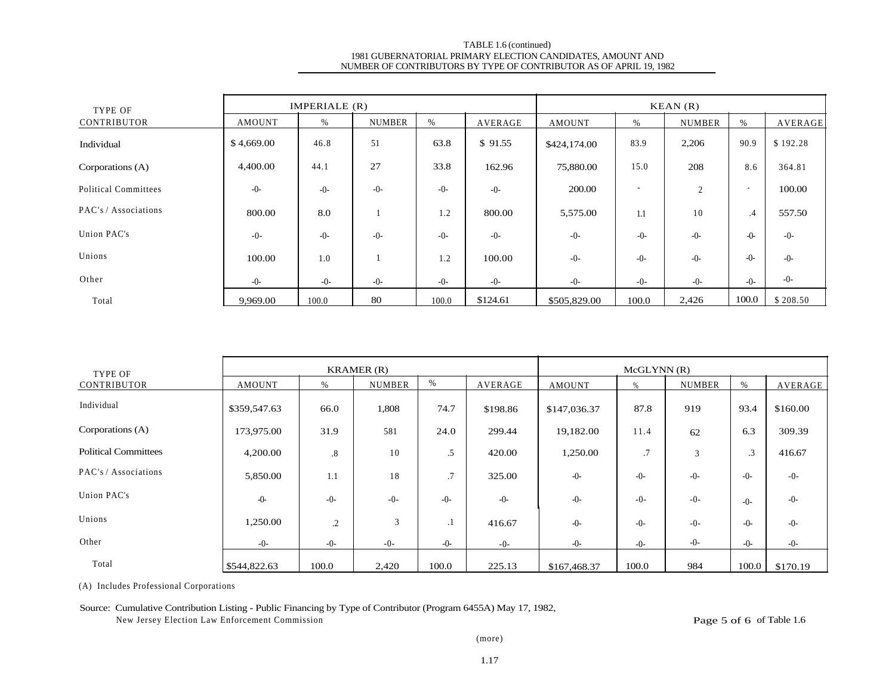TABLE 1.6 (continued)
1981 GUBERNATORIAL PRIMARY ELECTION CANDIDATES, AMOUNT AND NUMBER OF CONTRIBUTORS BY TYPE OF CONTRIBUTOR AS OF APRIL 19, 1982

| TYPE OF CONTRIBUTOR | IMPERIALE (R) | | | | | KEAN (R) | | | | |
|---|---|---|---|---|---|---|---|---|---|---|
| | AMOUNT | % | NUMBER | % | AVERAGE | AMOUNT | % | NUMBER | % | AVERAGE |
| Individual | $ 4,669.00 | 46.8 | 51 | 63.8 | $ 91.55 | $424,174.00 | 83.9 | 2,206 | 90.9 | $ 192.28 |
| Corporations (A) | 4,400.00 | 44.1 | 27 | 33.8 | 162.96 | 75,880.00 | 15.0 | 208 | 8.6 | 364.81 |
| Political Committees | -0- | -0- | -0- | -0- | -0- | 200.00 | - | 2 | - | 100.00 |
| PAC's / Associations | 800.00 | 8.0 | 1 | 1.2 | 800.00 | 5,575.00 | 1.1 | 10 | .4 | 557.50 |
| Union PAC's | -0- | -0- | -0- | -0- | -0- | -0- | -0- | -0- | -0- | -0- |
| Unions | 100.00 | 1.0 | 1 | 1.2 | 100.00 | -0- | -0- | -0- | -0- | -0- |
| Other | -0- | -0- | -0- | -0- | -0- | -0- | -0- | -0- | -0- | -0- |
| Total | 9,969.00 | 100.0 | 80 | 100.0 | $124.61 | $505,829.00 | 100.0 | 2,426 | 100.0 | $ 208.50 |

| TYPE OF CONTRIBUTOR | KRAMER (R) | | | | | McGLYNN (R) | | | | |
|---|---|---|---|---|---|---|---|---|---|---|
| | AMOUNT | % | NUMBER | % | AVERAGE | AMOUNT | % | NUMBER | % | AVERAGE |
| Individual | $359,547.63 | 66.0 | 1,808 | 74.7 | $198.86 | $147,036.37 | 87.8 | 919 | 93.4 | $160.00 |
| Corporations (A) | 173,975.00 | 31.9 | 581 | 24.0 | 299.44 | 19,182.00 | 11.4 | 62 | 6.3 | 309.39 |
| Political Committees | 4,200.00 | .8 | 10 | .5 | 420.00 | 1,250.00 | .7 | 3 | .3 | 416.67 |
| PAC's / Associations | 5,850.00 | 1.1 | 18 | .7 | 325.00 | -0- | -0- | -0- | -0- | -0- |
| Union PAC's | -0- | -0- | -0- | -0- | -0- | -0- | -0- | -0- | -0- | -0- |
| Unions | 1,250.00 | .2 | 3 | .1 | 416.67 | -0- | -0- | -0- | -0- | -0- |
| Other | -0- | -0- | -0- | -0- | -0- | -0- | -0- | -0- | -0- | -0- |
| Total | $544,822.63 | 100.0 | 2,420 | 100.0 | 225.13 | $167,468.37 | 100.0 | 984 | 100.0 | $170.19 |

(A) Includes Professional Corporations

Source: Cumulative Contribution Listing - Public Financing by Type of Contributor (Program 6455A) May 17, 1982, New Jersey Election Law Enforcement Commission

Page 5 of 6 of Table 1.6

(more)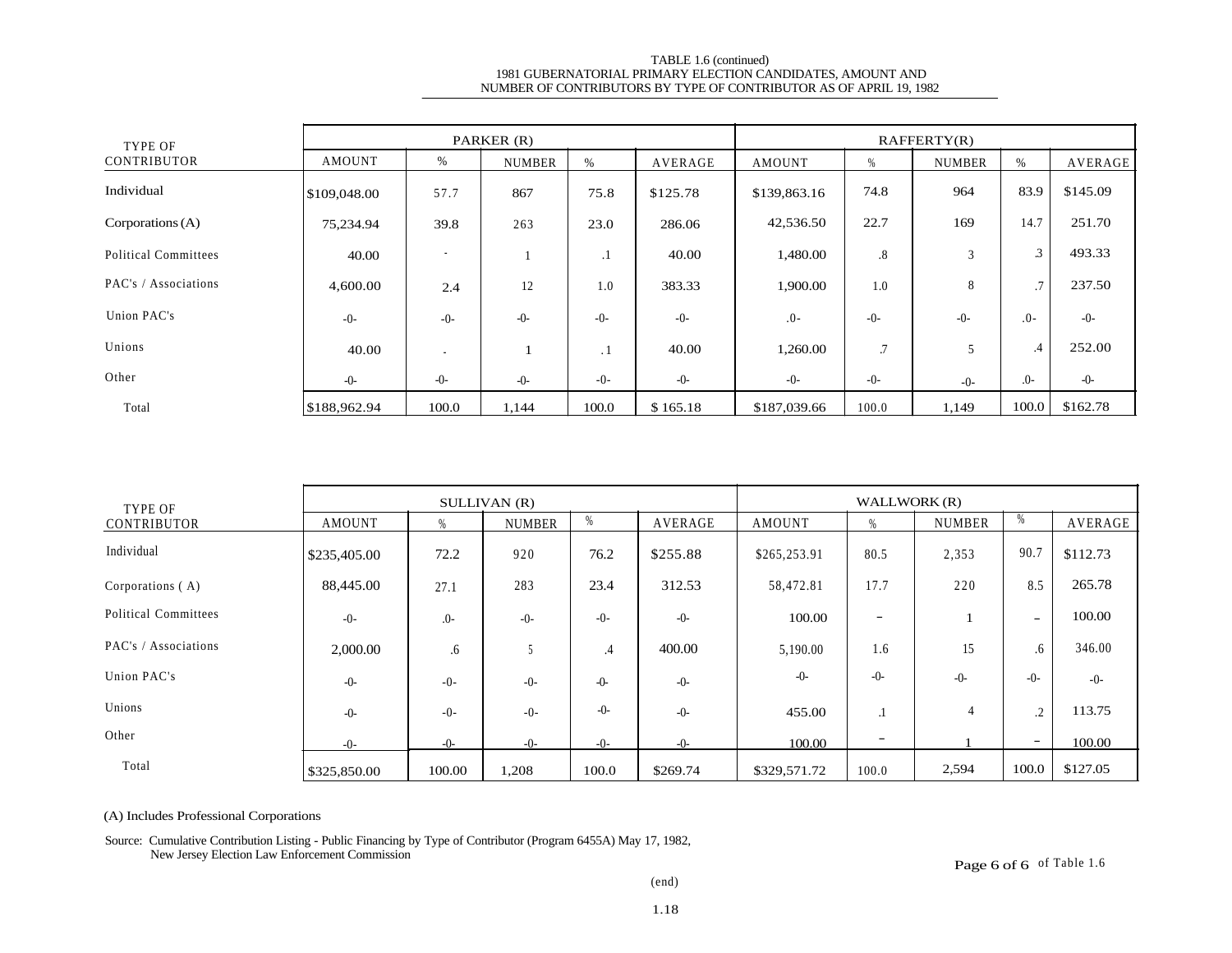TABLE 1.6 (continued)
1981 GUBERNATORIAL PRIMARY ELECTION CANDIDATES, AMOUNT AND NUMBER OF CONTRIBUTORS BY TYPE OF CONTRIBUTOR AS OF APRIL 19, 1982

| TYPE OF CONTRIBUTOR | PARKER (R) | | | | | RAFFERTY(R) | | | | |
|---|---|---|---|---|---|---|---|---|---|---|
| | AMOUNT | % | NUMBER | % | AVERAGE | AMOUNT | % | NUMBER | % | AVERAGE |
| Individual | $109,048.00 | 57.7 | 867 | 75.8 | $125.78 | $139,863.16 | 74.8 | 964 | 83.9 | $145.09 |
| Corporations (A) | 75,234.94 | 39.8 | 263 | 23.0 | 286.06 | 42,536.50 | 22.7 | 169 | 14.7 | 251.70 |
| Political Committees | 40.00 | - | 1 | .1 | 40.00 | 1,480.00 | .8 | 3 | .3 | 493.33 |
| PAC's / Associations | 4,600.00 | 2.4 | 12 | 1.0 | 383.33 | 1,900.00 | 1.0 | 8 | .7 | 237.50 |
| Union PAC's | -0- | -0- | -0- | -0- | -0- | .0- | -0- | -0- | .0- | -0- |
| Unions | 40.00 | - | 1 | .1 | 40.00 | 1,260.00 | .7 | 5 | .4 | 252.00 |
| Other | -0- | -0- | -0- | -0- | -0- | -0- | -0- | -0- | .0- | -0- |
| Total | $188,962.94 | 100.0 | 1,144 | 100.0 | $ 165.18 | $187,039.66 | 100.0 | 1,149 | 100.0 | $162.78 |

| TYPE OF CONTRIBUTOR | SULLIVAN (R) | | | | | WALLWORK (R) | | | | |
|---|---|---|---|---|---|---|---|---|---|---|
| | AMOUNT | % | NUMBER | % | AVERAGE | AMOUNT | % | NUMBER | % | AVERAGE |
| Individual | $235,405.00 | 72.2 | 920 | 76.2 | $255.88 | $265,253.91 | 80.5 | 2,353 | 90.7 | $112.73 |
| Corporations ( A) | 88,445.00 | 27.1 | 283 | 23.4 | 312.53 | 58,472.81 | 17.7 | 220 | 8.5 | 265.78 |
| Political Committees | -0- | .0- | -0- | -0- | -0- | 100.00 | – | 1 | – | 100.00 |
| PAC's / Associations | 2,000.00 | .6 | 5 | .4 | 400.00 | 5,190.00 | 1.6 | 15 | .6 | 346.00 |
| Union PAC's | -0- | -0- | -0- | -0- | -0- | -0- | -0- | -0- | -0- | -0- |
| Unions | -0- | -0- | -0- | -0- | -0- | 455.00 | .1 | 4 | .2 | 113.75 |
| Other | -0- | -0- | -0- | -0- | -0- | 100.00 | – | 1 | – | 100.00 |
| Total | $325,850.00 | 100.00 | 1,208 | 100.0 | $269.74 | $329,571.72 | 100.0 | 2,594 | 100.0 | $127.05 |

(A) Includes Professional Corporations

Source: Cumulative Contribution Listing - Public Financing by Type of Contributor (Program 6455A) May 17, 1982, New Jersey Election Law Enforcement Commission

(end)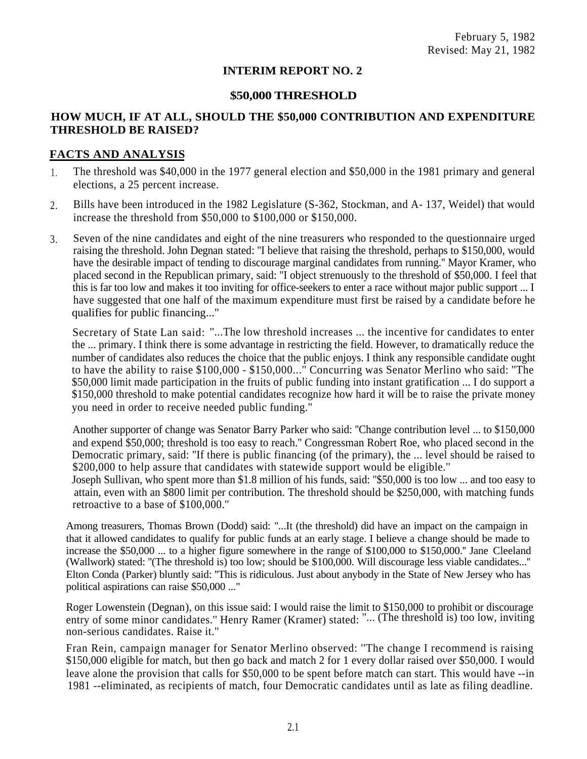February 5, 1982
Revised: May 21, 1982

**INTERIM REPORT NO. 2**

**$50,000 THRESHOLD**

## HOW MUCH, IF AT ALL, SHOULD THE $50,000 CONTRIBUTION AND EXPENDITURE THRESHOLD BE RAISED?

## FACTS AND ANALYSIS

1. The threshold was $40,000 in the 1977 general election and $50,000 in the 1981 primary and general elections, a 25 percent increase.

2. Bills have been introduced in the 1982 Legislature (S-362, Stockman, and A- 137, Weidel) that would increase the threshold from $50,000 to $100,000 or $150,000.

3. Seven of the nine candidates and eight of the nine treasurers who responded to the questionnaire urged raising the threshold. John Degnan stated: "I believe that raising the threshold, perhaps to $150,000, would have the desirable impact of tending to discourage marginal candidates from running." Mayor Kramer, who placed second in the Republican primary, said: "I object strenuously to the threshold of $50,000. I feel that this is far too low and makes it too inviting for office-seekers to enter a race without major public support ... I have suggested that one half of the maximum expenditure must first be raised by a candidate before he qualifies for public financing..."

   Secretary of State Lan said: "...The low threshold increases ... the incentive for candidates to enter the ... primary. I think there is some advantage in restricting the field. However, to dramatically reduce the number of candidates also reduces the choice that the public enjoys. I think any responsible candidate ought to have the ability to raise $100,000 - $150,000..." Concurring was Senator Merlino who said: "The $50,000 limit made participation in the fruits of public funding into instant gratification ... I do support a $150,000 threshold to make potential candidates recognize how hard it will be to raise the private money you need in order to receive needed public funding."

   Another supporter of change was Senator Barry Parker who said: "Change contribution level ... to $150,000 and expend $50,000; threshold is too easy to reach." Congressman Robert Roe, who placed second in the Democratic primary, said: "If there is public financing (of the primary), the ... level should be raised to $200,000 to help assure that candidates with statewide support would be eligible." Joseph Sullivan, who spent more than $1.8 million of his funds, said: "$50,000 is too low ... and too easy to attain, even with an $800 limit per contribution. The threshold should be $250,000, with matching funds retroactive to a base of $100,000."

   Among treasurers, Thomas Brown (Dodd) said: "...It (the threshold) did have an impact on the campaign in that it allowed candidates to qualify for public funds at an early stage. I believe a change should be made to increase the $50,000 ... to a higher figure somewhere in the range of $100,000 to $150,000." Jane Cleeland (Wallwork) stated: "(The threshold is) too low; should be $100,000. Will discourage less viable candidates..." Elton Conda (Parker) bluntly said: "This is ridiculous. Just about anybody in the State of New Jersey who has political aspirations can raise $50,000 ..."

   Roger Lowenstein (Degnan), on this issue said: I would raise the limit to $150,000 to prohibit or discourage entry of some minor candidates." Henry Ramer (Kramer) stated: "... (The threshold is) too low, inviting non-serious candidates. Raise it."

   Fran Rein, campaign manager for Senator Merlino observed: "The change I recommend is raising $150,000 eligible for match, but then go back and match 2 for 1 every dollar raised over $50,000. I would leave alone the provision that calls for $50,000 to be spent before match can start. This would have --in 1981 --eliminated, as recipients of match, four Democratic candidates until as late as filing deadline.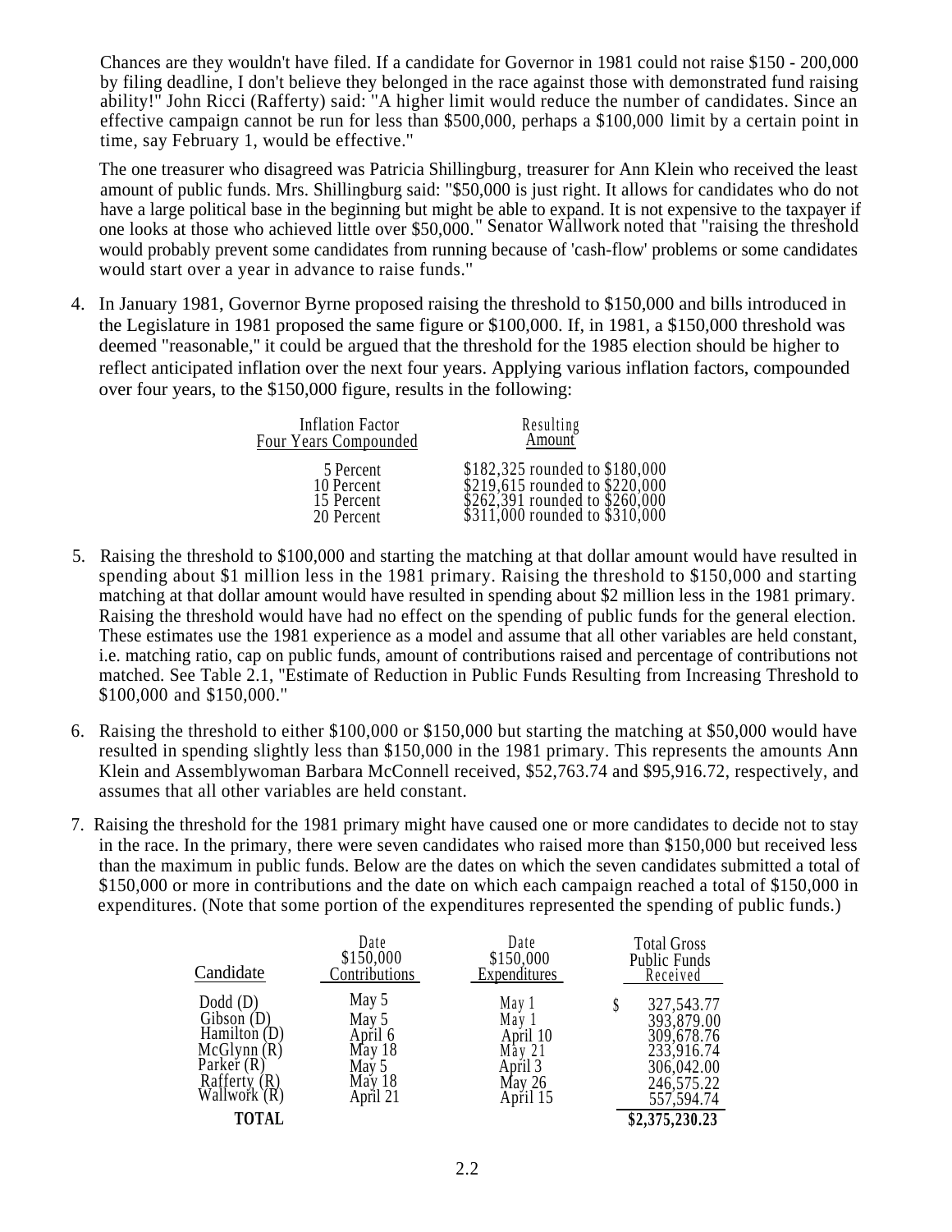Chances are they wouldn't have filed. If a candidate for Governor in 1981 could not raise $150 - 200,000 by filing deadline, I don't believe they belonged in the race against those with demonstrated fund raising ability!" John Ricci (Rafferty) said: "A higher limit would reduce the number of candidates. Since an effective campaign cannot be run for less than $500,000, perhaps a $100,000 limit by a certain point in time, say February 1, would be effective."

The one treasurer who disagreed was Patricia Shillingburg, treasurer for Ann Klein who received the least amount of public funds. Mrs. Shillingburg said: "$50,000 is just right. It allows for candidates who do not have a large political base in the beginning but might be able to expand. It is not expensive to the taxpayer if one looks at those who achieved little over $50,000." Senator Wallwork noted that "raising the threshold would probably prevent some candidates from running because of 'cash-flow' problems or some candidates would start over a year in advance to raise funds."

4. In January 1981, Governor Byrne proposed raising the threshold to $150,000 and bills introduced in the Legislature in 1981 proposed the same figure or $100,000. If, in 1981, a $150,000 threshold was deemed "reasonable," it could be argued that the threshold for the 1985 election should be higher to reflect anticipated inflation over the next four years. Applying various inflation factors, compounded over four years, to the $150,000 figure, results in the following:

| Inflation Factor Four Years Compounded | Resulting Amount |
|---|---|
| 5 Percent | $182,325 rounded to $180,000 |
| 10 Percent | $219,615 rounded to $220,000 |
| 15 Percent | $262,391 rounded to $260,000 |
| 20 Percent | $311,000 rounded to $310,000 |

5. Raising the threshold to $100,000 and starting the matching at that dollar amount would have resulted in spending about $1 million less in the 1981 primary. Raising the threshold to $150,000 and starting matching at that dollar amount would have resulted in spending about $2 million less in the 1981 primary. Raising the threshold would have had no effect on the spending of public funds for the general election. These estimates use the 1981 experience as a model and assume that all other variables are held constant, i.e. matching ratio, cap on public funds, amount of contributions raised and percentage of contributions not matched. See Table 2.1, "Estimate of Reduction in Public Funds Resulting from Increasing Threshold to $100,000 and $150,000."

6. Raising the threshold to either $100,000 or $150,000 but starting the matching at $50,000 would have resulted in spending slightly less than $150,000 in the 1981 primary. This represents the amounts Ann Klein and Assemblywoman Barbara McConnell received, $52,763.74 and $95,916.72, respectively, and assumes that all other variables are held constant.

7. Raising the threshold for the 1981 primary might have caused one or more candidates to decide not to stay in the race. In the primary, there were seven candidates who raised more than $150,000 but received less than the maximum in public funds. Below are the dates on which the seven candidates submitted a total of $150,000 or more in contributions and the date on which each campaign reached a total of $150,000 in expenditures. (Note that some portion of the expenditures represented the spending of public funds.)

| Candidate | Date $150,000 Contributions | Date $150,000 Expenditures | Total Gross Public Funds Received |
|---|---|---|---|
| Dodd (D) | May 5 | May 1 | $ 327,543.77 |
| Gibson (D) | May 5 | May 1 | 393,879.00 |
| Hamilton (D) | April 6 | April 10 | 309,678.76 |
| McGlynn (R) | May 18 | May 21 | 233,916.74 |
| Parker (R) | May 5 | April 3 | 306,042.00 |
| Rafferty (R) | May 18 | May 26 | 246,575.22 |
| Wallwork (R) | April 21 | April 15 | 557,594.74 |
| **TOTAL** | | | **$2,375,230.23** |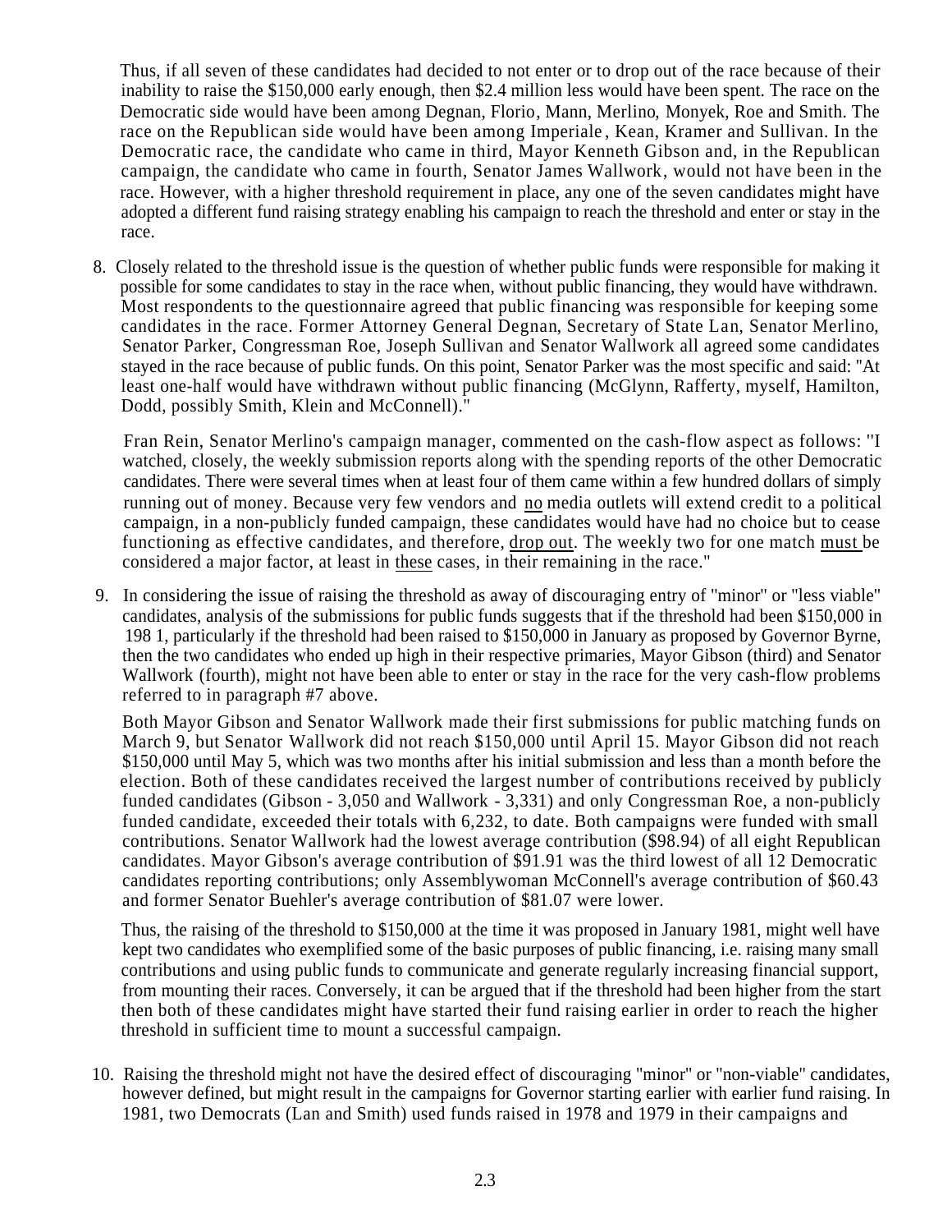Thus, if all seven of these candidates had decided to not enter or to drop out of the race because of their inability to raise the $150,000 early enough, then $2.4 million less would have been spent. The race on the Democratic side would have been among Degnan, Florio, Mann, Merlino, Monyek, Roe and Smith. The race on the Republican side would have been among Imperiale, Kean, Kramer and Sullivan. In the Democratic race, the candidate who came in third, Mayor Kenneth Gibson and, in the Republican campaign, the candidate who came in fourth, Senator James Wallwork, would not have been in the race. However, with a higher threshold requirement in place, any one of the seven candidates might have adopted a different fund raising strategy enabling his campaign to reach the threshold and enter or stay in the race.

8. Closely related to the threshold issue is the question of whether public funds were responsible for making it possible for some candidates to stay in the race when, without public financing, they would have withdrawn. Most respondents to the questionnaire agreed that public financing was responsible for keeping some candidates in the race. Former Attorney General Degnan, Secretary of State Lan, Senator Merlino, Senator Parker, Congressman Roe, Joseph Sullivan and Senator Wallwork all agreed some candidates stayed in the race because of public funds. On this point, Senator Parker was the most specific and said: "At least one-half would have withdrawn without public financing (McGlynn, Rafferty, myself, Hamilton, Dodd, possibly Smith, Klein and McConnell)."

   Fran Rein, Senator Merlino's campaign manager, commented on the cash-flow aspect as follows: "I watched, closely, the weekly submission reports along with the spending reports of the other Democratic candidates. There were several times when at least four of them came within a few hundred dollars of simply running out of money. Because very few vendors and <u>no</u> media outlets will extend credit to a political campaign, in a non-publicly funded campaign, these candidates would have had no choice but to cease functioning as effective candidates, and therefore, <u>drop out</u>. The weekly two for one match <u>must</u> be considered a major factor, at least in <u>these</u> cases, in their remaining in the race."

9. In considering the issue of raising the threshold as away of discouraging entry of "minor" or "less viable" candidates, analysis of the submissions for public funds suggests that if the threshold had been $150,000 in 198 1, particularly if the threshold had been raised to $150,000 in January as proposed by Governor Byrne, then the two candidates who ended up high in their respective primaries, Mayor Gibson (third) and Senator Wallwork (fourth), might not have been able to enter or stay in the race for the very cash-flow problems referred to in paragraph #7 above.

   Both Mayor Gibson and Senator Wallwork made their first submissions for public matching funds on March 9, but Senator Wallwork did not reach $150,000 until April 15. Mayor Gibson did not reach $150,000 until May 5, which was two months after his initial submission and less than a month before the election. Both of these candidates received the largest number of contributions received by publicly funded candidates (Gibson - 3,050 and Wallwork - 3,331) and only Congressman Roe, a non-publicly funded candidate, exceeded their totals with 6,232, to date. Both campaigns were funded with small contributions. Senator Wallwork had the lowest average contribution ($98.94) of all eight Republican candidates. Mayor Gibson's average contribution of $91.91 was the third lowest of all 12 Democratic candidates reporting contributions; only Assemblywoman McConnell's average contribution of $60.43 and former Senator Buehler's average contribution of $81.07 were lower.

   Thus, the raising of the threshold to $150,000 at the time it was proposed in January 1981, might well have kept two candidates who exemplified some of the basic purposes of public financing, i.e. raising many small contributions and using public funds to communicate and generate regularly increasing financial support, from mounting their races. Conversely, it can be argued that if the threshold had been higher from the start then both of these candidates might have started their fund raising earlier in order to reach the higher threshold in sufficient time to mount a successful campaign.

10. Raising the threshold might not have the desired effect of discouraging "minor" or "non-viable" candidates, however defined, but might result in the campaigns for Governor starting earlier with earlier fund raising. In 1981, two Democrats (Lan and Smith) used funds raised in 1978 and 1979 in their campaigns and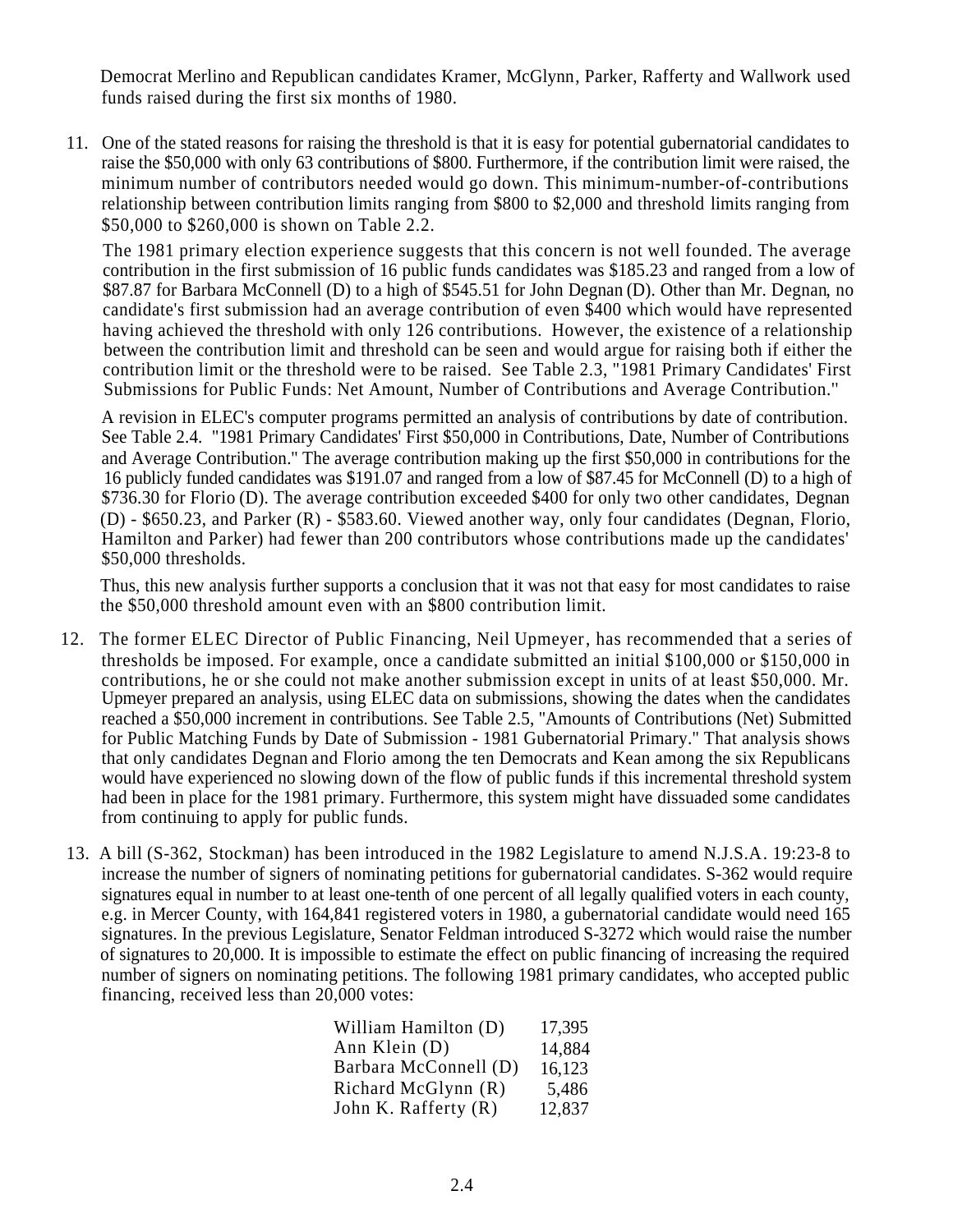Democrat Merlino and Republican candidates Kramer, McGlynn, Parker, Rafferty and Wallwork used funds raised during the first six months of 1980.

11. One of the stated reasons for raising the threshold is that it is easy for potential gubernatorial candidates to raise the $50,000 with only 63 contributions of $800. Furthermore, if the contribution limit were raised, the minimum number of contributors needed would go down. This minimum-number-of-contributions relationship between contribution limits ranging from $800 to $2,000 and threshold limits ranging from $50,000 to $260,000 is shown on Table 2.2.

    The 1981 primary election experience suggests that this concern is not well founded. The average contribution in the first submission of 16 public funds candidates was $185.23 and ranged from a low of $87.87 for Barbara McConnell (D) to a high of $545.51 for John Degnan (D). Other than Mr. Degnan, no candidate's first submission had an average contribution of even $400 which would have represented having achieved the threshold with only 126 contributions. However, the existence of a relationship between the contribution limit and threshold can be seen and would argue for raising both if either the contribution limit or the threshold were to be raised. See Table 2.3, "1981 Primary Candidates' First Submissions for Public Funds: Net Amount, Number of Contributions and Average Contribution."

    A revision in ELEC's computer programs permitted an analysis of contributions by date of contribution. See Table 2.4. "1981 Primary Candidates' First $50,000 in Contributions, Date, Number of Contributions and Average Contribution." The average contribution making up the first $50,000 in contributions for the 16 publicly funded candidates was $191.07 and ranged from a low of $87.45 for McConnell (D) to a high of $736.30 for Florio (D). The average contribution exceeded $400 for only two other candidates, Degnan (D) - $650.23, and Parker (R) - $583.60. Viewed another way, only four candidates (Degnan, Florio, Hamilton and Parker) had fewer than 200 contributors whose contributions made up the candidates' $50,000 thresholds.

    Thus, this new analysis further supports a conclusion that it was not that easy for most candidates to raise the $50,000 threshold amount even with an $800 contribution limit.

12. The former ELEC Director of Public Financing, Neil Upmeyer, has recommended that a series of thresholds be imposed. For example, once a candidate submitted an initial $100,000 or $150,000 in contributions, he or she could not make another submission except in units of at least $50,000. Mr. Upmeyer prepared an analysis, using ELEC data on submissions, showing the dates when the candidates reached a $50,000 increment in contributions. See Table 2.5, "Amounts of Contributions (Net) Submitted for Public Matching Funds by Date of Submission - 1981 Gubernatorial Primary." That analysis shows that only candidates Degnan and Florio among the ten Democrats and Kean among the six Republicans would have experienced no slowing down of the flow of public funds if this incremental threshold system had been in place for the 1981 primary. Furthermore, this system might have dissuaded some candidates from continuing to apply for public funds.

13. A bill (S-362, Stockman) has been introduced in the 1982 Legislature to amend N.J.S.A. 19:23-8 to increase the number of signers of nominating petitions for gubernatorial candidates. S-362 would require signatures equal in number to at least one-tenth of one percent of all legally qualified voters in each county, e.g. in Mercer County, with 164,841 registered voters in 1980, a gubernatorial candidate would need 165 signatures. In the previous Legislature, Senator Feldman introduced S-3272 which would raise the number of signatures to 20,000. It is impossible to estimate the effect on public financing of increasing the required number of signers on nominating petitions. The following 1981 primary candidates, who accepted public financing, received less than 20,000 votes:

| | |
|---|---|
| William Hamilton (D) | 17,395 |
| Ann Klein (D) | 14,884 |
| Barbara McConnell (D) | 16,123 |
| Richard McGlynn (R) | 5,486 |
| John K. Rafferty (R) | 12,837 |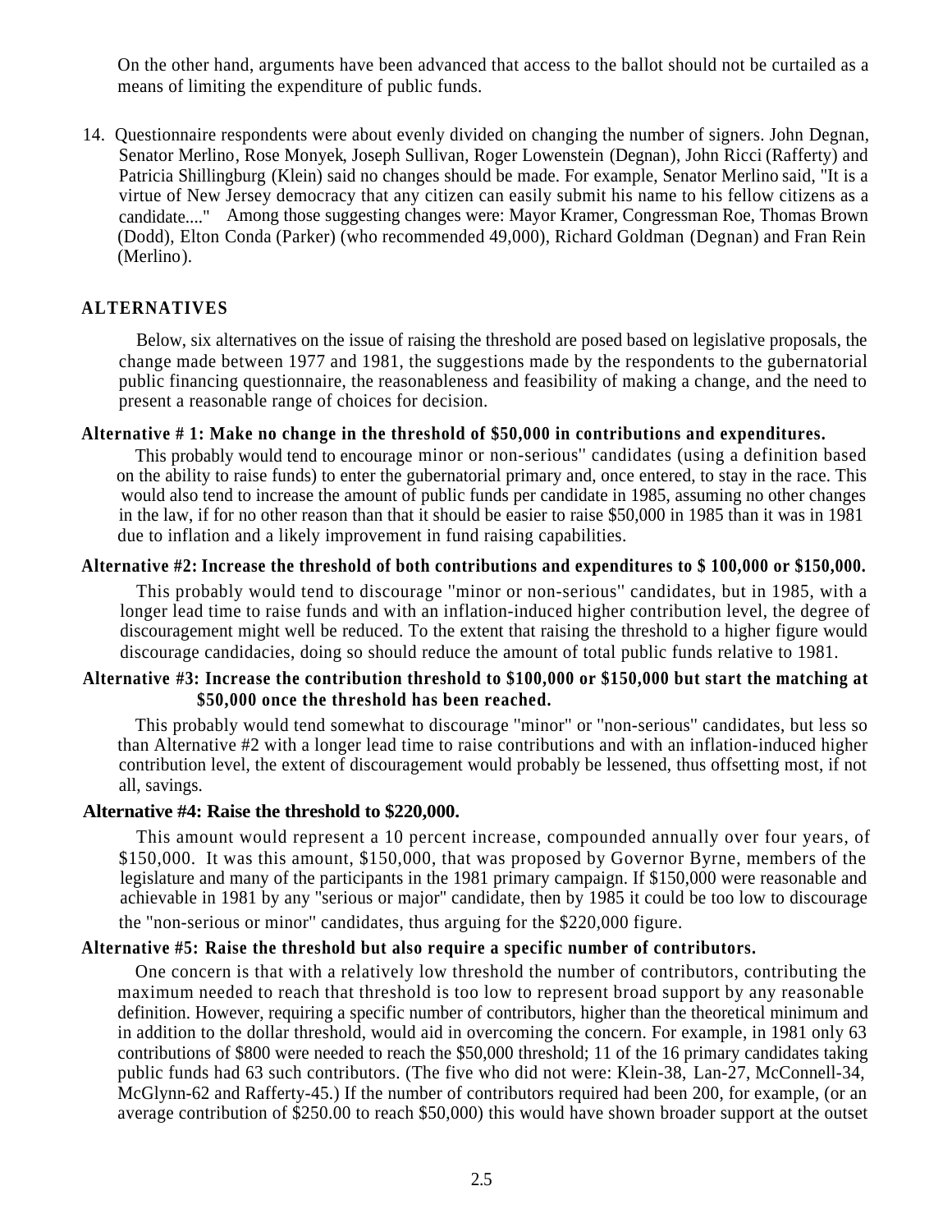On the other hand, arguments have been advanced that access to the ballot should not be curtailed as a means of limiting the expenditure of public funds.

14. Questionnaire respondents were about evenly divided on changing the number of signers. John Degnan, Senator Merlino, Rose Monyek, Joseph Sullivan, Roger Lowenstein (Degnan), John Ricci (Rafferty) and Patricia Shillingburg (Klein) said no changes should be made. For example, Senator Merlino said, "It is a virtue of New Jersey democracy that any citizen can easily submit his name to his fellow citizens as a candidate...." Among those suggesting changes were: Mayor Kramer, Congressman Roe, Thomas Brown (Dodd), Elton Conda (Parker) (who recommended 49,000), Richard Goldman (Degnan) and Fran Rein (Merlino).

## ALTERNATIVES

Below, six alternatives on the issue of raising the threshold are posed based on legislative proposals, the change made between 1977 and 1981, the suggestions made by the respondents to the gubernatorial public financing questionnaire, the reasonableness and feasibility of making a change, and the need to present a reasonable range of choices for decision.

**Alternative # 1: Make no change in the threshold of $50,000 in contributions and expenditures.**

This probably would tend to encourage minor or non-serious" candidates (using a definition based on the ability to raise funds) to enter the gubernatorial primary and, once entered, to stay in the race. This would also tend to increase the amount of public funds per candidate in 1985, assuming no other changes in the law, if for no other reason than that it should be easier to raise $50,000 in 1985 than it was in 1981 due to inflation and a likely improvement in fund raising capabilities.

**Alternative #2: Increase the threshold of both contributions and expenditures to $ 100,000 or $150,000.**

This probably would tend to discourage "minor or non-serious" candidates, but in 1985, with a longer lead time to raise funds and with an inflation-induced higher contribution level, the degree of discouragement might well be reduced. To the extent that raising the threshold to a higher figure would discourage candidacies, doing so should reduce the amount of total public funds relative to 1981.

**Alternative #3: Increase the contribution threshold to $100,000 or $150,000 but start the matching at $50,000 once the threshold has been reached.**

This probably would tend somewhat to discourage "minor" or "non-serious" candidates, but less so than Alternative #2 with a longer lead time to raise contributions and with an inflation-induced higher contribution level, the extent of discouragement would probably be lessened, thus offsetting most, if not all, savings.

**Alternative #4: Raise the threshold to $220,000.**

This amount would represent a 10 percent increase, compounded annually over four years, of $150,000. It was this amount, $150,000, that was proposed by Governor Byrne, members of the legislature and many of the participants in the 1981 primary campaign. If $150,000 were reasonable and achievable in 1981 by any "serious or major" candidate, then by 1985 it could be too low to discourage the "non-serious or minor" candidates, thus arguing for the $220,000 figure.

**Alternative #5: Raise the threshold but also require a specific number of contributors.**

One concern is that with a relatively low threshold the number of contributors, contributing the maximum needed to reach that threshold is too low to represent broad support by any reasonable definition. However, requiring a specific number of contributors, higher than the theoretical minimum and in addition to the dollar threshold, would aid in overcoming the concern. For example, in 1981 only 63 contributions of $800 were needed to reach the $50,000 threshold; 11 of the 16 primary candidates taking public funds had 63 such contributors. (The five who did not were: Klein-38, Lan-27, McConnell-34, McGlynn-62 and Rafferty-45.) If the number of contributors required had been 200, for example, (or an average contribution of $250.00 to reach $50,000) this would have shown broader support at the outset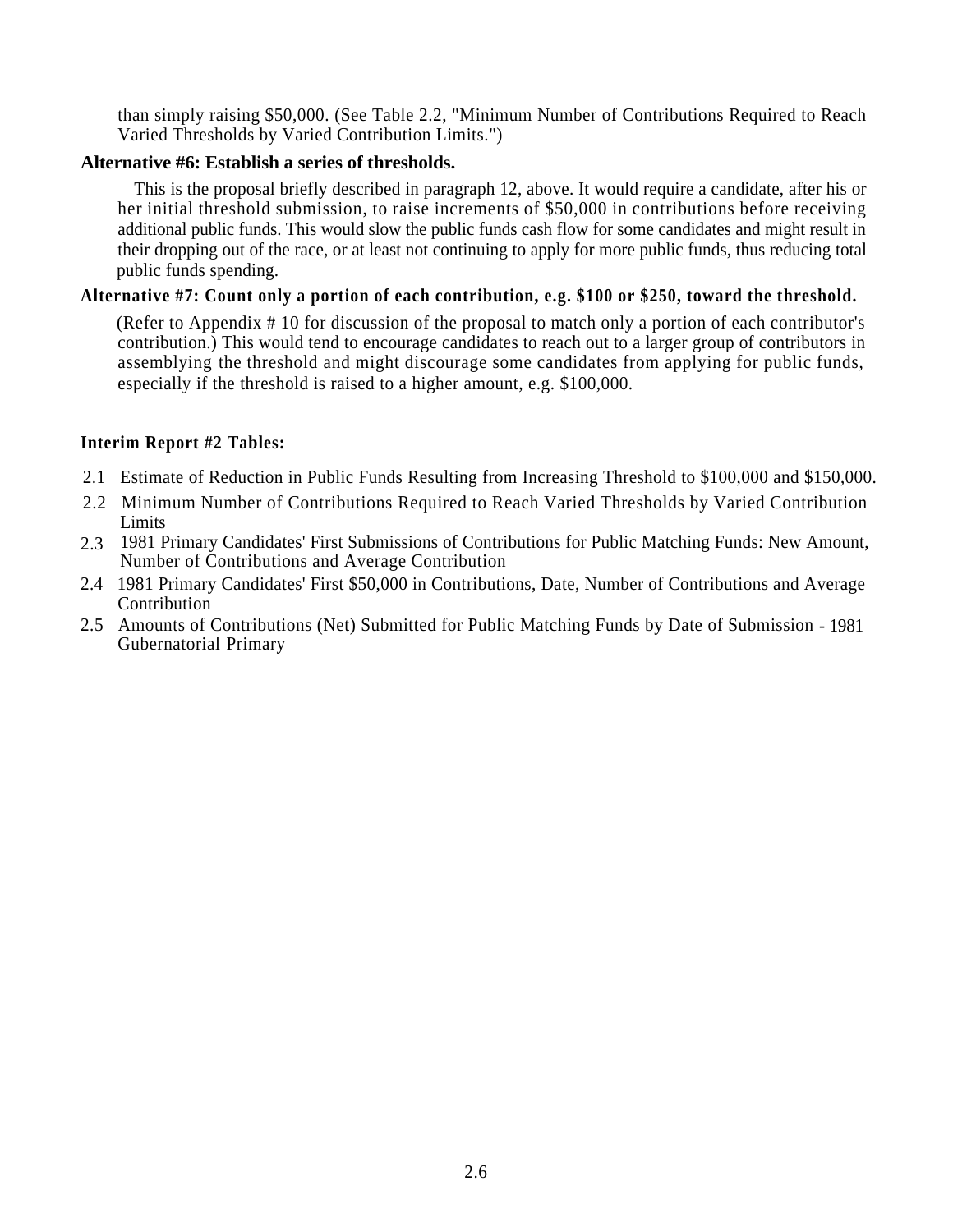than simply raising $50,000. (See Table 2.2, "Minimum Number of Contributions Required to Reach Varied Thresholds by Varied Contribution Limits.")

**Alternative #6: Establish a series of thresholds.**

This is the proposal briefly described in paragraph 12, above. It would require a candidate, after his or her initial threshold submission, to raise increments of $50,000 in contributions before receiving additional public funds. This would slow the public funds cash flow for some candidates and might result in their dropping out of the race, or at least not continuing to apply for more public funds, thus reducing total public funds spending.

**Alternative #7: Count only a portion of each contribution, e.g. $100 or $250, toward the threshold.**

(Refer to Appendix # 10 for discussion of the proposal to match only a portion of each contributor's contribution.) This would tend to encourage candidates to reach out to a larger group of contributors in assemblying the threshold and might discourage some candidates from applying for public funds, especially if the threshold is raised to a higher amount, e.g. $100,000.

**Interim Report #2 Tables:**

- 2.1 Estimate of Reduction in Public Funds Resulting from Increasing Threshold to $100,000 and $150,000.
- 2.2 Minimum Number of Contributions Required to Reach Varied Thresholds by Varied Contribution Limits
- 2.3 1981 Primary Candidates' First Submissions of Contributions for Public Matching Funds: New Amount, Number of Contributions and Average Contribution
- 2.4 1981 Primary Candidates' First $50,000 in Contributions, Date, Number of Contributions and Average Contribution
- 2.5 Amounts of Contributions (Net) Submitted for Public Matching Funds by Date of Submission - 1981 Gubernatorial Primary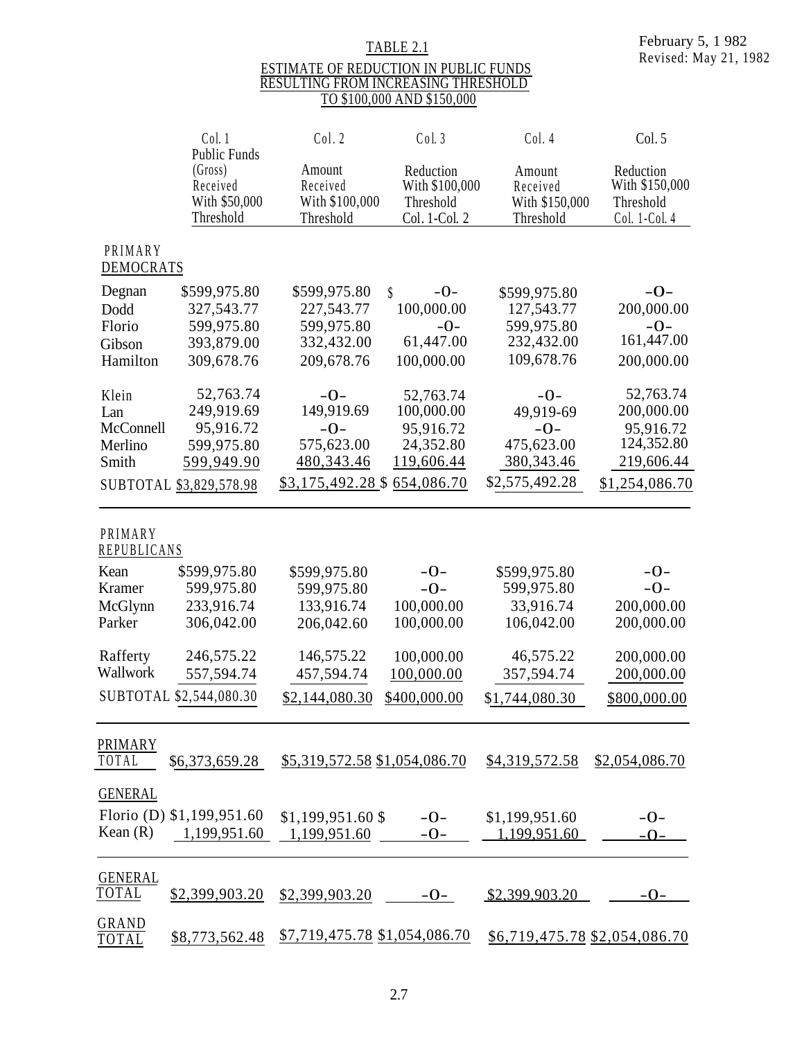February 5, 1 982
Revised: May 21, 1982

## TABLE 2.1

## ESTIMATE OF REDUCTION IN PUBLIC FUNDS RESULTING FROM INCREASING THRESHOLD TO $100,000 AND $150,000

| | Col. 1 Public Funds (Gross) Received With $50,000 Threshold | Col. 2 Amount Received With $100,000 Threshold | Col. 3 Reduction With $100,000 Threshold Col. 1-Col. 2 | Col. 4 Amount Received With $150,000 Threshold | Col. 5 Reduction With $150,000 Threshold Col. 1-Col. 4 |
|---|---|---|---|---|---|
| **PRIMARY DEMOCRATS** | | | | | |
| Degnan | $599,975.80 | $599,975.80 | $ -O- | $599,975.80 | -O- |
| Dodd | 327,543.77 | 227,543.77 | 100,000.00 | 127,543.77 | 200,000.00 |
| Florio | 599,975.80 | 599,975.80 | -O- | 599,975.80 | -O- |
| Gibson | 393,879.00 | 332,432.00 | 61,447.00 | 232,432.00 | 161,447.00 |
| Hamilton | 309,678.76 | 209,678.76 | 100,000.00 | 109,678.76 | 200,000.00 |
| Klein | 52,763.74 | -O- | 52,763.74 | -O- | 52,763.74 |
| Lan | 249,919.69 | 149,919.69 | 100,000.00 | 49,919-69 | 200,000.00 |
| McConnell | 95,916.72 | -O- | 95,916.72 | -O- | 95,916.72 |
| Merlino | 599,975.80 | 575,623.00 | 24,352.80 | 475,623.00 | 124,352.80 |
| Smith | 599,949.90 | 480,343.46 | 119,606.44 | 380,343.46 | 219,606.44 |
| SUBTOTAL | $3,829,578.98 | $3,175,492.28 | $ 654,086.70 | $2,575,492.28 | $1,254,086.70 |
| **PRIMARY REPUBLICANS** | | | | | |
| Kean | $599,975.80 | $599,975.80 | -O- | $599,975.80 | -O- |
| Kramer | 599,975.80 | 599,975.80 | -O- | 599,975.80 | -O- |
| McGlynn | 233,916.74 | 133,916.74 | 100,000.00 | 33,916.74 | 200,000.00 |
| Parker | 306,042.00 | 206,042.60 | 100,000.00 | 106,042.00 | 200,000.00 |
| Rafferty | 246,575.22 | 146,575.22 | 100,000.00 | 46,575.22 | 200,000.00 |
| Wallwork | 557,594.74 | 457,594.74 | 100,000.00 | 357,594.74 | 200,000.00 |
| SUBTOTAL | $2,544,080.30 | $2,144,080.30 | $400,000.00 | $1,744,080.30 | $800,000.00 |
| **PRIMARY TOTAL** | $6,373,659.28 | $5,319,572.58 | $1,054,086.70 | $4,319,572.58 | $2,054,086.70 |
| **GENERAL** | | | | | |
| Florio (D) | $1,199,951.60 | $1,199,951.60 | $ -O- | $1,199,951.60 | -O- |
| Kean (R) | 1,199,951.60 | 1,199,951.60 | -O- | 1,199,951.60 | -O- |
| **GENERAL TOTAL** | $2,399,903.20 | $2,399,903.20 | -O- | $2,399,903.20 | -O- |
| **GRAND TOTAL** | $8,773,562.48 | $7,719,475.78 | $1,054,086.70 | $6,719,475.78 | $2,054,086.70 |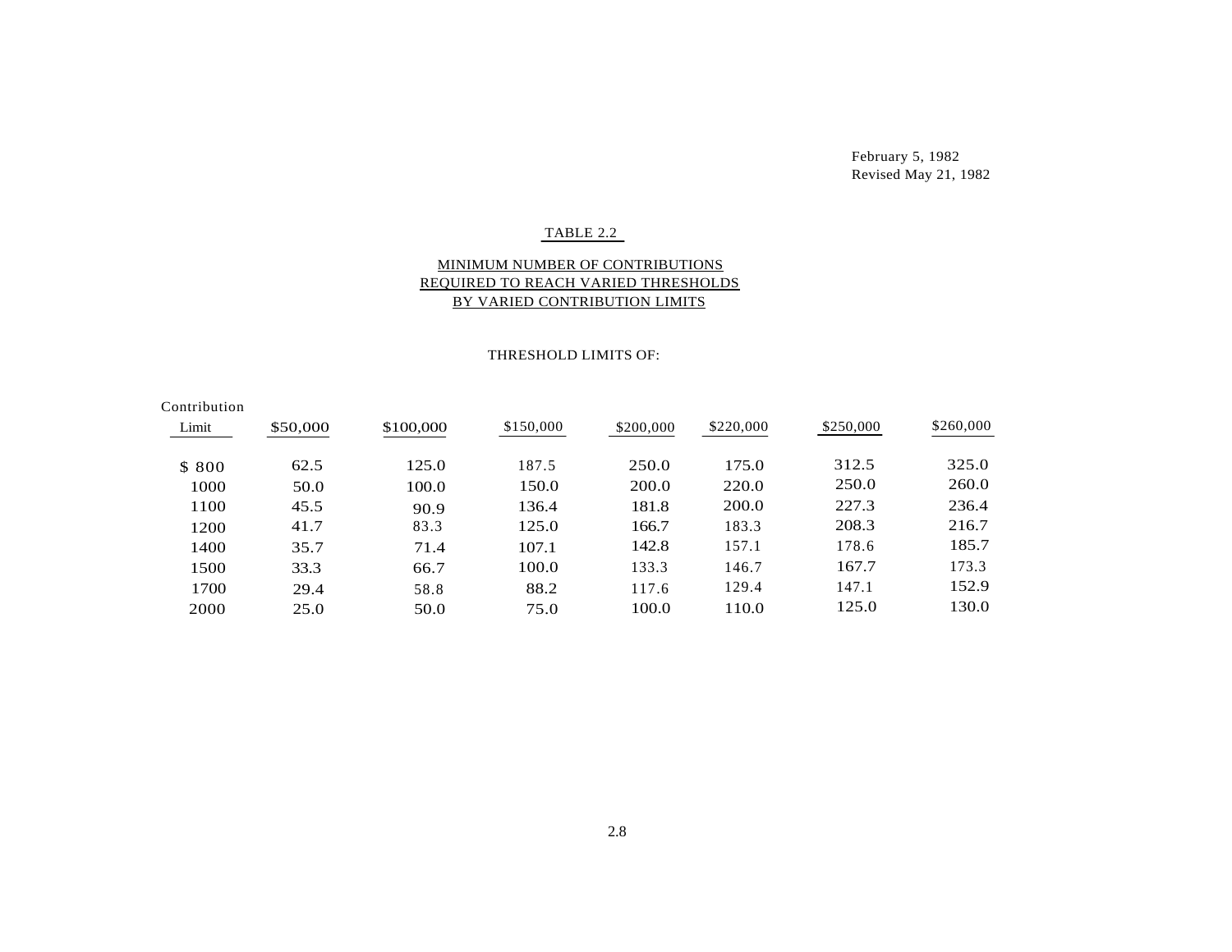February 5, 1982
Revised May 21, 1982

TABLE 2.2

MINIMUM NUMBER OF CONTRIBUTIONS
REQUIRED TO REACH VARIED THRESHOLDS
BY VARIED CONTRIBUTION LIMITS

THRESHOLD LIMITS OF:

| Contribution Limit | $50,000 | $100,000 | $150,000 | $200,000 | $220,000 | $250,000 | $260,000 |
|---|---|---|---|---|---|---|---|
| $ 800 | 62.5 | 125.0 | 187.5 | 250.0 | 175.0 | 312.5 | 325.0 |
| 1000 | 50.0 | 100.0 | 150.0 | 200.0 | 220.0 | 250.0 | 260.0 |
| 1100 | 45.5 | 90.9 | 136.4 | 181.8 | 200.0 | 227.3 | 236.4 |
| 1200 | 41.7 | 83.3 | 125.0 | 166.7 | 183.3 | 208.3 | 216.7 |
| 1400 | 35.7 | 71.4 | 107.1 | 142.8 | 157.1 | 178.6 | 185.7 |
| 1500 | 33.3 | 66.7 | 100.0 | 133.3 | 146.7 | 167.7 | 173.3 |
| 1700 | 29.4 | 58.8 | 88.2 | 117.6 | 129.4 | 147.1 | 152.9 |
| 2000 | 25.0 | 50.0 | 75.0 | 100.0 | 110.0 | 125.0 | 130.0 |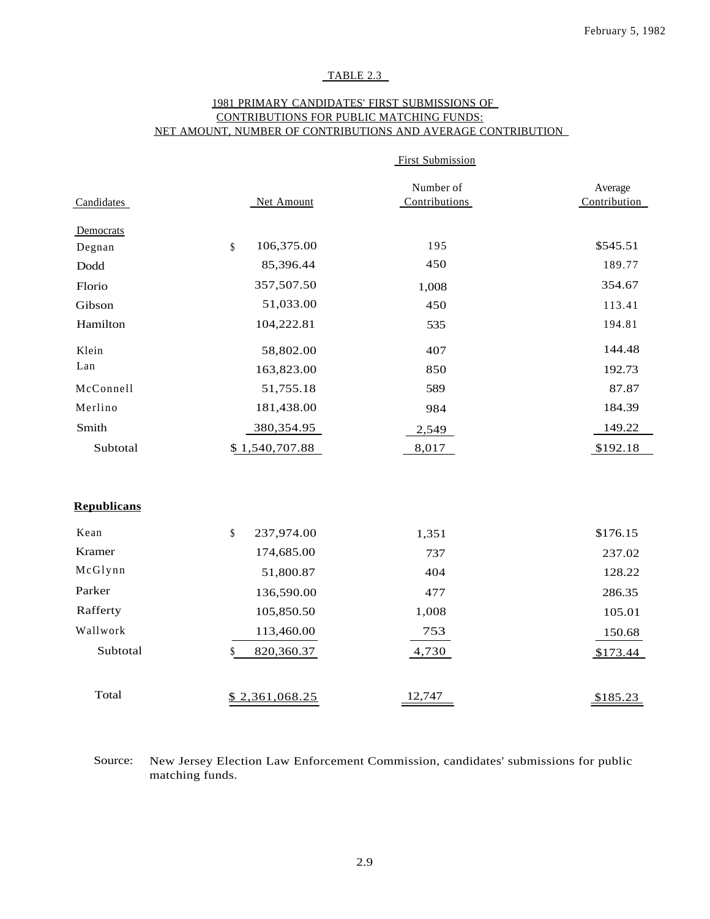February 5, 1982

TABLE 2.3

1981 PRIMARY CANDIDATES' FIRST SUBMISSIONS OF CONTRIBUTIONS FOR PUBLIC MATCHING FUNDS: NET AMOUNT, NUMBER OF CONTRIBUTIONS AND AVERAGE CONTRIBUTION

| | First Submission | | |
|---|---|---|---|
| Candidates | Net Amount | Number of Contributions | Average Contribution |
| **Democrats** | | | |
| Degnan | $ 106,375.00 | 195 | $545.51 |
| Dodd | 85,396.44 | 450 | 189.77 |
| Florio | 357,507.50 | 1,008 | 354.67 |
| Gibson | 51,033.00 | 450 | 113.41 |
| Hamilton | 104,222.81 | 535 | 194.81 |
| Klein | 58,802.00 | 407 | 144.48 |
| Lan | 163,823.00 | 850 | 192.73 |
| McConnell | 51,755.18 | 589 | 87.87 |
| Merlino | 181,438.00 | 984 | 184.39 |
| Smith | 380,354.95 | 2,549 | 149.22 |
| Subtotal | $ 1,540,707.88 | 8,017 | $192.18 |
| **Republicans** | | | |
| Kean | $ 237,974.00 | 1,351 | $176.15 |
| Kramer | 174,685.00 | 737 | 237.02 |
| McGlynn | 51,800.87 | 404 | 128.22 |
| Parker | 136,590.00 | 477 | 286.35 |
| Rafferty | 105,850.50 | 1,008 | 105.01 |
| Wallwork | 113,460.00 | 753 | 150.68 |
| Subtotal | $ 820,360.37 | 4,730 | $173.44 |
| Total | $ 2,361,068.25 | 12,747 | $185.23 |

Source: New Jersey Election Law Enforcement Commission, candidates' submissions for public matching funds.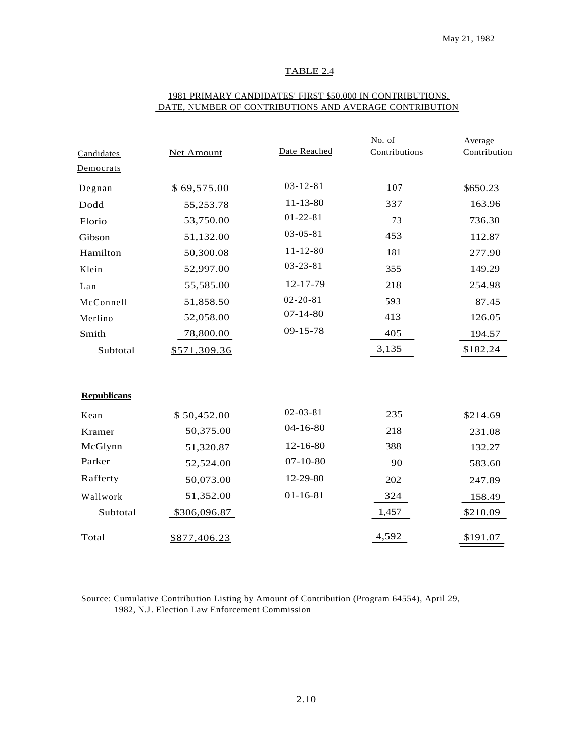May 21, 1982

## TABLE 2.4

### 1981 PRIMARY CANDIDATES' FIRST $50,000 IN CONTRIBUTIONS, DATE, NUMBER OF CONTRIBUTIONS AND AVERAGE CONTRIBUTION

| Candidates | Net Amount | Date Reached | No. of Contributions | Average Contribution |
|---|---|---|---|---|
| **Democrats** | | | | |
| Degnan | $ 69,575.00 | 03-12-81 | 107 | $650.23 |
| Dodd | 55,253.78 | 11-13-80 | 337 | 163.96 |
| Florio | 53,750.00 | 01-22-81 | 73 | 736.30 |
| Gibson | 51,132.00 | 03-05-81 | 453 | 112.87 |
| Hamilton | 50,300.08 | 11-12-80 | 181 | 277.90 |
| Klein | 52,997.00 | 03-23-81 | 355 | 149.29 |
| Lan | 55,585.00 | 12-17-79 | 218 | 254.98 |
| McConnell | 51,858.50 | 02-20-81 | 593 | 87.45 |
| Merlino | 52,058.00 | 07-14-80 | 413 | 126.05 |
| Smith | 78,800.00 | 09-15-78 | 405 | 194.57 |
| Subtotal | $571,309.36 | | 3,135 | $182.24 |
| **Republicans** | | | | |
| Kean | $ 50,452.00 | 02-03-81 | 235 | $214.69 |
| Kramer | 50,375.00 | 04-16-80 | 218 | 231.08 |
| McGlynn | 51,320.87 | 12-16-80 | 388 | 132.27 |
| Parker | 52,524.00 | 07-10-80 | 90 | 583.60 |
| Rafferty | 50,073.00 | 12-29-80 | 202 | 247.89 |
| Wallwork | 51,352.00 | 01-16-81 | 324 | 158.49 |
| Subtotal | $306,096.87 | | 1,457 | $210.09 |
| Total | $877,406.23 | | 4,592 | $191.07 |

Source: Cumulative Contribution Listing by Amount of Contribution (Program 64554), April 29, 1982, N.J. Election Law Enforcement Commission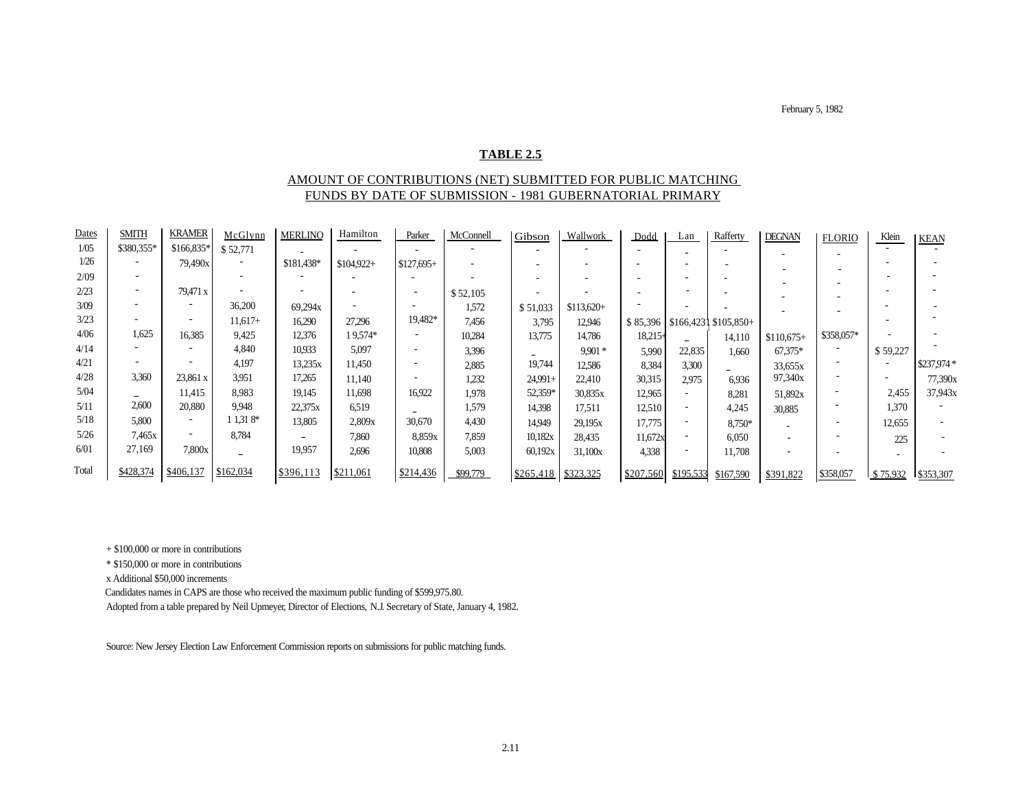February 5, 1982

**TABLE 2.5**

AMOUNT OF CONTRIBUTIONS (NET) SUBMITTED FOR PUBLIC MATCHING FUNDS BY DATE OF SUBMISSION - 1981 GUBERNATORIAL PRIMARY

| Dates | SMITH | KRAMER | McGlynn | MERLINO | Hamilton | Parker | McConnell | Gibson | Wallwork | Dodd | Lan | Rafferty | DEGNAN | FLORIO | Klein | KEAN |
|---|---|---|---|---|---|---|---|---|---|---|---|---|---|---|---|---|
| 1/05 | $380,355* | $166,835* | $ 52,771 | - | - | - | - | - | - | - | - | - | - | - | - | - |
| 1/26 | - | 79,490x | - | $181,438* | $104,922+ | $127,695+ | - | - | - | - | - | - | - | - | - | - |
| 2/09 | - | - | - | - | - | - | - | - | - | - | - | - | - | - | - | - |
| 2/23 | - | 79,471 x | - | - | - | - | $ 52,105 | - | - | - | - | - | - | - | - | - |
| 3/09 | - | - | 36,200 | 69,294x | - | - | 1,572 | $ 51,033 | $113,620+ | - | - | - | - | - | - | - |
| 3/23 | - | - | 11,617+ | 16,290 | 27,296 | 19,482* | 7,456 | 3,795 | 12,946 | $ 85,396 | $166,423 | $105,850+ | - | - | - | - |
| 4/06 | 1,625 | 16,385 | 9,425 | 12,376 | 19,574* | - | 10,284 | 13,775 | 14,786 | 18,215+ | - | 14,110 | $110,675+ | $358,057* | - | - |
| 4/14 | - | - | 4,840 | 10,933 | 5,097 | - | 3,396 | - | 9,901 * | 5,990 | 22,835 | 1,660 | 67,375* | - | $ 59,227 | - |
| 4/21 | - | - | 4,197 | 13,235x | 11,450 | - | 2,885 | 19,744 | 12,586 | 8,384 | 3,300 | - | 33,655x | - | - | $237,974 * |
| 4/28 | 3,360 | 23,861 x | 3,951 | 17,265 | 11,140 | - | 1,232 | 24,991+ | 22,410 | 30,315 | 2,975 | 6,936 | 97,340x | - | - | 77,390x |
| 5/04 | - | 11,415 | 8,983 | 19,145 | 11,698 | 16,922 | 1,978 | 52,359* | 30,835x | 12,965 | - | 8,281 | 51,892x | - | 2,455 | 37,943x |
| 5/11 | 2,600 | 20,880 | 9,948 | 22,375x | 6,519 | - | 1,579 | 14,398 | 17,511 | 12,510 | - | 4,245 | 30,885 | - | 1,370 | - |
| 5/18 | 5,800 | - | 11,318* | 13,805 | 2,809x | 30,670 | 4,430 | 14,949 | 29,195x | 17,775 | - | 8,750* | - | - | 12,655 | - |
| 5/26 | 7,465x | - | 8,784 | - | 7,860 | 8,859x | 7,859 | 10,182x | 28,435 | 11,672x | - | 6,050 | - | - | 225 | - |
| 6/01 | 27,169 | 7,800x | - | 19,957 | 2,696 | 10,808 | 5,003 | 60,192x | 31,100x | 4,338 | - | 11,708 | - | - | - | - |
| Total | $428,374 | $406,137 | $162,034 | $396,113 | $211,061 | $214,436 | $99,779 | $265,418 | $323,325 | $207,560 | $195,533 | $167,590 | $391,822 | $358,057 | $ 75,932 | $353,307 |

+ $100,000 or more in contributions

* $150,000 or more in contributions

x Additional $50,000 increments

Candidates names in CAPS are those who received the maximum public funding of $599,975.80.

Adopted from a table prepared by Neil Upmeyer, Director of Elections, N.J. Secretary of State, January 4, 1982.

Source: New Jersey Election Law Enforcement Commission reports on submissions for public matching funds.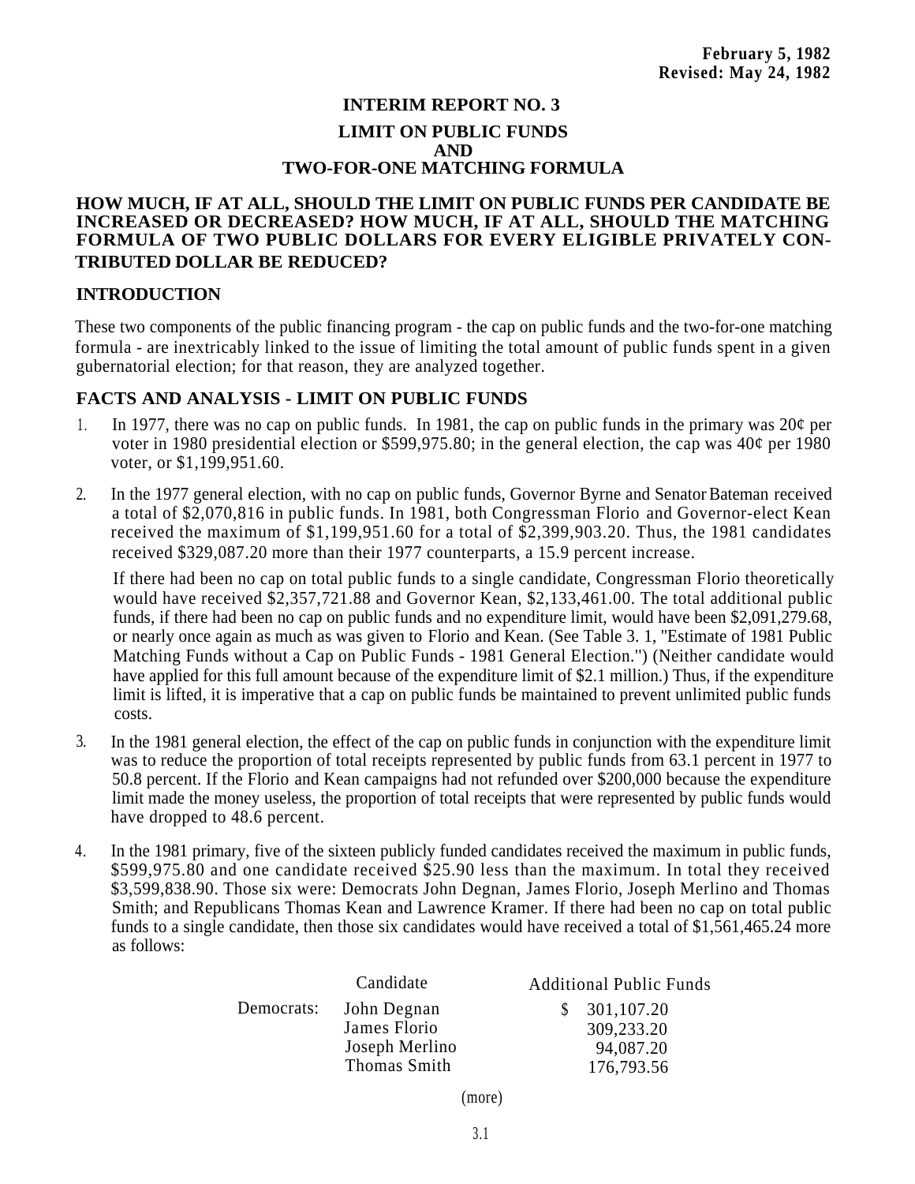February 5, 1982
Revised: May 24, 1982

# INTERIM REPORT NO. 3

## LIMIT ON PUBLIC FUNDS AND TWO-FOR-ONE MATCHING FORMULA

**HOW MUCH, IF AT ALL, SHOULD THE LIMIT ON PUBLIC FUNDS PER CANDIDATE BE INCREASED OR DECREASED? HOW MUCH, IF AT ALL, SHOULD THE MATCHING FORMULA OF TWO PUBLIC DOLLARS FOR EVERY ELIGIBLE PRIVATELY CONTRIBUTED DOLLAR BE REDUCED?**

### INTRODUCTION

These two components of the public financing program - the cap on public funds and the two-for-one matching formula - are inextricably linked to the issue of limiting the total amount of public funds spent in a given gubernatorial election; for that reason, they are analyzed together.

### FACTS AND ANALYSIS - LIMIT ON PUBLIC FUNDS

1. In 1977, there was no cap on public funds. In 1981, the cap on public funds in the primary was 20¢ per voter in 1980 presidential election or $599,975.80; in the general election, the cap was 40¢ per 1980 voter, or $1,199,951.60.

2. In the 1977 general election, with no cap on public funds, Governor Byrne and Senator Bateman received a total of $2,070,816 in public funds. In 1981, both Congressman Florio and Governor-elect Kean received the maximum of $1,199,951.60 for a total of $2,399,903.20. Thus, the 1981 candidates received $329,087.20 more than their 1977 counterparts, a 15.9 percent increase.

   If there had been no cap on total public funds to a single candidate, Congressman Florio theoretically would have received $2,357,721.88 and Governor Kean, $2,133,461.00. The total additional public funds, if there had been no cap on public funds and no expenditure limit, would have been $2,091,279.68, or nearly once again as much as was given to Florio and Kean. (See Table 3. 1, "Estimate of 1981 Public Matching Funds without a Cap on Public Funds - 1981 General Election.") (Neither candidate would have applied for this full amount because of the expenditure limit of $2.1 million.) Thus, if the expenditure limit is lifted, it is imperative that a cap on public funds be maintained to prevent unlimited public funds costs.

3. In the 1981 general election, the effect of the cap on public funds in conjunction with the expenditure limit was to reduce the proportion of total receipts represented by public funds from 63.1 percent in 1977 to 50.8 percent. If the Florio and Kean campaigns had not refunded over $200,000 because the expenditure limit made the money useless, the proportion of total receipts that were represented by public funds would have dropped to 48.6 percent.

4. In the 1981 primary, five of the sixteen publicly funded candidates received the maximum in public funds, $599,975.80 and one candidate received $25.90 less than the maximum. In total they received $3,599,838.90. Those six were: Democrats John Degnan, James Florio, Joseph Merlino and Thomas Smith; and Republicans Thomas Kean and Lawrence Kramer. If there had been no cap on total public funds to a single candidate, then those six candidates would have received a total of $1,561,465.24 more as follows:

| | Candidate | Additional Public Funds |
|---|---|---|
| Democrats: | John Degnan | $ 301,107.20 |
| | James Florio | 309,233.20 |
| | Joseph Merlino | 94,087.20 |
| | Thomas Smith | 176,793.56 |

(more)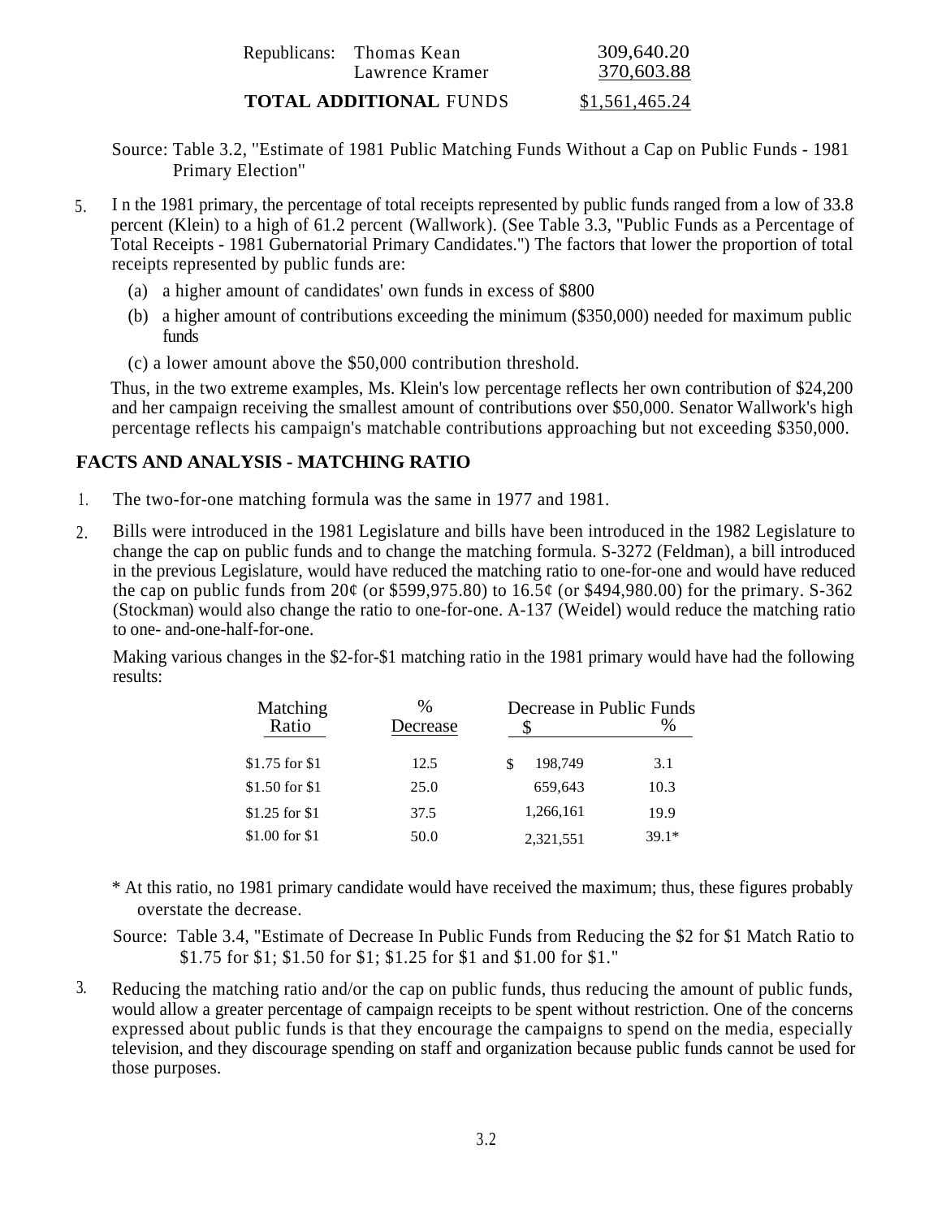| | | |
|---|---|---|
| Republicans: | Thomas Kean | 309,640.20 |
| | Lawrence Kramer | 370,603.88 |
| **TOTAL ADDITIONAL** FUNDS | | $1,561,465.24 |

Source: Table 3.2, "Estimate of 1981 Public Matching Funds Without a Cap on Public Funds - 1981 Primary Election"

5. In the 1981 primary, the percentage of total receipts represented by public funds ranged from a low of 33.8 percent (Klein) to a high of 61.2 percent (Wallwork). (See Table 3.3, "Public Funds as a Percentage of Total Receipts - 1981 Gubernatorial Primary Candidates.") The factors that lower the proportion of total receipts represented by public funds are:

   (a) a higher amount of candidates' own funds in excess of $800

   (b) a higher amount of contributions exceeding the minimum ($350,000) needed for maximum public funds

   (c) a lower amount above the $50,000 contribution threshold.

   Thus, in the two extreme examples, Ms. Klein's low percentage reflects her own contribution of $24,200 and her campaign receiving the smallest amount of contributions over $50,000. Senator Wallwork's high percentage reflects his campaign's matchable contributions approaching but not exceeding $350,000.

## FACTS AND ANALYSIS - MATCHING RATIO

1. The two-for-one matching formula was the same in 1977 and 1981.

2. Bills were introduced in the 1981 Legislature and bills have been introduced in the 1982 Legislature to change the cap on public funds and to change the matching formula. S-3272 (Feldman), a bill introduced in the previous Legislature, would have reduced the matching ratio to one-for-one and would have reduced the cap on public funds from 20¢ (or $599,975.80) to 16.5¢ (or $494,980.00) for the primary. S-362 (Stockman) would also change the ratio to one-for-one. A-137 (Weidel) would reduce the matching ratio to one- and-one-half-for-one.

   Making various changes in the $2-for-$1 matching ratio in the 1981 primary would have had the following results:

| Matching Ratio | % Decrease | Decrease in Public Funds $ | Decrease in Public Funds % |
|---|---|---|---|
| $1.75 for $1 | 12.5 | $ 198,749 | 3.1 |
| $1.50 for $1 | 25.0 | 659,643 | 10.3 |
| $1.25 for $1 | 37.5 | 1,266,161 | 19.9 |
| $1.00 for $1 | 50.0 | 2,321,551 | 39.1* |

   * At this ratio, no 1981 primary candidate would have received the maximum; thus, these figures probably overstate the decrease.

   Source: Table 3.4, "Estimate of Decrease In Public Funds from Reducing the $2 for $1 Match Ratio to $1.75 for $1; $1.50 for $1; $1.25 for $1 and $1.00 for $1."

3. Reducing the matching ratio and/or the cap on public funds, thus reducing the amount of public funds, would allow a greater percentage of campaign receipts to be spent without restriction. One of the concerns expressed about public funds is that they encourage the campaigns to spend on the media, especially television, and they discourage spending on staff and organization because public funds cannot be used for those purposes.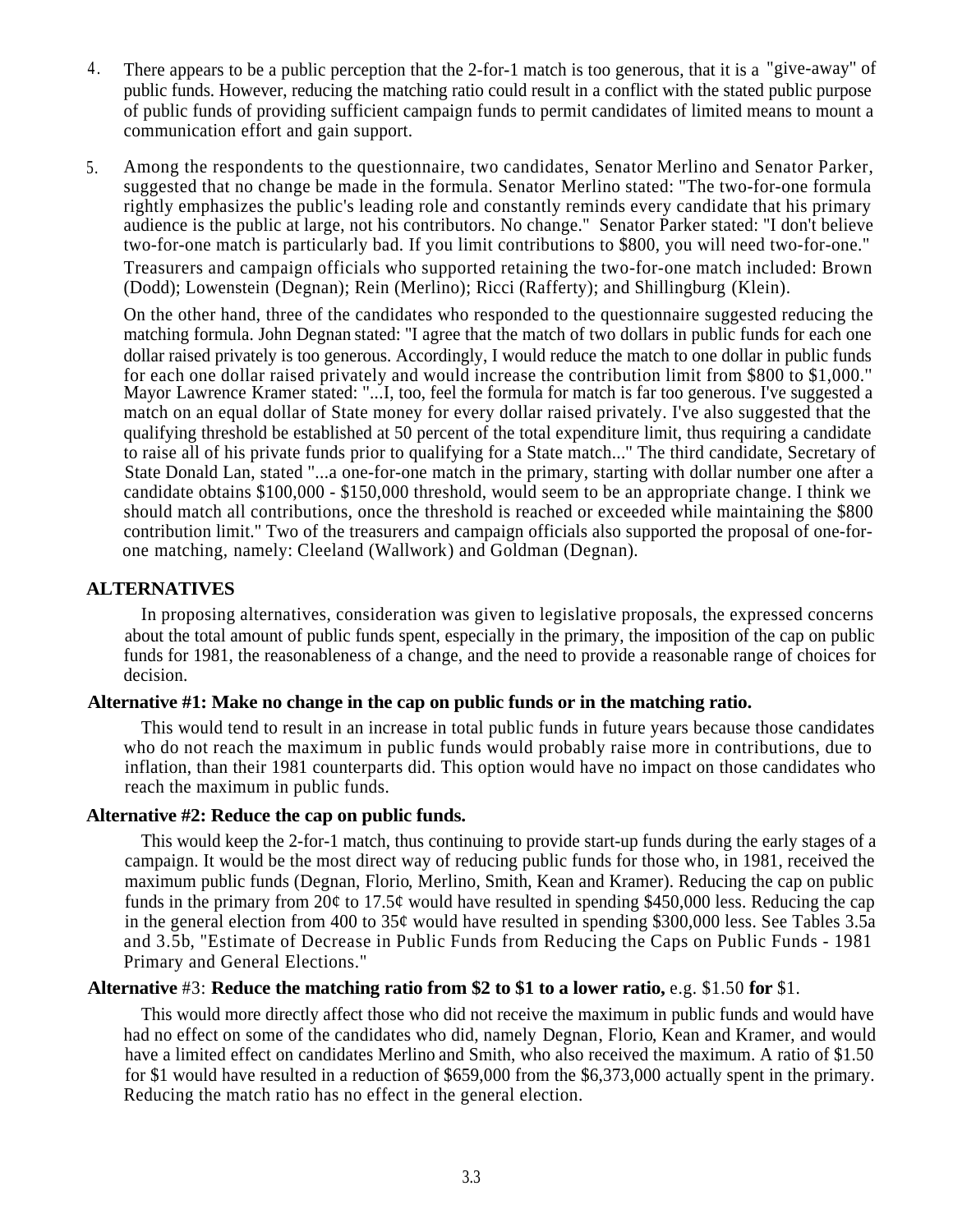4. There appears to be a public perception that the 2-for-1 match is too generous, that it is a "give-away" of public funds. However, reducing the matching ratio could result in a conflict with the stated public purpose of public funds of providing sufficient campaign funds to permit candidates of limited means to mount a communication effort and gain support.

5. Among the respondents to the questionnaire, two candidates, Senator Merlino and Senator Parker, suggested that no change be made in the formula. Senator Merlino stated: "The two-for-one formula rightly emphasizes the public's leading role and constantly reminds every candidate that his primary audience is the public at large, not his contributors. No change." Senator Parker stated: "I don't believe two-for-one match is particularly bad. If you limit contributions to $800, you will need two-for-one." Treasurers and campaign officials who supported retaining the two-for-one match included: Brown (Dodd); Lowenstein (Degnan); Rein (Merlino); Ricci (Rafferty); and Shillingburg (Klein).

   On the other hand, three of the candidates who responded to the questionnaire suggested reducing the matching formula. John Degnan stated: "I agree that the match of two dollars in public funds for each one dollar raised privately is too generous. Accordingly, I would reduce the match to one dollar in public funds for each one dollar raised privately and would increase the contribution limit from $800 to $1,000." Mayor Lawrence Kramer stated: "...I, too, feel the formula for match is far too generous. I've suggested a match on an equal dollar of State money for every dollar raised privately. I've also suggested that the qualifying threshold be established at 50 percent of the total expenditure limit, thus requiring a candidate to raise all of his private funds prior to qualifying for a State match..." The third candidate, Secretary of State Donald Lan, stated "...a one-for-one match in the primary, starting with dollar number one after a candidate obtains $100,000 - $150,000 threshold, would seem to be an appropriate change. I think we should match all contributions, once the threshold is reached or exceeded while maintaining the $800 contribution limit." Two of the treasurers and campaign officials also supported the proposal of one-for-one matching, namely: Cleeland (Wallwork) and Goldman (Degnan).

## ALTERNATIVES

In proposing alternatives, consideration was given to legislative proposals, the expressed concerns about the total amount of public funds spent, especially in the primary, the imposition of the cap on public funds for 1981, the reasonableness of a change, and the need to provide a reasonable range of choices for decision.

**Alternative #1: Make no change in the cap on public funds or in the matching ratio.**

This would tend to result in an increase in total public funds in future years because those candidates who do not reach the maximum in public funds would probably raise more in contributions, due to inflation, than their 1981 counterparts did. This option would have no impact on those candidates who reach the maximum in public funds.

**Alternative #2: Reduce the cap on public funds.**

This would keep the 2-for-1 match, thus continuing to provide start-up funds during the early stages of a campaign. It would be the most direct way of reducing public funds for those who, in 1981, received the maximum public funds (Degnan, Florio, Merlino, Smith, Kean and Kramer). Reducing the cap on public funds in the primary from 20¢ to 17.5¢ would have resulted in spending $450,000 less. Reducing the cap in the general election from 400 to 35¢ would have resulted in spending $300,000 less. See Tables 3.5a and 3.5b, "Estimate of Decrease in Public Funds from Reducing the Caps on Public Funds - 1981 Primary and General Elections."

**Alternative** #3: **Reduce the matching ratio from $2 to $1 to a lower ratio,** e.g. $1.50 **for** $1.

This would more directly affect those who did not receive the maximum in public funds and would have had no effect on some of the candidates who did, namely Degnan, Florio, Kean and Kramer, and would have a limited effect on candidates Merlino and Smith, who also received the maximum. A ratio of $1.50 for $1 would have resulted in a reduction of $659,000 from the $6,373,000 actually spent in the primary. Reducing the match ratio has no effect in the general election.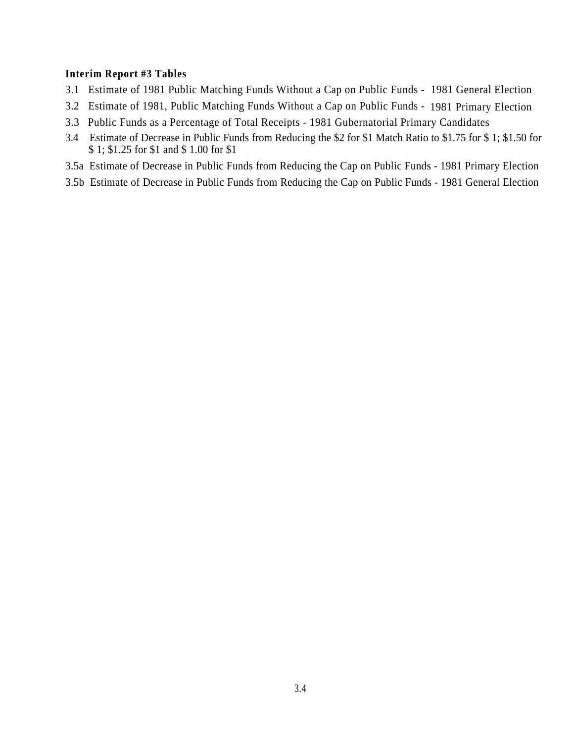**Interim Report #3 Tables**

3.1 Estimate of 1981 Public Matching Funds Without a Cap on Public Funds - 1981 General Election

3.2 Estimate of 1981, Public Matching Funds Without a Cap on Public Funds - 1981 Primary Election

3.3 Public Funds as a Percentage of Total Receipts - 1981 Gubernatorial Primary Candidates

3.4 Estimate of Decrease in Public Funds from Reducing the $2 for $1 Match Ratio to $1.75 for $ 1; $1.50 for $ 1; $1.25 for $1 and $ 1.00 for $1

3.5a Estimate of Decrease in Public Funds from Reducing the Cap on Public Funds - 1981 Primary Election

3.5b Estimate of Decrease in Public Funds from Reducing the Cap on Public Funds - 1981 General Election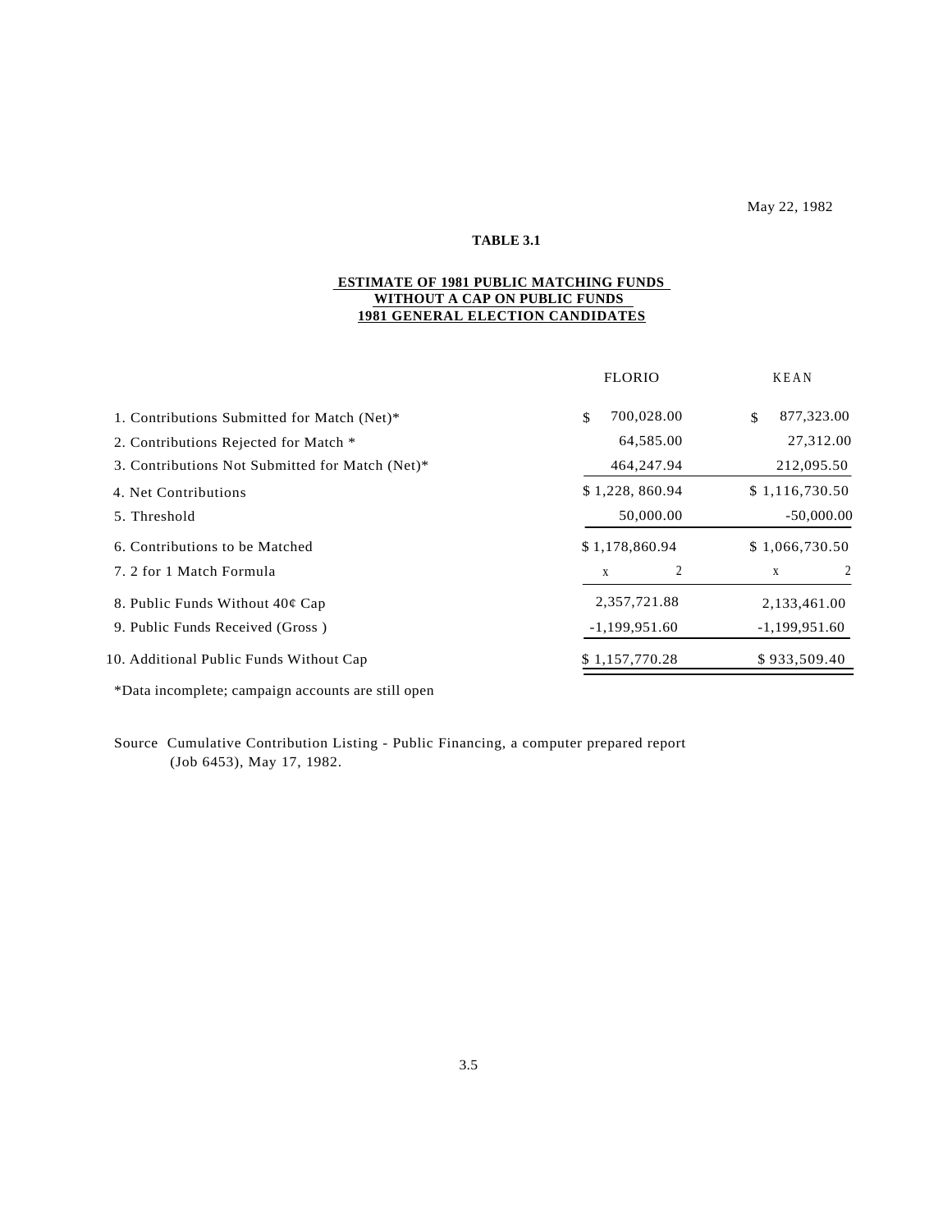May 22, 1982

**TABLE 3.1**

**ESTIMATE OF 1981 PUBLIC MATCHING FUNDS WITHOUT A CAP ON PUBLIC FUNDS 1981 GENERAL ELECTION CANDIDATES**

| | FLORIO | KEAN |
|---|---|---|
| 1. Contributions Submitted for Match (Net)* | $ 700,028.00 | $ 877,323.00 |
| 2. Contributions Rejected for Match * | 64,585.00 | 27,312.00 |
| 3. Contributions Not Submitted for Match (Net)* | 464,247.94 | 212,095.50 |
| 4. Net Contributions | $ 1,228, 860.94 | $ 1,116,730.50 |
| 5. Threshold | 50,000.00 | -50,000.00 |
| 6. Contributions to be Matched | $ 1,178,860.94 | $ 1,066,730.50 |
| 7. 2 for 1 Match Formula | x 2 | x 2 |
| 8. Public Funds Without 40¢ Cap | 2,357,721.88 | 2,133,461.00 |
| 9. Public Funds Received (Gross ) | -1,199,951.60 | -1,199,951.60 |
| 10. Additional Public Funds Without Cap | $ 1,157,770.28 | $ 933,509.40 |

*Data incomplete; campaign accounts are still open

Source Cumulative Contribution Listing - Public Financing, a computer prepared report (Job 6453), May 17, 1982.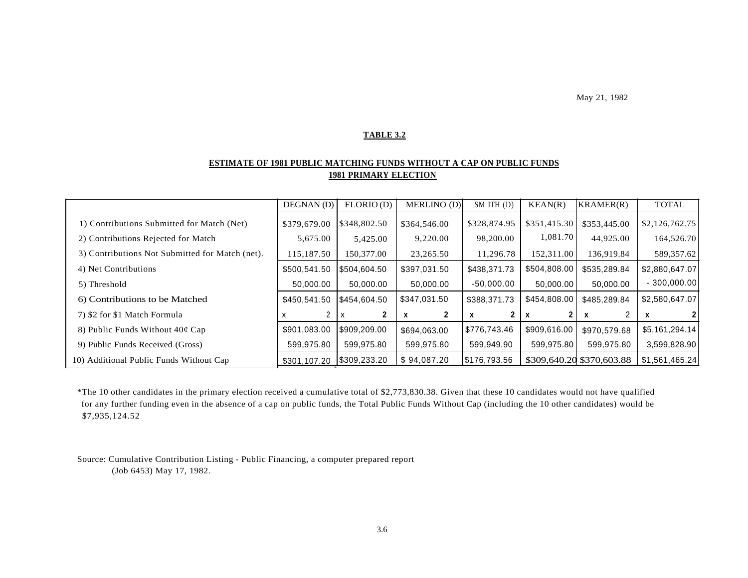May 21, 1982

**TABLE 3.2**

**ESTIMATE OF 1981 PUBLIC MATCHING FUNDS WITHOUT A CAP ON PUBLIC FUNDS**
**1981 PRIMARY ELECTION**

| | DEGNAN (D) | FLORIO (D) | MERLINO (D) | SMITH (D) | KEAN(R) | KRAMER(R) | TOTAL |
|---|---|---|---|---|---|---|---|
| 1) Contributions Submitted for Match (Net) | $379,679.00 | $348,802.50 | $364,546.00 | $328,874.95 | $351,415.30 | $353,445.00 | $2,126,762.75 |
| 2) Contributions Rejected for Match | 5,675.00 | 5,425.00 | 9,220.00 | 98,200.00 | 1,081.70 | 44,925.00 | 164,526.70 |
| 3) Contributions Not Submitted for Match (net). | 115,187.50 | 150,377.00 | 23,265.50 | 11,296.78 | 152,311.00 | 136,919.84 | 589,357.62 |
| 4) Net Contributions | $500,541.50 | $504,604.50 | $397,031.50 | $438,371.73 | $504,808.00 | $535,289.84 | $2,880,647.07 |
| 5) Threshold | 50,000.00 | 50,000.00 | 50,000.00 | -50,000.00 | 50,000.00 | 50,000.00 | - 300,000.00 |
| 6) Contributions to be Matched | $450,541.50 | $454,604.50 | $347,031.50 | $388,371.73 | $454,808.00 | $485,289.84 | $2,580,647.07 |
| 7) $2 for $1 Match Formula | x 2 | x 2 | x 2 | x 2 | x 2 | x 2 | x 2 |
| 8) Public Funds Without 40¢ Cap | $901,083.00 | $909,209.00 | $694,063.00 | $776,743.46 | $909,616.00 | $970,579.68 | $5,161,294.14 |
| 9) Public Funds Received (Gross) | 599,975.80 | 599,975.80 | 599,975.80 | 599,949.90 | 599,975.80 | 599,975.80 | 3,599,828.90 |
| 10) Additional Public Funds Without Cap | $301,107.20 | $309,233.20 | $ 94,087.20 | $176,793.56 | $309,640.20 | $370,603.88 | $1,561,465.24 |

*The 10 other candidates in the primary election received a cumulative total of $2,773,830.38. Given that these 10 candidates would not have qualified for any further funding even in the absence of a cap on public funds, the Total Public Funds Without Cap (including the 10 other candidates) would be $7,935,124.52

Source: Cumulative Contribution Listing - Public Financing, a computer prepared report (Job 6453) May 17, 1982.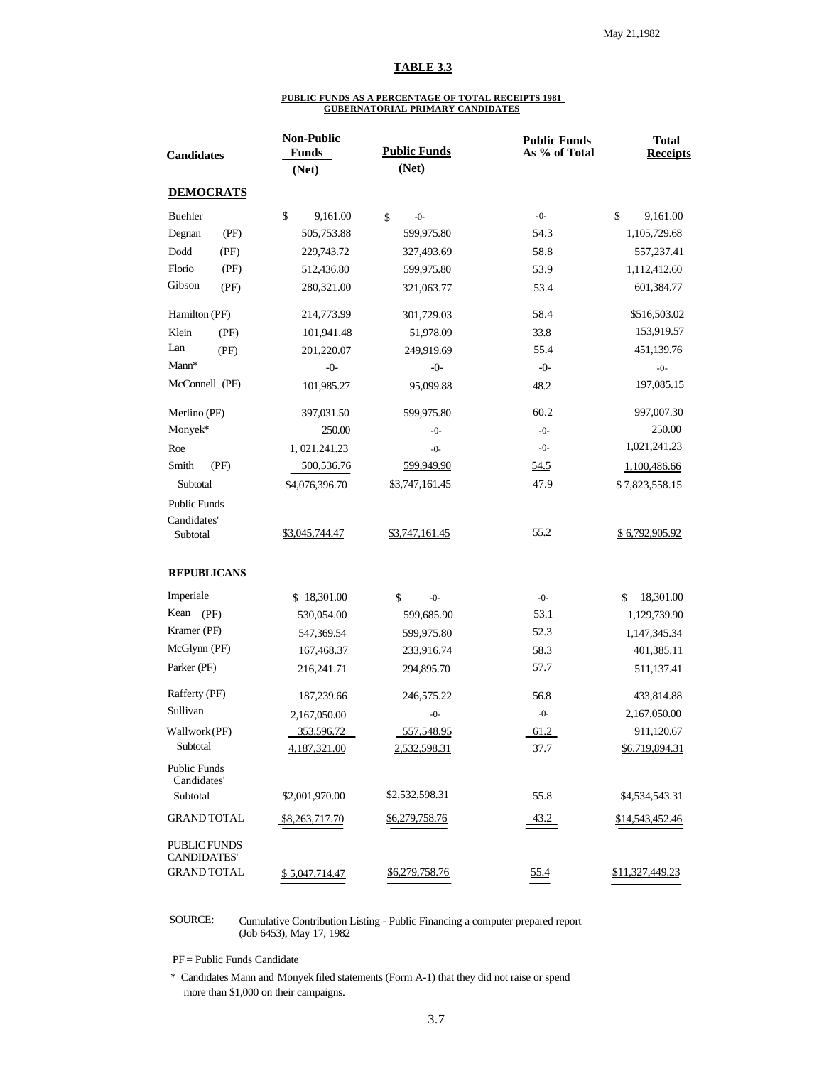May 21,1982

## TABLE 3.3

### PUBLIC FUNDS AS A PERCENTAGE OF TOTAL RECEIPTS 1981 GUBERNATORIAL PRIMARY CANDIDATES

| Candidates | Non-Public Funds (Net) | Public Funds (Net) | Public Funds As % of Total | Total Receipts |
|---|---|---|---|---|
| **DEMOCRATS** | | | | |
| Buehler | $ 9,161.00 | $ -0- | -0- | $ 9,161.00 |
| Degnan (PF) | 505,753.88 | 599,975.80 | 54.3 | 1,105,729.68 |
| Dodd (PF) | 229,743.72 | 327,493.69 | 58.8 | 557,237.41 |
| Florio (PF) | 512,436.80 | 599,975.80 | 53.9 | 1,112,412.60 |
| Gibson (PF) | 280,321.00 | 321,063.77 | 53.4 | 601,384.77 |
| Hamilton (PF) | 214,773.99 | 301,729.03 | 58.4 | $516,503.02 |
| Klein (PF) | 101,941.48 | 51,978.09 | 33.8 | 153,919.57 |
| Lan (PF) | 201,220.07 | 249,919.69 | 55.4 | 451,139.76 |
| Mann* | -0- | -0- | -0- | -0- |
| McConnell (PF) | 101,985.27 | 95,099.88 | 48.2 | 197,085.15 |
| Merlino (PF) | 397,031.50 | 599,975.80 | 60.2 | 997,007.30 |
| Monyek* | 250.00 | -0- | -0- | 250.00 |
| Roe | 1, 021,241.23 | -0- | -0- | 1,021,241.23 |
| Smith (PF) | 500,536.76 | 599,949.90 | 54.5 | 1,100,486.66 |
| Subtotal | $4,076,396.70 | $3,747,161.45 | 47.9 | $ 7,823,558.15 |
| Public Funds Candidates' Subtotal | $3,045,744.47 | $3,747,161.45 | 55.2 | $ 6,792,905.92 |
| **REPUBLICANS** | | | | |
| Imperiale | $ 18,301.00 | $ -0- | -0- | $ 18,301.00 |
| Kean (PF) | 530,054.00 | 599,685.90 | 53.1 | 1,129,739.90 |
| Kramer (PF) | 547,369.54 | 599,975.80 | 52.3 | 1,147,345.34 |
| McGlynn (PF) | 167,468.37 | 233,916.74 | 58.3 | 401,385.11 |
| Parker (PF) | 216,241.71 | 294,895.70 | 57.7 | 511,137.41 |
| Rafferty (PF) | 187,239.66 | 246,575.22 | 56.8 | 433,814.88 |
| Sullivan | 2,167,050.00 | -0- | -0- | 2,167,050.00 |
| Wallwork (PF) | 353,596.72 | 557,548.95 | 61.2 | 911,120.67 |
| Subtotal | 4,187,321.00 | 2,532,598.31 | 37.7 | $6,719,894.31 |
| Public Funds Candidates' Subtotal | $2,001,970.00 | $2,532,598.31 | 55.8 | $4,534,543.31 |
| GRAND TOTAL | $8,263,717.70 | $6,279,758.76 | 43.2 | $14,543,452.46 |
| PUBLIC FUNDS CANDIDATES' GRAND TOTAL | $ 5,047,714.47 | $6,279,758.76 | 55.4 | $11,327,449.23 |

SOURCE: Cumulative Contribution Listing - Public Financing a computer prepared report (Job 6453), May 17, 1982

PF = Public Funds Candidate

\* Candidates Mann and Monyek filed statements (Form A-1) that they did not raise or spend more than $1,000 on their campaigns.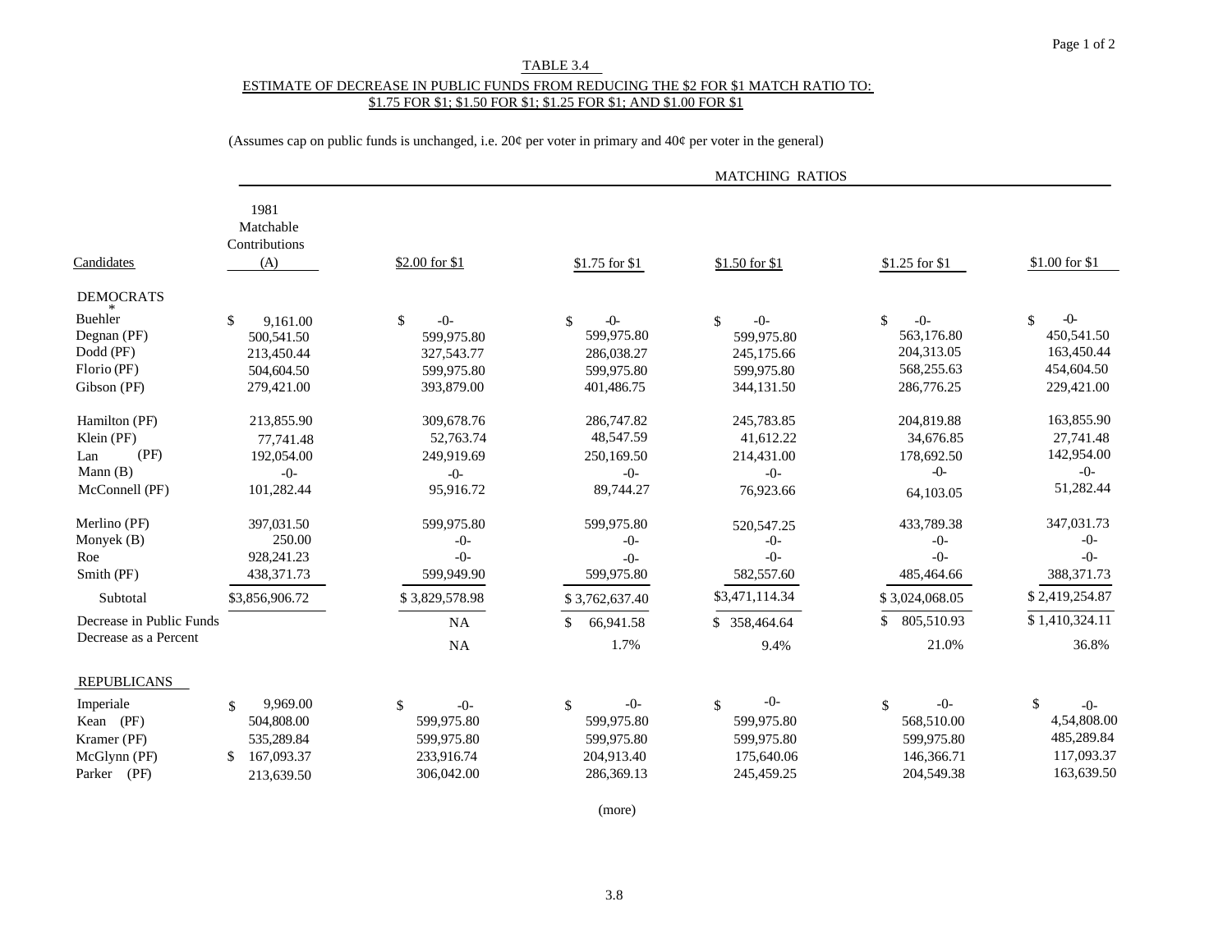TABLE 3.4

ESTIMATE OF DECREASE IN PUBLIC FUNDS FROM REDUCING THE $2 FOR $1 MATCH RATIO TO: $1.75 FOR $1; $1.50 FOR $1; $1.25 FOR $1; AND $1.00 FOR $1

(Assumes cap on public funds is unchanged, i.e. 20¢ per voter in primary and 40¢ per voter in the general)

| | | MATCHING RATIOS | | | | |
|---|---|---|---|---|---|---|
| Candidates | 1981 Matchable Contributions (A) | $2.00 for $1 | $1.75 for $1 | $1.50 for $1 | $1.25 for $1 | $1.00 for $1 |
| **DEMOCRATS** | | | | | | |
| Buehler * | $ 9,161.00 | $ -0- | $ -0- | $ -0- | $ -0- | $ -0- |
| Degnan (PF) | 500,541.50 | 599,975.80 | 599,975.80 | 599,975.80 | 563,176.80 | 450,541.50 |
| Dodd (PF) | 213,450.44 | 327,543.77 | 286,038.27 | 245,175.66 | 204,313.05 | 163,450.44 |
| Florio (PF) | 504,604.50 | 599,975.80 | 599,975.80 | 599,975.80 | 568,255.63 | 454,604.50 |
| Gibson (PF) | 279,421.00 | 393,879.00 | 401,486.75 | 344,131.50 | 286,776.25 | 229,421.00 |
| Hamilton (PF) | 213,855.90 | 309,678.76 | 286,747.82 | 245,783.85 | 204,819.88 | 163,855.90 |
| Klein (PF) | 77,741.48 | 52,763.74 | 48,547.59 | 41,612.22 | 34,676.85 | 27,741.48 |
| Lan (PF) | 192,054.00 | 249,919.69 | 250,169.50 | 214,431.00 | 178,692.50 | 142,954.00 |
| Mann (B) | -0- | -0- | -0- | -0- | -0- | -0- |
| McConnell (PF) | 101,282.44 | 95,916.72 | 89,744.27 | 76,923.66 | 64,103.05 | 51,282.44 |
| Merlino (PF) | 397,031.50 | 599,975.80 | 599,975.80 | 520,547.25 | 433,789.38 | 347,031.73 |
| Monyek (B) | 250.00 | -0- | -0- | -0- | -0- | -0- |
| Roe | 928,241.23 | -0- | -0- | -0- | -0- | -0- |
| Smith (PF) | 438,371.73 | 599,949.90 | 599,975.80 | 582,557.60 | 485,464.66 | 388,371.73 |
| Subtotal | $3,856,906.72 | $ 3,829,578.98 | $ 3,762,637.40 | $3,471,114.34 | $ 3,024,068.05 | $ 2,419,254.87 |
| Decrease in Public Funds | | NA | $ 66,941.58 | $ 358,464.64 | $ 805,510.93 | $ 1,410,324.11 |
| Decrease as a Percent | | NA | 1.7% | 9.4% | 21.0% | 36.8% |
| **REPUBLICANS** | | | | | | |
| Imperiale | $ 9,969.00 | $ -0- | $ -0- | $ -0- | $ -0- | $ -0- |
| Kean (PF) | 504,808.00 | 599,975.80 | 599,975.80 | 599,975.80 | 568,510.00 | 4,54,808.00 |
| Kramer (PF) | 535,289.84 | 599,975.80 | 599,975.80 | 599,975.80 | 599,975.80 | 485,289.84 |
| McGlynn (PF) | $ 167,093.37 | 233,916.74 | 204,913.40 | 175,640.06 | 146,366.71 | 117,093.37 |
| Parker (PF) | 213,639.50 | 306,042.00 | 286,369.13 | 245,459.25 | 204,549.38 | 163,639.50 |

(more)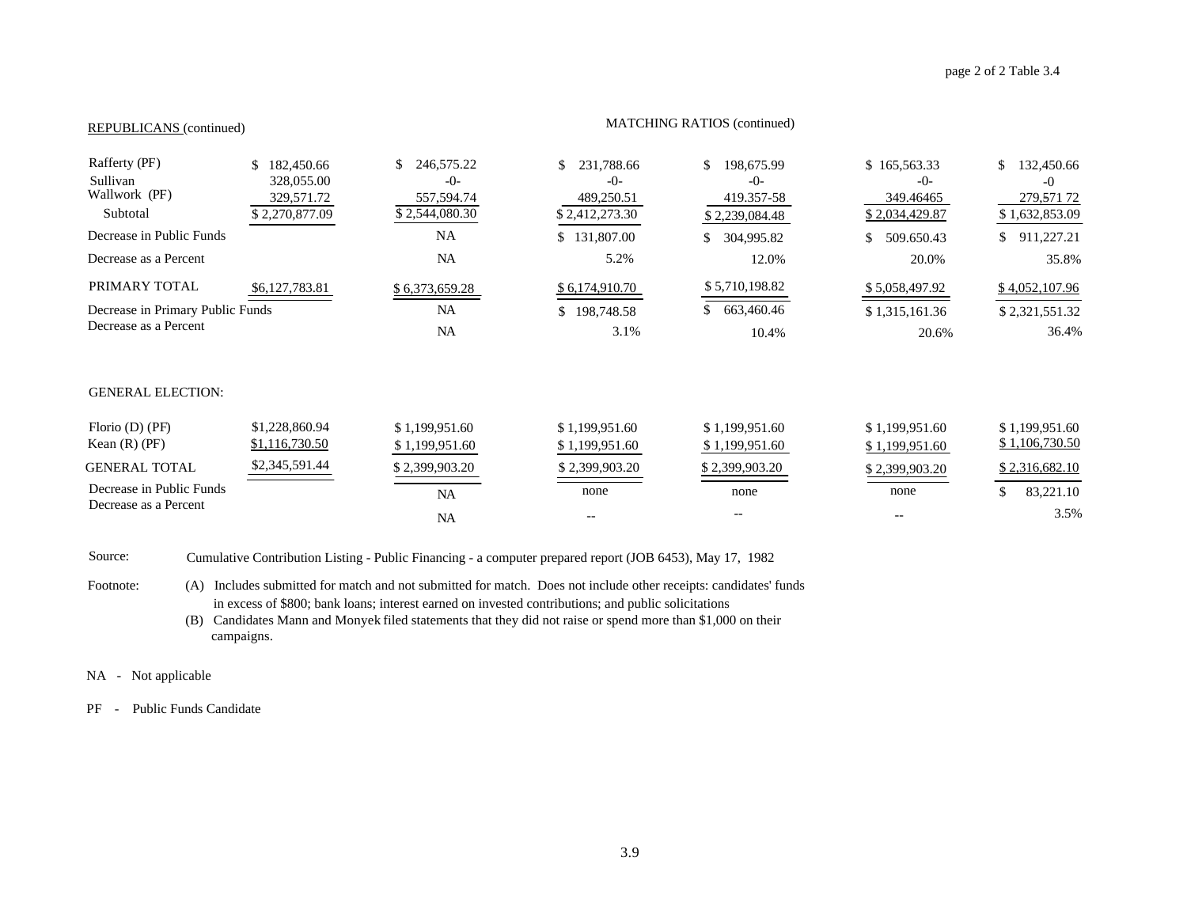REPUBLICANS (continued)

MATCHING RATIOS (continued)

| | | | | | | |
|---|---|---|---|---|---|---|
| Rafferty (PF) | $ 182,450.66 | $ 246,575.22 | $ 231,788.66 | $ 198,675.99 | $ 165,563.33 | $ 132,450.66 |
| Sullivan | 328,055.00 | -0- | -0- | -0- | -0- | -0 |
| Wallwork (PF) | 329,571.72 | 557,594.74 | 489,250.51 | 419.357-58 | 349.46465 | 279,571 72 |
| Subtotal | $ 2,270,877.09 | $ 2,544,080.30 | $ 2,412,273.30 | $ 2,239,084.48 | $ 2,034,429.87 | $ 1,632,853.09 |
| Decrease in Public Funds | | NA | $ 131,807.00 | $ 304,995.82 | $ 509.650.43 | $ 911,227.21 |
| Decrease as a Percent | | NA | 5.2% | 12.0% | 20.0% | 35.8% |
| PRIMARY TOTAL | $6,127,783.81 | $ 6,373,659.28 | $ 6,174,910.70 | $ 5,710,198.82 | $ 5,058,497.92 | $ 4,052,107.96 |
| Decrease in Primary Public Funds | | NA | $ 198,748.58 | $ 663,460.46 | $ 1,315,161.36 | $ 2,321,551.32 |
| Decrease as a Percent | | NA | 3.1% | 10.4% | 20.6% | 36.4% |
| **GENERAL ELECTION:** | | | | | | |
| Florio (D) (PF) | $1,228,860.94 | $ 1,199,951.60 | $ 1,199,951.60 | $ 1,199,951.60 | $ 1,199,951.60 | $ 1,199,951.60 |
| Kean (R) (PF) | $1,116,730.50 | $ 1,199,951.60 | $ 1,199,951.60 | $ 1,199,951.60 | $ 1,199,951.60 | $ 1,106,730.50 |
| GENERAL TOTAL | $2,345,591.44 | $ 2,399,903.20 | $ 2,399,903.20 | $ 2,399,903.20 | $ 2,399,903.20 | $ 2,316,682.10 |
| Decrease in Public Funds | | NA | none | none | none | $ 83,221.10 |
| Decrease as a Percent | | NA | -- | -- | -- | 3.5% |

Source: Cumulative Contribution Listing - Public Financing - a computer prepared report (JOB 6453), May 17, 1982

Footnote:
(A) Includes submitted for match and not submitted for match. Does not include other receipts: candidates' funds in excess of $800; bank loans; interest earned on invested contributions; and public solicitations
(B) Candidates Mann and Monyek filed statements that they did not raise or spend more than $1,000 on their campaigns.

NA - Not applicable

PF - Public Funds Candidate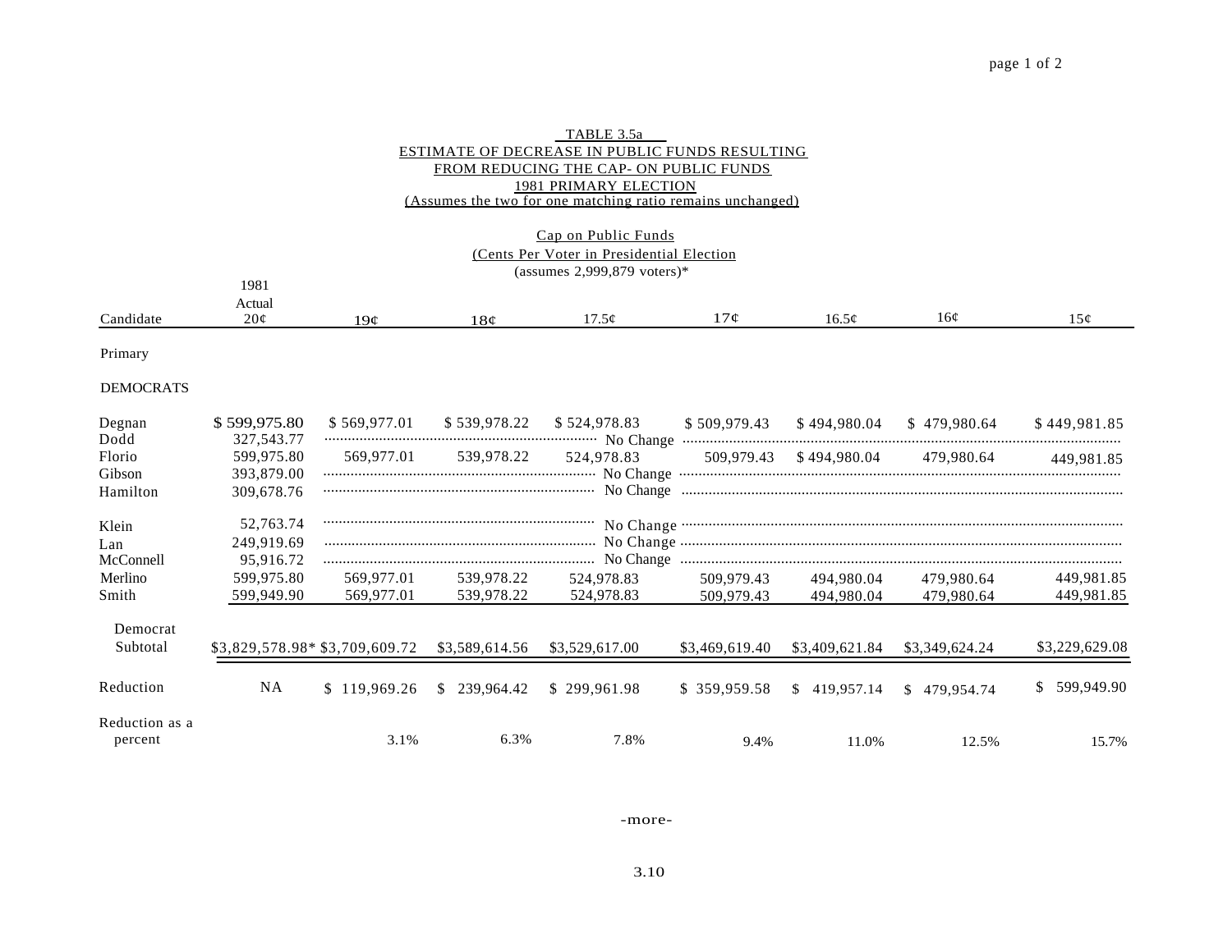TABLE 3.5a

ESTIMATE OF DECREASE IN PUBLIC FUNDS RESULTING FROM REDUCING THE CAP- ON PUBLIC FUNDS

1981 PRIMARY ELECTION

(Assumes the two for one matching ratio remains unchanged)

Cap on Public Funds

(Cents Per Voter in Presidential Election

(assumes 2,999,879 voters)*

| Candidate | 1981 Actual 20¢ | 19¢ | 18¢ | 17.5¢ | 17¢ | 16.5¢ | 16¢ | 15¢ |
|---|---|---|---|---|---|---|---|---|
| Primary | | | | | | | | |
| DEMOCRATS | | | | | | | | |
| Degnan | $ 599,975.80 | $ 569,977.01 | $ 539,978.22 | $ 524,978.83 | $ 509,979.43 | $ 494,980.04 | $ 479,980.64 | $ 449,981.85 |
| Dodd | 327,543.77 | | | No Change | | | | |
| Florio | 599,975.80 | 569,977.01 | 539,978.22 | 524,978.83 | 509,979.43 | $ 494,980.04 | 479,980.64 | 449,981.85 |
| Gibson | 393,879.00 | | | No Change | | | | |
| Hamilton | 309,678.76 | | | No Change | | | | |
| Klein | 52,763.74 | | | No Change | | | | |
| Lan | 249,919.69 | | | No Change | | | | |
| McConnell | 95,916.72 | | | No Change | | | | |
| Merlino | 599,975.80 | 569,977.01 | 539,978.22 | 524,978.83 | 509,979.43 | 494,980.04 | 479,980.64 | 449,981.85 |
| Smith | 599,949.90 | 569,977.01 | 539,978.22 | 524,978.83 | 509,979.43 | 494,980.04 | 479,980.64 | 449,981.85 |
| Democrat Subtotal | $3,829,578.98* | $3,709,609.72 | $3,589,614.56 | $3,529,617.00 | $3,469,619.40 | $3,409,621.84 | $3,349,624.24 | $3,229,629.08 |
| Reduction | NA | $ 119,969.26 | $ 239,964.42 | $ 299,961.98 | $ 359,959.58 | $ 419,957.14 | $ 479,954.74 | $ 599,949.90 |
| Reduction as a percent | | 3.1% | 6.3% | 7.8% | 9.4% | 11.0% | 12.5% | 15.7% |

-more-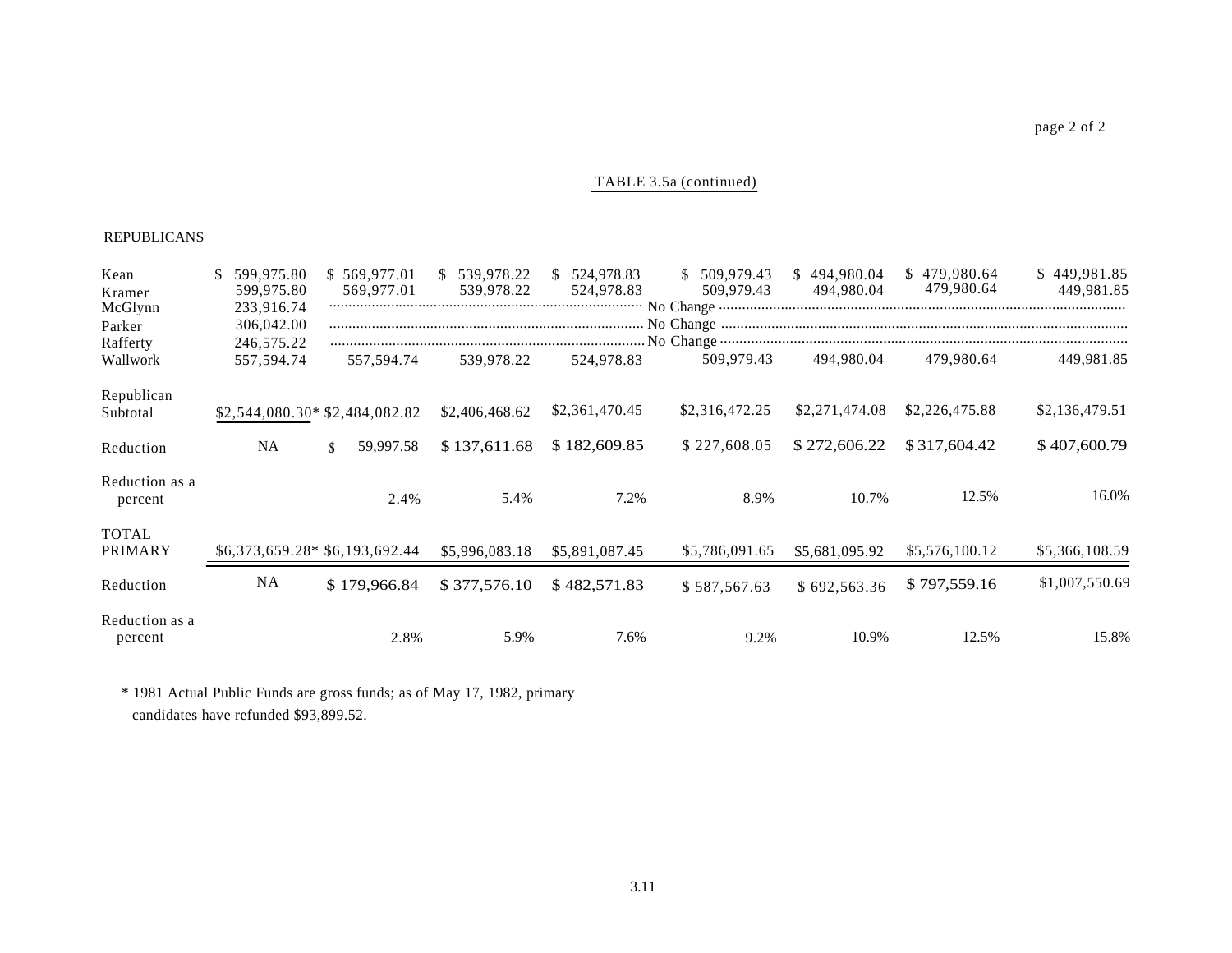TABLE 3.5a (continued)

REPUBLICANS

| | | | | | | | | |
|---|---|---|---|---|---|---|---|---|
| Kean | $ 599,975.80 | $ 569,977.01 | $ 539,978.22 | $ 524,978.83 | $ 509,979.43 | $ 494,980.04 | $ 479,980.64 | $ 449,981.85 |
| Kramer | 599,975.80 | 569,977.01 | 539,978.22 | 524,978.83 | 509,979.43 | 494,980.04 | 479,980.64 | 449,981.85 |
| McGlynn | 233,916.74 | No Change | | | | | | |
| Parker | 306,042.00 | No Change | | | | | | |
| Rafferty | 246,575.22 | No Change | | | | | | |
| Wallwork | 557,594.74 | 557,594.74 | 539,978.22 | 524,978.83 | 509,979.43 | 494,980.04 | 479,980.64 | 449,981.85 |
| Republican Subtotal | $2,544,080.30* | $2,484,082.82 | $2,406,468.62 | $2,361,470.45 | $2,316,472.25 | $2,271,474.08 | $2,226,475.88 | $2,136,479.51 |
| Reduction | NA | $ 59,997.58 | $ 137,611.68 | $ 182,609.85 | $ 227,608.05 | $ 272,606.22 | $ 317,604.42 | $ 407,600.79 |
| Reduction as a percent | | 2.4% | 5.4% | 7.2% | 8.9% | 10.7% | 12.5% | 16.0% |
| TOTAL PRIMARY | $6,373,659.28* | $6,193,692.44 | $5,996,083.18 | $5,891,087.45 | $5,786,091.65 | $5,681,095.92 | $5,576,100.12 | $5,366,108.59 |
| Reduction | NA | $ 179,966.84 | $ 377,576.10 | $ 482,571.83 | $ 587,567.63 | $ 692,563.36 | $ 797,559.16 | $1,007,550.69 |
| Reduction as a percent | | 2.8% | 5.9% | 7.6% | 9.2% | 10.9% | 12.5% | 15.8% |

\* 1981 Actual Public Funds are gross funds; as of May 17, 1982, primary candidates have refunded $93,899.52.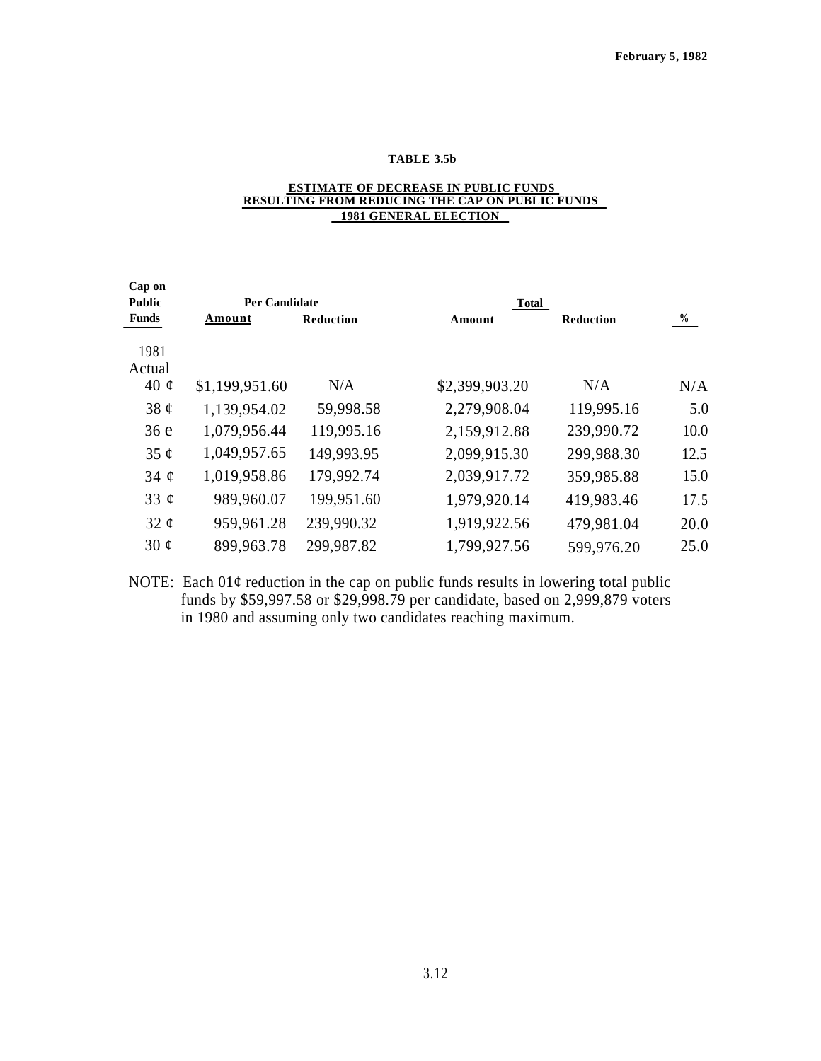February 5, 1982

**TABLE 3.5b**

**ESTIMATE OF DECREASE IN PUBLIC FUNDS RESULTING FROM REDUCING THE CAP ON PUBLIC FUNDS 1981 GENERAL ELECTION**

| Cap on Public Funds | Per Candidate | | Total | | |
|---|---|---|---|---|---|
| | Amount | Reduction | Amount | Reduction | % |
| 1981 Actual | | | | | |
| 40 ¢ | $1,199,951.60 | N/A | $2,399,903.20 | N/A | N/A |
| 38 ¢ | 1,139,954.02 | 59,998.58 | 2,279,908.04 | 119,995.16 | 5.0 |
| 36 e | 1,079,956.44 | 119,995.16 | 2,159,912.88 | 239,990.72 | 10.0 |
| 35 ¢ | 1,049,957.65 | 149,993.95 | 2,099,915.30 | 299,988.30 | 12.5 |
| 34 ¢ | 1,019,958.86 | 179,992.74 | 2,039,917.72 | 359,985.88 | 15.0 |
| 33 ¢ | 989,960.07 | 199,951.60 | 1,979,920.14 | 419,983.46 | 17.5 |
| 32 ¢ | 959,961.28 | 239,990.32 | 1,919,922.56 | 479,981.04 | 20.0 |
| 30 ¢ | 899,963.78 | 299,987.82 | 1,799,927.56 | 599,976.20 | 25.0 |

NOTE: Each 01¢ reduction in the cap on public funds results in lowering total public funds by $59,997.58 or $29,998.79 per candidate, based on 2,999,879 voters in 1980 and assuming only two candidates reaching maximum.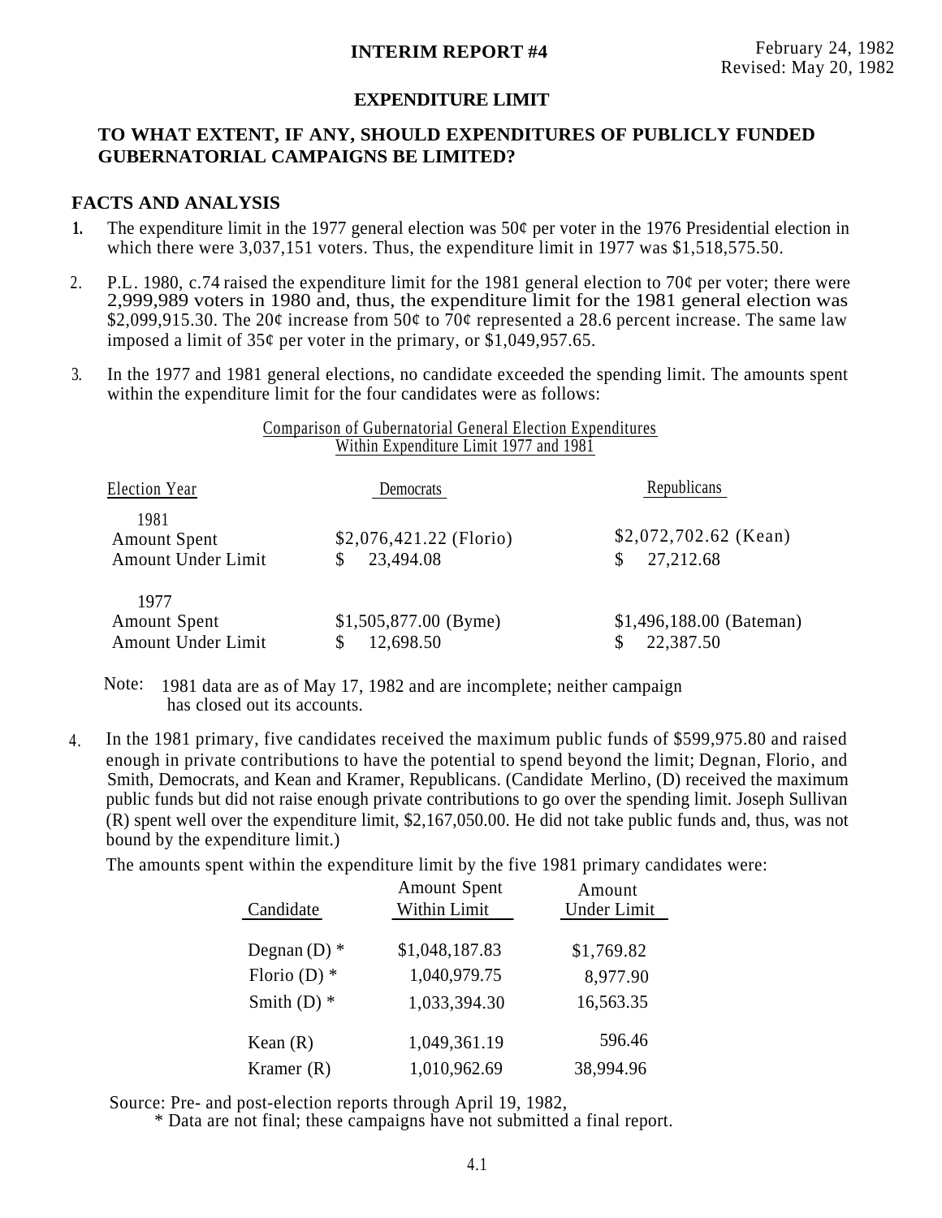**INTERIM REPORT #4**

February 24, 1982
Revised: May 20, 1982

**EXPENDITURE LIMIT**

## TO WHAT EXTENT, IF ANY, SHOULD EXPENDITURES OF PUBLICLY FUNDED GUBERNATORIAL CAMPAIGNS BE LIMITED?

### FACTS AND ANALYSIS

1. The expenditure limit in the 1977 general election was 50¢ per voter in the 1976 Presidential election in which there were 3,037,151 voters. Thus, the expenditure limit in 1977 was $1,518,575.50.

2. P.L. 1980, c.74 raised the expenditure limit for the 1981 general election to 70¢ per voter; there were 2,999,989 voters in 1980 and, thus, the expenditure limit for the 1981 general election was $2,099,915.30. The 20¢ increase from 50¢ to 70¢ represented a 28.6 percent increase. The same law imposed a limit of 35¢ per voter in the primary, or $1,049,957.65.

3. In the 1977 and 1981 general elections, no candidate exceeded the spending limit. The amounts spent within the expenditure limit for the four candidates were as follows:

Comparison of Gubernatorial General Election Expenditures Within Expenditure Limit 1977 and 1981

| Election Year | Democrats | Republicans |
|---|---|---|
| 1981 | | |
| Amount Spent | $2,076,421.22 (Florio) | $2,072,702.62 (Kean) |
| Amount Under Limit | $ 23,494.08 | $ 27,212.68 |
| 1977 | | |
| Amount Spent | $1,505,877.00 (Byme) | $1,496,188.00 (Bateman) |
| Amount Under Limit | $ 12,698.50 | $ 22,387.50 |

Note: 1981 data are as of May 17, 1982 and are incomplete; neither campaign has closed out its accounts.

4. In the 1981 primary, five candidates received the maximum public funds of $599,975.80 and raised enough in private contributions to have the potential to spend beyond the limit; Degnan, Florio, and Smith, Democrats, and Kean and Kramer, Republicans. (Candidate Merlino, (D) received the maximum public funds but did not raise enough private contributions to go over the spending limit. Joseph Sullivan (R) spent well over the expenditure limit, $2,167,050.00. He did not take public funds and, thus, was not bound by the expenditure limit.)

   The amounts spent within the expenditure limit by the five 1981 primary candidates were:

| Candidate | Amount Spent Within Limit | Amount Under Limit |
|---|---|---|
| Degnan (D) * | $1,048,187.83 | $1,769.82 |
| Florio (D) * | 1,040,979.75 | 8,977.90 |
| Smith (D) * | 1,033,394.30 | 16,563.35 |
| Kean (R) | 1,049,361.19 | 596.46 |
| Kramer (R) | 1,010,962.69 | 38,994.96 |

Source: Pre- and post-election reports through April 19, 1982,
\* Data are not final; these campaigns have not submitted a final report.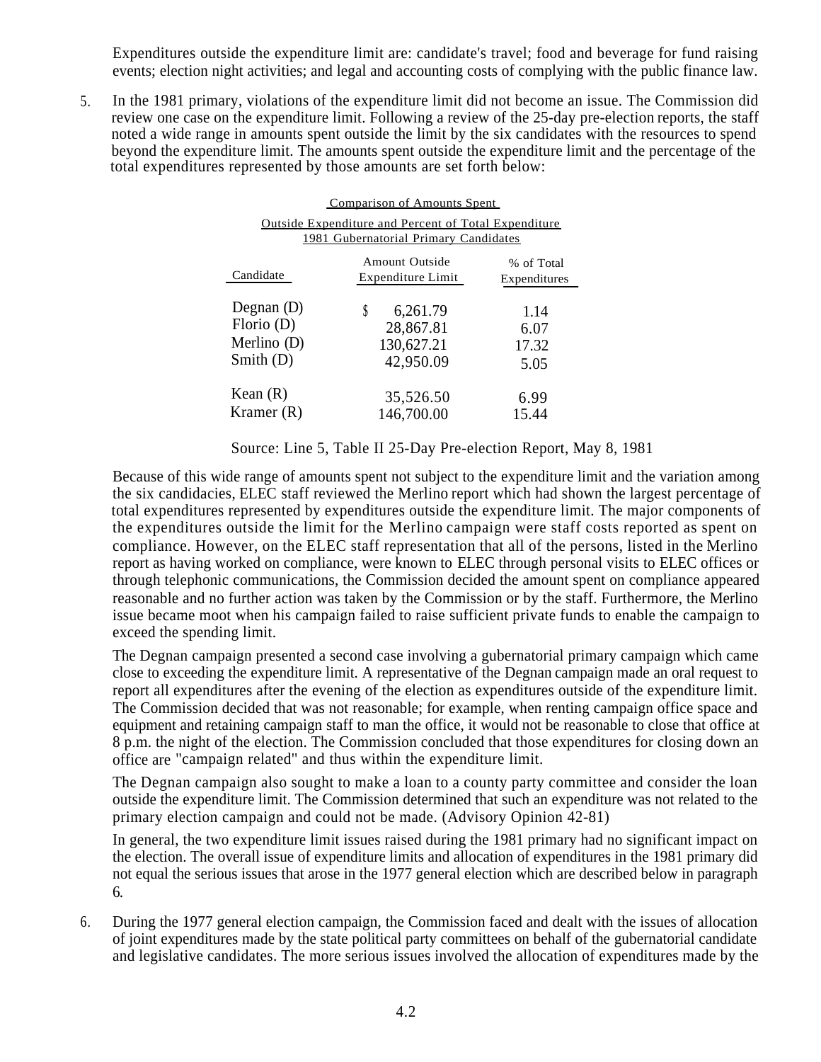Expenditures outside the expenditure limit are: candidate's travel; food and beverage for fund raising events; election night activities; and legal and accounting costs of complying with the public finance law.

5. In the 1981 primary, violations of the expenditure limit did not become an issue. The Commission did review one case on the expenditure limit. Following a review of the 25-day pre-election reports, the staff noted a wide range in amounts spent outside the limit by the six candidates with the resources to spend beyond the expenditure limit. The amounts spent outside the expenditure limit and the percentage of the total expenditures represented by those amounts are set forth below:

Comparison of Amounts Spent
Outside Expenditure and Percent of Total Expenditure
1981 Gubernatorial Primary Candidates

| Candidate | Amount Outside Expenditure Limit | % of Total Expenditures |
|---|---|---|
| Degnan (D) | $ 6,261.79 | 1.14 |
| Florio (D) | 28,867.81 | 6.07 |
| Merlino (D) | 130,627.21 | 17.32 |
| Smith (D) | 42,950.09 | 5.05 |
| Kean (R) | 35,526.50 | 6.99 |
| Kramer (R) | 146,700.00 | 15.44 |

Source: Line 5, Table II 25-Day Pre-election Report, May 8, 1981

Because of this wide range of amounts spent not subject to the expenditure limit and the variation among the six candidacies, ELEC staff reviewed the Merlino report which had shown the largest percentage of total expenditures represented by expenditures outside the expenditure limit. The major components of the expenditures outside the limit for the Merlino campaign were staff costs reported as spent on compliance. However, on the ELEC staff representation that all of the persons, listed in the Merlino report as having worked on compliance, were known to ELEC through personal visits to ELEC offices or through telephonic communications, the Commission decided the amount spent on compliance appeared reasonable and no further action was taken by the Commission or by the staff. Furthermore, the Merlino issue became moot when his campaign failed to raise sufficient private funds to enable the campaign to exceed the spending limit.

The Degnan campaign presented a second case involving a gubernatorial primary campaign which came close to exceeding the expenditure limit. A representative of the Degnan campaign made an oral request to report all expenditures after the evening of the election as expenditures outside of the expenditure limit. The Commission decided that was not reasonable; for example, when renting campaign office space and equipment and retaining campaign staff to man the office, it would not be reasonable to close that office at 8 p.m. the night of the election. The Commission concluded that those expenditures for closing down an office are "campaign related" and thus within the expenditure limit.

The Degnan campaign also sought to make a loan to a county party committee and consider the loan outside the expenditure limit. The Commission determined that such an expenditure was not related to the primary election campaign and could not be made. (Advisory Opinion 42-81)

In general, the two expenditure limit issues raised during the 1981 primary had no significant impact on the election. The overall issue of expenditure limits and allocation of expenditures in the 1981 primary did not equal the serious issues that arose in the 1977 general election which are described below in paragraph 6.

6. During the 1977 general election campaign, the Commission faced and dealt with the issues of allocation of joint expenditures made by the state political party committees on behalf of the gubernatorial candidate and legislative candidates. The more serious issues involved the allocation of expenditures made by the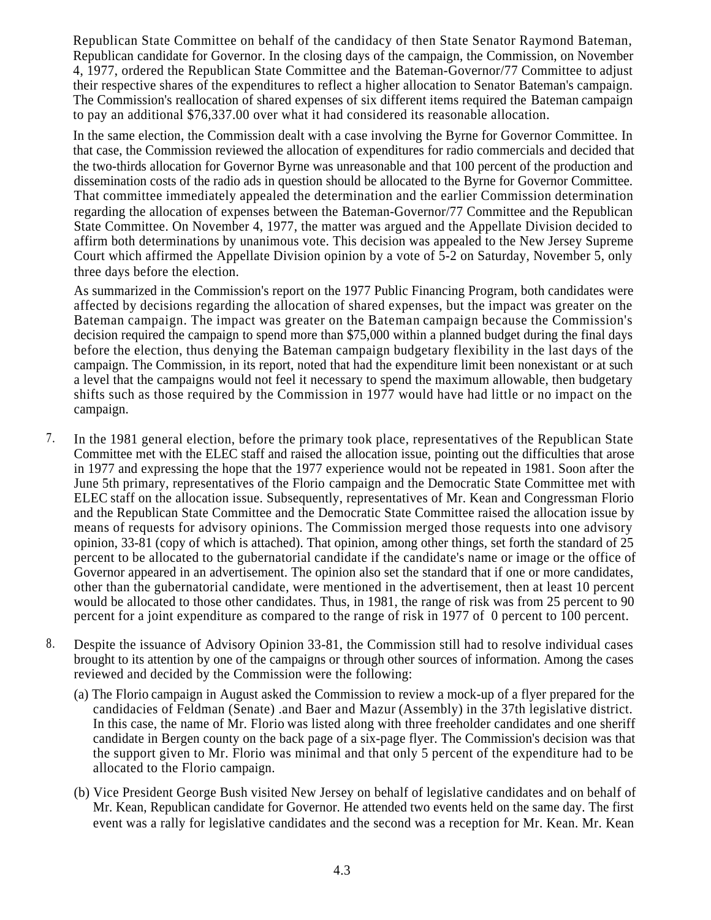Republican State Committee on behalf of the candidacy of then State Senator Raymond Bateman, Republican candidate for Governor. In the closing days of the campaign, the Commission, on November 4, 1977, ordered the Republican State Committee and the Bateman-Governor/77 Committee to adjust their respective shares of the expenditures to reflect a higher allocation to Senator Bateman's campaign. The Commission's reallocation of shared expenses of six different items required the Bateman campaign to pay an additional $76,337.00 over what it had considered its reasonable allocation.

In the same election, the Commission dealt with a case involving the Byrne for Governor Committee. In that case, the Commission reviewed the allocation of expenditures for radio commercials and decided that the two-thirds allocation for Governor Byrne was unreasonable and that 100 percent of the production and dissemination costs of the radio ads in question should be allocated to the Byrne for Governor Committee. That committee immediately appealed the determination and the earlier Commission determination regarding the allocation of expenses between the Bateman-Governor/77 Committee and the Republican State Committee. On November 4, 1977, the matter was argued and the Appellate Division decided to affirm both determinations by unanimous vote. This decision was appealed to the New Jersey Supreme Court which affirmed the Appellate Division opinion by a vote of 5-2 on Saturday, November 5, only three days before the election.

As summarized in the Commission's report on the 1977 Public Financing Program, both candidates were affected by decisions regarding the allocation of shared expenses, but the impact was greater on the Bateman campaign. The impact was greater on the Bateman campaign because the Commission's decision required the campaign to spend more than $75,000 within a planned budget during the final days before the election, thus denying the Bateman campaign budgetary flexibility in the last days of the campaign. The Commission, in its report, noted that had the expenditure limit been nonexistant or at such a level that the campaigns would not feel it necessary to spend the maximum allowable, then budgetary shifts such as those required by the Commission in 1977 would have had little or no impact on the campaign.

7. In the 1981 general election, before the primary took place, representatives of the Republican State Committee met with the ELEC staff and raised the allocation issue, pointing out the difficulties that arose in 1977 and expressing the hope that the 1977 experience would not be repeated in 1981. Soon after the June 5th primary, representatives of the Florio campaign and the Democratic State Committee met with ELEC staff on the allocation issue. Subsequently, representatives of Mr. Kean and Congressman Florio and the Republican State Committee and the Democratic State Committee raised the allocation issue by means of requests for advisory opinions. The Commission merged those requests into one advisory opinion, 33-81 (copy of which is attached). That opinion, among other things, set forth the standard of 25 percent to be allocated to the gubernatorial candidate if the candidate's name or image or the office of Governor appeared in an advertisement. The opinion also set the standard that if one or more candidates, other than the gubernatorial candidate, were mentioned in the advertisement, then at least 10 percent would be allocated to those other candidates. Thus, in 1981, the range of risk was from 25 percent to 90 percent for a joint expenditure as compared to the range of risk in 1977 of 0 percent to 100 percent.

8. Despite the issuance of Advisory Opinion 33-81, the Commission still had to resolve individual cases brought to its attention by one of the campaigns or through other sources of information. Among the cases reviewed and decided by the Commission were the following:

   (a) The Florio campaign in August asked the Commission to review a mock-up of a flyer prepared for the candidacies of Feldman (Senate) .and Baer and Mazur (Assembly) in the 37th legislative district. In this case, the name of Mr. Florio was listed along with three freeholder candidates and one sheriff candidate in Bergen county on the back page of a six-page flyer. The Commission's decision was that the support given to Mr. Florio was minimal and that only 5 percent of the expenditure had to be allocated to the Florio campaign.

   (b) Vice President George Bush visited New Jersey on behalf of legislative candidates and on behalf of Mr. Kean, Republican candidate for Governor. He attended two events held on the same day. The first event was a rally for legislative candidates and the second was a reception for Mr. Kean. Mr. Kean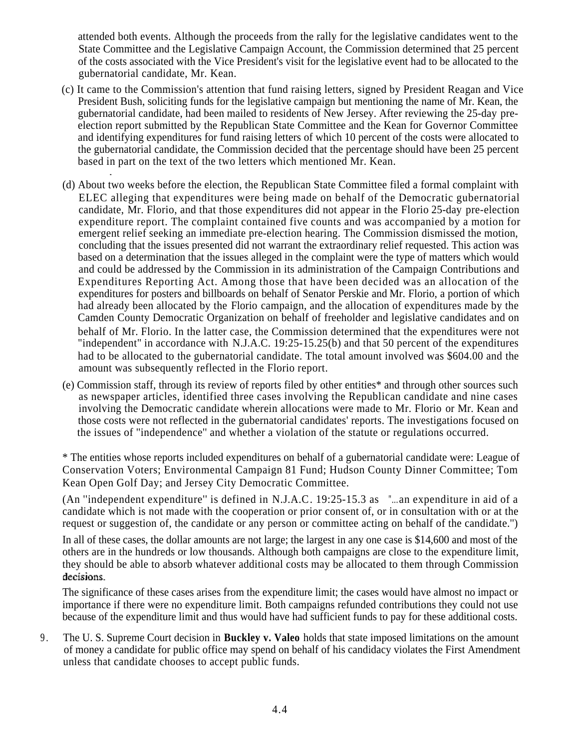attended both events. Although the proceeds from the rally for the legislative candidates went to the State Committee and the Legislative Campaign Account, the Commission determined that 25 percent of the costs associated with the Vice President's visit for the legislative event had to be allocated to the gubernatorial candidate, Mr. Kean.

(c) It came to the Commission's attention that fund raising letters, signed by President Reagan and Vice President Bush, soliciting funds for the legislative campaign but mentioning the name of Mr. Kean, the gubernatorial candidate, had been mailed to residents of New Jersey. After reviewing the 25-day pre-election report submitted by the Republican State Committee and the Kean for Governor Committee and identifying expenditures for fund raising letters of which 10 percent of the costs were allocated to the gubernatorial candidate, the Commission decided that the percentage should have been 25 percent based in part on the text of the two letters which mentioned Mr. Kean.

(d) About two weeks before the election, the Republican State Committee filed a formal complaint with ELEC alleging that expenditures were being made on behalf of the Democratic gubernatorial candidate, Mr. Florio, and that those expenditures did not appear in the Florio 25-day pre-election expenditure report. The complaint contained five counts and was accompanied by a motion for emergent relief seeking an immediate pre-election hearing. The Commission dismissed the motion, concluding that the issues presented did not warrant the extraordinary relief requested. This action was based on a determination that the issues alleged in the complaint were the type of matters which would and could be addressed by the Commission in its administration of the Campaign Contributions and Expenditures Reporting Act. Among those that have been decided was an allocation of the expenditures for posters and billboards on behalf of Senator Perskie and Mr. Florio, a portion of which had already been allocated by the Florio campaign, and the allocation of expenditures made by the Camden County Democratic Organization on behalf of freeholder and legislative candidates and on behalf of Mr. Florio. In the latter case, the Commission determined that the expenditures were not "independent" in accordance with N.J.A.C. 19:25-15.25(b) and that 50 percent of the expenditures had to be allocated to the gubernatorial candidate. The total amount involved was $604.00 and the amount was subsequently reflected in the Florio report.

(e) Commission staff, through its review of reports filed by other entities* and through other sources such as newspaper articles, identified three cases involving the Republican candidate and nine cases involving the Democratic candidate wherein allocations were made to Mr. Florio or Mr. Kean and those costs were not reflected in the gubernatorial candidates' reports. The investigations focused on the issues of "independence" and whether a violation of the statute or regulations occurred.

* The entities whose reports included expenditures on behalf of a gubernatorial candidate were: League of Conservation Voters; Environmental Campaign 81 Fund; Hudson County Dinner Committee; Tom Kean Open Golf Day; and Jersey City Democratic Committee.

(An "independent expenditure" is defined in N.J.A.C. 19:25-15.3 as "...an expenditure in aid of a candidate which is not made with the cooperation or prior consent of, or in consultation with or at the request or suggestion of, the candidate or any person or committee acting on behalf of the candidate.")

In all of these cases, the dollar amounts are not large; the largest in any one case is $14,600 and most of the others are in the hundreds or low thousands. Although both campaigns are close to the expenditure limit, they should be able to absorb whatever additional costs may be allocated to them through Commission decisions.

The significance of these cases arises from the expenditure limit; the cases would have almost no impact or importance if there were no expenditure limit. Both campaigns refunded contributions they could not use because of the expenditure limit and thus would have had sufficient funds to pay for these additional costs.

9. The U. S. Supreme Court decision in **Buckley v. Valeo** holds that state imposed limitations on the amount of money a candidate for public office may spend on behalf of his candidacy violates the First Amendment unless that candidate chooses to accept public funds.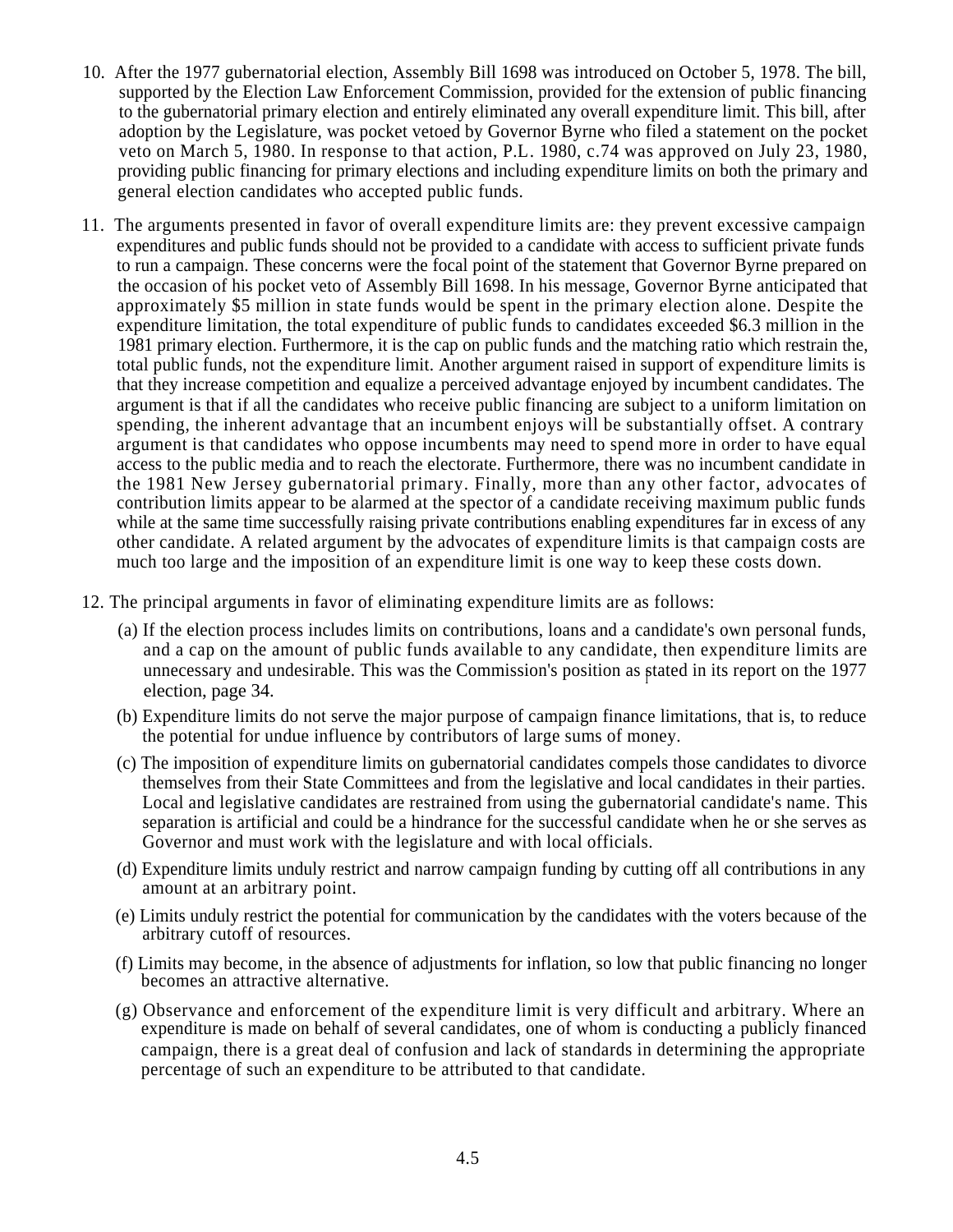10. After the 1977 gubernatorial election, Assembly Bill 1698 was introduced on October 5, 1978. The bill, supported by the Election Law Enforcement Commission, provided for the extension of public financing to the gubernatorial primary election and entirely eliminated any overall expenditure limit. This bill, after adoption by the Legislature, was pocket vetoed by Governor Byrne who filed a statement on the pocket veto on March 5, 1980. In response to that action, P.L. 1980, c.74 was approved on July 23, 1980, providing public financing for primary elections and including expenditure limits on both the primary and general election candidates who accepted public funds.

11. The arguments presented in favor of overall expenditure limits are: they prevent excessive campaign expenditures and public funds should not be provided to a candidate with access to sufficient private funds to run a campaign. These concerns were the focal point of the statement that Governor Byrne prepared on the occasion of his pocket veto of Assembly Bill 1698. In his message, Governor Byrne anticipated that approximately $5 million in state funds would be spent in the primary election alone. Despite the expenditure limitation, the total expenditure of public funds to candidates exceeded $6.3 million in the 1981 primary election. Furthermore, it is the cap on public funds and the matching ratio which restrain the, total public funds, not the expenditure limit. Another argument raised in support of expenditure limits is that they increase competition and equalize a perceived advantage enjoyed by incumbent candidates. The argument is that if all the candidates who receive public financing are subject to a uniform limitation on spending, the inherent advantage that an incumbent enjoys will be substantially offset. A contrary argument is that candidates who oppose incumbents may need to spend more in order to have equal access to the public media and to reach the electorate. Furthermore, there was no incumbent candidate in the 1981 New Jersey gubernatorial primary. Finally, more than any other factor, advocates of contribution limits appear to be alarmed at the spector of a candidate receiving maximum public funds while at the same time successfully raising private contributions enabling expenditures far in excess of any other candidate. A related argument by the advocates of expenditure limits is that campaign costs are much too large and the imposition of an expenditure limit is one way to keep these costs down.

12. The principal arguments in favor of eliminating expenditure limits are as follows:

    (a) If the election process includes limits on contributions, loans and a candidate's own personal funds, and a cap on the amount of public funds available to any candidate, then expenditure limits are unnecessary and undesirable. This was the Commission's position as stated in its report on the 1977 election, page 34.

    (b) Expenditure limits do not serve the major purpose of campaign finance limitations, that is, to reduce the potential for undue influence by contributors of large sums of money.

    (c) The imposition of expenditure limits on gubernatorial candidates compels those candidates to divorce themselves from their State Committees and from the legislative and local candidates in their parties. Local and legislative candidates are restrained from using the gubernatorial candidate's name. This separation is artificial and could be a hindrance for the successful candidate when he or she serves as Governor and must work with the legislature and with local officials.

    (d) Expenditure limits unduly restrict and narrow campaign funding by cutting off all contributions in any amount at an arbitrary point.

    (e) Limits unduly restrict the potential for communication by the candidates with the voters because of the arbitrary cutoff of resources.

    (f) Limits may become, in the absence of adjustments for inflation, so low that public financing no longer becomes an attractive alternative.

    (g) Observance and enforcement of the expenditure limit is very difficult and arbitrary. Where an expenditure is made on behalf of several candidates, one of whom is conducting a publicly financed campaign, there is a great deal of confusion and lack of standards in determining the appropriate percentage of such an expenditure to be attributed to that candidate.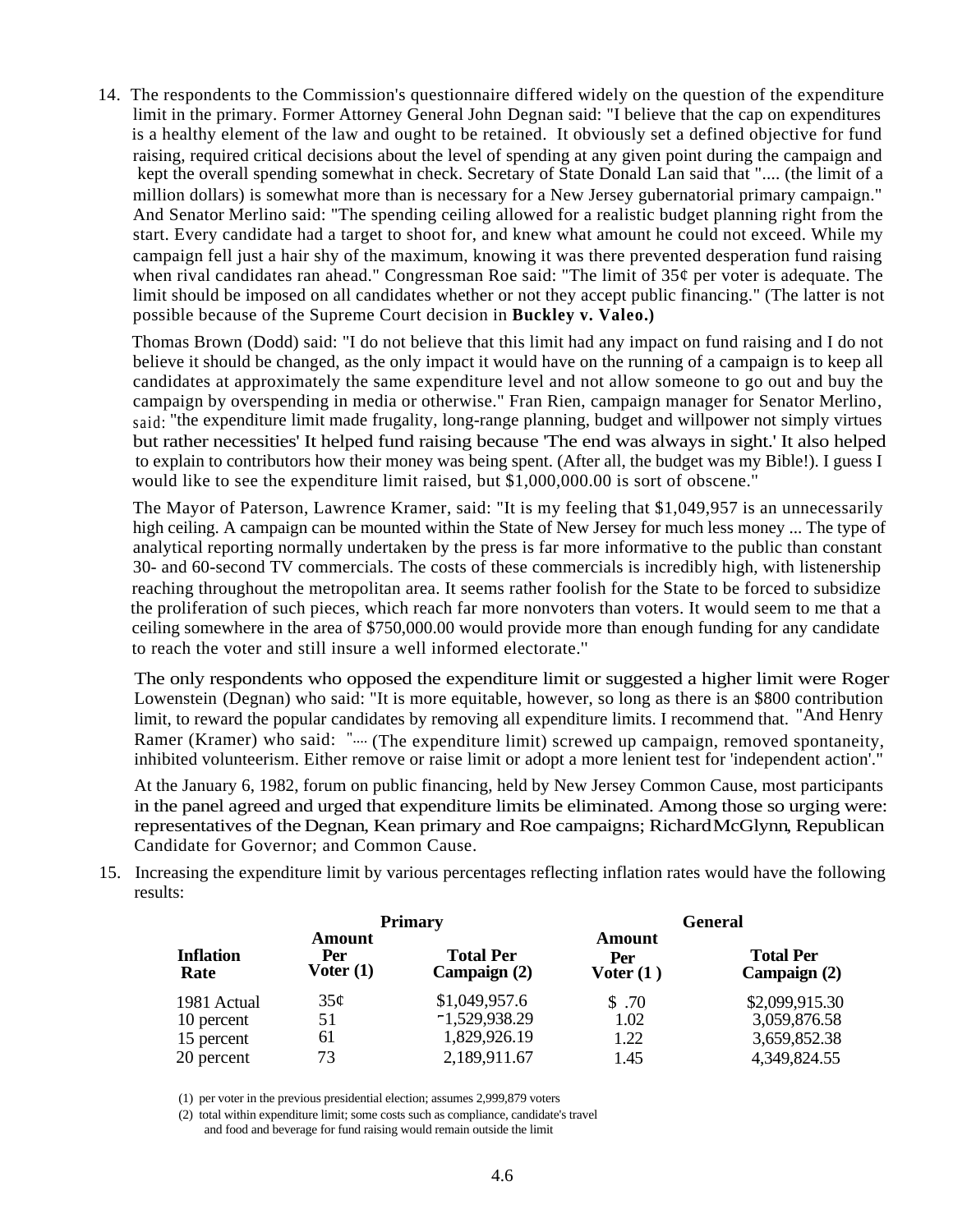14. The respondents to the Commission's questionnaire differed widely on the question of the expenditure limit in the primary. Former Attorney General John Degnan said: "I believe that the cap on expenditures is a healthy element of the law and ought to be retained. It obviously set a defined objective for fund raising, required critical decisions about the level of spending at any given point during the campaign and kept the overall spending somewhat in check. Secretary of State Donald Lan said that ".... (the limit of a million dollars) is somewhat more than is necessary for a New Jersey gubernatorial primary campaign." And Senator Merlino said: "The spending ceiling allowed for a realistic budget planning right from the start. Every candidate had a target to shoot for, and knew what amount he could not exceed. While my campaign fell just a hair shy of the maximum, knowing it was there prevented desperation fund raising when rival candidates ran ahead." Congressman Roe said: "The limit of 35¢ per voter is adequate. The limit should be imposed on all candidates whether or not they accept public financing." (The latter is not possible because of the Supreme Court decision in **Buckley v. Valeo.)**

    Thomas Brown (Dodd) said: "I do not believe that this limit had any impact on fund raising and I do not believe it should be changed, as the only impact it would have on the running of a campaign is to keep all candidates at approximately the same expenditure level and not allow someone to go out and buy the campaign by overspending in media or otherwise." Fran Rien, campaign manager for Senator Merlino, said: "the expenditure limit made frugality, long-range planning, budget and willpower not simply virtues but rather necessities' It helped fund raising because 'The end was always in sight.' It also helped to explain to contributors how their money was being spent. (After all, the budget was my Bible!). I guess I would like to see the expenditure limit raised, but $1,000,000.00 is sort of obscene."

    The Mayor of Paterson, Lawrence Kramer, said: "It is my feeling that $1,049,957 is an unnecessarily high ceiling. A campaign can be mounted within the State of New Jersey for much less money ... The type of analytical reporting normally undertaken by the press is far more informative to the public than constant 30- and 60-second TV commercials. The costs of these commercials is incredibly high, with listenership reaching throughout the metropolitan area. It seems rather foolish for the State to be forced to subsidize the proliferation of such pieces, which reach far more nonvoters than voters. It would seem to me that a ceiling somewhere in the area of $750,000.00 would provide more than enough funding for any candidate to reach the voter and still insure a well informed electorate."

    The only respondents who opposed the expenditure limit or suggested a higher limit were Roger Lowenstein (Degnan) who said: "It is more equitable, however, so long as there is an $800 contribution limit, to reward the popular candidates by removing all expenditure limits. I recommend that. "And Henry Ramer (Kramer) who said: ".... (The expenditure limit) screwed up campaign, removed spontaneity, inhibited volunteerism. Either remove or raise limit or adopt a more lenient test for 'independent action'."

    At the January 6, 1982, forum on public financing, held by New Jersey Common Cause, most participants in the panel agreed and urged that expenditure limits be eliminated. Among those so urging were: representatives of the Degnan, Kean primary and Roe campaigns; Richard McGlynn, Republican Candidate for Governor; and Common Cause.

15. Increasing the expenditure limit by various percentages reflecting inflation rates would have the following results:

| | Primary | | General | |
|---|---|---|---|---|
| Inflation Rate | Amount Per Voter (1) | Total Per Campaign (2) | Amount Per Voter (1) | Total Per Campaign (2) |
| 1981 Actual | 35¢ | $1,049,957.6 | $ .70 | $2,099,915.30 |
| 10 percent | 51 | 1,529,938.29 | 1.02 | 3,059,876.58 |
| 15 percent | 61 | 1,829,926.19 | 1.22 | 3,659,852.38 |
| 20 percent | 73 | 2,189,911.67 | 1.45 | 4,349,824.55 |

(1) per voter in the previous presidential election; assumes 2,999,879 voters

(2) total within expenditure limit; some costs such as compliance, candidate's travel and food and beverage for fund raising would remain outside the limit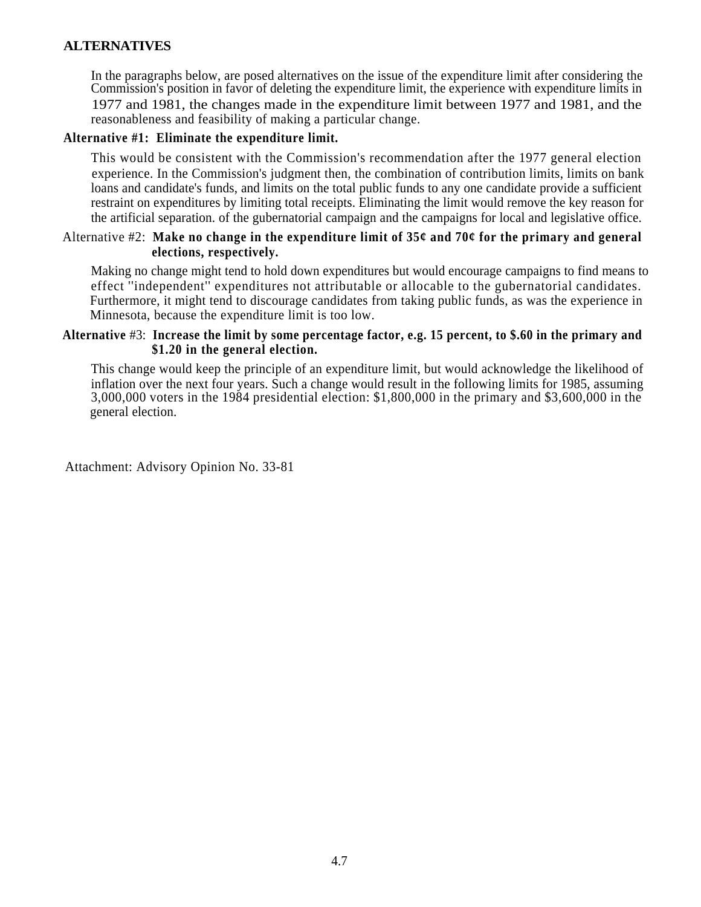## ALTERNATIVES

In the paragraphs below, are posed alternatives on the issue of the expenditure limit after considering the Commission's position in favor of deleting the expenditure limit, the experience with expenditure limits in 1977 and 1981, the changes made in the expenditure limit between 1977 and 1981, and the reasonableness and feasibility of making a particular change.

**Alternative #1: Eliminate the expenditure limit.**

This would be consistent with the Commission's recommendation after the 1977 general election experience. In the Commission's judgment then, the combination of contribution limits, limits on bank loans and candidate's funds, and limits on the total public funds to any one candidate provide a sufficient restraint on expenditures by limiting total receipts. Eliminating the limit would remove the key reason for the artificial separation. of the gubernatorial campaign and the campaigns for local and legislative office.

Alternative #2: **Make no change in the expenditure limit of 35¢ and 70¢ for the primary and general elections, respectively.**

Making no change might tend to hold down expenditures but would encourage campaigns to find means to effect "independent" expenditures not attributable or allocable to the gubernatorial candidates. Furthermore, it might tend to discourage candidates from taking public funds, as was the experience in Minnesota, because the expenditure limit is too low.

**Alternative** #3: **Increase the limit by some percentage factor, e.g. 15 percent, to $.60 in the primary and $1.20 in the general election.**

This change would keep the principle of an expenditure limit, but would acknowledge the likelihood of inflation over the next four years. Such a change would result in the following limits for 1985, assuming 3,000,000 voters in the 1984 presidential election: $1,800,000 in the primary and $3,600,000 in the general election.

Attachment: Advisory Opinion No. 33-81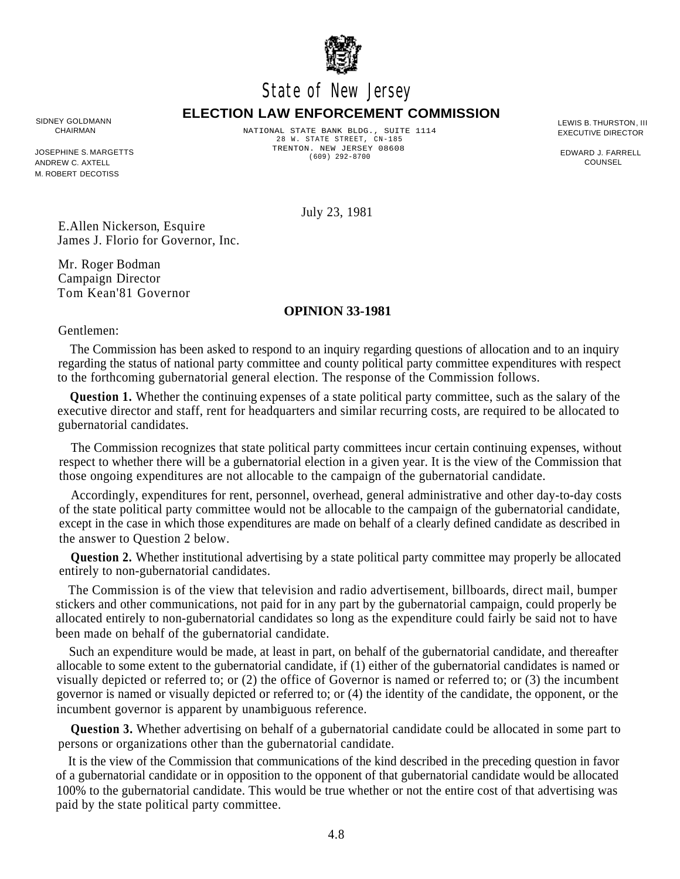# State of New Jersey

## ELECTION LAW ENFORCEMENT COMMISSION

SIDNEY GOLDMANN
CHAIRMAN

JOSEPHINE S. MARGETTS
ANDREW C. AXTELL
M. ROBERT DECOTISS

NATIONAL STATE BANK BLDG., SUITE 1114
28 W. STATE STREET, CN-185
TRENTON. NEW JERSEY 08608
(609) 292-8700

LEWIS B. THURSTON, III
EXECUTIVE DIRECTOR

EDWARD J. FARRELL
COUNSEL

July 23, 1981

E.Allen Nickerson, Esquire
James J. Florio for Governor, Inc.

Mr. Roger Bodman
Campaign Director
Tom Kean'81 Governor

**OPINION 33-1981**

Gentlemen:

The Commission has been asked to respond to an inquiry regarding questions of allocation and to an inquiry regarding the status of national party committee and county political party committee expenditures with respect to the forthcoming gubernatorial general election. The response of the Commission follows.

**Question 1.** Whether the continuing expenses of a state political party committee, such as the salary of the executive director and staff, rent for headquarters and similar recurring costs, are required to be allocated to gubernatorial candidates.

The Commission recognizes that state political party committees incur certain continuing expenses, without respect to whether there will be a gubernatorial election in a given year. It is the view of the Commission that those ongoing expenditures are not allocable to the campaign of the gubernatorial candidate.

Accordingly, expenditures for rent, personnel, overhead, general administrative and other day-to-day costs of the state political party committee would not be allocable to the campaign of the gubernatorial candidate, except in the case in which those expenditures are made on behalf of a clearly defined candidate as described in the answer to Question 2 below.

**Question 2.** Whether institutional advertising by a state political party committee may properly be allocated entirely to non-gubernatorial candidates.

The Commission is of the view that television and radio advertisement, billboards, direct mail, bumper stickers and other communications, not paid for in any part by the gubernatorial campaign, could properly be allocated entirely to non-gubernatorial candidates so long as the expenditure could fairly be said not to have been made on behalf of the gubernatorial candidate.

Such an expenditure would be made, at least in part, on behalf of the gubernatorial candidate, and thereafter allocable to some extent to the gubernatorial candidate, if (1) either of the gubernatorial candidates is named or visually depicted or referred to; or (2) the office of Governor is named or referred to; or (3) the incumbent governor is named or visually depicted or referred to; or (4) the identity of the candidate, the opponent, or the incumbent governor is apparent by unambiguous reference.

**Question 3.** Whether advertising on behalf of a gubernatorial candidate could be allocated in some part to persons or organizations other than the gubernatorial candidate.

It is the view of the Commission that communications of the kind described in the preceding question in favor of a gubernatorial candidate or in opposition to the opponent of that gubernatorial candidate would be allocated 100% to the gubernatorial candidate. This would be true whether or not the entire cost of that advertising was paid by the state political party committee.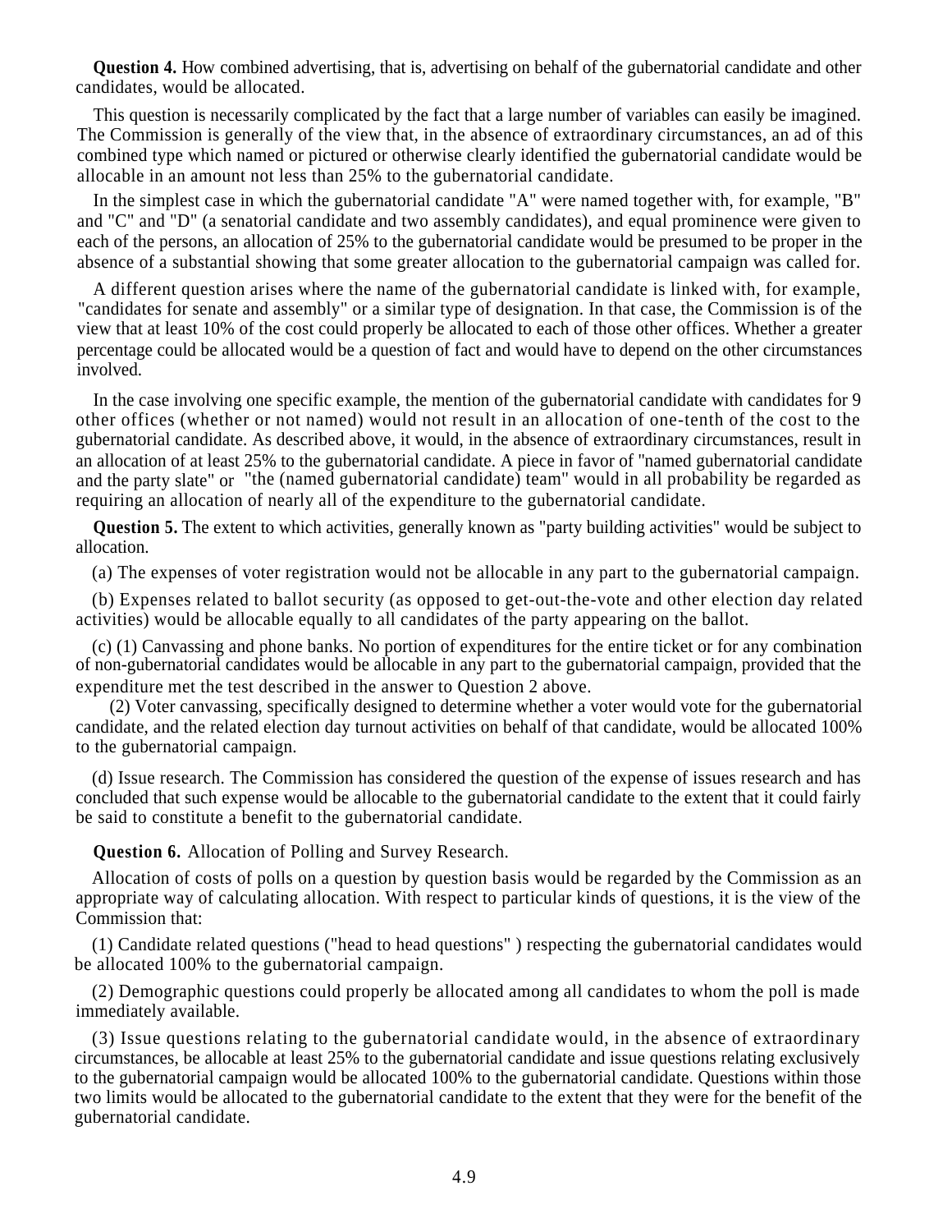**Question 4.** How combined advertising, that is, advertising on behalf of the gubernatorial candidate and other candidates, would be allocated.

This question is necessarily complicated by the fact that a large number of variables can easily be imagined. The Commission is generally of the view that, in the absence of extraordinary circumstances, an ad of this combined type which named or pictured or otherwise clearly identified the gubernatorial candidate would be allocable in an amount not less than 25% to the gubernatorial candidate.

In the simplest case in which the gubernatorial candidate "A" were named together with, for example, "B" and "C" and "D" (a senatorial candidate and two assembly candidates), and equal prominence were given to each of the persons, an allocation of 25% to the gubernatorial candidate would be presumed to be proper in the absence of a substantial showing that some greater allocation to the gubernatorial campaign was called for.

A different question arises where the name of the gubernatorial candidate is linked with, for example, "candidates for senate and assembly" or a similar type of designation. In that case, the Commission is of the view that at least 10% of the cost could properly be allocated to each of those other offices. Whether a greater percentage could be allocated would be a question of fact and would have to depend on the other circumstances involved.

In the case involving one specific example, the mention of the gubernatorial candidate with candidates for 9 other offices (whether or not named) would not result in an allocation of one-tenth of the cost to the gubernatorial candidate. As described above, it would, in the absence of extraordinary circumstances, result in an allocation of at least 25% to the gubernatorial candidate. A piece in favor of "named gubernatorial candidate and the party slate" or "the (named gubernatorial candidate) team" would in all probability be regarded as requiring an allocation of nearly all of the expenditure to the gubernatorial candidate.

**Question 5.** The extent to which activities, generally known as "party building activities" would be subject to allocation.

(a) The expenses of voter registration would not be allocable in any part to the gubernatorial campaign.

(b) Expenses related to ballot security (as opposed to get-out-the-vote and other election day related activities) would be allocable equally to all candidates of the party appearing on the ballot.

(c) (1) Canvassing and phone banks. No portion of expenditures for the entire ticket or for any combination of non-gubernatorial candidates would be allocable in any part to the gubernatorial campaign, provided that the expenditure met the test described in the answer to Question 2 above.

(2) Voter canvassing, specifically designed to determine whether a voter would vote for the gubernatorial candidate, and the related election day turnout activities on behalf of that candidate, would be allocated 100% to the gubernatorial campaign.

(d) Issue research. The Commission has considered the question of the expense of issues research and has concluded that such expense would be allocable to the gubernatorial candidate to the extent that it could fairly be said to constitute a benefit to the gubernatorial candidate.

**Question 6.** Allocation of Polling and Survey Research.

Allocation of costs of polls on a question by question basis would be regarded by the Commission as an appropriate way of calculating allocation. With respect to particular kinds of questions, it is the view of the Commission that:

(1) Candidate related questions ("head to head questions" ) respecting the gubernatorial candidates would be allocated 100% to the gubernatorial campaign.

(2) Demographic questions could properly be allocated among all candidates to whom the poll is made immediately available.

(3) Issue questions relating to the gubernatorial candidate would, in the absence of extraordinary circumstances, be allocable at least 25% to the gubernatorial candidate and issue questions relating exclusively to the gubernatorial campaign would be allocated 100% to the gubernatorial candidate. Questions within those two limits would be allocated to the gubernatorial candidate to the extent that they were for the benefit of the gubernatorial candidate.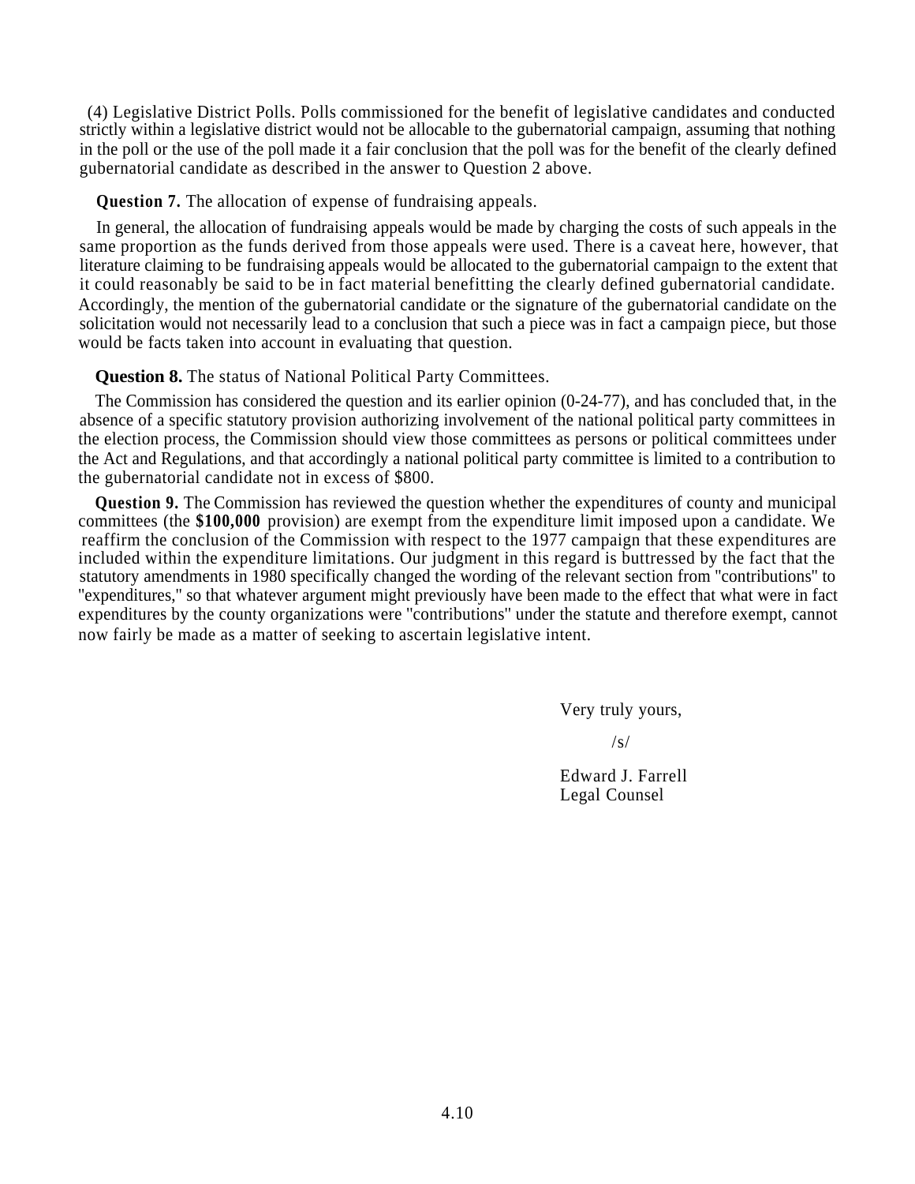(4) Legislative District Polls. Polls commissioned for the benefit of legislative candidates and conducted strictly within a legislative district would not be allocable to the gubernatorial campaign, assuming that nothing in the poll or the use of the poll made it a fair conclusion that the poll was for the benefit of the clearly defined gubernatorial candidate as described in the answer to Question 2 above.

**Question 7.** The allocation of expense of fundraising appeals.

In general, the allocation of fundraising appeals would be made by charging the costs of such appeals in the same proportion as the funds derived from those appeals were used. There is a caveat here, however, that literature claiming to be fundraising appeals would be allocated to the gubernatorial campaign to the extent that it could reasonably be said to be in fact material benefitting the clearly defined gubernatorial candidate. Accordingly, the mention of the gubernatorial candidate or the signature of the gubernatorial candidate on the solicitation would not necessarily lead to a conclusion that such a piece was in fact a campaign piece, but those would be facts taken into account in evaluating that question.

**Question 8.** The status of National Political Party Committees.

The Commission has considered the question and its earlier opinion (0-24-77), and has concluded that, in the absence of a specific statutory provision authorizing involvement of the national political party committees in the election process, the Commission should view those committees as persons or political committees under the Act and Regulations, and that accordingly a national political party committee is limited to a contribution to the gubernatorial candidate not in excess of $800.

**Question 9.** The Commission has reviewed the question whether the expenditures of county and municipal committees (the **$100,000** provision) are exempt from the expenditure limit imposed upon a candidate. We reaffirm the conclusion of the Commission with respect to the 1977 campaign that these expenditures are included within the expenditure limitations. Our judgment in this regard is buttressed by the fact that the statutory amendments in 1980 specifically changed the wording of the relevant section from "contributions" to "expenditures," so that whatever argument might previously have been made to the effect that what were in fact expenditures by the county organizations were "contributions" under the statute and therefore exempt, cannot now fairly be made as a matter of seeking to ascertain legislative intent.

Very truly yours,

/s/

Edward J. Farrell
Legal Counsel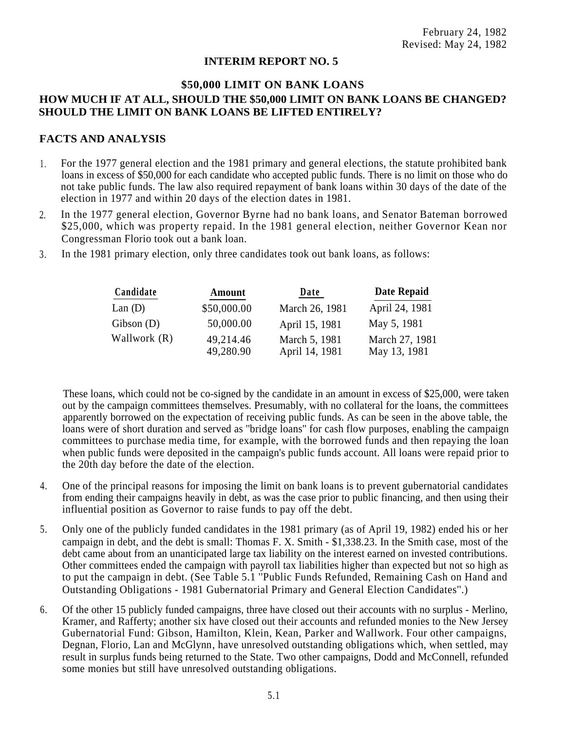February 24, 1982
Revised: May 24, 1982

## INTERIM REPORT NO. 5

### $50,000 LIMIT ON BANK LOANS

### HOW MUCH IF AT ALL, SHOULD THE $50,000 LIMIT ON BANK LOANS BE CHANGED? SHOULD THE LIMIT ON BANK LOANS BE LIFTED ENTIRELY?

## FACTS AND ANALYSIS

1. For the 1977 general election and the 1981 primary and general elections, the statute prohibited bank loans in excess of $50,000 for each candidate who accepted public funds. There is no limit on those who do not take public funds. The law also required repayment of bank loans within 30 days of the date of the election in 1977 and within 20 days of the election dates in 1981.

2. In the 1977 general election, Governor Byrne had no bank loans, and Senator Bateman borrowed $25,000, which was property repaid. In the 1981 general election, neither Governor Kean nor Congressman Florio took out a bank loan.

3. In the 1981 primary election, only three candidates took out bank loans, as follows:

| Candidate | Amount | Date | Date Repaid |
|---|---|---|---|
| Lan (D) | $50,000.00 | March 26, 1981 | April 24, 1981 |
| Gibson (D) | 50,000.00 | April 15, 1981 | May 5, 1981 |
| Wallwork (R) | 49,214.46 | March 5, 1981 | March 27, 1981 |
| | 49,280.90 | April 14, 1981 | May 13, 1981 |

   These loans, which could not be co-signed by the candidate in an amount in excess of $25,000, were taken out by the campaign committees themselves. Presumably, with no collateral for the loans, the committees apparently borrowed on the expectation of receiving public funds. As can be seen in the above table, the loans were of short duration and served as "bridge loans" for cash flow purposes, enabling the campaign committees to purchase media time, for example, with the borrowed funds and then repaying the loan when public funds were deposited in the campaign's public funds account. All loans were repaid prior to the 20th day before the date of the election.

4. One of the principal reasons for imposing the limit on bank loans is to prevent gubernatorial candidates from ending their campaigns heavily in debt, as was the case prior to public financing, and then using their influential position as Governor to raise funds to pay off the debt.

5. Only one of the publicly funded candidates in the 1981 primary (as of April 19, 1982) ended his or her campaign in debt, and the debt is small: Thomas F. X. Smith - $1,338.23. In the Smith case, most of the debt came about from an unanticipated large tax liability on the interest earned on invested contributions. Other committees ended the campaign with payroll tax liabilities higher than expected but not so high as to put the campaign in debt. (See Table 5.1 "Public Funds Refunded, Remaining Cash on Hand and Outstanding Obligations - 1981 Gubernatorial Primary and General Election Candidates".)

6. Of the other 15 publicly funded campaigns, three have closed out their accounts with no surplus - Merlino, Kramer, and Rafferty; another six have closed out their accounts and refunded monies to the New Jersey Gubernatorial Fund: Gibson, Hamilton, Klein, Kean, Parker and Wallwork. Four other campaigns, Degnan, Florio, Lan and McGlynn, have unresolved outstanding obligations which, when settled, may result in surplus funds being returned to the State. Two other campaigns, Dodd and McConnell, refunded some monies but still have unresolved outstanding obligations.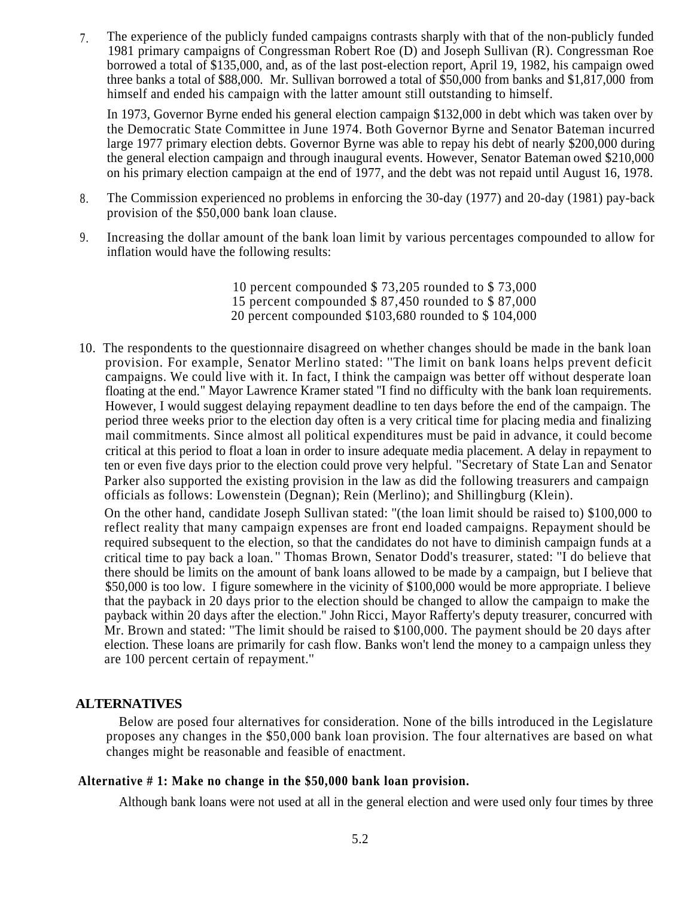7. The experience of the publicly funded campaigns contrasts sharply with that of the non-publicly funded 1981 primary campaigns of Congressman Robert Roe (D) and Joseph Sullivan (R). Congressman Roe borrowed a total of $135,000, and, as of the last post-election report, April 19, 1982, his campaign owed three banks a total of $88,000. Mr. Sullivan borrowed a total of $50,000 from banks and $1,817,000 from himself and ended his campaign with the latter amount still outstanding to himself.

   In 1973, Governor Byrne ended his general election campaign $132,000 in debt which was taken over by the Democratic State Committee in June 1974. Both Governor Byrne and Senator Bateman incurred large 1977 primary election debts. Governor Byrne was able to repay his debt of nearly $200,000 during the general election campaign and through inaugural events. However, Senator Bateman owed $210,000 on his primary election campaign at the end of 1977, and the debt was not repaid until August 16, 1978.

8. The Commission experienced no problems in enforcing the 30-day (1977) and 20-day (1981) pay-back provision of the $50,000 bank loan clause.

9. Increasing the dollar amount of the bank loan limit by various percentages compounded to allow for inflation would have the following results:

   10 percent compounded $ 73,205 rounded to $ 73,000
   15 percent compounded $ 87,450 rounded to $ 87,000
   20 percent compounded $103,680 rounded to $ 104,000

10. The respondents to the questionnaire disagreed on whether changes should be made in the bank loan provision. For example, Senator Merlino stated: "The limit on bank loans helps prevent deficit campaigns. We could live with it. In fact, I think the campaign was better off without desperate loan floating at the end." Mayor Lawrence Kramer stated "I find no difficulty with the bank loan requirements. However, I would suggest delaying repayment deadline to ten days before the end of the campaign. The period three weeks prior to the election day often is a very critical time for placing media and finalizing mail commitments. Since almost all political expenditures must be paid in advance, it could become critical at this period to float a loan in order to insure adequate media placement. A delay in repayment to ten or even five days prior to the election could prove very helpful. "Secretary of State Lan and Senator Parker also supported the existing provision in the law as did the following treasurers and campaign officials as follows: Lowenstein (Degnan); Rein (Merlino); and Shillingburg (Klein).

    On the other hand, candidate Joseph Sullivan stated: "(the loan limit should be raised to) $100,000 to reflect reality that many campaign expenses are front end loaded campaigns. Repayment should be required subsequent to the election, so that the candidates do not have to diminish campaign funds at a critical time to pay back a loan." Thomas Brown, Senator Dodd's treasurer, stated: "I do believe that there should be limits on the amount of bank loans allowed to be made by a campaign, but I believe that $50,000 is too low. I figure somewhere in the vicinity of $100,000 would be more appropriate. I believe that the payback in 20 days prior to the election should be changed to allow the campaign to make the payback within 20 days after the election." John Ricci, Mayor Rafferty's deputy treasurer, concurred with Mr. Brown and stated: "The limit should be raised to $100,000. The payment should be 20 days after election. These loans are primarily for cash flow. Banks won't lend the money to a campaign unless they are 100 percent certain of repayment."

## ALTERNATIVES

Below are posed four alternatives for consideration. None of the bills introduced in the Legislature proposes any changes in the $50,000 bank loan provision. The four alternatives are based on what changes might be reasonable and feasible of enactment.

### Alternative # 1: Make no change in the $50,000 bank loan provision.

Although bank loans were not used at all in the general election and were used only four times by three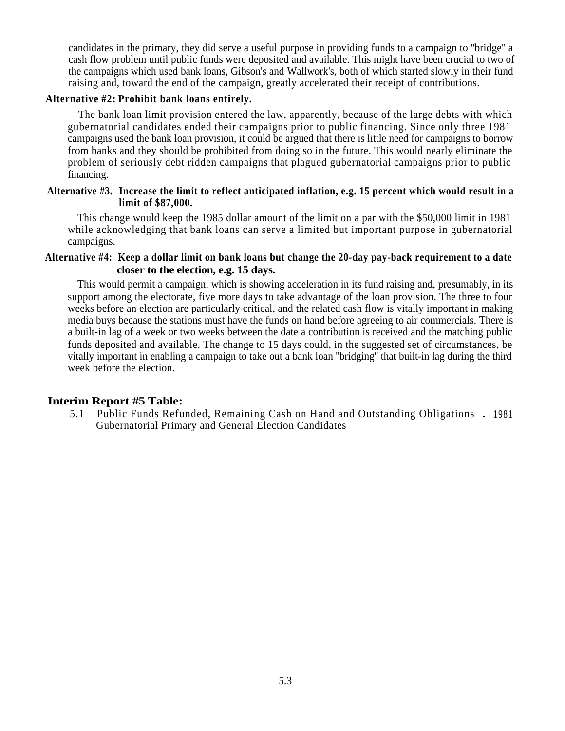candidates in the primary, they did serve a useful purpose in providing funds to a campaign to "bridge" a cash flow problem until public funds were deposited and available. This might have been crucial to two of the campaigns which used bank loans, Gibson's and Wallwork's, both of which started slowly in their fund raising and, toward the end of the campaign, greatly accelerated their receipt of contributions.

**Alternative #2: Prohibit bank loans entirely.**

The bank loan limit provision entered the law, apparently, because of the large debts with which gubernatorial candidates ended their campaigns prior to public financing. Since only three 1981 campaigns used the bank loan provision, it could be argued that there is little need for campaigns to borrow from banks and they should be prohibited from doing so in the future. This would nearly eliminate the problem of seriously debt ridden campaigns that plagued gubernatorial campaigns prior to public financing.

**Alternative #3. Increase the limit to reflect anticipated inflation, e.g. 15 percent which would result in a limit of $87,000.**

This change would keep the 1985 dollar amount of the limit on a par with the $50,000 limit in 1981 while acknowledging that bank loans can serve a limited but important purpose in gubernatorial campaigns.

**Alternative #4: Keep a dollar limit on bank loans but change the 20-day pay-back requirement to a date closer to the election, e.g. 15 days.**

This would permit a campaign, which is showing acceleration in its fund raising and, presumably, in its support among the electorate, five more days to take advantage of the loan provision. The three to four weeks before an election are particularly critical, and the related cash flow is vitally important in making media buys because the stations must have the funds on hand before agreeing to air commercials. There is a built-in lag of a week or two weeks between the date a contribution is received and the matching public funds deposited and available. The change to 15 days could, in the suggested set of circumstances, be vitally important in enabling a campaign to take out a bank loan "bridging" that built-in lag during the third week before the election.

**Interim Report #5 Table:**

5.1 Public Funds Refunded, Remaining Cash on Hand and Outstanding Obligations - 1981 Gubernatorial Primary and General Election Candidates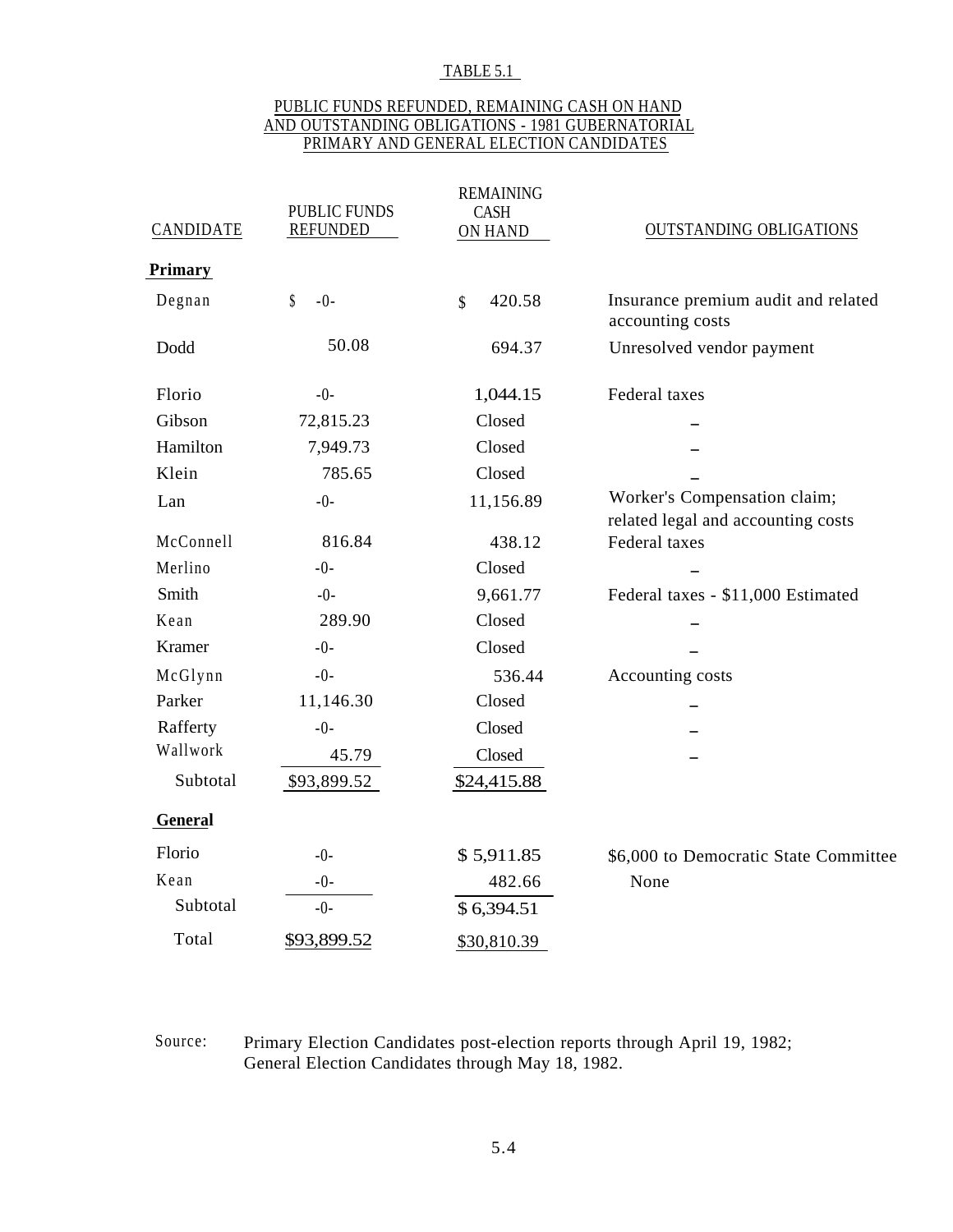TABLE 5.1

PUBLIC FUNDS REFUNDED, REMAINING CASH ON HAND AND OUTSTANDING OBLIGATIONS - 1981 GUBERNATORIAL PRIMARY AND GENERAL ELECTION CANDIDATES

| CANDIDATE | PUBLIC FUNDS REFUNDED | REMAINING CASH ON HAND | OUTSTANDING OBLIGATIONS |
|---|---|---|---|
| **Primary** | | | |
| Degnan | $ -0- | $ 420.58 | Insurance premium audit and related accounting costs |
| Dodd | 50.08 | 694.37 | Unresolved vendor payment |
| Florio | -0- | 1,044.15 | Federal taxes |
| Gibson | 72,815.23 | Closed | – |
| Hamilton | 7,949.73 | Closed | – |
| Klein | 785.65 | Closed | – |
| Lan | -0- | 11,156.89 | Worker's Compensation claim; related legal and accounting costs |
| McConnell | 816.84 | 438.12 | Federal taxes |
| Merlino | -0- | Closed | – |
| Smith | -0- | 9,661.77 | Federal taxes - $11,000 Estimated |
| Kean | 289.90 | Closed | – |
| Kramer | -0- | Closed | – |
| McGlynn | -0- | 536.44 | Accounting costs |
| Parker | 11,146.30 | Closed | – |
| Rafferty | -0- | Closed | – |
| Wallwork | 45.79 | Closed | – |
| Subtotal | $93,899.52 | $24,415.88 | |
| **General** | | | |
| Florio | -0- | $ 5,911.85 | $6,000 to Democratic State Committee |
| Kean | -0- | 482.66 | None |
| Subtotal | -0- | $ 6,394.51 | |
| Total | $93,899.52 | $30,810.39 | |

Source: Primary Election Candidates post-election reports through April 19, 1982; General Election Candidates through May 18, 1982.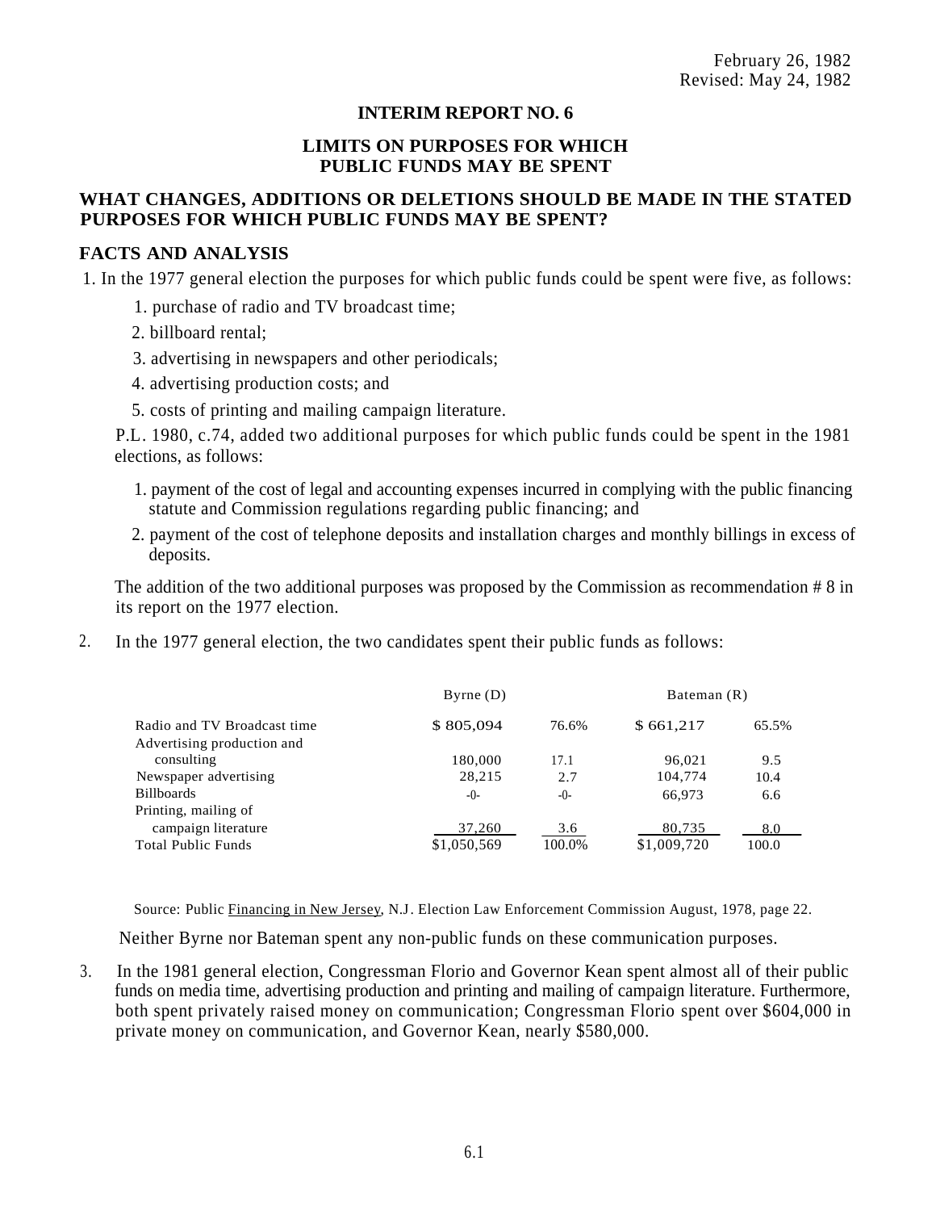February 26, 1982
Revised: May 24, 1982

# INTERIM REPORT NO. 6

## LIMITS ON PURPOSES FOR WHICH PUBLIC FUNDS MAY BE SPENT

## WHAT CHANGES, ADDITIONS OR DELETIONS SHOULD BE MADE IN THE STATED PURPOSES FOR WHICH PUBLIC FUNDS MAY BE SPENT?

## FACTS AND ANALYSIS

1. In the 1977 general election the purposes for which public funds could be spent were five, as follows:

   1. purchase of radio and TV broadcast time;
   2. billboard rental;
   3. advertising in newspapers and other periodicals;
   4. advertising production costs; and
   5. costs of printing and mailing campaign literature.

   P.L. 1980, c.74, added two additional purposes for which public funds could be spent in the 1981 elections, as follows:

   1. payment of the cost of legal and accounting expenses incurred in complying with the public financing statute and Commission regulations regarding public financing; and
   2. payment of the cost of telephone deposits and installation charges and monthly billings in excess of deposits.

   The addition of the two additional purposes was proposed by the Commission as recommendation # 8 in its report on the 1977 election.

2. In the 1977 general election, the two candidates spent their public funds as follows:

| | Byrne (D) | | Bateman (R) | |
|---|---|---|---|---|
| Radio and TV Broadcast time | $ 805,094 | 76.6% | $ 661,217 | 65.5% |
| Advertising production and consulting | 180,000 | 17.1 | 96,021 | 9.5 |
| Newspaper advertising | 28,215 | 2.7 | 104,774 | 10.4 |
| Billboards | -0- | -0- | 66,973 | 6.6 |
| Printing, mailing of campaign literature | 37,260 | 3.6 | 80,735 | 8.0 |
| Total Public Funds | $1,050,569 | 100.0% | $1,009,720 | 100.0 |

Source: Public Financing in New Jersey, N.J. Election Law Enforcement Commission August, 1978, page 22.

Neither Byrne nor Bateman spent any non-public funds on these communication purposes.

3. In the 1981 general election, Congressman Florio and Governor Kean spent almost all of their public funds on media time, advertising production and printing and mailing of campaign literature. Furthermore, both spent privately raised money on communication; Congressman Florio spent over $604,000 in private money on communication, and Governor Kean, nearly $580,000.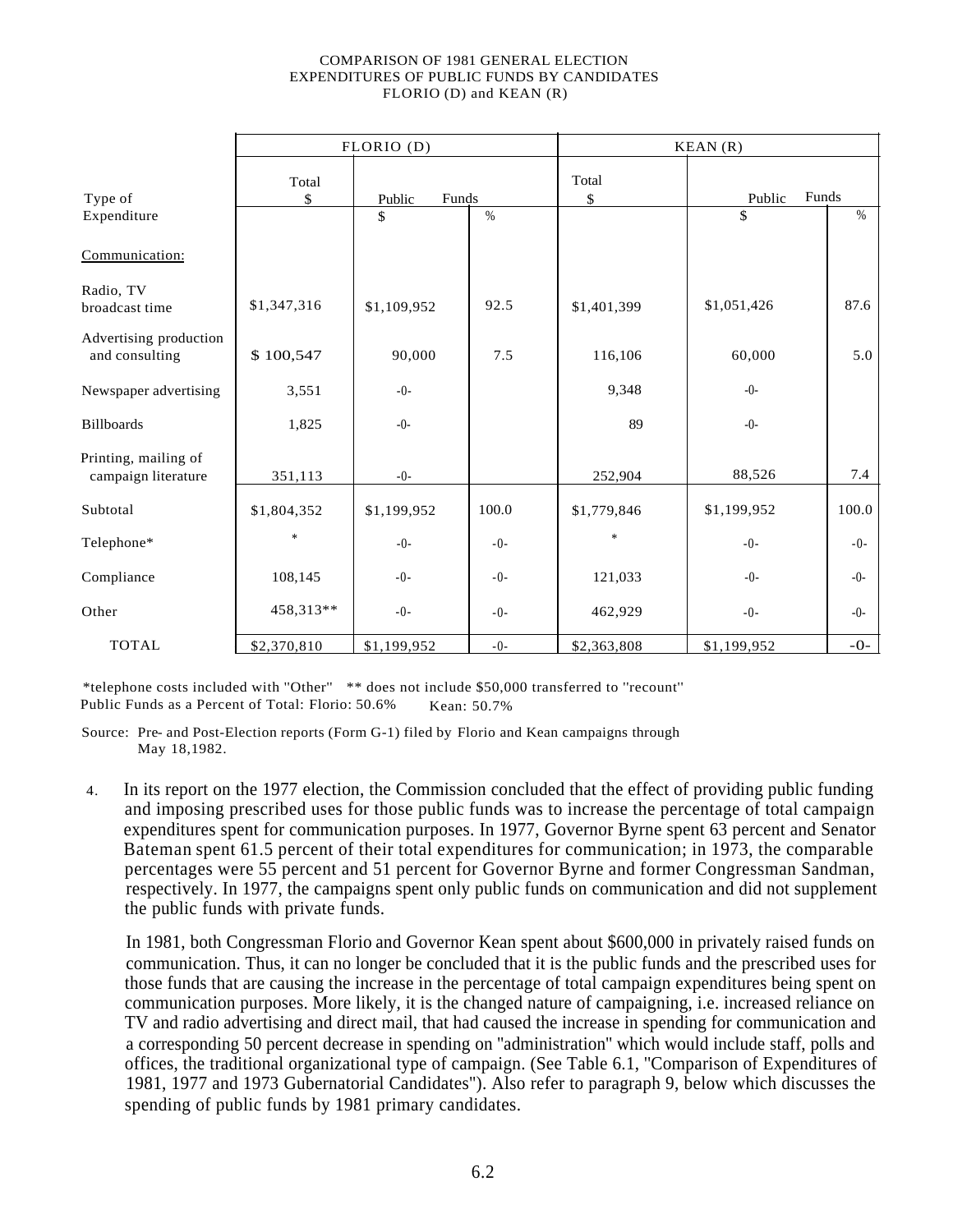COMPARISON OF 1981 GENERAL ELECTION
EXPENDITURES OF PUBLIC FUNDS BY CANDIDATES
FLORIO (D) and KEAN (R)

| Type of Expenditure | FLORIO (D) | | | KEAN (R) | | |
|---|---|---|---|---|---|---|
| | Total $ | Public Funds $ | Public Funds % | Total $ | Public Funds $ | Public Funds % |
| Communication: | | | | | | |
| Radio, TV broadcast time | $1,347,316 | $1,109,952 | 92.5 | $1,401,399 | $1,051,426 | 87.6 |
| Advertising production and consulting | $ 100,547 | 90,000 | 7.5 | 116,106 | 60,000 | 5.0 |
| Newspaper advertising | 3,551 | -0- | | 9,348 | -0- | |
| Billboards | 1,825 | -0- | | 89 | -0- | |
| Printing, mailing of campaign literature | 351,113 | -0- | | 252,904 | 88,526 | 7.4 |
| Subtotal | $1,804,352 | $1,199,952 | 100.0 | $1,779,846 | $1,199,952 | 100.0 |
| Telephone* | * | -0- | -0- | * | -0- | -0- |
| Compliance | 108,145 | -0- | -0- | 121,033 | -0- | -0- |
| Other | 458,313** | -0- | -0- | 462,929 | -0- | -0- |
| TOTAL | $2,370,810 | $1,199,952 | -0- | $2,363,808 | $1,199,952 | -0- |

*telephone costs included with "Other" ** does not include $50,000 transferred to "recount"
Public Funds as a Percent of Total: Florio: 50.6% Kean: 50.7%

Source: Pre- and Post-Election reports (Form G-1) filed by Florio and Kean campaigns through May 18,1982.

4. In its report on the 1977 election, the Commission concluded that the effect of providing public funding and imposing prescribed uses for those public funds was to increase the percentage of total campaign expenditures spent for communication purposes. In 1977, Governor Byrne spent 63 percent and Senator Bateman spent 61.5 percent of their total expenditures for communication; in 1973, the comparable percentages were 55 percent and 51 percent for Governor Byrne and former Congressman Sandman, respectively. In 1977, the campaigns spent only public funds on communication and did not supplement the public funds with private funds.

In 1981, both Congressman Florio and Governor Kean spent about $600,000 in privately raised funds on communication. Thus, it can no longer be concluded that it is the public funds and the prescribed uses for those funds that are causing the increase in the percentage of total campaign expenditures being spent on communication purposes. More likely, it is the changed nature of campaigning, i.e. increased reliance on TV and radio advertising and direct mail, that had caused the increase in spending for communication and a corresponding 50 percent decrease in spending on "administration" which would include staff, polls and offices, the traditional organizational type of campaign. (See Table 6.1, "Comparison of Expenditures of 1981, 1977 and 1973 Gubernatorial Candidates"). Also refer to paragraph 9, below which discusses the spending of public funds by 1981 primary candidates.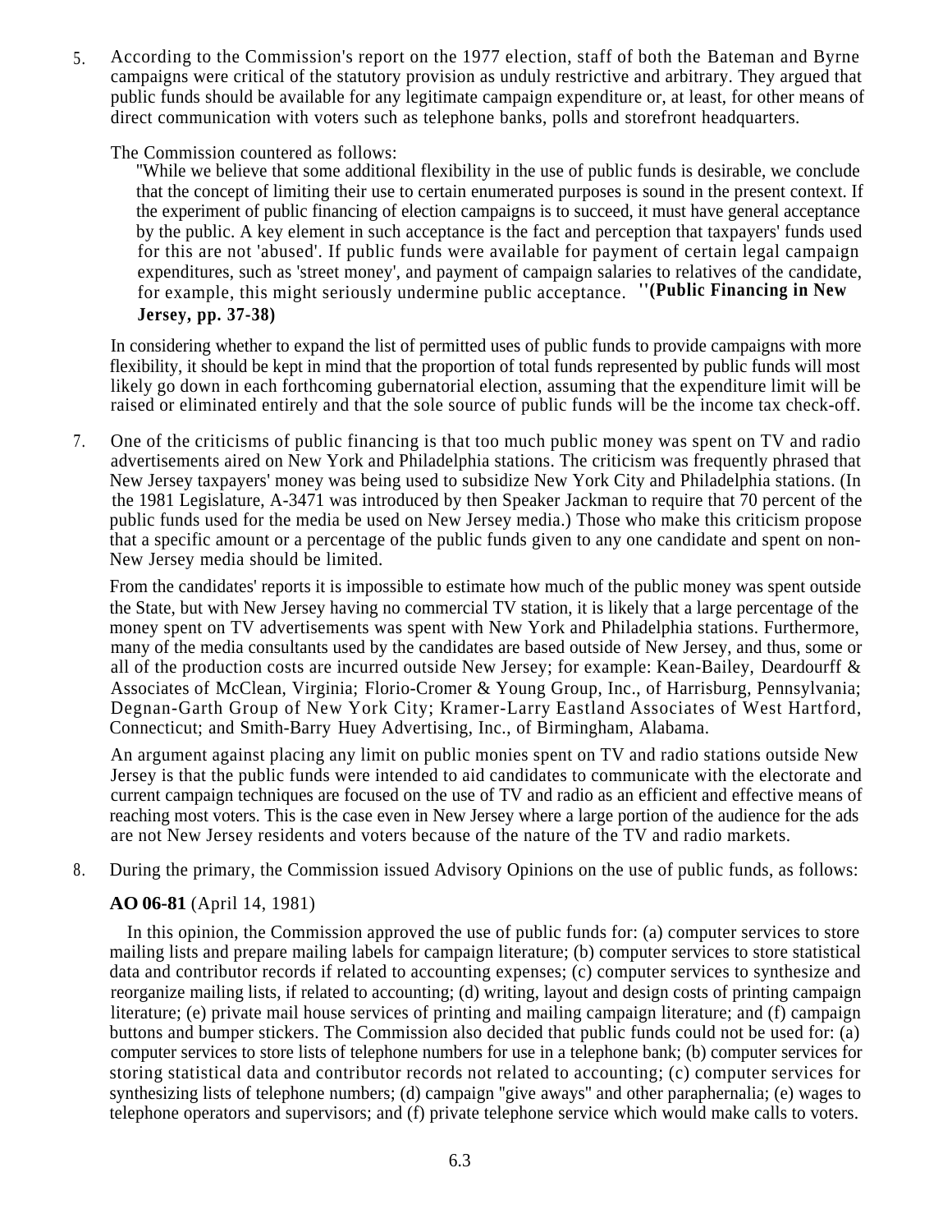5. According to the Commission's report on the 1977 election, staff of both the Bateman and Byrne campaigns were critical of the statutory provision as unduly restrictive and arbitrary. They argued that public funds should be available for any legitimate campaign expenditure or, at least, for other means of direct communication with voters such as telephone banks, polls and storefront headquarters.

   The Commission countered as follows:

   > "While we believe that some additional flexibility in the use of public funds is desirable, we conclude that the concept of limiting their use to certain enumerated purposes is sound in the present context. If the experiment of public financing of election campaigns is to succeed, it must have general acceptance by the public. A key element in such acceptance is the fact and perception that taxpayers' funds used for this are not 'abused'. If public funds were available for payment of certain legal campaign expenditures, such as 'street money', and payment of campaign salaries to relatives of the candidate, for example, this might seriously undermine public acceptance. "**(Public Financing in New Jersey, pp. 37-38)**

   In considering whether to expand the list of permitted uses of public funds to provide campaigns with more flexibility, it should be kept in mind that the proportion of total funds represented by public funds will most likely go down in each forthcoming gubernatorial election, assuming that the expenditure limit will be raised or eliminated entirely and that the sole source of public funds will be the income tax check-off.

7. One of the criticisms of public financing is that too much public money was spent on TV and radio advertisements aired on New York and Philadelphia stations. The criticism was frequently phrased that New Jersey taxpayers' money was being used to subsidize New York City and Philadelphia stations. (In the 1981 Legislature, A-3471 was introduced by then Speaker Jackman to require that 70 percent of the public funds used for the media be used on New Jersey media.) Those who make this criticism propose that a specific amount or a percentage of the public funds given to any one candidate and spent on non-New Jersey media should be limited.

   From the candidates' reports it is impossible to estimate how much of the public money was spent outside the State, but with New Jersey having no commercial TV station, it is likely that a large percentage of the money spent on TV advertisements was spent with New York and Philadelphia stations. Furthermore, many of the media consultants used by the candidates are based outside of New Jersey, and thus, some or all of the production costs are incurred outside New Jersey; for example: Kean-Bailey, Deardourff & Associates of McClean, Virginia; Florio-Cromer & Young Group, Inc., of Harrisburg, Pennsylvania; Degnan-Garth Group of New York City; Kramer-Larry Eastland Associates of West Hartford, Connecticut; and Smith-Barry Huey Advertising, Inc., of Birmingham, Alabama.

   An argument against placing any limit on public monies spent on TV and radio stations outside New Jersey is that the public funds were intended to aid candidates to communicate with the electorate and current campaign techniques are focused on the use of TV and radio as an efficient and effective means of reaching most voters. This is the case even in New Jersey where a large portion of the audience for the ads are not New Jersey residents and voters because of the nature of the TV and radio markets.

8. During the primary, the Commission issued Advisory Opinions on the use of public funds, as follows:

   **AO 06-81** (April 14, 1981)

   In this opinion, the Commission approved the use of public funds for: (a) computer services to store mailing lists and prepare mailing labels for campaign literature; (b) computer services to store statistical data and contributor records if related to accounting expenses; (c) computer services to synthesize and reorganize mailing lists, if related to accounting; (d) writing, layout and design costs of printing campaign literature; (e) private mail house services of printing and mailing campaign literature; and (f) campaign buttons and bumper stickers. The Commission also decided that public funds could not be used for: (a) computer services to store lists of telephone numbers for use in a telephone bank; (b) computer services for storing statistical data and contributor records not related to accounting; (c) computer services for synthesizing lists of telephone numbers; (d) campaign "give aways" and other paraphernalia; (e) wages to telephone operators and supervisors; and (f) private telephone service which would make calls to voters.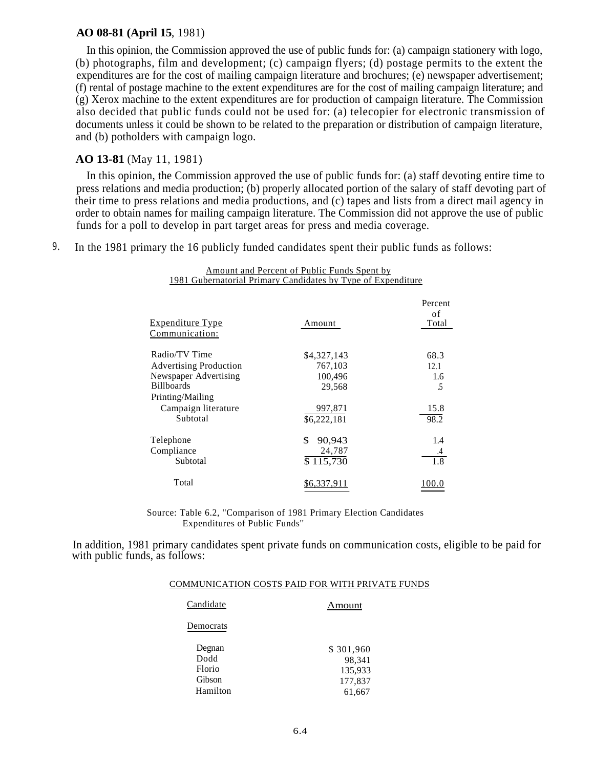**AO 08-81 (April 15**, 1981)

In this opinion, the Commission approved the use of public funds for: (a) campaign stationery with logo, (b) photographs, film and development; (c) campaign flyers; (d) postage permits to the extent the expenditures are for the cost of mailing campaign literature and brochures; (e) newspaper advertisement; (f) rental of postage machine to the extent expenditures are for the cost of mailing campaign literature; and (g) Xerox machine to the extent expenditures are for production of campaign literature. The Commission also decided that public funds could not be used for: (a) telecopier for electronic transmission of documents unless it could be shown to be related to the preparation or distribution of campaign literature, and (b) potholders with campaign logo.

**AO 13-81** (May 11, 1981)

In this opinion, the Commission approved the use of public funds for: (a) staff devoting entire time to press relations and media production; (b) properly allocated portion of the salary of staff devoting part of their time to press relations and media productions, and (c) tapes and lists from a direct mail agency in order to obtain names for mailing campaign literature. The Commission did not approve the use of public funds for a poll to develop in part target areas for press and media coverage.

9. In the 1981 primary the 16 publicly funded candidates spent their public funds as follows:

Amount and Percent of Public Funds Spent by 1981 Gubernatorial Primary Candidates by Type of Expenditure

| Expenditure Type | Amount | Percent of Total |
|---|---|---|
| Communication: | | |
| Radio/TV Time | $4,327,143 | 68.3 |
| Advertising Production | 767,103 | 12.1 |
| Newspaper Advertising | 100,496 | 1.6 |
| Billboards | 29,568 | .5 |
| Printing/Mailing | | |
| Campaign literature | 997,871 | 15.8 |
| Subtotal | $6,222,181 | 98.2 |
| Telephone | $ 90,943 | 1.4 |
| Compliance | 24,787 | .4 |
| Subtotal | $ 115,730 | 1.8 |
| Total | $6,337,911 | 100.0 |

Source: Table 6.2, "Comparison of 1981 Primary Election Candidates Expenditures of Public Funds"

In addition, 1981 primary candidates spent private funds on communication costs, eligible to be paid for with public funds, as follows:

COMMUNICATION COSTS PAID FOR WITH PRIVATE FUNDS

| Candidate | Amount |
|---|---|
| Democrats | |
| Degnan | $ 301,960 |
| Dodd | 98,341 |
| Florio | 135,933 |
| Gibson | 177,837 |
| Hamilton | 61,667 |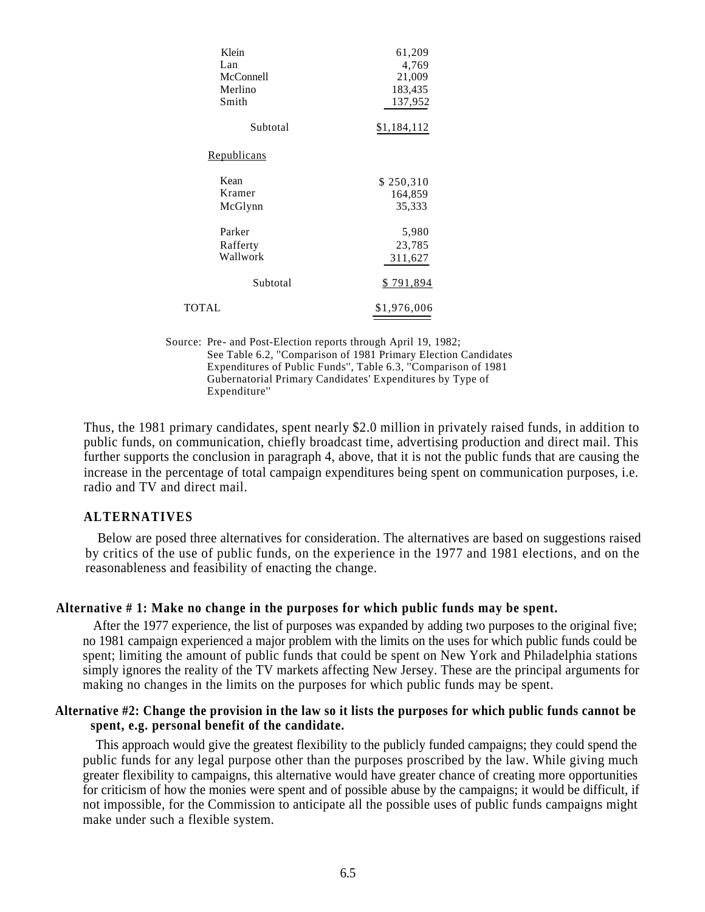| | |
|---|---|
| Klein | 61,209 |
| Lan | 4,769 |
| McConnell | 21,009 |
| Merlino | 183,435 |
| Smith | 137,952 |
| Subtotal | $1,184,112 |
| Republicans | |
| Kean | $ 250,310 |
| Kramer | 164,859 |
| McGlynn | 35,333 |
| Parker | 5,980 |
| Rafferty | 23,785 |
| Wallwork | 311,627 |
| Subtotal | $ 791,894 |
| TOTAL | $1,976,006 |

Source: Pre- and Post-Election reports through April 19, 1982; See Table 6.2, "Comparison of 1981 Primary Election Candidates Expenditures of Public Funds", Table 6.3, "Comparison of 1981 Gubernatorial Primary Candidates' Expenditures by Type of Expenditure"

Thus, the 1981 primary candidates, spent nearly $2.0 million in privately raised funds, in addition to public funds, on communication, chiefly broadcast time, advertising production and direct mail. This further supports the conclusion in paragraph 4, above, that it is not the public funds that are causing the increase in the percentage of total campaign expenditures being spent on communication purposes, i.e. radio and TV and direct mail.

## ALTERNATIVES

Below are posed three alternatives for consideration. The alternatives are based on suggestions raised by critics of the use of public funds, on the experience in the 1977 and 1981 elections, and on the reasonableness and feasibility of enacting the change.

**Alternative # 1: Make no change in the purposes for which public funds may be spent.**

After the 1977 experience, the list of purposes was expanded by adding two purposes to the original five; no 1981 campaign experienced a major problem with the limits on the uses for which public funds could be spent; limiting the amount of public funds that could be spent on New York and Philadelphia stations simply ignores the reality of the TV markets affecting New Jersey. These are the principal arguments for making no changes in the limits on the purposes for which public funds may be spent.

**Alternative #2: Change the provision in the law so it lists the purposes for which public funds cannot be spent, e.g. personal benefit of the candidate.**

This approach would give the greatest flexibility to the publicly funded campaigns; they could spend the public funds for any legal purpose other than the purposes proscribed by the law. While giving much greater flexibility to campaigns, this alternative would have greater chance of creating more opportunities for criticism of how the monies were spent and of possible abuse by the campaigns; it would be difficult, if not impossible, for the Commission to anticipate all the possible uses of public funds campaigns might make under such a flexible system.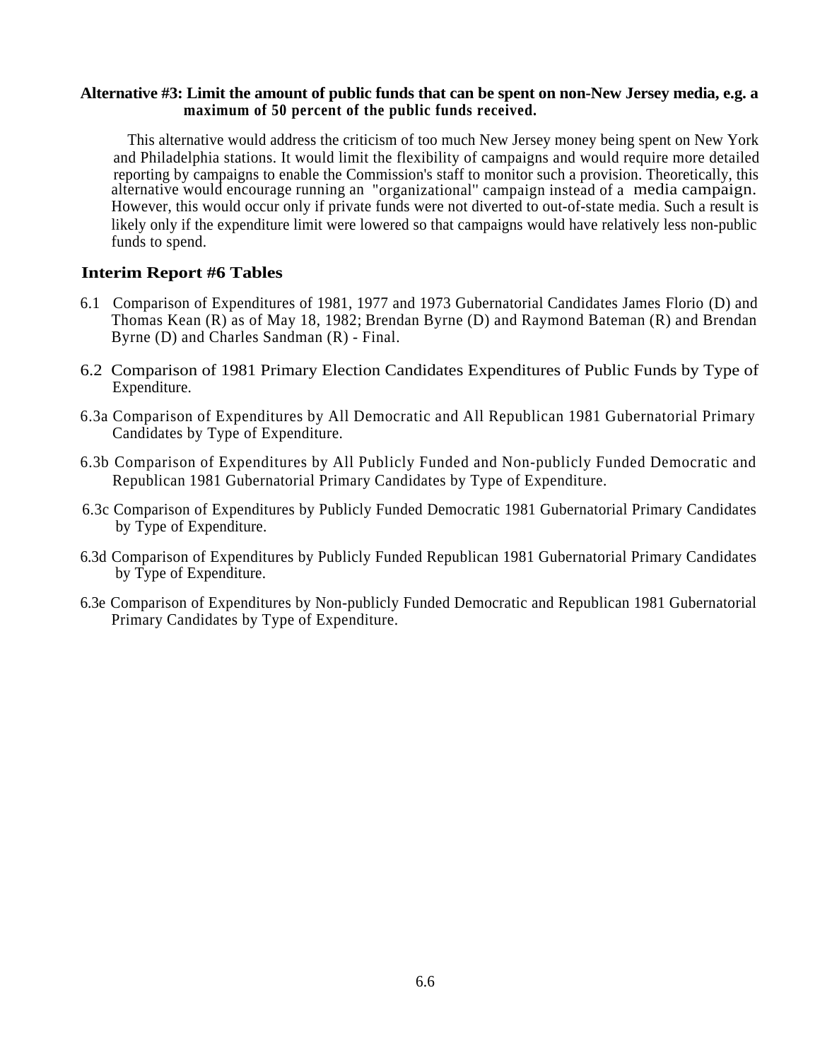**Alternative #3: Limit the amount of public funds that can be spent on non-New Jersey media, e.g. a maximum of 50 percent of the public funds received.**

This alternative would address the criticism of too much New Jersey money being spent on New York and Philadelphia stations. It would limit the flexibility of campaigns and would require more detailed reporting by campaigns to enable the Commission's staff to monitor such a provision. Theoretically, this alternative would encourage running an "organizational" campaign instead of a media campaign. However, this would occur only if private funds were not diverted to out-of-state media. Such a result is likely only if the expenditure limit were lowered so that campaigns would have relatively less non-public funds to spend.

## Interim Report #6 Tables

6.1 Comparison of Expenditures of 1981, 1977 and 1973 Gubernatorial Candidates James Florio (D) and Thomas Kean (R) as of May 18, 1982; Brendan Byrne (D) and Raymond Bateman (R) and Brendan Byrne (D) and Charles Sandman (R) - Final.

6.2 Comparison of 1981 Primary Election Candidates Expenditures of Public Funds by Type of Expenditure.

6.3a Comparison of Expenditures by All Democratic and All Republican 1981 Gubernatorial Primary Candidates by Type of Expenditure.

6.3b Comparison of Expenditures by All Publicly Funded and Non-publicly Funded Democratic and Republican 1981 Gubernatorial Primary Candidates by Type of Expenditure.

6.3c Comparison of Expenditures by Publicly Funded Democratic 1981 Gubernatorial Primary Candidates by Type of Expenditure.

6.3d Comparison of Expenditures by Publicly Funded Republican 1981 Gubernatorial Primary Candidates by Type of Expenditure.

6.3e Comparison of Expenditures by Non-publicly Funded Democratic and Republican 1981 Gubernatorial Primary Candidates by Type of Expenditure.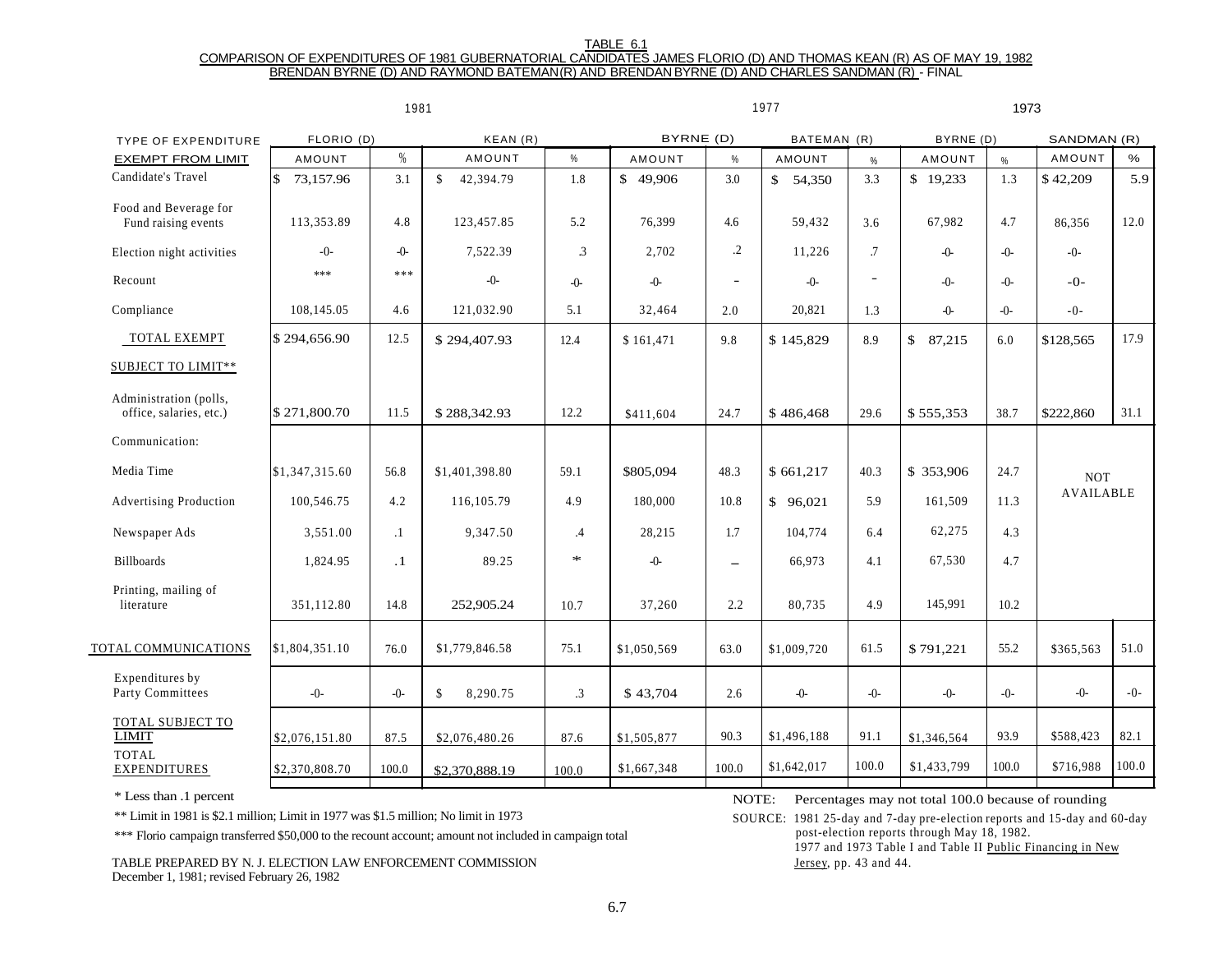TABLE 6.1
COMPARISON OF EXPENDITURES OF 1981 GUBERNATORIAL CANDIDATES JAMES FLORIO (D) AND THOMAS KEAN (R) AS OF MAY 19, 1982
BRENDAN BYRNE (D) AND RAYMOND BATEMAN (R) AND BRENDAN BYRNE (D) AND CHARLES SANDMAN (R) - FINAL

| | 1981 | | | | 1977 | | | | 1973 | | | |
|---|---|---|---|---|---|---|---|---|---|---|---|---|
| TYPE OF EXPENDITURE | FLORIO (D) | | KEAN (R) | | BYRNE (D) | | BATEMAN (R) | | BYRNE (D) | | SANDMAN (R) | |
| EXEMPT FROM LIMIT | AMOUNT | % | AMOUNT | % | AMOUNT | % | AMOUNT | % | AMOUNT | % | AMOUNT | % |
| Candidate's Travel | $ 73,157.96 | 3.1 | $ 42,394.79 | 1.8 | $ 49,906 | 3.0 | $ 54,350 | 3.3 | $ 19,233 | 1.3 | $ 42,209 | 5.9 |
| Food and Beverage for Fund raising events | 113,353.89 | 4.8 | 123,457.85 | 5.2 | 76,399 | 4.6 | 59,432 | 3.6 | 67,982 | 4.7 | 86,356 | 12.0 |
| Election night activities | -0- | -0- | 7,522.39 | .3 | 2,702 | .2 | 11,226 | .7 | -0- | -0- | -0- | |
| Recount | *** | *** | -0- | -0- | -0- | - | -0- | - | -0- | -0- | -0- | |
| Compliance | 108,145.05 | 4.6 | 121,032.90 | 5.1 | 32,464 | 2.0 | 20,821 | 1.3 | -0- | -0- | -0- | |
| TOTAL EXEMPT | $ 294,656.90 | 12.5 | $ 294,407.93 | 12.4 | $ 161,471 | 9.8 | $ 145,829 | 8.9 | $ 87,215 | 6.0 | $128,565 | 17.9 |
| SUBJECT TO LIMIT** | | | | | | | | | | | | |
| Administration (polls, office, salaries, etc.) | $ 271,800.70 | 11.5 | $ 288,342.93 | 12.2 | $411,604 | 24.7 | $ 486,468 | 29.6 | $ 555,353 | 38.7 | $222,860 | 31.1 |
| Communication: | | | | | | | | | | | | |
| Media Time | $1,347,315.60 | 56.8 | $1,401,398.80 | 59.1 | $805,094 | 48.3 | $ 661,217 | 40.3 | $ 353,906 | 24.7 | NOT AVAILABLE | |
| Advertising Production | 100,546.75 | 4.2 | 116,105.79 | 4.9 | 180,000 | 10.8 | $ 96,021 | 5.9 | 161,509 | 11.3 | | |
| Newspaper Ads | 3,551.00 | .1 | 9,347.50 | .4 | 28,215 | 1.7 | 104,774 | 6.4 | 62,275 | 4.3 | | |
| Billboards | 1,824.95 | .1 | 89.25 | * | -0- | – | 66,973 | 4.1 | 67,530 | 4.7 | | |
| Printing, mailing of literature | 351,112.80 | 14.8 | 252,905.24 | 10.7 | 37,260 | 2.2 | 80,735 | 4.9 | 145,991 | 10.2 | | |
| TOTAL COMMUNICATIONS | $1,804,351.10 | 76.0 | $1,779,846.58 | 75.1 | $1,050,569 | 63.0 | $1,009,720 | 61.5 | $ 791,221 | 55.2 | $365,563 | 51.0 |
| Expenditures by Party Committees | -0- | -0- | $ 8,290.75 | .3 | $ 43,704 | 2.6 | -0- | -0- | -0- | -0- | -0- | -0- |
| TOTAL SUBJECT TO LIMIT | $2,076,151.80 | 87.5 | $2,076,480.26 | 87.6 | $1,505,877 | 90.3 | $1,496,188 | 91.1 | $1,346,564 | 93.9 | $588,423 | 82.1 |
| TOTAL EXPENDITURES | $2,370,808.70 | 100.0 | $2,370,888.19 | 100.0 | $1,667,348 | 100.0 | $1,642,017 | 100.0 | $1,433,799 | 100.0 | $716,988 | 100.0 |

\* Less than .1 percent

** Limit in 1981 is $2.1 million; Limit in 1977 was $1.5 million; No limit in 1973

*** Florio campaign transferred $50,000 to the recount account; amount not included in campaign total

TABLE PREPARED BY N. J. ELECTION LAW ENFORCEMENT COMMISSION
December 1, 1981; revised February 26, 1982

NOTE: Percentages may not total 100.0 because of rounding

SOURCE: 1981 25-day and 7-day pre-election reports and 15-day and 60-day post-election reports through May 18, 1982.
1977 and 1973 Table I and Table II Public Financing in New Jersey, pp. 43 and 44.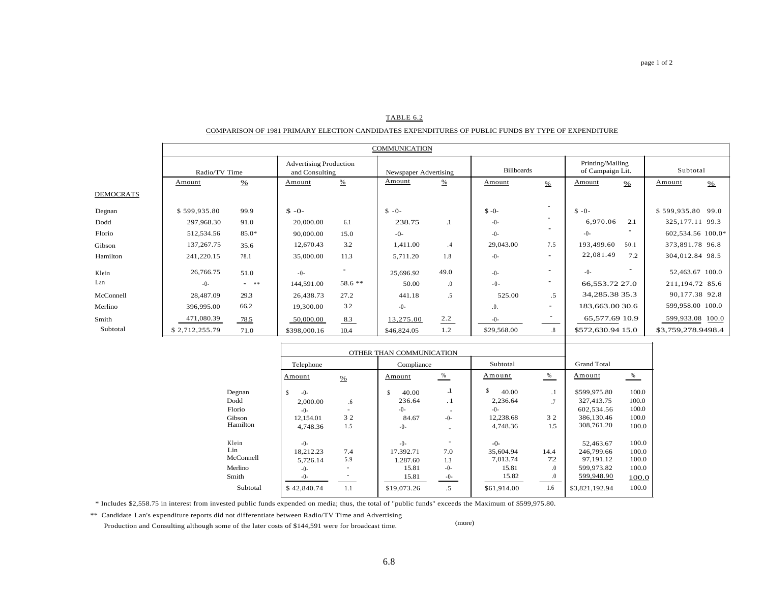page 1 of 2

TABLE 6.2

COMPARISON OF 1981 PRIMARY ELECTION CANDIDATES EXPENDITURES OF PUBLIC FUNDS BY TYPE OF EXPENDITURE

| | COMMUNICATION | | | | | | | | | | | |
|---|---|---|---|---|---|---|---|---|---|---|---|---|
| | Radio/TV Time | | Advertising Production and Consulting | | Newspaper Advertising | | Billboards | | Printing/Mailing of Campaign Lit. | | Subtotal | |
| | Amount | % | Amount | % | Amount | % | Amount | % | Amount | % | Amount | % |
| DEMOCRATS | | | | | | | | | | | | |
| Degnan | $ 599,935.80 | 99.9 | $ -0- | | $ -0- | | $ -0- | - | $ -0- | | $ 599,935.80 | 99.0 |
| Dodd | 297,968.30 | 91.0 | 20,000.00 | 6.1 | 238.75 | .1 | -0- | - | 6,970.06 | 2.1 | 325,177.11 | 99.3 |
| Florio | 512,534.56 | 85.0* | 90,000.00 | 15.0 | -0- | | -0- | - | -0- | - | 602,534.56 | 100.0* |
| Gibson | 137,267.75 | 35.6 | 12,670.43 | 3.2 | 1,411.00 | .4 | 29,043.00 | 7.5 | 193,499.60 | 50.1 | 373,891.78 | 96.8 |
| Hamilton | 241,220.15 | 78.1 | 35,000.00 | 11.3 | 5,711.20 | 1.8 | -0- | - | 22,081.49 | 7.2 | 304,012.84 | 98.5 |
| Klein | 26,766.75 | 51.0 | -0- | - | 25,696.92 | 49.0 | -0- | - | -0- | - | 52,463.67 | 100.0 |
| Lan | -0- | - ** | 144,591.00 | 58.6 ** | 50.00 | .0 | -0- | - | 66,553.72 | 27.0 | 211,194.72 | 85.6 |
| McConnell | 28,487.09 | 29.3 | 26,438.73 | 27.2 | 441.18 | .5 | 525.00 | .5 | 34,285.38 | 35.3 | 90,177.38 | 92.8 |
| Merlino | 396,995.00 | 66.2 | 19,300.00 | 32 | -0- | | .0. | - | 183,663.00 | 30.6 | 599,958.00 | 100.0 |
| Smith | 471,080.39 | 78.5 | 50,000.00 | 8.3 | 13,275.00 | 2.2 | -0- | - | 65,577.69 | 10.9 | 599,933.08 | 100.0 |
| Subtotal | $ 2,712,255.79 | 71.0 | $398,000.16 | 10.4 | $46,824.05 | 1.2 | $29,568.00 | .8 | $572,630.94 | 15.0 | $3,759,278.94 | 98.4 |

| | OTHER THAN COMMUNICATION | | | | | | Grand Total | |
|---|---|---|---|---|---|---|---|---|
| | Telephone | | Compliance | | Subtotal | | | |
| | Amount | % | Amount | % | Amount | % | Amount | % |
| Degnan | $ -0- | | $ 40.00 | .1 | $ 40.00 | .1 | $599,975.80 | 100.0 |
| Dodd | 2,000.00 | .6 | 236.64 | .1 | 2,236.64 | .7 | 327,413.75 | 100.0 |
| Florio | -0- | - | -0- | - | -0- | | 602,534.56 | 100.0 |
| Gibson | 12,154.01 | 3 2 | 84.67 | -0- | 12,238.68 | 3 2 | 386,130.46 | 100.0 |
| Hamilton | 4,748.36 | 1.5 | -0- | - | 4,748.36 | 1.5 | 308,761.20 | 100.0 |
| Klein | -0- | | -0- | - | -0- | | 52,463.67 | 100.0 |
| Lin | 18,212.23 | 7.4 | 17.392.71 | 7.0 | 35,604.94 | 14.4 | 246,799.66 | 100.0 |
| McConnell | 5,726.14 | 5.9 | 1.287.60 | 1.3 | 7,013.74 | 72 | 97,191.12 | 100.0 |
| Merlino | -0- | - | 15.81 | -0- | 15.81 | .0 | 599,973.82 | 100.0 |
| Smith | -0- | - | 15.81 | -0- | 15.82 | .0 | 599,948.90 | 100.0 |
| Subtotal | $ 42,840.74 | 1.1 | $19,073.26 | .5 | $61,914.00 | 1.6 | $3,821,192.94 | 100.0 |

\* Includes $2,558.75 in interest from invested public funds expended on media; thus, the total of "public funds" exceeds the Maximum of $599,975.80.

\*\* Candidate Lan's expenditure reports did not differentiate between Radio/TV Time and Advertising Production and Consulting although some of the later costs of $144,591 were for broadcast time.

(more)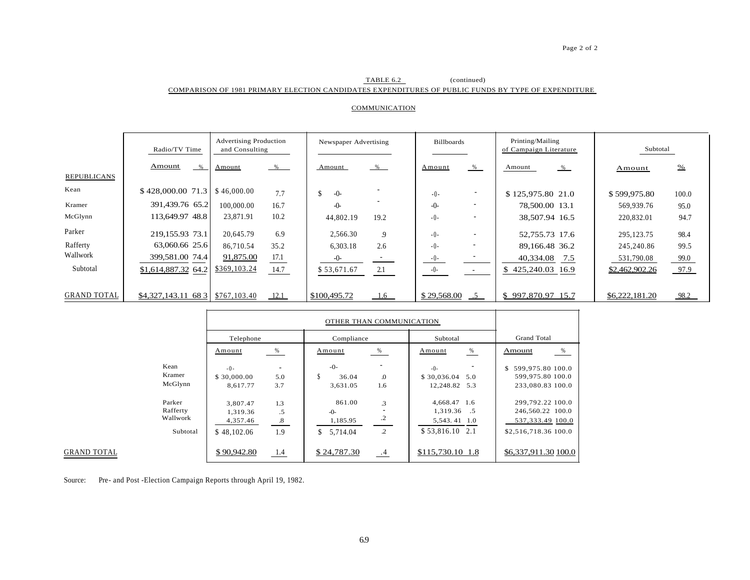TABLE 6.2 (continued)

COMPARISON OF 1981 PRIMARY ELECTION CANDIDATES EXPENDITURES OF PUBLIC FUNDS BY TYPE OF EXPENDITURE

COMMUNICATION

| | Radio/TV Time | | Advertising Production and Consulting | | Newspaper Advertising | | Billboards | | Printing/Mailing of Campaign Literature | | Subtotal | |
|---|---|---|---|---|---|---|---|---|---|---|---|---|
| | Amount | % | Amount | % | Amount | % | Amount | % | Amount | % | Amount | % |
| REPUBLICANS | | | | | | | | | | | | |
| Kean | $ 428,000.00 | 71.3 | $ 46,000.00 | 7.7 | $ -0- | - | -0- | - | $ 125,975.80 | 21.0 | $ 599,975.80 | 100.0 |
| Kramer | 391,439.76 | 65.2 | 100,000.00 | 16.7 | -0- | - | -0- | - | 78,500.00 | 13.1 | 569,939.76 | 95.0 |
| McGlynn | 113,649.97 | 48.8 | 23,871.91 | 10.2 | 44,802.19 | 19.2 | -0- | - | 38,507.94 | 16.5 | 220,832.01 | 94.7 |
| Parker | 219,155.93 | 73.1 | 20,645.79 | 6.9 | 2,566.30 | .9 | -0- | - | 52,755.73 | 17.6 | 295,123.75 | 98.4 |
| Rafferty | 63,060.66 | 25.6 | 86,710.54 | 35.2 | 6,303.18 | 2.6 | -0- | - | 89,166.48 | 36.2 | 245,240.86 | 99.5 |
| Wallwork | 399,581.00 | 74.4 | 91,875.00 | 17.1 | -0- | - | -0- | - | 40,334.08 | 7.5 | 531,790.08 | 99.0 |
| Subtotal | $1,614,887.32 | 64.2 | $369,103.24 | 14.7 | $ 53,671.67 | 2.1 | -0- | - | $ 425,240.03 | 16.9 | $2,462,902.26 | 97.9 |
| GRAND TOTAL | $4,327,143.11 | 68.3 | $767,103.40 | 12.1 | $100,495.72 | 1.6 | $ 29,568.00 | .5 | $ 997,870.97 | 15.7 | $6,222,181.20 | 98.2 |

| | OTHER THAN COMMUNICATION | | | | | | Grand Total | |
|---|---|---|---|---|---|---|---|---|
| | Telephone | | Compliance | | Subtotal | | | |
| | Amount | % | Amount | % | Amount | % | Amount | % |
| Kean | -0- | - | -0- | - | -0- | - | $ 599,975.80 | 100.0 |
| Kramer | $ 30,000.00 | 5.0 | $ 36.04 | .0 | $ 30,036.04 | 5.0 | 599,975.80 | 100.0 |
| McGlynn | 8,617.77 | 3.7 | 3,631.05 | 1.6 | 12,248.82 | 5.3 | 233,080.83 | 100.0 |
| Parker | 3,807.47 | 1.3 | 861.00 | .3 | 4,668.47 | 1.6 | 299,792.22 | 100.0 |
| Rafferty | 1,319.36 | .5 | -0- | - | 1,319.36 | .5 | 246,560.22 | 100.0 |
| Wallwork | 4,357.46 | .8 | 1,185.95 | .2 | 5,543.41 | 1.0 | 537,333.49 | 100.0 |
| Subtotal | $ 48,102.06 | 1.9 | $ 5,714.04 | .2 | $ 53,816.10 | 2.1 | $2,516,718.36 | 100.0 |
| GRAND TOTAL | $ 90,942.80 | 1.4 | $ 24,787.30 | .4 | $115,730.10 | 1.8 | $6,337,911.30 | 100.0 |

Source: Pre- and Post -Election Campaign Reports through April 19, 1982.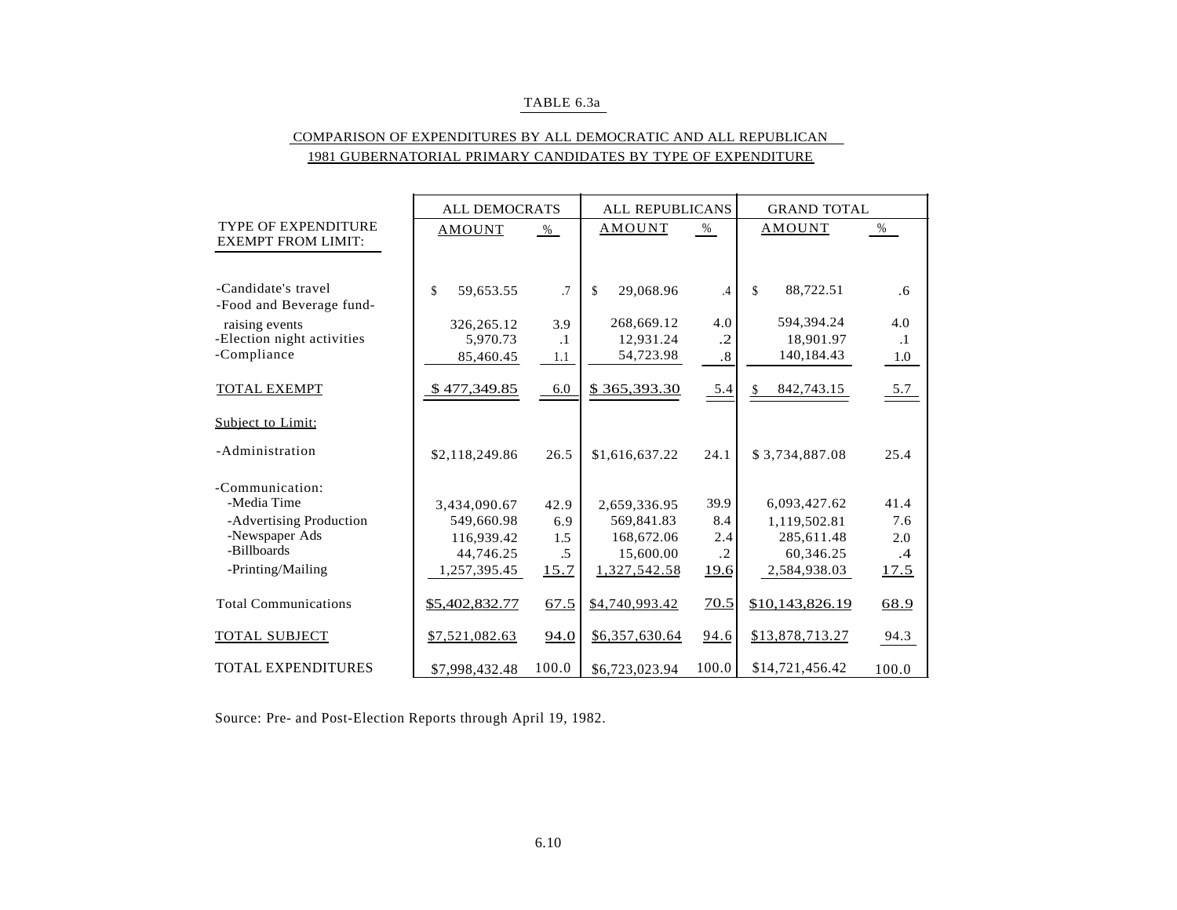TABLE 6.3a

COMPARISON OF EXPENDITURES BY ALL DEMOCRATIC AND ALL REPUBLICAN 1981 GUBERNATORIAL PRIMARY CANDIDATES BY TYPE OF EXPENDITURE

| | ALL DEMOCRATS | | ALL REPUBLICANS | | GRAND TOTAL | |
|---|---|---|---|---|---|---|
| TYPE OF EXPENDITURE EXEMPT FROM LIMIT: | AMOUNT | % | AMOUNT | % | AMOUNT | % |
| -Candidate's travel | $ 59,653.55 | .7 | $ 29,068.96 | .4 | $ 88,722.51 | .6 |
| -Food and Beverage fund-raising events | 326,265.12 | 3.9 | 268,669.12 | 4.0 | 594,394.24 | 4.0 |
| -Election night activities | 5,970.73 | .1 | 12,931.24 | .2 | 18,901.97 | .1 |
| -Compliance | 85,460.45 | 1.1 | 54,723.98 | .8 | 140,184.43 | 1.0 |
| TOTAL EXEMPT | $ 477,349.85 | 6.0 | $ 365,393.30 | 5.4 | $ 842,743.15 | 5.7 |
| Subject to Limit: | | | | | | |
| -Administration | $2,118,249.86 | 26.5 | $1,616,637.22 | 24.1 | $ 3,734,887.08 | 25.4 |
| -Communication: | | | | | | |
| -Media Time | 3,434,090.67 | 42.9 | 2,659,336.95 | 39.9 | 6,093,427.62 | 41.4 |
| -Advertising Production | 549,660.98 | 6.9 | 569,841.83 | 8.4 | 1,119,502.81 | 7.6 |
| -Newspaper Ads | 116,939.42 | 1.5 | 168,672.06 | 2.4 | 285,611.48 | 2.0 |
| -Billboards | 44,746.25 | .5 | 15,600.00 | .2 | 60,346.25 | .4 |
| -Printing/Mailing | 1,257,395.45 | 15.7 | 1,327,542.58 | 19.6 | 2,584,938.03 | 17.5 |
| Total Communications | $5,402,832.77 | 67.5 | $4,740,993.42 | 70.5 | $10,143,826.19 | 68.9 |
| TOTAL SUBJECT | $7,521,082.63 | 94.0 | $6,357,630.64 | 94.6 | $13,878,713.27 | 94.3 |
| TOTAL EXPENDITURES | $7,998,432.48 | 100.0 | $6,723,023.94 | 100.0 | $14,721,456.42 | 100.0 |

Source: Pre- and Post-Election Reports through April 19, 1982.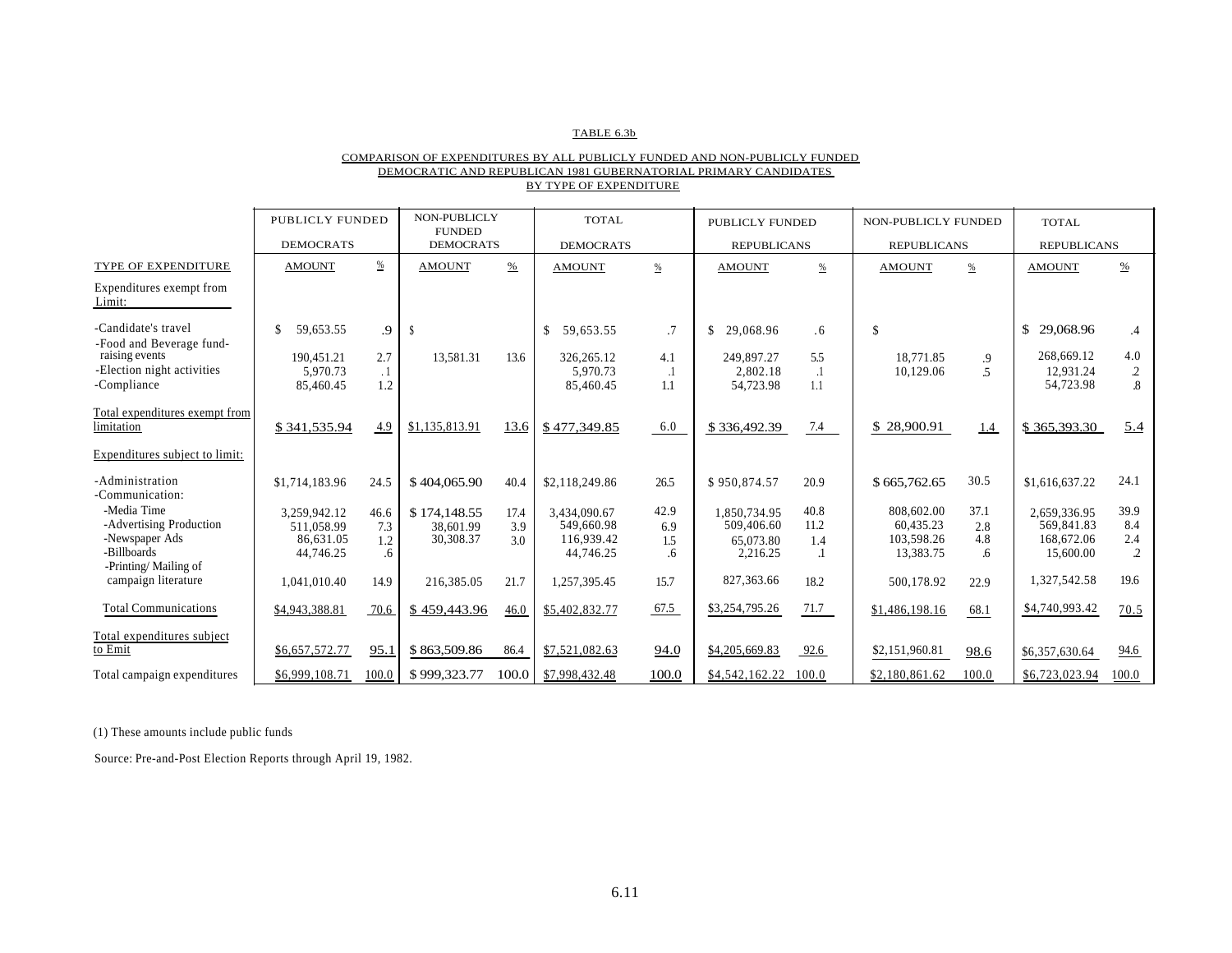TABLE 6.3b

COMPARISON OF EXPENDITURES BY ALL PUBLICLY FUNDED AND NON-PUBLICLY FUNDED DEMOCRATIC AND REPUBLICAN 1981 GUBERNATORIAL PRIMARY CANDIDATES BY TYPE OF EXPENDITURE

| | PUBLICLY FUNDED DEMOCRATS | | NON-PUBLICLY FUNDED DEMOCRATS | | TOTAL DEMOCRATS | | PUBLICLY FUNDED REPUBLICANS | | NON-PUBLICLY FUNDED REPUBLICANS | | TOTAL REPUBLICANS | |
|---|---|---|---|---|---|---|---|---|---|---|---|---|
| TYPE OF EXPENDITURE | AMOUNT | % | AMOUNT | % | AMOUNT | % | AMOUNT | % | AMOUNT | % | AMOUNT | % |
| Expenditures exempt from Limit: | | | | | | | | | | | | |
| -Candidate's travel | $ 59,653.55 | .9 | $ | | $ 59,653.55 | .7 | $ 29,068.96 | .6 | $ | | $ 29,068.96 | .4 |
| -Food and Beverage fund-raising events | 190,451.21 | 2.7 | 13,581.31 | 13.6 | 326,265.12 | 4.1 | 249,897.27 | 5.5 | 18,771.85 | .9 | 268,669.12 | 4.0 |
| -Election night activities | 5,970.73 | .1 | | | 5,970.73 | .1 | 2,802.18 | .1 | 10,129.06 | .5 | 12,931.24 | .2 |
| -Compliance | 85,460.45 | 1.2 | | | 85,460.45 | 1.1 | 54,723.98 | 1.1 | | | 54,723.98 | .8 |
| Total expenditures exempt from limitation | $ 341,535.94 | 4.9 | $1,135,813.91 | 13.6 | $ 477,349.85 | 6.0 | $ 336,492.39 | 7.4 | $ 28,900.91 | 1.4 | $ 365,393.30 | 5.4 |
| Expenditures subject to limit: | | | | | | | | | | | | |
| -Administration | $1,714,183.96 | 24.5 | $ 404,065.90 | 40.4 | $2,118,249.86 | 26.5 | $ 950,874.57 | 20.9 | $ 665,762.65 | 30.5 | $1,616,637.22 | 24.1 |
| -Communication: | | | | | | | | | | | | |
| -Media Time | 3,259,942.12 | 46.6 | $ 174,148.55 | 17.4 | 3,434,090.67 | 42.9 | 1,850,734.95 | 40.8 | 808,602.00 | 37.1 | 2,659,336.95 | 39.9 |
| -Advertising Production | 511,058.99 | 7.3 | 38,601.99 | 3.9 | 549,660.98 | 6.9 | 509,406.60 | 11.2 | 60,435.23 | 2.8 | 569,841.83 | 8.4 |
| -Newspaper Ads | 86,631.05 | 1.2 | 30,308.37 | 3.0 | 116,939.42 | 1.5 | 65,073.80 | 1.4 | 103,598.26 | 4.8 | 168,672.06 | 2.4 |
| -Billboards | 44,746.25 | .6 | | | 44,746.25 | .6 | 2,216.25 | .1 | 13,383.75 | .6 | 15,600.00 | .2 |
| -Printing/ Mailing of campaign literature | 1,041,010.40 | 14.9 | 216,385.05 | 21.7 | 1,257,395.45 | 15.7 | 827,363.66 | 18.2 | 500,178.92 | 22.9 | 1,327,542.58 | 19.6 |
| Total Communications | $4,943,388.81 | 70.6 | $ 459,443.96 | 46.0 | $5,402,832.77 | 67.5 | $3,254,795.26 | 71.7 | $1,486,198.16 | 68.1 | $4,740,993.42 | 70.5 |
| Total expenditures subject to Emit | $6,657,572.77 | 95.1 | $ 863,509.86 | 86.4 | $7,521,082.63 | 94.0 | $4,205,669.83 | 92.6 | $2,151,960.81 | 98.6 | $6,357,630.64 | 94.6 |
| Total campaign expenditures | $6,999,108.71 | 100.0 | $ 999,323.77 | 100.0 | $7,998,432.48 | 100.0 | $4,542,162.22 | 100.0 | $2,180,861.62 | 100.0 | $6,723,023.94 | 100.0 |

(1) These amounts include public funds

Source: Pre-and-Post Election Reports through April 19, 1982.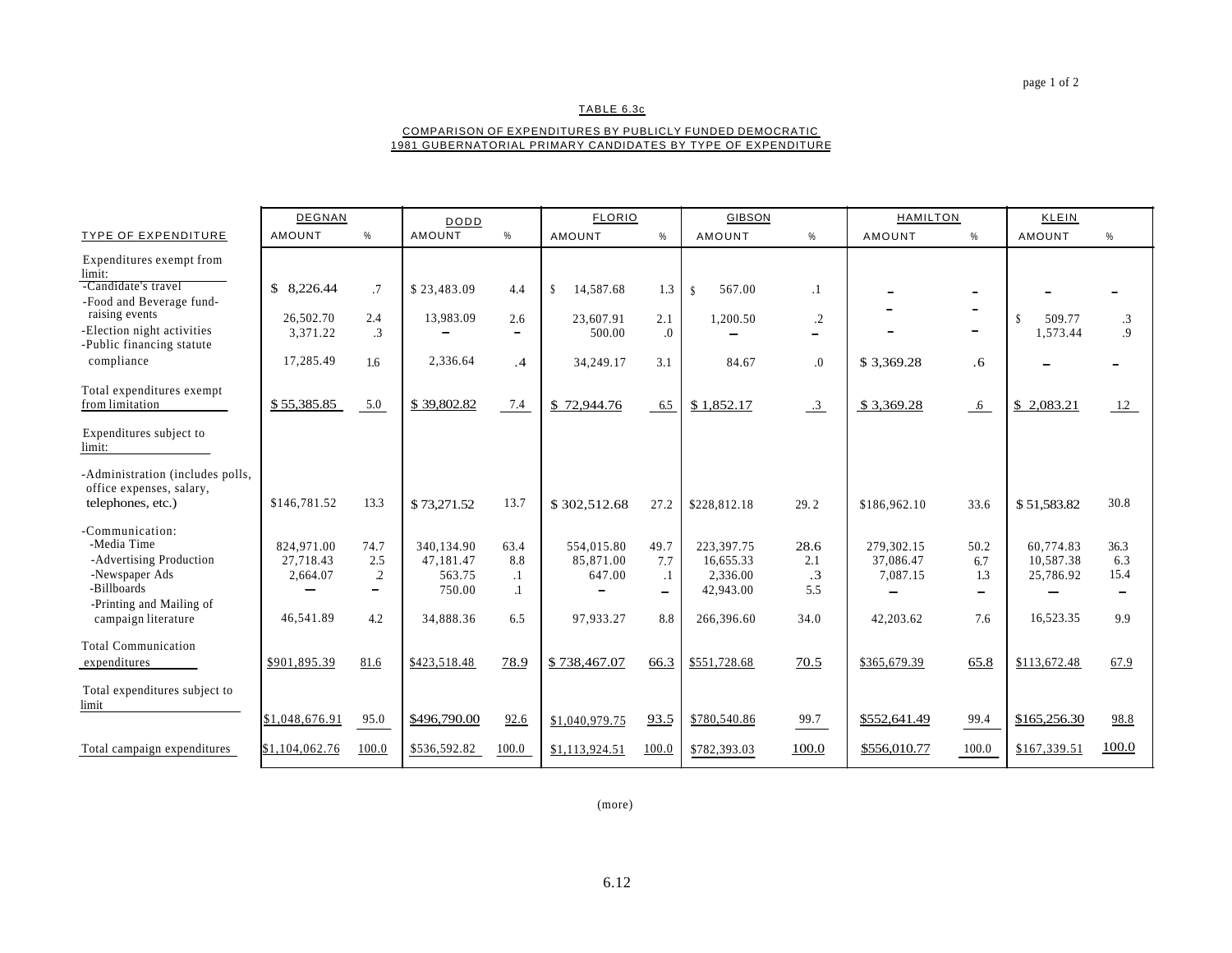TABLE 6.3c

COMPARISON OF EXPENDITURES BY PUBLICLY FUNDED DEMOCRATIC 1981 GUBERNATORIAL PRIMARY CANDIDATES BY TYPE OF EXPENDITURE

| TYPE OF EXPENDITURE | DEGNAN AMOUNT | % | DODD AMOUNT | % | FLORIO AMOUNT | % | GIBSON AMOUNT | % | HAMILTON AMOUNT | % | KLEIN AMOUNT | % |
|---|---|---|---|---|---|---|---|---|---|---|---|---|
| Expenditures exempt from limit: | | | | | | | | | | | | |
| -Candidate's travel | $ 8,226.44 | .7 | $ 23,483.09 | 4.4 | $ 14,587.68 | 1.3 | $ 567.00 | .1 | – | – | – | – |
| -Food and Beverage fund-raising events | 26,502.70 | 2.4 | 13,983.09 | 2.6 | 23,607.91 | 2.1 | 1,200.50 | .2 | – | – | $ 509.77 | .3 |
| -Election night activities | 3,371.22 | .3 | – | – | 500.00 | .0 | – | – | – | – | 1,573.44 | .9 |
| -Public financing statute compliance | 17,285.49 | 1.6 | 2,336.64 | .4 | 34,249.17 | 3.1 | 84.67 | .0 | $ 3,369.28 | .6 | – | – |
| Total expenditures exempt from limitation | $ 55,385.85 | 5.0 | $ 39,802.82 | 7.4 | $ 72,944.76 | 6.5 | $ 1,852.17 | .3 | $ 3,369.28 | .6 | $ 2,083.21 | 1.2 |
| Expenditures subject to limit: | | | | | | | | | | | | |
| -Administration (includes polls, office expenses, salary, telephones, etc.) | $146,781.52 | 13.3 | $ 73,271.52 | 13.7 | $ 302,512.68 | 27.2 | $228,812.18 | 29.2 | $186,962.10 | 33.6 | $ 51,583.82 | 30.8 |
| -Communication: | | | | | | | | | | | | |
| -Media Time | 824,971.00 | 74.7 | 340,134.90 | 63.4 | 554,015.80 | 49.7 | 223,397.75 | 28.6 | 279,302.15 | 50.2 | 60,774.83 | 36.3 |
| -Advertising Production | 27,718.43 | 2.5 | 47,181.47 | 8.8 | 85,871.00 | 7.7 | 16,655.33 | 2.1 | 37,086.47 | 6.7 | 10,587.38 | 6.3 |
| -Newspaper Ads | 2,664.07 | .2 | 563.75 | .1 | 647.00 | .1 | 2,336.00 | .3 | 7,087.15 | 1.3 | 25,786.92 | 15.4 |
| -Billboards | – | – | 750.00 | .1 | – | – | 42,943.00 | 5.5 | – | – | – | – |
| -Printing and Mailing of campaign literature | 46,541.89 | 4.2 | 34,888.36 | 6.5 | 97,933.27 | 8.8 | 266,396.60 | 34.0 | 42,203.62 | 7.6 | 16,523.35 | 9.9 |
| Total Communication expenditures | $901,895.39 | 81.6 | $423,518.48 | 78.9 | $ 738,467.07 | 66.3 | $551,728.68 | 70.5 | $365,679.39 | 65.8 | $113,672.48 | 67.9 |
| Total expenditures subject to limit | $1,048,676.91 | 95.0 | $496,790.00 | 92.6 | $1,040,979.75 | 93.5 | $780,540.86 | 99.7 | $552,641.49 | 99.4 | $165,256.30 | 98.8 |
| Total campaign expenditures | $1,104,062.76 | 100.0 | $536,592.82 | 100.0 | $1,113,924.51 | 100.0 | $782,393.03 | 100.0 | $556,010.77 | 100.0 | $167,339.51 | 100.0 |

(more)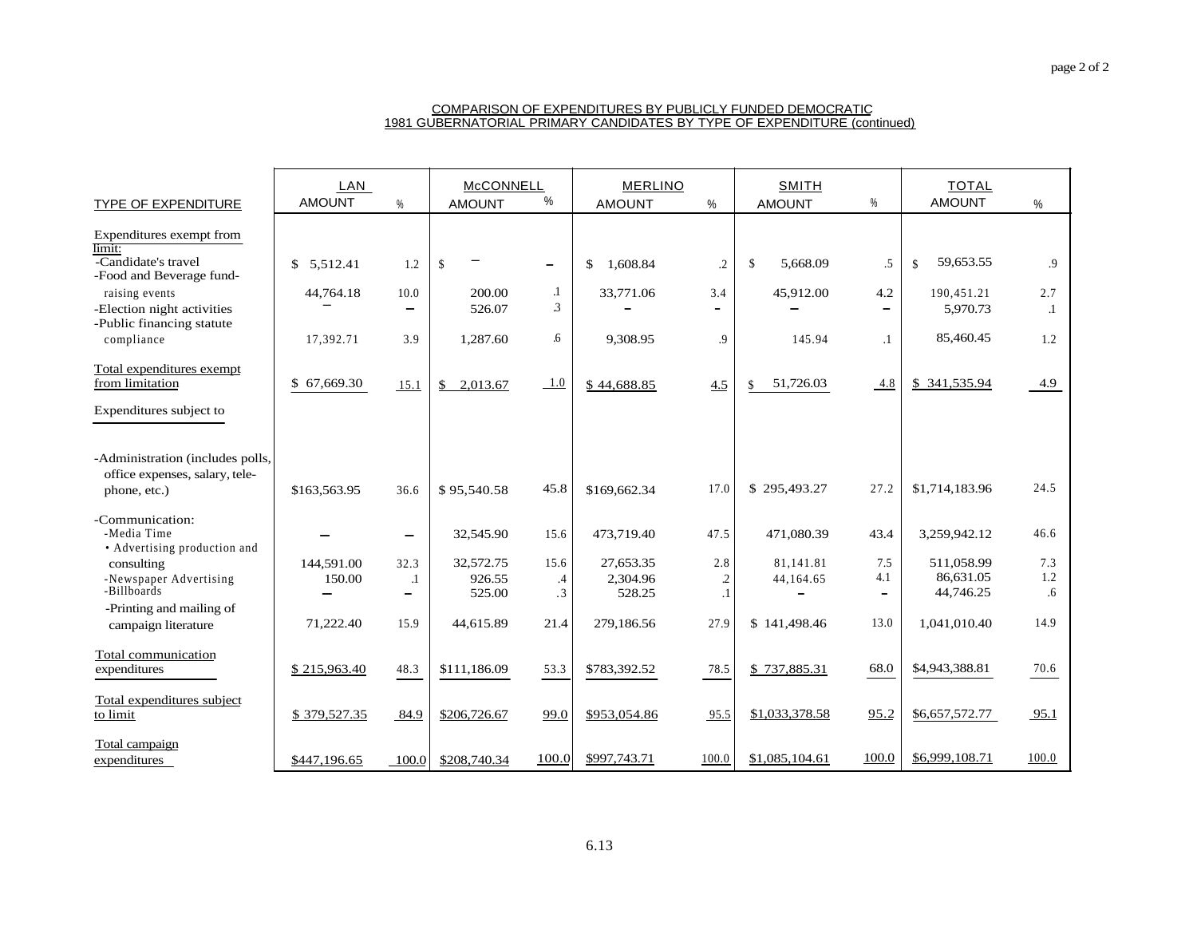COMPARISON OF EXPENDITURES BY PUBLICLY FUNDED DEMOCRATIC
1981 GUBERNATORIAL PRIMARY CANDIDATES BY TYPE OF EXPENDITURE (continued)

| TYPE OF EXPENDITURE | LAN AMOUNT | % | McCONNELL AMOUNT | % | MERLINO AMOUNT | % | SMITH AMOUNT | % | TOTAL AMOUNT | % |
|---|---|---|---|---|---|---|---|---|---|---|
| Expenditures exempt from limit: | | | | | | | | | | |
| -Candidate's travel | $ 5,512.41 | 1.2 | $ – | – | $ 1,608.84 | .2 | $ 5,668.09 | .5 | $ 59,653.55 | .9 |
| -Food and Beverage fund-raising events | 44,764.18 | 10.0 | 200.00 | .1 | 33,771.06 | 3.4 | 45,912.00 | 4.2 | 190,451.21 | 2.7 |
| -Election night activities | – | – | 526.07 | .3 | – | – | – | – | 5,970.73 | .1 |
| -Public financing statute compliance | 17,392.71 | 3.9 | 1,287.60 | .6 | 9,308.95 | .9 | 145.94 | .1 | 85,460.45 | 1.2 |
| Total expenditures exempt from limitation | $ 67,669.30 | 15.1 | $ 2,013.67 | 1.0 | $ 44,688.85 | 4.5 | $ 51,726.03 | 4.8 | $ 341,535.94 | 4.9 |
| Expenditures subject to | | | | | | | | | | |
| -Administration (includes polls, office expenses, salary, telephone, etc.) | $163,563.95 | 36.6 | $ 95,540.58 | 45.8 | $169,662.34 | 17.0 | $ 295,493.27 | 27.2 | $1,714,183.96 | 24.5 |
| -Communication: | | | | | | | | | | |
| -Media Time | – | – | 32,545.90 | 15.6 | 473,719.40 | 47.5 | 471,080.39 | 43.4 | 3,259,942.12 | 46.6 |
| • Advertising production and consulting | 144,591.00 | 32.3 | 32,572.75 | 15.6 | 27,653.35 | 2.8 | 81,141.81 | 7.5 | 511,058.99 | 7.3 |
| -Newspaper Advertising | 150.00 | .1 | 926.55 | .4 | 2,304.96 | .2 | 44,164.65 | 4.1 | 86,631.05 | 1.2 |
| -Billboards | – | – | 525.00 | .3 | 528.25 | .1 | – | – | 44,746.25 | .6 |
| -Printing and mailing of campaign literature | 71,222.40 | 15.9 | 44,615.89 | 21.4 | 279,186.56 | 27.9 | $ 141,498.46 | 13.0 | 1,041,010.40 | 14.9 |
| Total communication expenditures | $ 215,963.40 | 48.3 | $111,186.09 | 53.3 | $783,392.52 | 78.5 | $ 737,885.31 | 68.0 | $4,943,388.81 | 70.6 |
| Total expenditures subject to limit | $ 379,527.35 | 84.9 | $206,726.67 | 99.0 | $953,054.86 | 95.5 | $1,033,378.58 | 95.2 | $6,657,572.77 | 95.1 |
| Total campaign expenditures | $447,196.65 | 100.0 | $208,740.34 | 100.0 | $997,743.71 | 100.0 | $1,085,104.61 | 100.0 | $6,999,108.71 | 100.0 |

6.13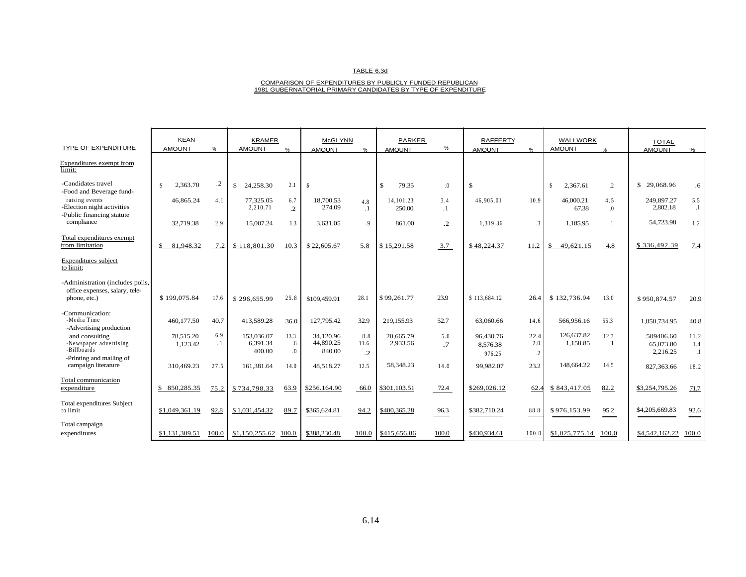TABLE 6.3d

COMPARISON OF EXPENDITURES BY PUBLICLY FUNDED REPUBLICAN 1981 GUBERNATORIAL PRIMARY CANDIDATES BY TYPE OF EXPENDITURE

| TYPE OF EXPENDITURE | KEAN AMOUNT | % | KRAMER AMOUNT | % | McGLYNN AMOUNT | % | PARKER AMOUNT | % | RAFFERTY AMOUNT | % | WALLWORK AMOUNT | % | TOTAL AMOUNT | % |
|---|---|---|---|---|---|---|---|---|---|---|---|---|---|---|
| Expenditures exempt from limit: | | | | | | | | | | | | | | |
| -Candidates travel | $ 2,363.70 | .2 | $ 24,258.30 | 2.1 | $ | | $ 79.35 | .0 | $ | | $ 2,367.61 | .2 | $ 29,068.96 | .6 |
| -Food and Beverage fund-raising events | 46,865.24 | 4.1 | 77,325.05 | 6.7 | 18,700.53 | 4.8 | 14,101.23 | 3.4 | 46,905.01 | 10.9 | 46,000.21 | 4.5 | 249,897.27 | 5.5 |
| -Election night activities | | | 2,210.71 | .2 | 274.09 | .1 | 250.00 | .1 | | | 67.38 | .0 | 2,802.18 | .1 |
| -Public financing statute compliance | 32,719.38 | 2.9 | 15,007.24 | 1.3 | 3,631.05 | .9 | 861.00 | .2 | 1,319.36 | .3 | 1,185.95 | .1 | 54,723.98 | 1.2 |
| Total expenditures exempt from limitation | $ 81,948.32 | 7.2 | $ 118,801.30 | 10.3 | $ 22,605.67 | 5.8 | $ 15,291.58 | 3.7 | $ 48,224.37 | 11.2 | $ 49,621.15 | 4.8 | $ 336,492.39 | 7.4 |
| Expenditures subject to limit: | | | | | | | | | | | | | | |
| -Administration (includes polls, office expenses, salary, telephone, etc.) | $ 199,075.84 | 17.6 | $ 296,655.99 | 25.8 | $109,459.91 | 28.1 | $ 99,261.77 | 23.9 | $ 113,684.12 | 26.4 | $ 132,736.94 | 13.0 | $950,874.57 | 20.9 |
| -Communication: | | | | | | | | | | | | | | |
| -Media Time | 460,177.50 | 40.7 | 413,589.28 | 36.0 | 127,795.42 | 32.9 | 219,155.93 | 52.7 | 63,060.66 | 14.6 | 566,956.16 | 55.3 | 1,850,734.95 | 40.8 |
| -Advertising production and consulting | 78,515.20 | 6.9 | 153,036.07 | 13.3 | 34,120.96 | 8.8 | 20,665.79 | 5.0 | 96,430.76 | 22.4 | 126,637.82 | 12.3 | 509406.60 | 11.2 |
| -Newspaper advertising | 1,123.42 | .1 | 6,391.34 | .6 | 44,890.25 | 11.6 | 2,933.56 | .7 | 8,576.38 | 2.0 | 1,158.85 | .1 | 65,073.80 | 1.4 |
| -Billboards | | | 400.00 | .0 | 840.00 | .2 | | | 976.25 | .2 | | | 2,216.25 | .1 |
| -Printing and mailing of campaign literature | 310,469.23 | 27.5 | 161,381.64 | 14.0 | 48,518.27 | 12.5 | 58,348.23 | 14.0 | 99,982.07 | 23.2 | 148,664.22 | 14.5 | 827,363.66 | 18.2 |
| Total communication expenditure | $ 850,285.35 | 75.2 | $ 734,798.33 | 63.9 | $256.164.90 | 66.0 | $301,103.51 | 72.4 | $269,026.12 | 62.4 | $ 843,417.05 | 82.2 | $3,254,795.26 | 71.7 |
| Total expenditures Subject to limit | $1,049,361.19 | 92.8 | $ 1,031,454.32 | 89.7 | $365,624.81 | 94.2 | $400,365.28 | 96.3 | $382,710.24 | 88.8 | $ 976,153.99 | 95.2 | $4,205,669.83 | 92.6 |
| Total campaign expenditures | $1,131,309.51 | 100.0 | $1,150,255.62 | 100.0 | $388,230.48 | 100.0 | $415,656.86 | 100.0 | $430,934.61 | 100.0 | $1,025,775.14 | 100.0 | $4,542,162.22 | 100.0 |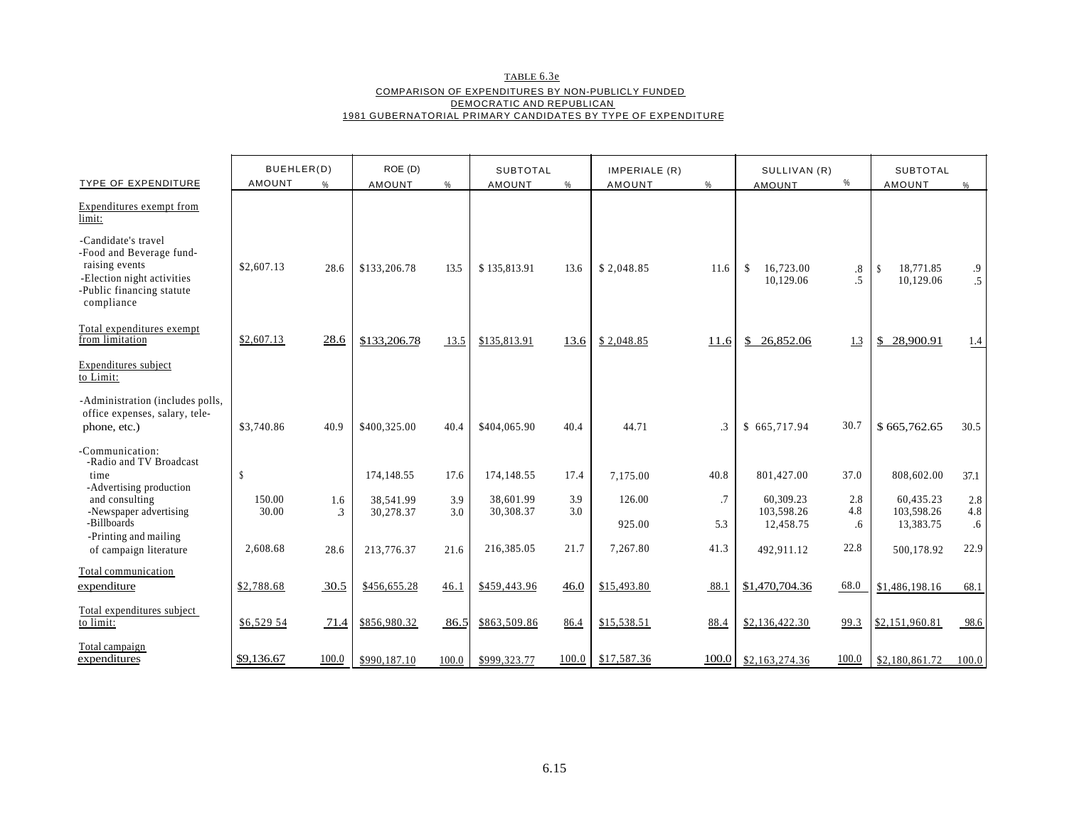TABLE 6.3e

COMPARISON OF EXPENDITURES BY NON-PUBLICLY FUNDED DEMOCRATIC AND REPUBLICAN 1981 GUBERNATORIAL PRIMARY CANDIDATES BY TYPE OF EXPENDITURE

| TYPE OF EXPENDITURE | BUEHLER(D) AMOUNT | % | ROE (D) AMOUNT | % | SUBTOTAL AMOUNT | % | IMPERIALE (R) AMOUNT | % | SULLIVAN (R) AMOUNT | % | SUBTOTAL AMOUNT | % |
|---|---|---|---|---|---|---|---|---|---|---|---|---|
| Expenditures exempt from limit: | | | | | | | | | | | | |
| -Candidate's travel<br>-Food and Beverage fund-raising events<br>-Election night activities<br>-Public financing statute compliance | $2,607.13 | 28.6 | $133,206.78 | 13.5 | $ 135,813.91 | 13.6 | $ 2,048.85 | 11.6 | $ 16,723.00<br>10,129.06 | .8<br>.5 | $ 18,771.85<br>10,129.06 | .9<br>.5 |
| Total expenditures exempt from limitation | $2,607.13 | 28.6 | $133,206.78 | 13.5 | $135,813.91 | 13.6 | $ 2,048.85 | 11.6 | $ 26,852.06 | 1.3 | $ 28,900.91 | 1.4 |
| Expenditures subject to Limit: | | | | | | | | | | | | |
| -Administration (includes polls, office expenses, salary, telephone, etc.) | $3,740.86 | 40.9 | $400,325.00 | 40.4 | $404,065.90 | 40.4 | 44.71 | .3 | $ 665,717.94 | 30.7 | $ 665,762.65 | 30.5 |
| -Communication: | | | | | | | | | | | | |
| -Radio and TV Broadcast time | $ | | 174,148.55 | 17.6 | 174,148.55 | 17.4 | 7,175.00 | 40.8 | 801,427.00 | 37.0 | 808,602.00 | 37.1 |
| -Advertising production and consulting | 150.00 | 1.6 | 38,541.99 | 3.9 | 38,601.99 | 3.9 | 126.00 | .7 | 60,309.23 | 2.8 | 60,435.23 | 2.8 |
| -Newspaper advertising | 30.00 | .3 | 30,278.37 | 3.0 | 30,308.37 | 3.0 | | | 103,598.26 | 4.8 | 103,598.26 | 4.8 |
| -Billboards | | | | | | | 925.00 | 5.3 | 12,458.75 | .6 | 13,383.75 | .6 |
| -Printing and mailing of campaign literature | 2,608.68 | 28.6 | 213,776.37 | 21.6 | 216,385.05 | 21.7 | 7,267.80 | 41.3 | 492,911.12 | 22.8 | 500,178.92 | 22.9 |
| Total communication expenditure | $2,788.68 | 30.5 | $456,655.28 | 46.1 | $459,443.96 | 46.0 | $15,493.80 | 88.1 | $1,470,704.36 | 68.0 | $1,486,198.16 | 68.1 |
| Total expenditures subject to limit: | $6,529 54 | 71.4 | $856,980.32 | 86.5 | $863,509.86 | 86.4 | $15,538.51 | 88.4 | $2,136,422.30 | 99.3 | $2,151,960.81 | 98.6 |
| Total campaign expenditures | $9,136.67 | 100.0 | $990,187.10 | 100.0 | $999,323.77 | 100.0 | $17,587.36 | 100.0 | $2,163,274.36 | 100.0 | $2,180,861.72 | 100.0 |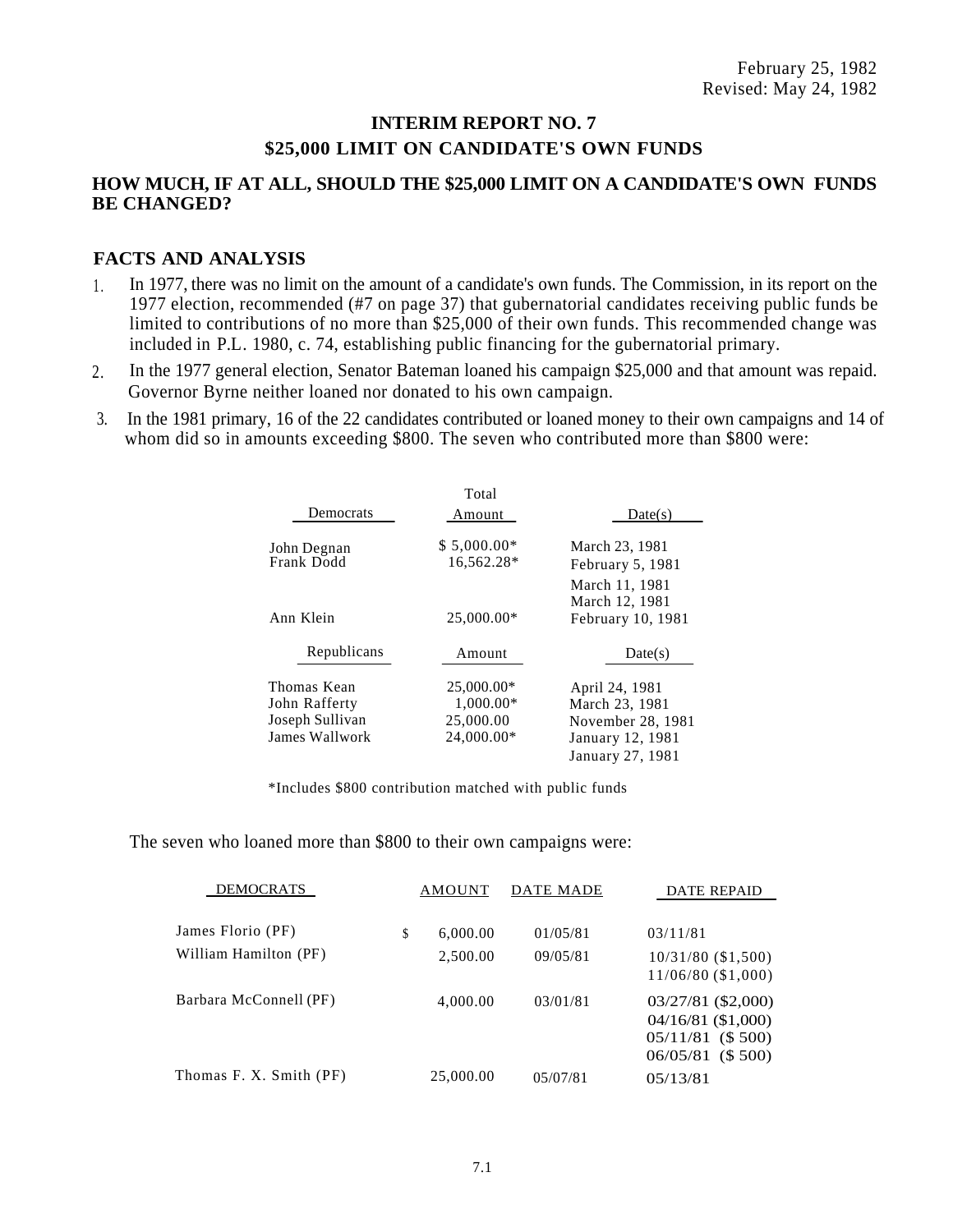February 25, 1982
Revised: May 24, 1982

# INTERIM REPORT NO. 7
# $25,000 LIMIT ON CANDIDATE'S OWN FUNDS

## HOW MUCH, IF AT ALL, SHOULD THE $25,000 LIMIT ON A CANDIDATE'S OWN FUNDS BE CHANGED?

### FACTS AND ANALYSIS

1. In 1977, there was no limit on the amount of a candidate's own funds. The Commission, in its report on the 1977 election, recommended (#7 on page 37) that gubernatorial candidates receiving public funds be limited to contributions of no more than $25,000 of their own funds. This recommended change was included in P.L. 1980, c. 74, establishing public financing for the gubernatorial primary.

2. In the 1977 general election, Senator Bateman loaned his campaign $25,000 and that amount was repaid. Governor Byrne neither loaned nor donated to his own campaign.

3. In the 1981 primary, 16 of the 22 candidates contributed or loaned money to their own campaigns and 14 of whom did so in amounts exceeding $800. The seven who contributed more than $800 were:

| Democrats | Total Amount | Date(s) |
|---|---|---|
| John Degnan | $ 5,000.00* | March 23, 1981 |
| Frank Dodd | 16,562.28* | February 5, 1981<br>March 11, 1981<br>March 12, 1981 |
| Ann Klein | 25,000.00* | February 10, 1981 |
| **Republicans** | **Amount** | **Date(s)** |
| Thomas Kean | 25,000.00* | April 24, 1981 |
| John Rafferty | 1,000.00* | March 23, 1981 |
| Joseph Sullivan | 25,000.00 | November 28, 1981 |
| James Wallwork | 24,000.00* | January 12, 1981<br>January 27, 1981 |

*Includes $800 contribution matched with public funds

The seven who loaned more than $800 to their own campaigns were:

| DEMOCRATS | AMOUNT | DATE MADE | DATE REPAID |
|---|---|---|---|
| James Florio (PF) | $ 6,000.00 | 01/05/81 | 03/11/81 |
| William Hamilton (PF) | 2,500.00 | 09/05/81 | 10/31/80 ($1,500)<br>11/06/80 ($1,000) |
| Barbara McConnell (PF) | 4,000.00 | 03/01/81 | 03/27/81 ($2,000)<br>04/16/81 ($1,000)<br>05/11/81 ($ 500)<br>06/05/81 ($ 500) |
| Thomas F. X. Smith (PF) | 25,000.00 | 05/07/81 | 05/13/81 |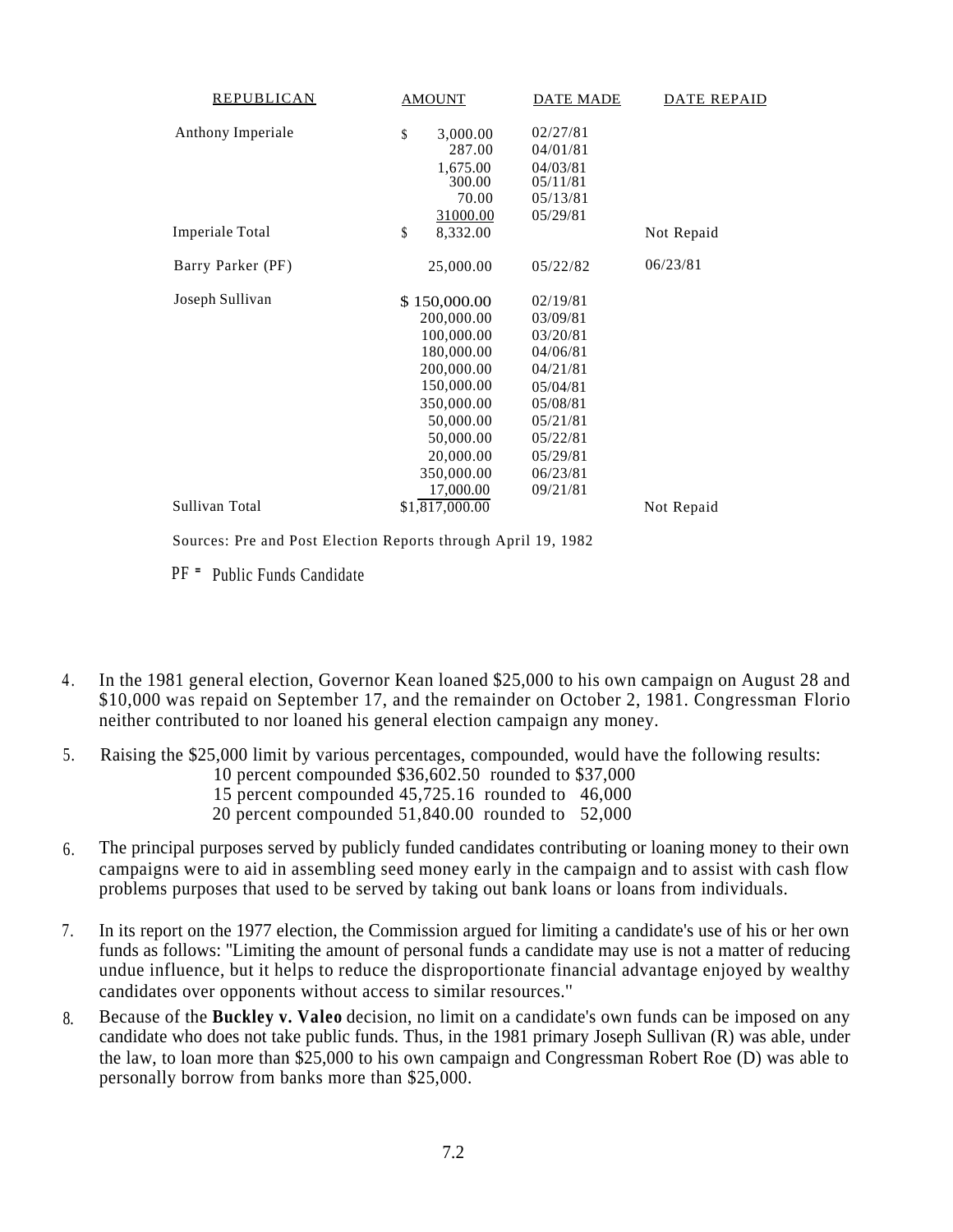| REPUBLICAN | AMOUNT | DATE MADE | DATE REPAID |
|---|---|---|---|
| Anthony Imperiale | $ 3,000.00 | 02/27/81 | |
| | 287.00 | 04/01/81 | |
| | 1,675.00 | 04/03/81 | |
| | 300.00 | 05/11/81 | |
| | 70.00 | 05/13/81 | |
| | 31000.00 | 05/29/81 | |
| Imperiale Total | $ 8,332.00 | | Not Repaid |
| Barry Parker (PF) | 25,000.00 | 05/22/82 | 06/23/81 |
| Joseph Sullivan | $ 150,000.00 | 02/19/81 | |
| | 200,000.00 | 03/09/81 | |
| | 100,000.00 | 03/20/81 | |
| | 180,000.00 | 04/06/81 | |
| | 200,000.00 | 04/21/81 | |
| | 150,000.00 | 05/04/81 | |
| | 350,000.00 | 05/08/81 | |
| | 50,000.00 | 05/21/81 | |
| | 50,000.00 | 05/22/81 | |
| | 20,000.00 | 05/29/81 | |
| | 350,000.00 | 06/23/81 | |
| | 17,000.00 | 09/21/81 | |
| Sullivan Total | $1,817,000.00 | | Not Repaid |

Sources: Pre and Post Election Reports through April 19, 1982

PF = Public Funds Candidate

4. In the 1981 general election, Governor Kean loaned $25,000 to his own campaign on August 28 and $10,000 was repaid on September 17, and the remainder on October 2, 1981. Congressman Florio neither contributed to nor loaned his general election campaign any money.

5. Raising the $25,000 limit by various percentages, compounded, would have the following results:
   10 percent compounded $36,602.50 rounded to $37,000
   15 percent compounded 45,725.16 rounded to 46,000
   20 percent compounded 51,840.00 rounded to 52,000

6. The principal purposes served by publicly funded candidates contributing or loaning money to their own campaigns were to aid in assembling seed money early in the campaign and to assist with cash flow problems purposes that used to be served by taking out bank loans or loans from individuals.

7. In its report on the 1977 election, the Commission argued for limiting a candidate's use of his or her own funds as follows: "Limiting the amount of personal funds a candidate may use is not a matter of reducing undue influence, but it helps to reduce the disproportionate financial advantage enjoyed by wealthy candidates over opponents without access to similar resources."

8. Because of the **Buckley v. Valeo** decision, no limit on a candidate's own funds can be imposed on any candidate who does not take public funds. Thus, in the 1981 primary Joseph Sullivan (R) was able, under the law, to loan more than $25,000 to his own campaign and Congressman Robert Roe (D) was able to personally borrow from banks more than $25,000.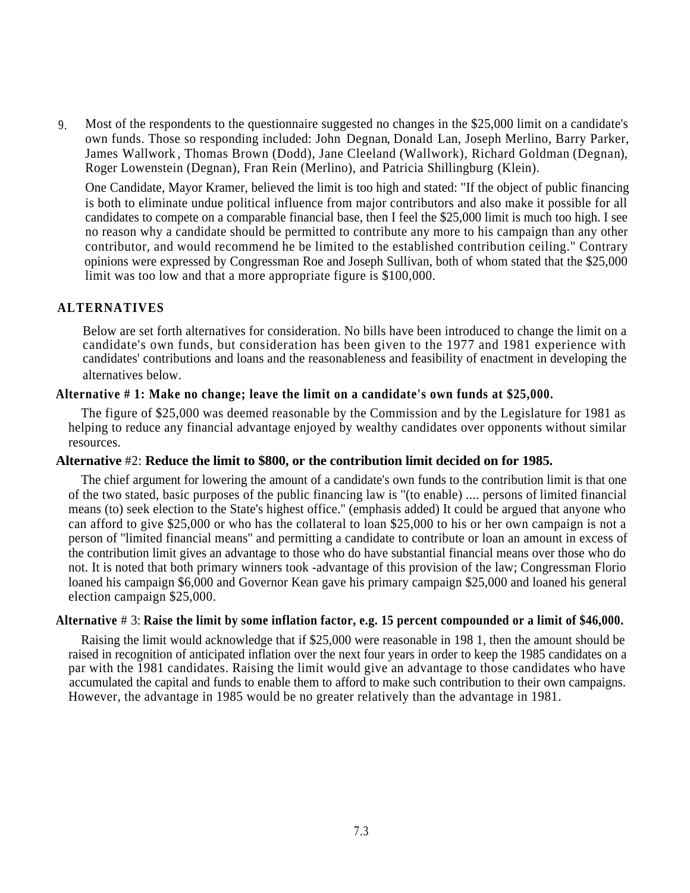9. Most of the respondents to the questionnaire suggested no changes in the $25,000 limit on a candidate's own funds. Those so responding included: John Degnan, Donald Lan, Joseph Merlino, Barry Parker, James Wallwork, Thomas Brown (Dodd), Jane Cleeland (Wallwork), Richard Goldman (Degnan), Roger Lowenstein (Degnan), Fran Rein (Merlino), and Patricia Shillingburg (Klein).

   One Candidate, Mayor Kramer, believed the limit is too high and stated: "If the object of public financing is both to eliminate undue political influence from major contributors and also make it possible for all candidates to compete on a comparable financial base, then I feel the $25,000 limit is much too high. I see no reason why a candidate should be permitted to contribute any more to his campaign than any other contributor, and would recommend he be limited to the established contribution ceiling." Contrary opinions were expressed by Congressman Roe and Joseph Sullivan, both of whom stated that the $25,000 limit was too low and that a more appropriate figure is $100,000.

## ALTERNATIVES

Below are set forth alternatives for consideration. No bills have been introduced to change the limit on a candidate's own funds, but consideration has been given to the 1977 and 1981 experience with candidates' contributions and loans and the reasonableness and feasibility of enactment in developing the alternatives below.

### Alternative # 1: Make no change; leave the limit on a candidate's own funds at $25,000.

The figure of $25,000 was deemed reasonable by the Commission and by the Legislature for 1981 as helping to reduce any financial advantage enjoyed by wealthy candidates over opponents without similar resources.

### Alternative #2: Reduce the limit to $800, or the contribution limit decided on for 1985.

The chief argument for lowering the amount of a candidate's own funds to the contribution limit is that one of the two stated, basic purposes of the public financing law is "(to enable) .... persons of limited financial means (to) seek election to the State's highest office." (emphasis added) It could be argued that anyone who can afford to give $25,000 or who has the collateral to loan $25,000 to his or her own campaign is not a person of "limited financial means" and permitting a candidate to contribute or loan an amount in excess of the contribution limit gives an advantage to those who do have substantial financial means over those who do not. It is noted that both primary winners took -advantage of this provision of the law; Congressman Florio loaned his campaign $6,000 and Governor Kean gave his primary campaign $25,000 and loaned his general election campaign $25,000.

### Alternative # 3: Raise the limit by some inflation factor, e.g. 15 percent compounded or a limit of $46,000.

Raising the limit would acknowledge that if $25,000 were reasonable in 198 1, then the amount should be raised in recognition of anticipated inflation over the next four years in order to keep the 1985 candidates on a par with the 1981 candidates. Raising the limit would give an advantage to those candidates who have accumulated the capital and funds to enable them to afford to make such contribution to their own campaigns. However, the advantage in 1985 would be no greater relatively than the advantage in 1981.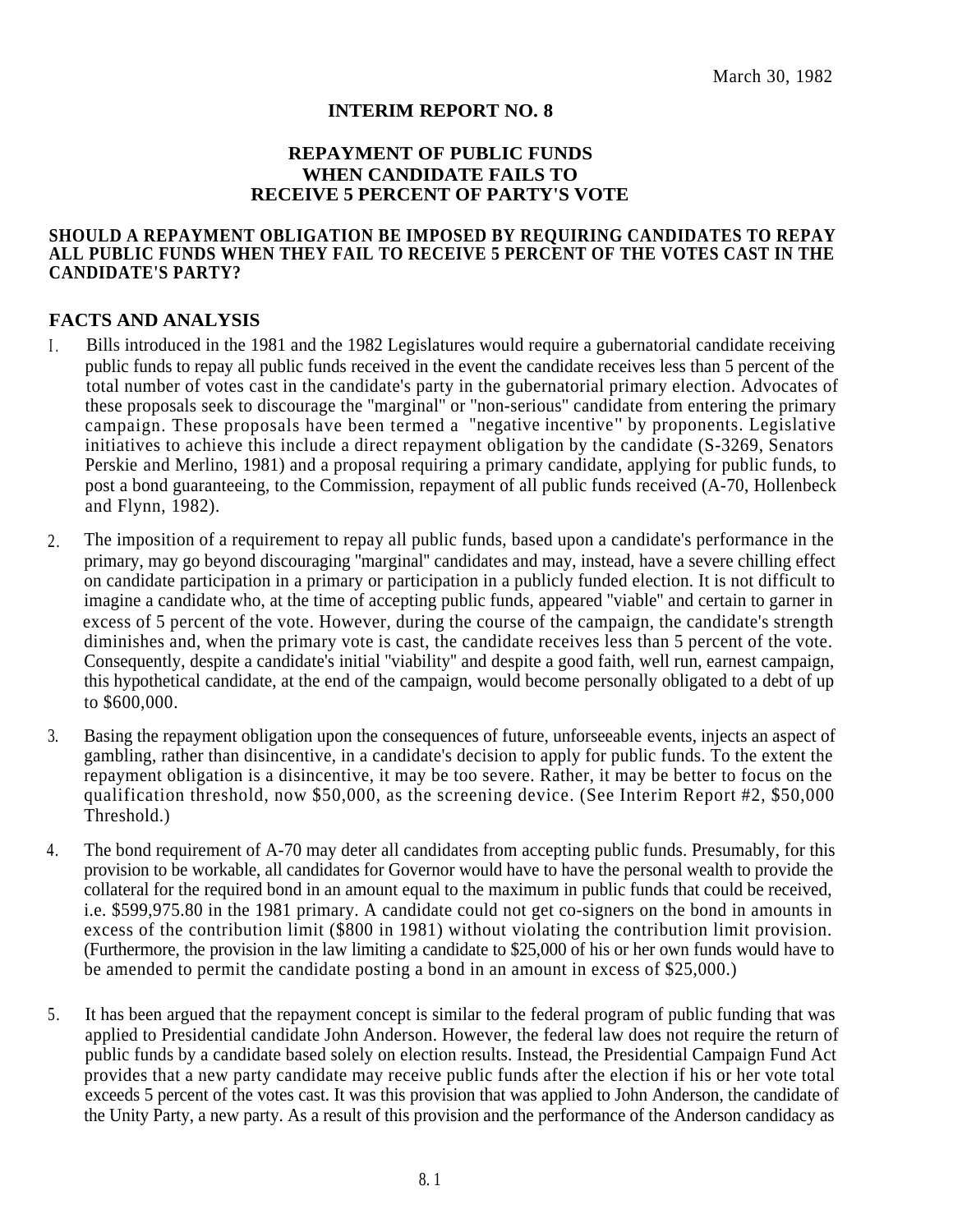March 30, 1982

## INTERIM REPORT NO. 8

## REPAYMENT OF PUBLIC FUNDS WHEN CANDIDATE FAILS TO RECEIVE 5 PERCENT OF PARTY'S VOTE

**SHOULD A REPAYMENT OBLIGATION BE IMPOSED BY REQUIRING CANDIDATES TO REPAY ALL PUBLIC FUNDS WHEN THEY FAIL TO RECEIVE 5 PERCENT OF THE VOTES CAST IN THE CANDIDATE'S PARTY?**

### FACTS AND ANALYSIS

1. Bills introduced in the 1981 and the 1982 Legislatures would require a gubernatorial candidate receiving public funds to repay all public funds received in the event the candidate receives less than 5 percent of the total number of votes cast in the candidate's party in the gubernatorial primary election. Advocates of these proposals seek to discourage the "marginal" or "non-serious" candidate from entering the primary campaign. These proposals have been termed a "negative incentive" by proponents. Legislative initiatives to achieve this include a direct repayment obligation by the candidate (S-3269, Senators Perskie and Merlino, 1981) and a proposal requiring a primary candidate, applying for public funds, to post a bond guaranteeing, to the Commission, repayment of all public funds received (A-70, Hollenbeck and Flynn, 1982).

2. The imposition of a requirement to repay all public funds, based upon a candidate's performance in the primary, may go beyond discouraging "marginal" candidates and may, instead, have a severe chilling effect on candidate participation in a primary or participation in a publicly funded election. It is not difficult to imagine a candidate who, at the time of accepting public funds, appeared "viable" and certain to garner in excess of 5 percent of the vote. However, during the course of the campaign, the candidate's strength diminishes and, when the primary vote is cast, the candidate receives less than 5 percent of the vote. Consequently, despite a candidate's initial "viability" and despite a good faith, well run, earnest campaign, this hypothetical candidate, at the end of the campaign, would become personally obligated to a debt of up to $600,000.

3. Basing the repayment obligation upon the consequences of future, unforseeable events, injects an aspect of gambling, rather than disincentive, in a candidate's decision to apply for public funds. To the extent the repayment obligation is a disincentive, it may be too severe. Rather, it may be better to focus on the qualification threshold, now $50,000, as the screening device. (See Interim Report #2, $50,000 Threshold.)

4. The bond requirement of A-70 may deter all candidates from accepting public funds. Presumably, for this provision to be workable, all candidates for Governor would have to have the personal wealth to provide the collateral for the required bond in an amount equal to the maximum in public funds that could be received, i.e. $599,975.80 in the 1981 primary. A candidate could not get co-signers on the bond in amounts in excess of the contribution limit ($800 in 1981) without violating the contribution limit provision. (Furthermore, the provision in the law limiting a candidate to $25,000 of his or her own funds would have to be amended to permit the candidate posting a bond in an amount in excess of $25,000.)

5. It has been argued that the repayment concept is similar to the federal program of public funding that was applied to Presidential candidate John Anderson. However, the federal law does not require the return of public funds by a candidate based solely on election results. Instead, the Presidential Campaign Fund Act provides that a new party candidate may receive public funds after the election if his or her vote total exceeds 5 percent of the votes cast. It was this provision that was applied to John Anderson, the candidate of the Unity Party, a new party. As a result of this provision and the performance of the Anderson candidacy as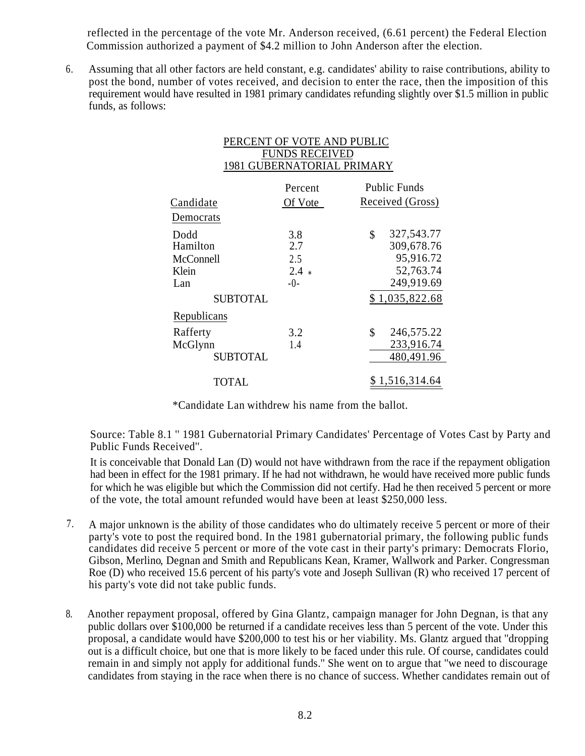reflected in the percentage of the vote Mr. Anderson received, (6.61 percent) the Federal Election Commission authorized a payment of $4.2 million to John Anderson after the election.

6. Assuming that all other factors are held constant, e.g. candidates' ability to raise contributions, ability to post the bond, number of votes received, and decision to enter the race, then the imposition of this requirement would have resulted in 1981 primary candidates refunding slightly over $1.5 million in public funds, as follows:

PERCENT OF VOTE AND PUBLIC FUNDS RECEIVED
1981 GUBERNATORIAL PRIMARY

| Candidate | Percent Of Vote | Public Funds Received (Gross) |
|---|---|---|
| Democrats | | |
| Dodd | 3.8 | $ 327,543.77 |
| Hamilton | 2.7 | 309,678.76 |
| McConnell | 2.5 | 95,916.72 |
| Klein | 2.4 * | 52,763.74 |
| Lan | -0- | 249,919.69 |
| SUBTOTAL | | $ 1,035,822.68 |
| Republicans | | |
| Rafferty | 3.2 | $ 246,575.22 |
| McGlynn | 1.4 | 233,916.74 |
| SUBTOTAL | | 480,491.96 |
| TOTAL | | $ 1,516,314.64 |

*Candidate Lan withdrew his name from the ballot.

Source: Table 8.1 " 1981 Gubernatorial Primary Candidates' Percentage of Votes Cast by Party and Public Funds Received".

It is conceivable that Donald Lan (D) would not have withdrawn from the race if the repayment obligation had been in effect for the 1981 primary. If he had not withdrawn, he would have received more public funds for which he was eligible but which the Commission did not certify. Had he then received 5 percent or more of the vote, the total amount refunded would have been at least $250,000 less.

7. A major unknown is the ability of those candidates who do ultimately receive 5 percent or more of their party's vote to post the required bond. In the 1981 gubernatorial primary, the following public funds candidates did receive 5 percent or more of the vote cast in their party's primary: Democrats Florio, Gibson, Merlino, Degnan and Smith and Republicans Kean, Kramer, Wallwork and Parker. Congressman Roe (D) who received 15.6 percent of his party's vote and Joseph Sullivan (R) who received 17 percent of his party's vote did not take public funds.

8. Another repayment proposal, offered by Gina Glantz, campaign manager for John Degnan, is that any public dollars over $100,000 be returned if a candidate receives less than 5 percent of the vote. Under this proposal, a candidate would have $200,000 to test his or her viability. Ms. Glantz argued that "dropping out is a difficult choice, but one that is more likely to be faced under this rule. Of course, candidates could remain in and simply not apply for additional funds." She went on to argue that "we need to discourage candidates from staying in the race when there is no chance of success. Whether candidates remain out of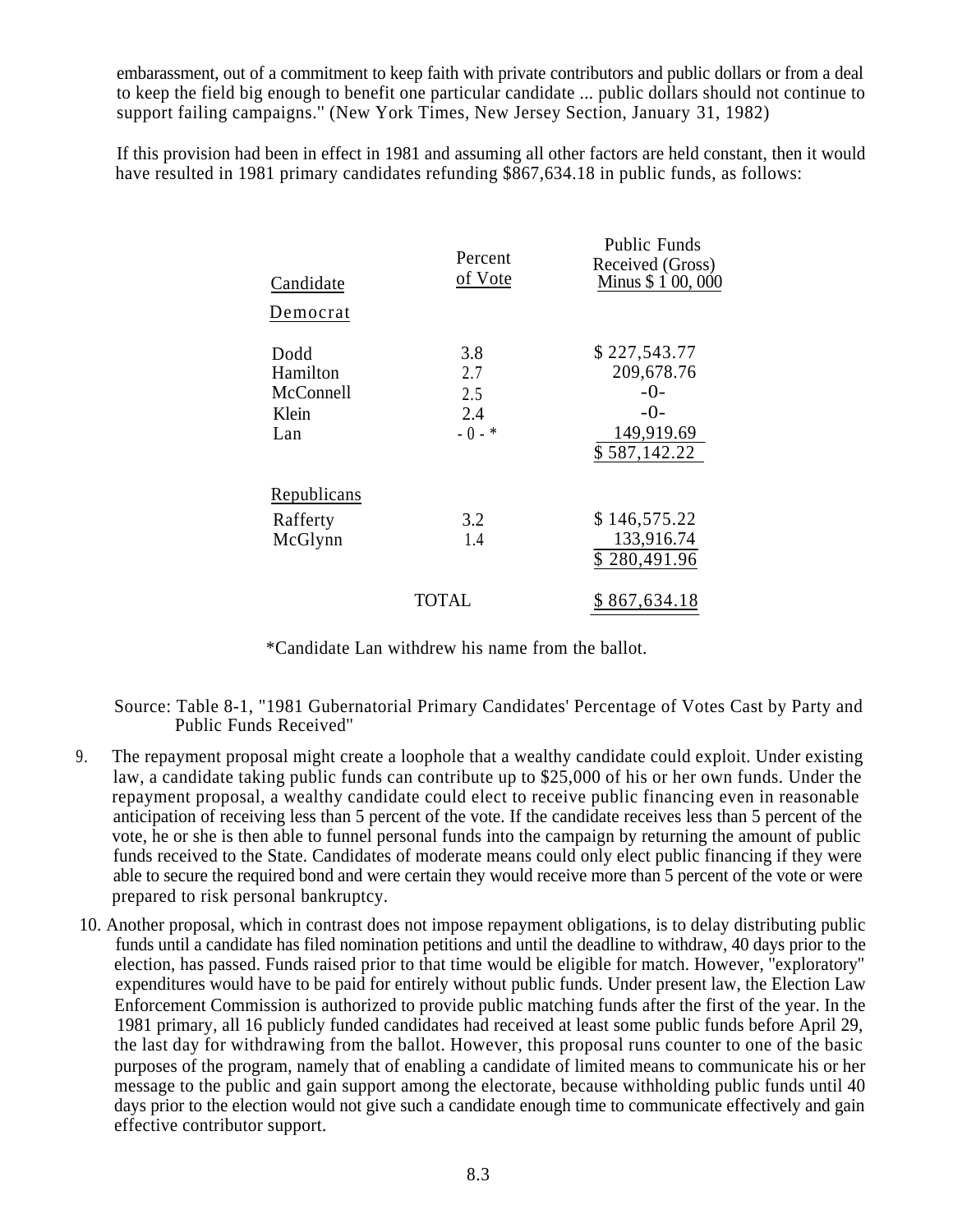embarassment, out of a commitment to keep faith with private contributors and public dollars or from a deal to keep the field big enough to benefit one particular candidate ... public dollars should not continue to support failing campaigns." (New York Times, New Jersey Section, January 31, 1982)

If this provision had been in effect in 1981 and assuming all other factors are held constant, then it would have resulted in 1981 primary candidates refunding $867,634.18 in public funds, as follows:

| Candidate | Percent of Vote | Public Funds Received (Gross) Minus $ 1 00, 000 |
|---|---|---|
| **Democrat** | | |
| Dodd | 3.8 | $ 227,543.77 |
| Hamilton | 2.7 | 209,678.76 |
| McConnell | 2.5 | -0- |
| Klein | 2.4 | -0- |
| Lan | - 0 - * | 149,919.69 |
| | | $ 587,142.22 |
| **Republicans** | | |
| Rafferty | 3.2 | $ 146,575.22 |
| McGlynn | 1.4 | 133,916.74 |
| | | $ 280,491.96 |
| | TOTAL | $ 867,634.18 |

*Candidate Lan withdrew his name from the ballot.

Source: Table 8-1, "1981 Gubernatorial Primary Candidates' Percentage of Votes Cast by Party and Public Funds Received"

9. The repayment proposal might create a loophole that a wealthy candidate could exploit. Under existing law, a candidate taking public funds can contribute up to $25,000 of his or her own funds. Under the repayment proposal, a wealthy candidate could elect to receive public financing even in reasonable anticipation of receiving less than 5 percent of the vote. If the candidate receives less than 5 percent of the vote, he or she is then able to funnel personal funds into the campaign by returning the amount of public funds received to the State. Candidates of moderate means could only elect public financing if they were able to secure the required bond and were certain they would receive more than 5 percent of the vote or were prepared to risk personal bankruptcy.

10. Another proposal, which in contrast does not impose repayment obligations, is to delay distributing public funds until a candidate has filed nomination petitions and until the deadline to withdraw, 40 days prior to the election, has passed. Funds raised prior to that time would be eligible for match. However, "exploratory" expenditures would have to be paid for entirely without public funds. Under present law, the Election Law Enforcement Commission is authorized to provide public matching funds after the first of the year. In the 1981 primary, all 16 publicly funded candidates had received at least some public funds before April 29, the last day for withdrawing from the ballot. However, this proposal runs counter to one of the basic purposes of the program, namely that of enabling a candidate of limited means to communicate his or her message to the public and gain support among the electorate, because withholding public funds until 40 days prior to the election would not give such a candidate enough time to communicate effectively and gain effective contributor support.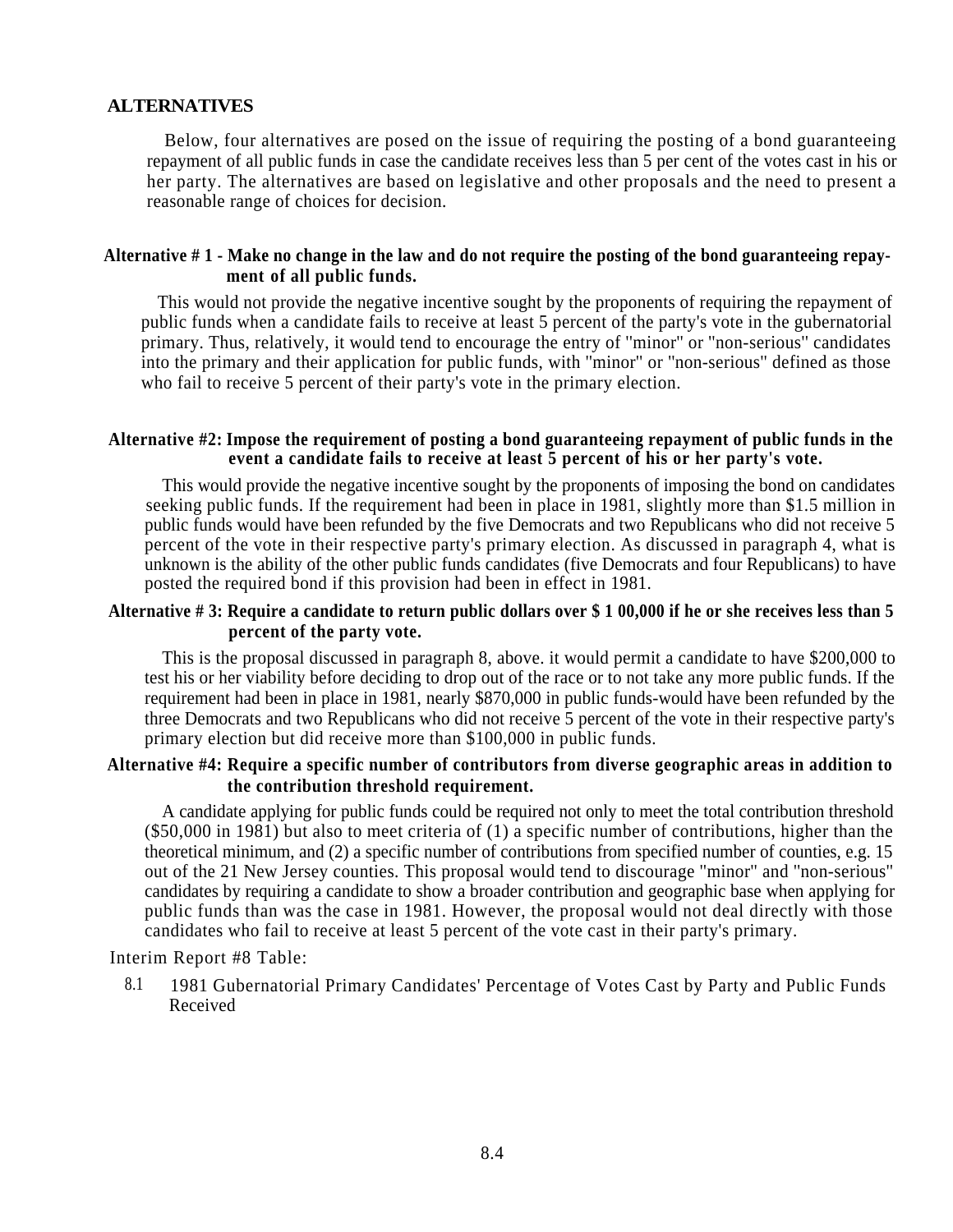**ALTERNATIVES**

Below, four alternatives are posed on the issue of requiring the posting of a bond guaranteeing repayment of all public funds in case the candidate receives less than 5 per cent of the votes cast in his or her party. The alternatives are based on legislative and other proposals and the need to present a reasonable range of choices for decision.

**Alternative # 1 - Make no change in the law and do not require the posting of the bond guaranteeing repayment of all public funds.**

This would not provide the negative incentive sought by the proponents of requiring the repayment of public funds when a candidate fails to receive at least 5 percent of the party's vote in the gubernatorial primary. Thus, relatively, it would tend to encourage the entry of "minor" or "non-serious" candidates into the primary and their application for public funds, with "minor" or "non-serious" defined as those who fail to receive 5 percent of their party's vote in the primary election.

**Alternative #2: Impose the requirement of posting a bond guaranteeing repayment of public funds in the event a candidate fails to receive at least 5 percent of his or her party's vote.**

This would provide the negative incentive sought by the proponents of imposing the bond on candidates seeking public funds. If the requirement had been in place in 1981, slightly more than $1.5 million in public funds would have been refunded by the five Democrats and two Republicans who did not receive 5 percent of the vote in their respective party's primary election. As discussed in paragraph 4, what is unknown is the ability of the other public funds candidates (five Democrats and four Republicans) to have posted the required bond if this provision had been in effect in 1981.

**Alternative # 3: Require a candidate to return public dollars over $ 1 00,000 if he or she receives less than 5 percent of the party vote.**

This is the proposal discussed in paragraph 8, above. it would permit a candidate to have $200,000 to test his or her viability before deciding to drop out of the race or to not take any more public funds. If the requirement had been in place in 1981, nearly $870,000 in public funds-would have been refunded by the three Democrats and two Republicans who did not receive 5 percent of the vote in their respective party's primary election but did receive more than $100,000 in public funds.

**Alternative #4: Require a specific number of contributors from diverse geographic areas in addition to the contribution threshold requirement.**

A candidate applying for public funds could be required not only to meet the total contribution threshold ($50,000 in 1981) but also to meet criteria of (1) a specific number of contributions, higher than the theoretical minimum, and (2) a specific number of contributions from specified number of counties, e.g. 15 out of the 21 New Jersey counties. This proposal would tend to discourage "minor" and "non-serious" candidates by requiring a candidate to show a broader contribution and geographic base when applying for public funds than was the case in 1981. However, the proposal would not deal directly with those candidates who fail to receive at least 5 percent of the vote cast in their party's primary.

Interim Report #8 Table:

8.1 1981 Gubernatorial Primary Candidates' Percentage of Votes Cast by Party and Public Funds Received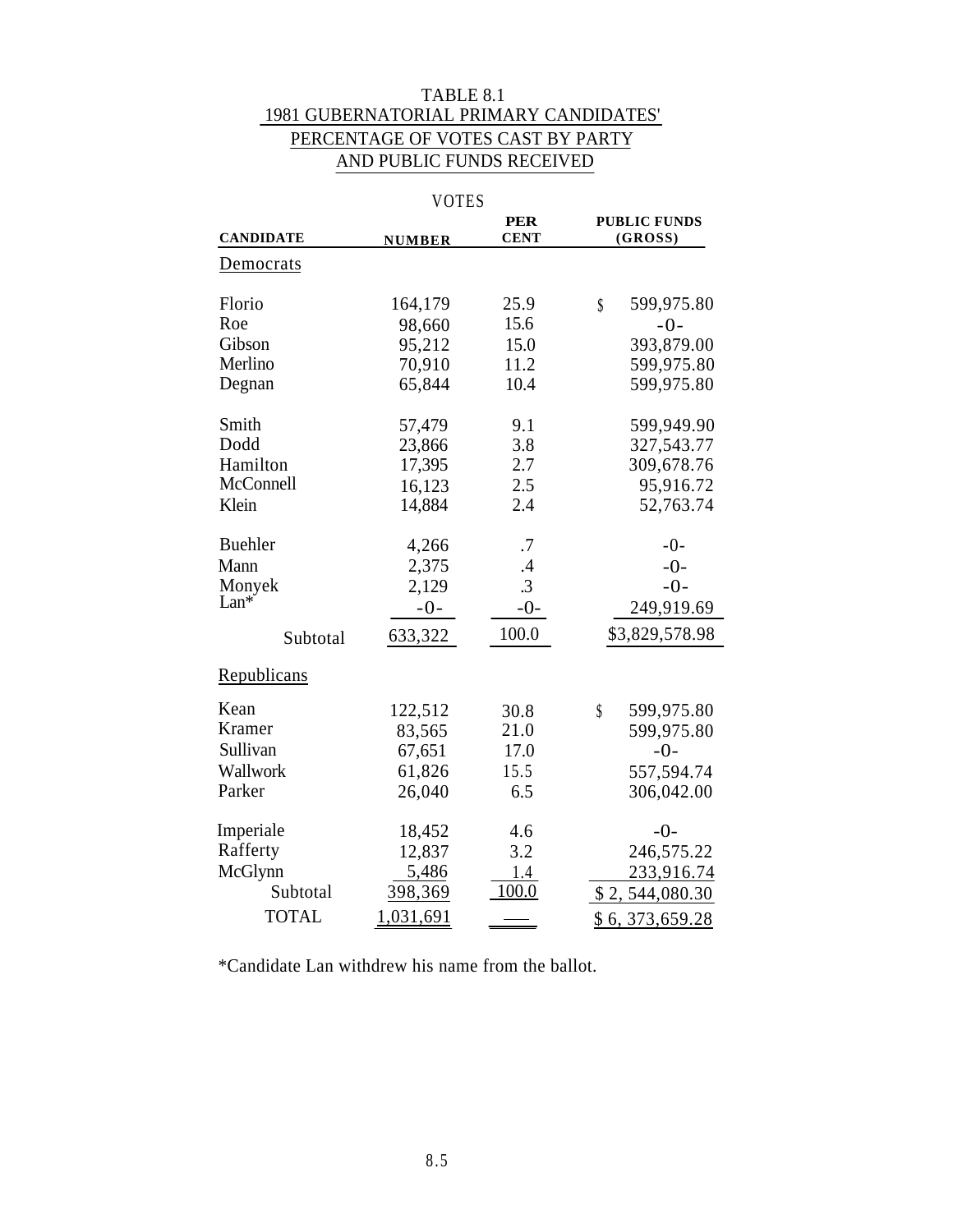# TABLE 8.1
## 1981 GUBERNATORIAL PRIMARY CANDIDATES' PERCENTAGE OF VOTES CAST BY PARTY AND PUBLIC FUNDS RECEIVED

| CANDIDATE | VOTES NUMBER | VOTES PER CENT | PUBLIC FUNDS (GROSS) |
|---|---|---|---|
| **Democrats** | | | |
| Florio | 164,179 | 25.9 | $ 599,975.80 |
| Roe | 98,660 | 15.6 | -0- |
| Gibson | 95,212 | 15.0 | 393,879.00 |
| Merlino | 70,910 | 11.2 | 599,975.80 |
| Degnan | 65,844 | 10.4 | 599,975.80 |
| Smith | 57,479 | 9.1 | 599,949.90 |
| Dodd | 23,866 | 3.8 | 327,543.77 |
| Hamilton | 17,395 | 2.7 | 309,678.76 |
| McConnell | 16,123 | 2.5 | 95,916.72 |
| Klein | 14,884 | 2.4 | 52,763.74 |
| Buehler | 4,266 | .7 | -0- |
| Mann | 2,375 | .4 | -0- |
| Monyek | 2,129 | .3 | -0- |
| Lan* | -0- | -0- | 249,919.69 |
| Subtotal | 633,322 | 100.0 | $3,829,578.98 |
| **Republicans** | | | |
| Kean | 122,512 | 30.8 | $ 599,975.80 |
| Kramer | 83,565 | 21.0 | 599,975.80 |
| Sullivan | 67,651 | 17.0 | -0- |
| Wallwork | 61,826 | 15.5 | 557,594.74 |
| Parker | 26,040 | 6.5 | 306,042.00 |
| Imperiale | 18,452 | 4.6 | -0- |
| Rafferty | 12,837 | 3.2 | 246,575.22 |
| McGlynn | 5,486 | 1.4 | 233,916.74 |
| Subtotal | 398,369 | 100.0 | $2,544,080.30 |
| TOTAL | 1,031,691 | ___ | $6,373,659.28 |

*Candidate Lan withdrew his name from the ballot.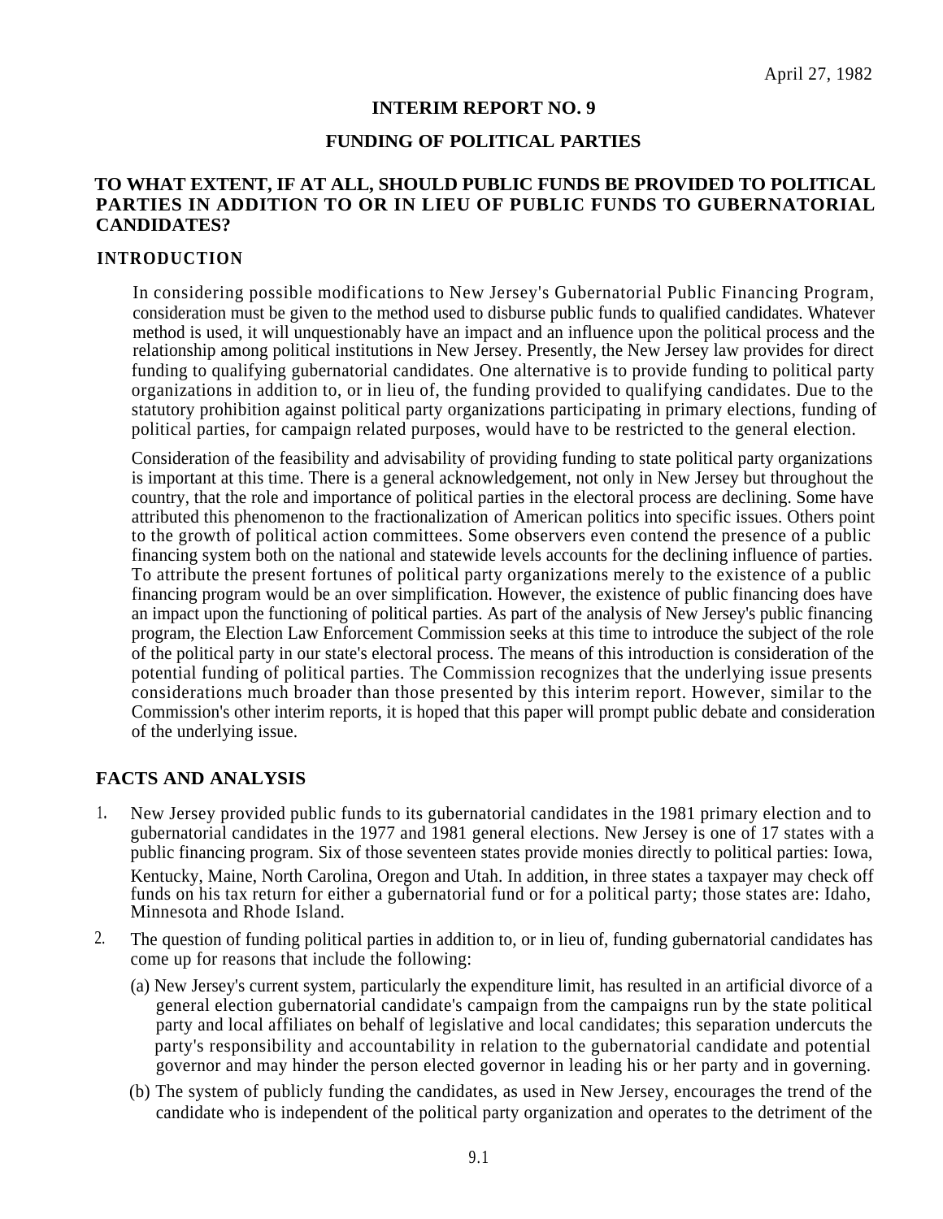April 27, 1982

# INTERIM REPORT NO. 9

## FUNDING OF POLITICAL PARTIES

### TO WHAT EXTENT, IF AT ALL, SHOULD PUBLIC FUNDS BE PROVIDED TO POLITICAL PARTIES IN ADDITION TO OR IN LIEU OF PUBLIC FUNDS TO GUBERNATORIAL CANDIDATES?

### INTRODUCTION

In considering possible modifications to New Jersey's Gubernatorial Public Financing Program, consideration must be given to the method used to disburse public funds to qualified candidates. Whatever method is used, it will unquestionably have an impact and an influence upon the political process and the relationship among political institutions in New Jersey. Presently, the New Jersey law provides for direct funding to qualifying gubernatorial candidates. One alternative is to provide funding to political party organizations in addition to, or in lieu of, the funding provided to qualifying candidates. Due to the statutory prohibition against political party organizations participating in primary elections, funding of political parties, for campaign related purposes, would have to be restricted to the general election.

Consideration of the feasibility and advisability of providing funding to state political party organizations is important at this time. There is a general acknowledgement, not only in New Jersey but throughout the country, that the role and importance of political parties in the electoral process are declining. Some have attributed this phenomenon to the fractionalization of American politics into specific issues. Others point to the growth of political action committees. Some observers even contend the presence of a public financing system both on the national and statewide levels accounts for the declining influence of parties. To attribute the present fortunes of political party organizations merely to the existence of a public financing program would be an over simplification. However, the existence of public financing does have an impact upon the functioning of political parties. As part of the analysis of New Jersey's public financing program, the Election Law Enforcement Commission seeks at this time to introduce the subject of the role of the political party in our state's electoral process. The means of this introduction is consideration of the potential funding of political parties. The Commission recognizes that the underlying issue presents considerations much broader than those presented by this interim report. However, similar to the Commission's other interim reports, it is hoped that this paper will prompt public debate and consideration of the underlying issue.

### FACTS AND ANALYSIS

1. New Jersey provided public funds to its gubernatorial candidates in the 1981 primary election and to gubernatorial candidates in the 1977 and 1981 general elections. New Jersey is one of 17 states with a public financing program. Six of those seventeen states provide monies directly to political parties: Iowa, Kentucky, Maine, North Carolina, Oregon and Utah. In addition, in three states a taxpayer may check off funds on his tax return for either a gubernatorial fund or for a political party; those states are: Idaho, Minnesota and Rhode Island.

2. The question of funding political parties in addition to, or in lieu of, funding gubernatorial candidates has come up for reasons that include the following:

   (a) New Jersey's current system, particularly the expenditure limit, has resulted in an artificial divorce of a general election gubernatorial candidate's campaign from the campaigns run by the state political party and local affiliates on behalf of legislative and local candidates; this separation undercuts the party's responsibility and accountability in relation to the gubernatorial candidate and potential governor and may hinder the person elected governor in leading his or her party and in governing.

   (b) The system of publicly funding the candidates, as used in New Jersey, encourages the trend of the candidate who is independent of the political party organization and operates to the detriment of the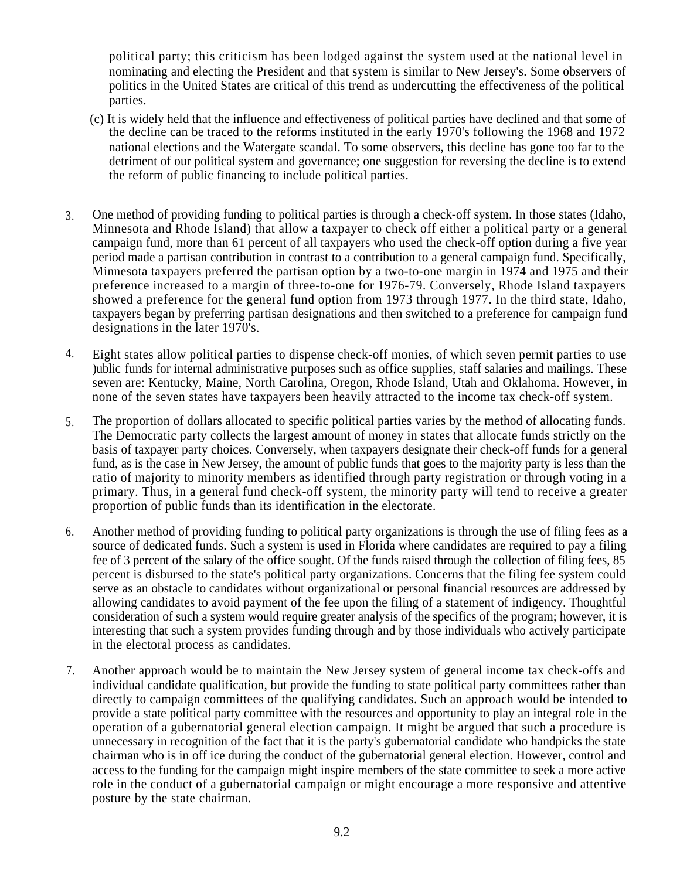political party; this criticism has been lodged against the system used at the national level in nominating and electing the President and that system is similar to New Jersey's. Some observers of politics in the United States are critical of this trend as undercutting the effectiveness of the political parties.

(c) It is widely held that the influence and effectiveness of political parties have declined and that some of the decline can be traced to the reforms instituted in the early 1970's following the 1968 and 1972 national elections and the Watergate scandal. To some observers, this decline has gone too far to the detriment of our political system and governance; one suggestion for reversing the decline is to extend the reform of public financing to include political parties.

3. One method of providing funding to political parties is through a check-off system. In those states (Idaho, Minnesota and Rhode Island) that allow a taxpayer to check off either a political party or a general campaign fund, more than 61 percent of all taxpayers who used the check-off option during a five year period made a partisan contribution in contrast to a contribution to a general campaign fund. Specifically, Minnesota taxpayers preferred the partisan option by a two-to-one margin in 1974 and 1975 and their preference increased to a margin of three-to-one for 1976-79. Conversely, Rhode Island taxpayers showed a preference for the general fund option from 1973 through 1977. In the third state, Idaho, taxpayers began by preferring partisan designations and then switched to a preference for campaign fund designations in the later 1970's.

4. Eight states allow political parties to dispense check-off monies, of which seven permit parties to use )ublic funds for internal administrative purposes such as office supplies, staff salaries and mailings. These seven are: Kentucky, Maine, North Carolina, Oregon, Rhode Island, Utah and Oklahoma. However, in none of the seven states have taxpayers been heavily attracted to the income tax check-off system.

5. The proportion of dollars allocated to specific political parties varies by the method of allocating funds. The Democratic party collects the largest amount of money in states that allocate funds strictly on the basis of taxpayer party choices. Conversely, when taxpayers designate their check-off funds for a general fund, as is the case in New Jersey, the amount of public funds that goes to the majority party is less than the ratio of majority to minority members as identified through party registration or through voting in a primary. Thus, in a general fund check-off system, the minority party will tend to receive a greater proportion of public funds than its identification in the electorate.

6. Another method of providing funding to political party organizations is through the use of filing fees as a source of dedicated funds. Such a system is used in Florida where candidates are required to pay a filing fee of 3 percent of the salary of the office sought. Of the funds raised through the collection of filing fees, 85 percent is disbursed to the state's political party organizations. Concerns that the filing fee system could serve as an obstacle to candidates without organizational or personal financial resources are addressed by allowing candidates to avoid payment of the fee upon the filing of a statement of indigency. Thoughtful consideration of such a system would require greater analysis of the specifics of the program; however, it is interesting that such a system provides funding through and by those individuals who actively participate in the electoral process as candidates.

7. Another approach would be to maintain the New Jersey system of general income tax check-offs and individual candidate qualification, but provide the funding to state political party committees rather than directly to campaign committees of the qualifying candidates. Such an approach would be intended to provide a state political party committee with the resources and opportunity to play an integral role in the operation of a gubernatorial general election campaign. It might be argued that such a procedure is unnecessary in recognition of the fact that it is the party's gubernatorial candidate who handpicks the state chairman who is in off ice during the conduct of the gubernatorial general election. However, control and access to the funding for the campaign might inspire members of the state committee to seek a more active role in the conduct of a gubernatorial campaign or might encourage a more responsive and attentive posture by the state chairman.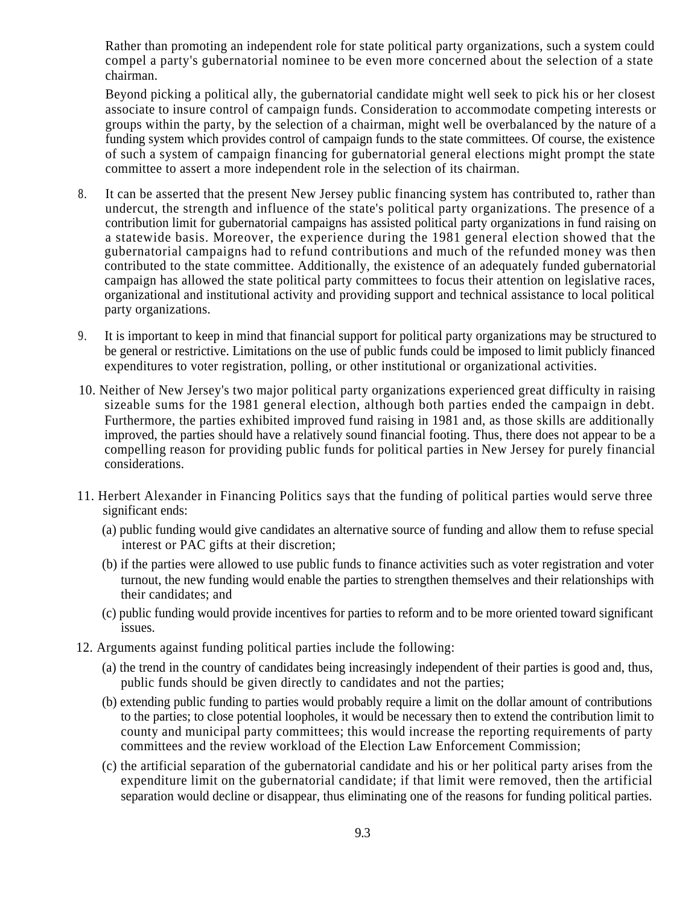Rather than promoting an independent role for state political party organizations, such a system could compel a party's gubernatorial nominee to be even more concerned about the selection of a state chairman.

Beyond picking a political ally, the gubernatorial candidate might well seek to pick his or her closest associate to insure control of campaign funds. Consideration to accommodate competing interests or groups within the party, by the selection of a chairman, might well be overbalanced by the nature of a funding system which provides control of campaign funds to the state committees. Of course, the existence of such a system of campaign financing for gubernatorial general elections might prompt the state committee to assert a more independent role in the selection of its chairman.

8. It can be asserted that the present New Jersey public financing system has contributed to, rather than undercut, the strength and influence of the state's political party organizations. The presence of a contribution limit for gubernatorial campaigns has assisted political party organizations in fund raising on a statewide basis. Moreover, the experience during the 1981 general election showed that the gubernatorial campaigns had to refund contributions and much of the refunded money was then contributed to the state committee. Additionally, the existence of an adequately funded gubernatorial campaign has allowed the state political party committees to focus their attention on legislative races, organizational and institutional activity and providing support and technical assistance to local political party organizations.

9. It is important to keep in mind that financial support for political party organizations may be structured to be general or restrictive. Limitations on the use of public funds could be imposed to limit publicly financed expenditures to voter registration, polling, or other institutional or organizational activities.

10. Neither of New Jersey's two major political party organizations experienced great difficulty in raising sizeable sums for the 1981 general election, although both parties ended the campaign in debt. Furthermore, the parties exhibited improved fund raising in 1981 and, as those skills are additionally improved, the parties should have a relatively sound financial footing. Thus, there does not appear to be a compelling reason for providing public funds for political parties in New Jersey for purely financial considerations.

11. Herbert Alexander in Financing Politics says that the funding of political parties would serve three significant ends:

    (a) public funding would give candidates an alternative source of funding and allow them to refuse special interest or PAC gifts at their discretion;

    (b) if the parties were allowed to use public funds to finance activities such as voter registration and voter turnout, the new funding would enable the parties to strengthen themselves and their relationships with their candidates; and

    (c) public funding would provide incentives for parties to reform and to be more oriented toward significant issues.

12. Arguments against funding political parties include the following:

    (a) the trend in the country of candidates being increasingly independent of their parties is good and, thus, public funds should be given directly to candidates and not the parties;

    (b) extending public funding to parties would probably require a limit on the dollar amount of contributions to the parties; to close potential loopholes, it would be necessary then to extend the contribution limit to county and municipal party committees; this would increase the reporting requirements of party committees and the review workload of the Election Law Enforcement Commission;

    (c) the artificial separation of the gubernatorial candidate and his or her political party arises from the expenditure limit on the gubernatorial candidate; if that limit were removed, then the artificial separation would decline or disappear, thus eliminating one of the reasons for funding political parties.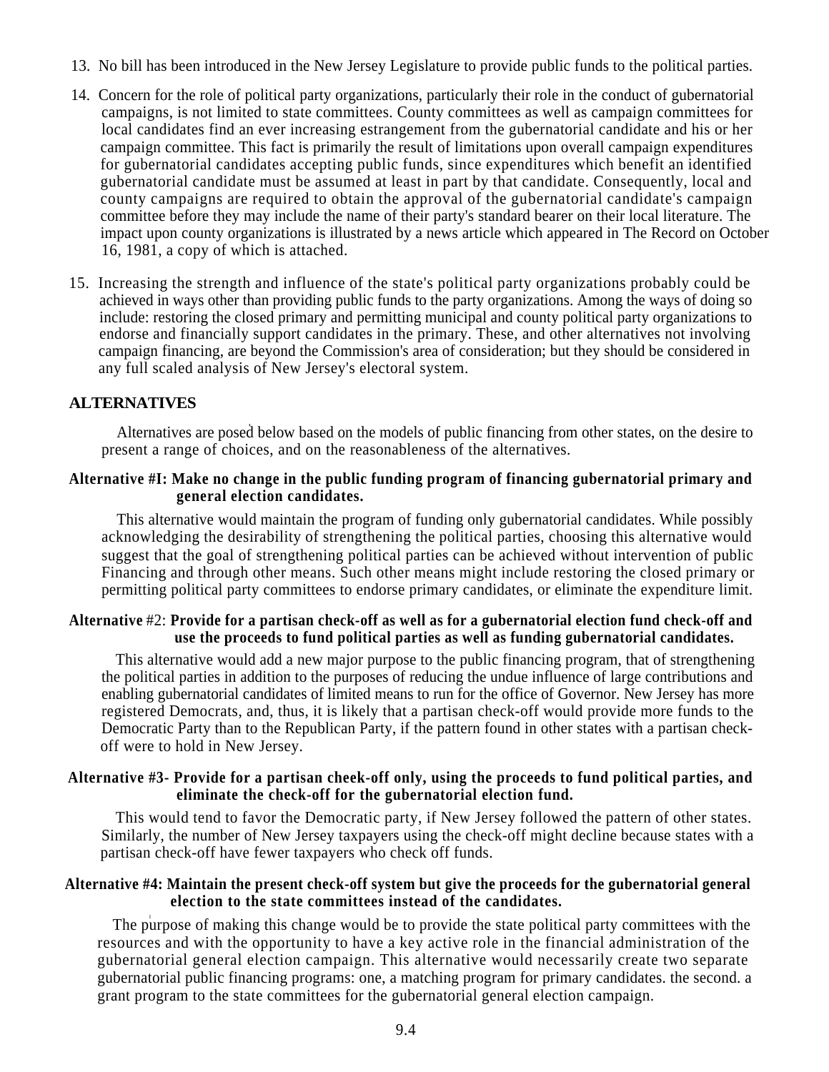13. No bill has been introduced in the New Jersey Legislature to provide public funds to the political parties.

14. Concern for the role of political party organizations, particularly their role in the conduct of gubernatorial campaigns, is not limited to state committees. County committees as well as campaign committees for local candidates find an ever increasing estrangement from the gubernatorial candidate and his or her campaign committee. This fact is primarily the result of limitations upon overall campaign expenditures for gubernatorial candidates accepting public funds, since expenditures which benefit an identified gubernatorial candidate must be assumed at least in part by that candidate. Consequently, local and county campaigns are required to obtain the approval of the gubernatorial candidate's campaign committee before they may include the name of their party's standard bearer on their local literature. The impact upon county organizations is illustrated by a news article which appeared in The Record on October 16, 1981, a copy of which is attached.

15. Increasing the strength and influence of the state's political party organizations probably could be achieved in ways other than providing public funds to the party organizations. Among the ways of doing so include: restoring the closed primary and permitting municipal and county political party organizations to endorse and financially support candidates in the primary. These, and other alternatives not involving campaign financing, are beyond the Commission's area of consideration; but they should be considered in any full scaled analysis of New Jersey's electoral system.

## ALTERNATIVES

Alternatives are posed below based on the models of public financing from other states, on the desire to present a range of choices, and on the reasonableness of the alternatives.

**Alternative #I: Make no change in the public funding program of financing gubernatorial primary and general election candidates.**

This alternative would maintain the program of funding only gubernatorial candidates. While possibly acknowledging the desirability of strengthening the political parties, choosing this alternative would suggest that the goal of strengthening political parties can be achieved without intervention of public Financing and through other means. Such other means might include restoring the closed primary or permitting political party committees to endorse primary candidates, or eliminate the expenditure limit.

**Alternative #2: Provide for a partisan check-off as well as for a gubernatorial election fund check-off and use the proceeds to fund political parties as well as funding gubernatorial candidates.**

This alternative would add a new major purpose to the public financing program, that of strengthening the political parties in addition to the purposes of reducing the undue influence of large contributions and enabling gubernatorial candidates of limited means to run for the office of Governor. New Jersey has more registered Democrats, and, thus, it is likely that a partisan check-off would provide more funds to the Democratic Party than to the Republican Party, if the pattern found in other states with a partisan check-off were to hold in New Jersey.

**Alternative #3- Provide for a partisan cheek-off only, using the proceeds to fund political parties, and eliminate the check-off for the gubernatorial election fund.**

This would tend to favor the Democratic party, if New Jersey followed the pattern of other states. Similarly, the number of New Jersey taxpayers using the check-off might decline because states with a partisan check-off have fewer taxpayers who check off funds.

**Alternative #4: Maintain the present check-off system but give the proceeds for the gubernatorial general election to the state committees instead of the candidates.**

The purpose of making this change would be to provide the state political party committees with the resources and with the opportunity to have a key active role in the financial administration of the gubernatorial general election campaign. This alternative would necessarily create two separate gubernatorial public financing programs: one, a matching program for primary candidates. the second. a grant program to the state committees for the gubernatorial general election campaign.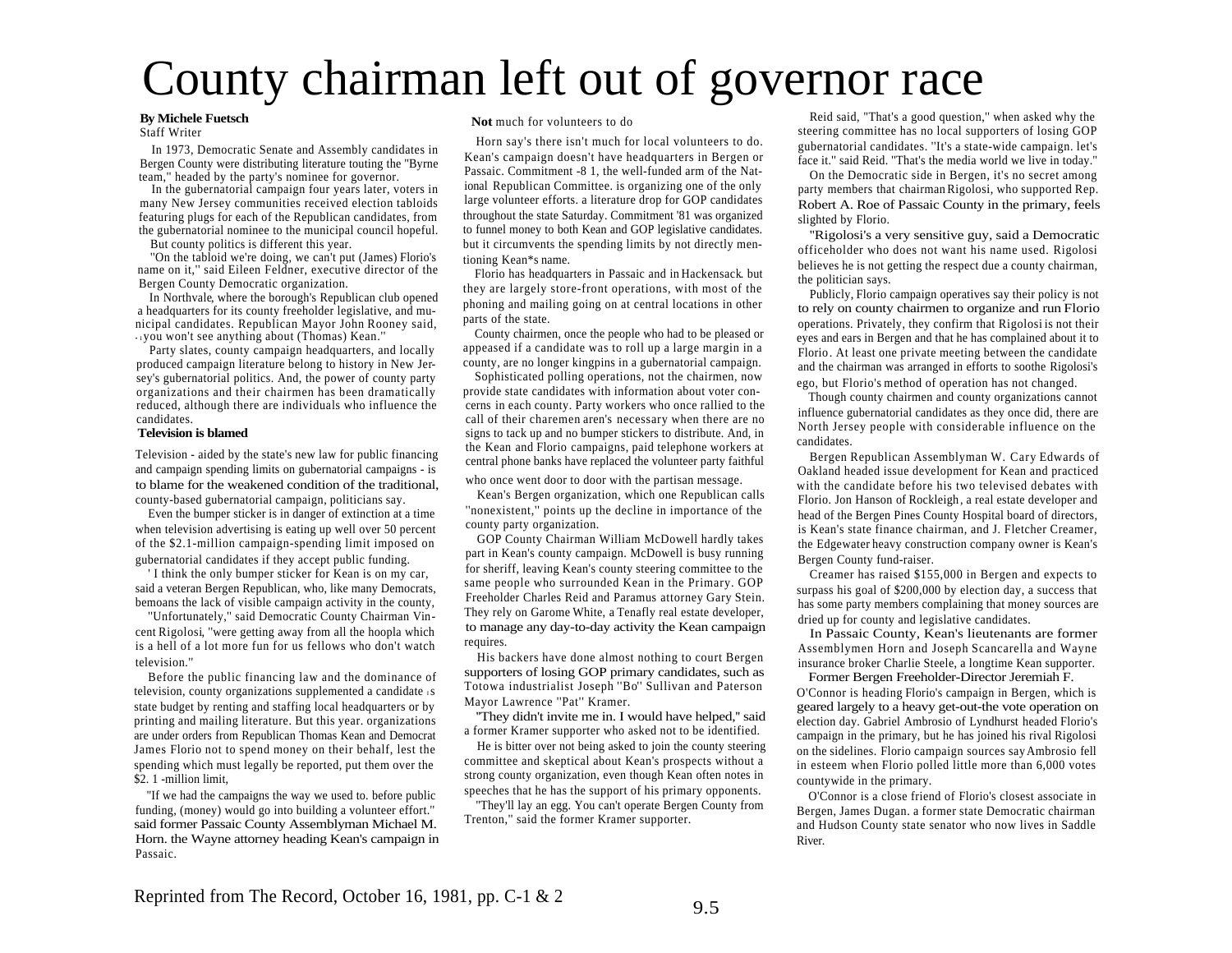# County chairman left out of governor race

**By Michele Fuetsch**
Staff Writer

In 1973, Democratic Senate and Assembly candidates in Bergen County were distributing literature touting the "Byrne team," headed by the party's nominee for governor.

In the gubernatorial campaign four years later, voters in many New Jersey communities received election tabloids featuring plugs for each of the Republican candidates, from the gubernatorial nominee to the municipal council hopeful.

But county politics is different this year.

"On the tabloid we're doing, we can't put (James) Florio's name on it," said Eileen Feldner, executive director of the Bergen County Democratic organization.

In Northvale, where the borough's Republican club opened a headquarters for its county freeholder legislative, and municipal candidates. Republican Mayor John Rooney said, "you won't see anything about (Thomas) Kean."

Party slates, county campaign headquarters, and locally produced campaign literature belong to history in New Jersey's gubernatorial politics. And, the power of county party organizations and their chairmen has been dramatically reduced, although there are individuals who influence the candidates.

**Television is blamed**

Television - aided by the state's new law for public financing and campaign spending limits on gubernatorial campaigns - is to blame for the weakened condition of the traditional, county-based gubernatorial campaign, politicians say.

Even the bumper sticker is in danger of extinction at a time when television advertising is eating up well over 50 percent of the $2.1-million campaign-spending limit imposed on gubernatorial candidates if they accept public funding.

' I think the only bumper sticker for Kean is on my car, said a veteran Bergen Republican, who, like many Democrats, bemoans the lack of visible campaign activity in the county,

"Unfortunately," said Democratic County Chairman Vincent Rigolosi, "were getting away from all the hoopla which is a hell of a lot more fun for us fellows who don't watch television."

Before the public financing law and the dominance of television, county organizations supplemented a candidate's state budget by renting and staffing local headquarters or by printing and mailing literature. But this year. organizations are under orders from Republican Thomas Kean and Democrat James Florio not to spend money on their behalf, lest the spending which must legally be reported, put them over the $2. 1 -million limit,

"If we had the campaigns the way we used to. before public funding, (money) would go into building a volunteer effort." said former Passaic County Assemblyman Michael M. Horn. the Wayne attorney heading Kean's campaign in Passaic.

**Not** much for volunteers to do

Horn say's there isn't much for local volunteers to do. Kean's campaign doesn't have headquarters in Bergen or Passaic. Commitment -8 1, the well-funded arm of the National Republican Committee. is organizing one of the only large volunteer efforts. a literature drop for GOP candidates throughout the state Saturday. Commitment '81 was organized to funnel money to both Kean and GOP legislative candidates. but it circumvents the spending limits by not directly mentioning Kean*s name.

Florio has headquarters in Passaic and in Hackensack. but they are largely store-front operations, with most of the phoning and mailing going on at central locations in other parts of the state.

County chairmen, once the people who had to be pleased or appeased if a candidate was to roll up a large margin in a county, are no longer kingpins in a gubernatorial campaign.

Sophisticated polling operations, not the chairmen, now provide state candidates with information about voter concerns in each county. Party workers who once rallied to the call of their charemen aren's necessary when there are no signs to tack up and no bumper stickers to distribute. And, in the Kean and Florio campaigns, paid telephone workers at central phone banks have replaced the volunteer party faithful who once went door to door with the partisan message.

Kean's Bergen organization, which one Republican calls "nonexistent," points up the decline in importance of the county party organization.

GOP County Chairman William McDowell hardly takes part in Kean's county campaign. McDowell is busy running for sheriff, leaving Kean's county steering committee to the same people who surrounded Kean in the Primary. GOP Freeholder Charles Reid and Paramus attorney Gary Stein. They rely on Garome White, a Tenafly real estate developer, to manage any day-to-day activity the Kean campaign requires.

His backers have done almost nothing to court Bergen supporters of losing GOP primary candidates, such as Totowa industrialist Joseph "Bo" Sullivan and Paterson Mayor Lawrence "Pat" Kramer.

"They didn't invite me in. I would have helped," said a former Kramer supporter who asked not to be identified.

He is bitter over not being asked to join the county steering committee and skeptical about Kean's prospects without a strong county organization, even though Kean often notes in speeches that he has the support of his primary opponents.

"They'll lay an egg. You can't operate Bergen County from Trenton," said the former Kramer supporter.

Reid said, "That's a good question," when asked why the steering committee has no local supporters of losing GOP gubernatorial candidates. "It's a state-wide campaign. let's face it." said Reid. "That's the media world we live in today."

On the Democratic side in Bergen, it's no secret among party members that chairman Rigolosi, who supported Rep. Robert A. Roe of Passaic County in the primary, feels slighted by Florio.

"Rigolosi's a very sensitive guy, said a Democratic officeholder who does not want his name used. Rigolosi believes he is not getting the respect due a county chairman, the politician says.

Publicly, Florio campaign operatives say their policy is not to rely on county chairmen to organize and run Florio operations. Privately, they confirm that Rigolosi is not their eyes and ears in Bergen and that he has complained about it to Florio. At least one private meeting between the candidate and the chairman was arranged in efforts to soothe Rigolosi's ego, but Florio's method of operation has not changed.

Though county chairmen and county organizations cannot influence gubernatorial candidates as they once did, there are North Jersey people with considerable influence on the candidates.

Bergen Republican Assemblyman W. Cary Edwards of Oakland headed issue development for Kean and practiced with the candidate before his two televised debates with Florio. Jon Hanson of Rockleigh, a real estate developer and head of the Bergen Pines County Hospital board of directors, is Kean's state finance chairman, and J. Fletcher Creamer, the Edgewater heavy construction company owner is Kean's Bergen County fund-raiser.

Creamer has raised $155,000 in Bergen and expects to surpass his goal of $200,000 by election day, a success that has some party members complaining that money sources are dried up for county and legislative candidates.

In Passaic County, Kean's lieutenants are former Assemblymen Horn and Joseph Scancarella and Wayne insurance broker Charlie Steele, a longtime Kean supporter.

Former Bergen Freeholder-Director Jeremiah F. O'Connor is heading Florio's campaign in Bergen, which is geared largely to a heavy get-out-the vote operation on election day. Gabriel Ambrosio of Lyndhurst headed Florio's campaign in the primary, but he has joined his rival Rigolosi on the sidelines. Florio campaign sources say Ambrosio fell in esteem when Florio polled little more than 6,000 votes countywide in the primary.

O'Connor is a close friend of Florio's closest associate in Bergen, James Dugan. a former state Democratic chairman and Hudson County state senator who now lives in Saddle River.

Reprinted from The Record, October 16, 1981, pp. C-1 & 2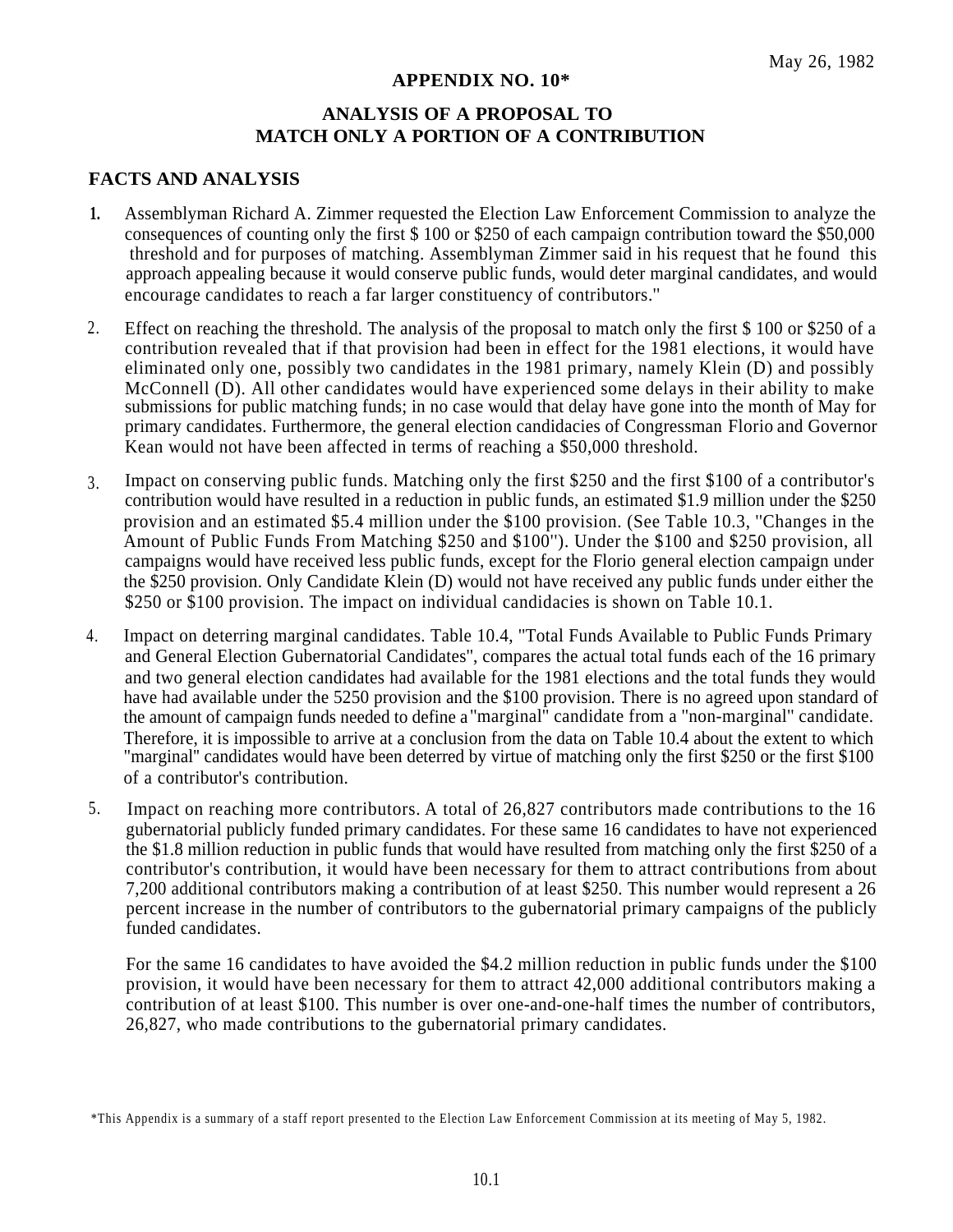May 26, 1982

## APPENDIX NO. 10*

## ANALYSIS OF A PROPOSAL TO MATCH ONLY A PORTION OF A CONTRIBUTION

### FACTS AND ANALYSIS

1. Assemblyman Richard A. Zimmer requested the Election Law Enforcement Commission to analyze the consequences of counting only the first $ 100 or $250 of each campaign contribution toward the $50,000 threshold and for purposes of matching. Assemblyman Zimmer said in his request that he found this approach appealing because it would conserve public funds, would deter marginal candidates, and would encourage candidates to reach a far larger constituency of contributors."

2. Effect on reaching the threshold. The analysis of the proposal to match only the first $ 100 or $250 of a contribution revealed that if that provision had been in effect for the 1981 elections, it would have eliminated only one, possibly two candidates in the 1981 primary, namely Klein (D) and possibly McConnell (D). All other candidates would have experienced some delays in their ability to make submissions for public matching funds; in no case would that delay have gone into the month of May for primary candidates. Furthermore, the general election candidacies of Congressman Florio and Governor Kean would not have been affected in terms of reaching a $50,000 threshold.

3. Impact on conserving public funds. Matching only the first $250 and the first $100 of a contributor's contribution would have resulted in a reduction in public funds, an estimated $1.9 million under the $250 provision and an estimated $5.4 million under the $100 provision. (See Table 10.3, "Changes in the Amount of Public Funds From Matching $250 and $100"). Under the $100 and $250 provision, all campaigns would have received less public funds, except for the Florio general election campaign under the $250 provision. Only Candidate Klein (D) would not have received any public funds under either the $250 or $100 provision. The impact on individual candidacies is shown on Table 10.1.

4. Impact on deterring marginal candidates. Table 10.4, "Total Funds Available to Public Funds Primary and General Election Gubernatorial Candidates", compares the actual total funds each of the 16 primary and two general election candidates had available for the 1981 elections and the total funds they would have had available under the 5250 provision and the $100 provision. There is no agreed upon standard of the amount of campaign funds needed to define a "marginal" candidate from a "non-marginal" candidate. Therefore, it is impossible to arrive at a conclusion from the data on Table 10.4 about the extent to which "marginal" candidates would have been deterred by virtue of matching only the first $250 or the first $100 of a contributor's contribution.

5. Impact on reaching more contributors. A total of 26,827 contributors made contributions to the 16 gubernatorial publicly funded primary candidates. For these same 16 candidates to have not experienced the $1.8 million reduction in public funds that would have resulted from matching only the first $250 of a contributor's contribution, it would have been necessary for them to attract contributions from about 7,200 additional contributors making a contribution of at least $250. This number would represent a 26 percent increase in the number of contributors to the gubernatorial primary campaigns of the publicly funded candidates.

   For the same 16 candidates to have avoided the $4.2 million reduction in public funds under the $100 provision, it would have been necessary for them to attract 42,000 additional contributors making a contribution of at least $100. This number is over one-and-one-half times the number of contributors, 26,827, who made contributions to the gubernatorial primary candidates.

*This Appendix is a summary of a staff report presented to the Election Law Enforcement Commission at its meeting of May 5, 1982.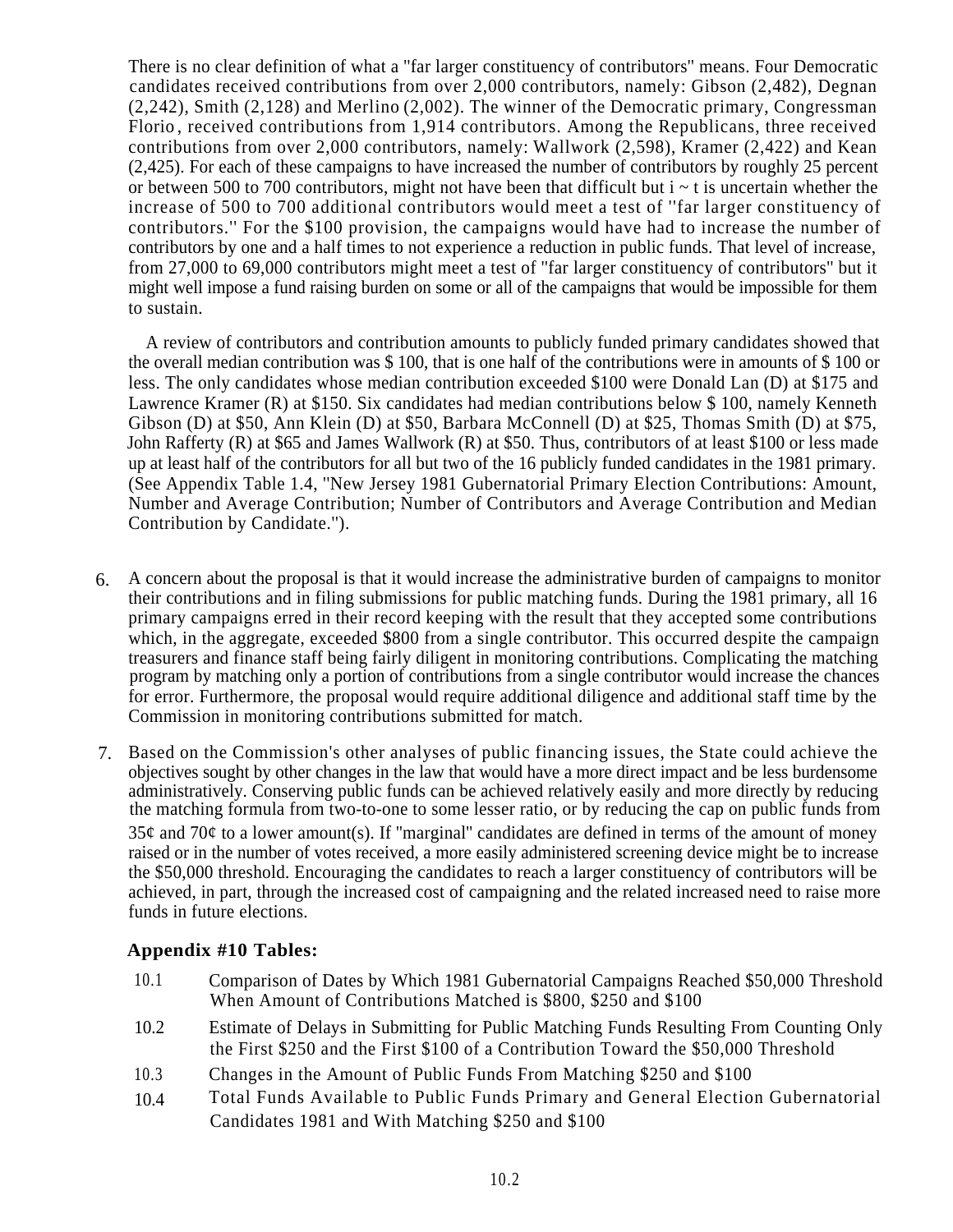There is no clear definition of what a "far larger constituency of contributors" means. Four Democratic candidates received contributions from over 2,000 contributors, namely: Gibson (2,482), Degnan (2,242), Smith (2,128) and Merlino (2,002). The winner of the Democratic primary, Congressman Florio, received contributions from 1,914 contributors. Among the Republicans, three received contributions from over 2,000 contributors, namely: Wallwork (2,598), Kramer (2,422) and Kean (2,425). For each of these campaigns to have increased the number of contributors by roughly 25 percent or between 500 to 700 contributors, might not have been that difficult but i ~ t is uncertain whether the increase of 500 to 700 additional contributors would meet a test of ''far larger constituency of contributors.'' For the $100 provision, the campaigns would have had to increase the number of contributors by one and a half times to not experience a reduction in public funds. That level of increase, from 27,000 to 69,000 contributors might meet a test of "far larger constituency of contributors" but it might well impose a fund raising burden on some or all of the campaigns that would be impossible for them to sustain.

A review of contributors and contribution amounts to publicly funded primary candidates showed that the overall median contribution was $ 100, that is one half of the contributions were in amounts of $ 100 or less. The only candidates whose median contribution exceeded $100 were Donald Lan (D) at $175 and Lawrence Kramer (R) at $150. Six candidates had median contributions below $ 100, namely Kenneth Gibson (D) at $50, Ann Klein (D) at $50, Barbara McConnell (D) at $25, Thomas Smith (D) at $75, John Rafferty (R) at $65 and James Wallwork (R) at $50. Thus, contributors of at least $100 or less made up at least half of the contributors for all but two of the 16 publicly funded candidates in the 1981 primary. (See Appendix Table 1.4, "New Jersey 1981 Gubernatorial Primary Election Contributions: Amount, Number and Average Contribution; Number of Contributors and Average Contribution and Median Contribution by Candidate.").

6. A concern about the proposal is that it would increase the administrative burden of campaigns to monitor their contributions and in filing submissions for public matching funds. During the 1981 primary, all 16 primary campaigns erred in their record keeping with the result that they accepted some contributions which, in the aggregate, exceeded $800 from a single contributor. This occurred despite the campaign treasurers and finance staff being fairly diligent in monitoring contributions. Complicating the matching program by matching only a portion of contributions from a single contributor would increase the chances for error. Furthermore, the proposal would require additional diligence and additional staff time by the Commission in monitoring contributions submitted for match.

7. Based on the Commission's other analyses of public financing issues, the State could achieve the objectives sought by other changes in the law that would have a more direct impact and be less burdensome administratively. Conserving public funds can be achieved relatively easily and more directly by reducing the matching formula from two-to-one to some lesser ratio, or by reducing the cap on public funds from 35¢ and 70¢ to a lower amount(s). If "marginal" candidates are defined in terms of the amount of money raised or in the number of votes received, a more easily administered screening device might be to increase the $50,000 threshold. Encouraging the candidates to reach a larger constituency of contributors will be achieved, in part, through the increased cost of campaigning and the related increased need to raise more funds in future elections.

**Appendix #10 Tables:**

10.1 Comparison of Dates by Which 1981 Gubernatorial Campaigns Reached $50,000 Threshold When Amount of Contributions Matched is $800, $250 and $100

10.2 Estimate of Delays in Submitting for Public Matching Funds Resulting From Counting Only the First $250 and the First $100 of a Contribution Toward the $50,000 Threshold

10.3 Changes in the Amount of Public Funds From Matching $250 and $100

10.4 Total Funds Available to Public Funds Primary and General Election Gubernatorial Candidates 1981 and With Matching $250 and $100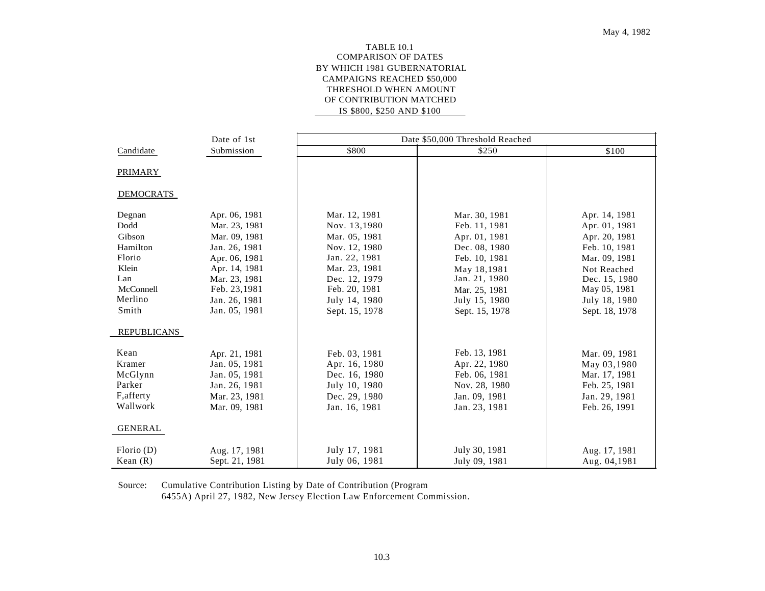TABLE 10.1
COMPARISON OF DATES
BY WHICH 1981 GUBERNATORIAL
CAMPAIGNS REACHED $50,000
THRESHOLD WHEN AMOUNT
OF CONTRIBUTION MATCHED
IS $800, $250 AND $100

| Candidate | Date of 1st Submission | Date $50,000 Threshold Reached | | |
|---|---|---|---|---|
| | | $800 | $250 | $100 |
| **PRIMARY** | | | | |
| **DEMOCRATS** | | | | |
| Degnan | Apr. 06, 1981 | Mar. 12, 1981 | Mar. 30, 1981 | Apr. 14, 1981 |
| Dodd | Mar. 23, 1981 | Nov. 13,1980 | Feb. 11, 1981 | Apr. 01, 1981 |
| Gibson | Mar. 09, 1981 | Mar. 05, 1981 | Apr. 01, 1981 | Apr. 20, 1981 |
| Hamilton | Jan. 26, 1981 | Nov. 12, 1980 | Dec. 08, 1980 | Feb. 10, 1981 |
| Florio | Apr. 06, 1981 | Jan. 22, 1981 | Feb. 10, 1981 | Mar. 09, 1981 |
| Klein | Apr. 14, 1981 | Mar. 23, 1981 | May 18,1981 | Not Reached |
| Lan | Mar. 23, 1981 | Dec. 12, 1979 | Jan. 21, 1980 | Dec. 15, 1980 |
| McConnell | Feb. 23,1981 | Feb. 20, 1981 | Mar. 25, 1981 | May 05, 1981 |
| Merlino | Jan. 26, 1981 | July 14, 1980 | July 15, 1980 | July 18, 1980 |
| Smith | Jan. 05, 1981 | Sept. 15, 1978 | Sept. 15, 1978 | Sept. 18, 1978 |
| **REPUBLICANS** | | | | |
| Kean | Apr. 21, 1981 | Feb. 03, 1981 | Feb. 13, 1981 | Mar. 09, 1981 |
| Kramer | Jan. 05, 1981 | Apr. 16, 1980 | Apr. 22, 1980 | May 03,1980 |
| McGlynn | Jan. 05, 1981 | Dec. 16, 1980 | Feb. 06, 1981 | Mar. 17, 1981 |
| Parker | Jan. 26, 1981 | July 10, 1980 | Nov. 28, 1980 | Feb. 25, 1981 |
| F,afferty | Mar. 23, 1981 | Dec. 29, 1980 | Jan. 09, 1981 | Jan. 29, 1981 |
| Wallwork | Mar. 09, 1981 | Jan. 16, 1981 | Jan. 23, 1981 | Feb. 26, 1991 |
| **GENERAL** | | | | |
| Florio (D) | Aug. 17, 1981 | July 17, 1981 | July 30, 1981 | Aug. 17, 1981 |
| Kean (R) | Sept. 21, 1981 | July 06, 1981 | July 09, 1981 | Aug. 04,1981 |

Source: Cumulative Contribution Listing by Date of Contribution (Program 6455A) April 27, 1982, New Jersey Election Law Enforcement Commission.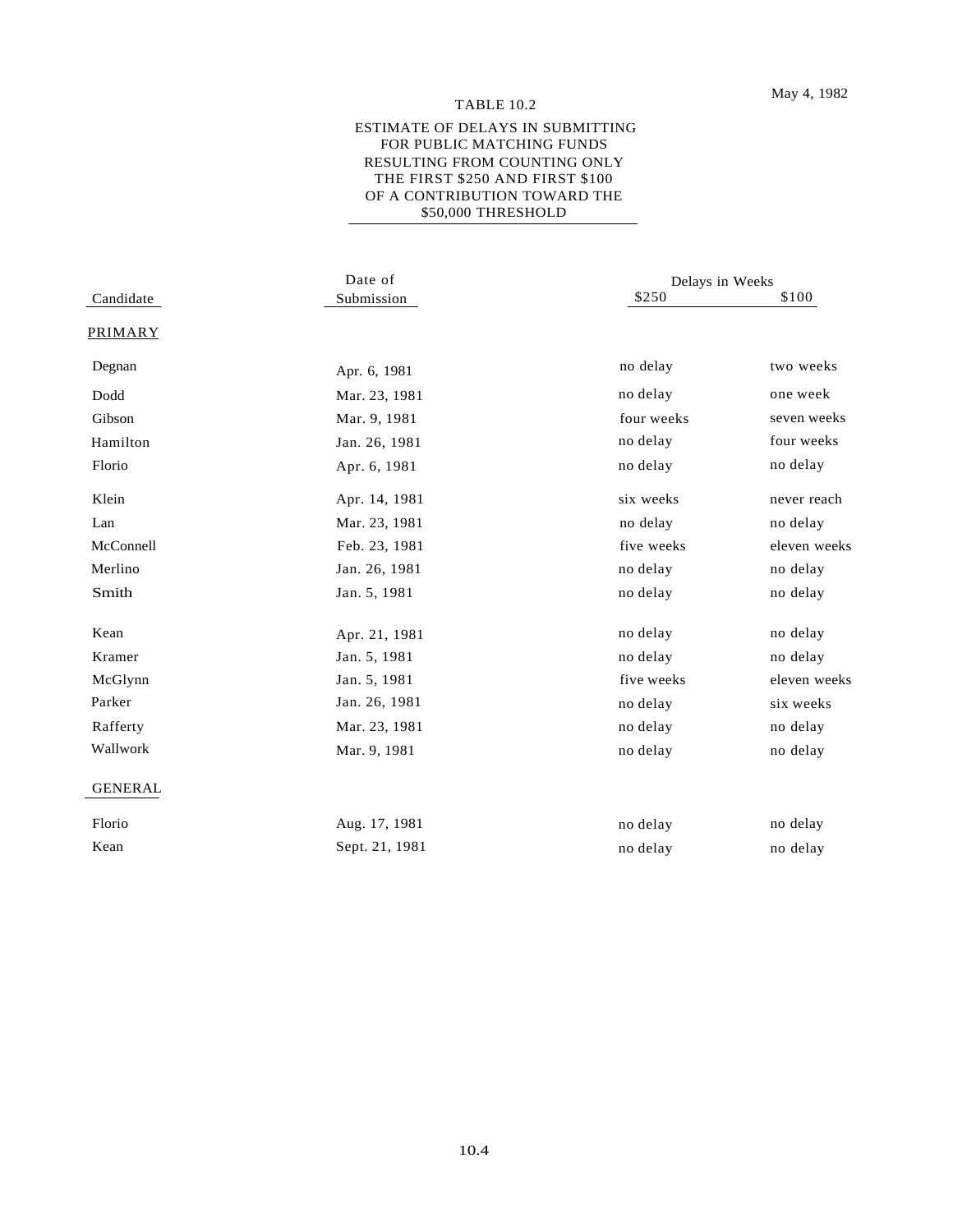May 4, 1982

TABLE 10.2

ESTIMATE OF DELAYS IN SUBMITTING FOR PUBLIC MATCHING FUNDS RESULTING FROM COUNTING ONLY THE FIRST $250 AND FIRST $100 OF A CONTRIBUTION TOWARD THE $50,000 THRESHOLD

| Candidate | Date of Submission | Delays in Weeks | |
|---|---|---|---|
| | | $250 | $100 |
| PRIMARY | | | |
| Degnan | Apr. 6, 1981 | no delay | two weeks |
| Dodd | Mar. 23, 1981 | no delay | one week |
| Gibson | Mar. 9, 1981 | four weeks | seven weeks |
| Hamilton | Jan. 26, 1981 | no delay | four weeks |
| Florio | Apr. 6, 1981 | no delay | no delay |
| Klein | Apr. 14, 1981 | six weeks | never reach |
| Lan | Mar. 23, 1981 | no delay | no delay |
| McConnell | Feb. 23, 1981 | five weeks | eleven weeks |
| Merlino | Jan. 26, 1981 | no delay | no delay |
| Smith | Jan. 5, 1981 | no delay | no delay |
| Kean | Apr. 21, 1981 | no delay | no delay |
| Kramer | Jan. 5, 1981 | no delay | no delay |
| McGlynn | Jan. 5, 1981 | five weeks | eleven weeks |
| Parker | Jan. 26, 1981 | no delay | six weeks |
| Rafferty | Mar. 23, 1981 | no delay | no delay |
| Wallwork | Mar. 9, 1981 | no delay | no delay |
| GENERAL | | | |
| Florio | Aug. 17, 1981 | no delay | no delay |
| Kean | Sept. 21, 1981 | no delay | no delay |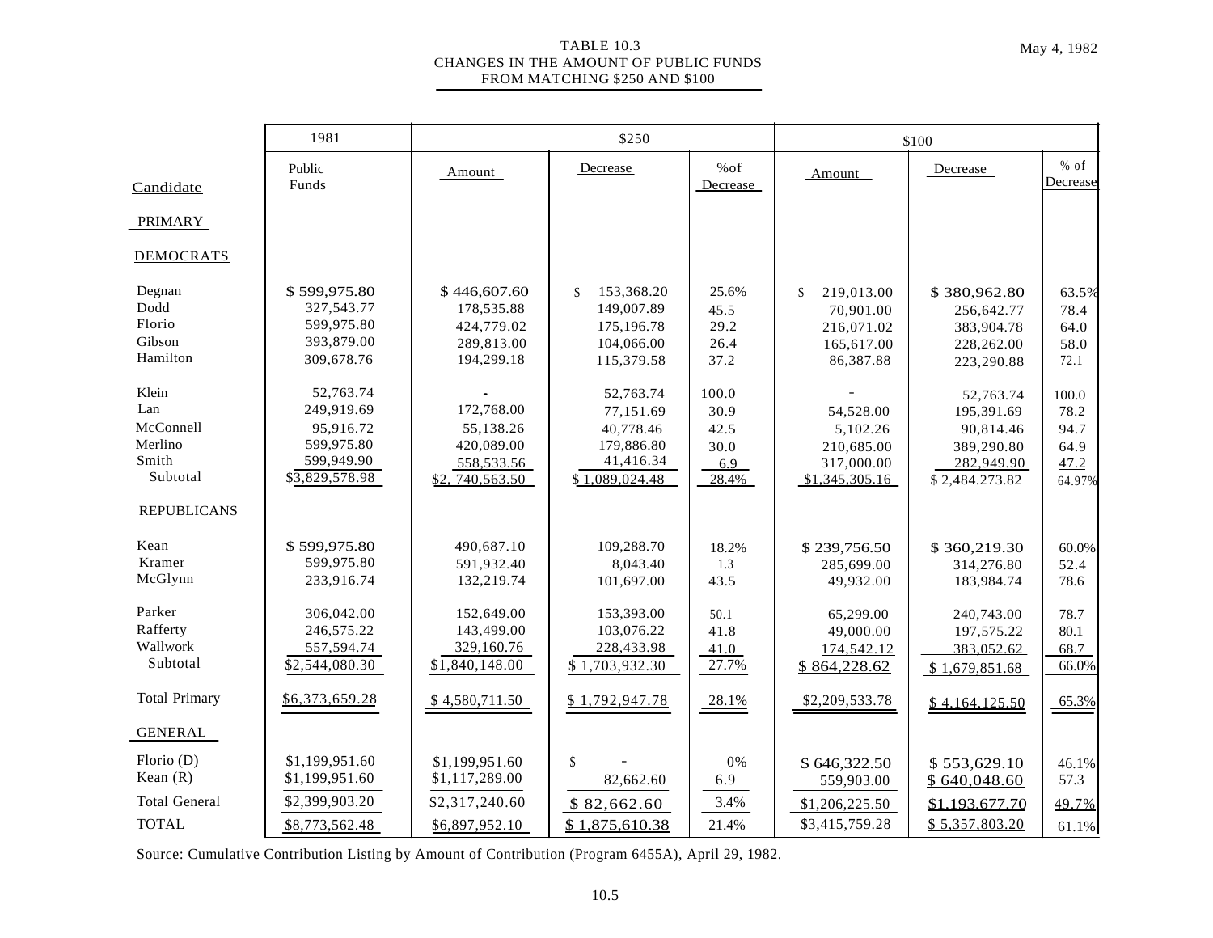TABLE 10.3
CHANGES IN THE AMOUNT OF PUBLIC FUNDS
FROM MATCHING $250 AND $100

May 4, 1982

| | 1981 | $250 | | | $100 | | |
|---|---|---|---|---|---|---|---|
| Candidate | Public Funds | Amount | Decrease | %of Decrease | Amount | Decrease | % of Decrease |
| PRIMARY | | | | | | | |
| DEMOCRATS | | | | | | | |
| Degnan | $ 599,975.80 | $ 446,607.60 | $ 153,368.20 | 25.6% | $ 219,013.00 | $ 380,962.80 | 63.5% |
| Dodd | 327,543.77 | 178,535.88 | 149,007.89 | 45.5 | 70,901.00 | 256,642.77 | 78.4 |
| Florio | 599,975.80 | 424,779.02 | 175,196.78 | 29.2 | 216,071.02 | 383,904.78 | 64.0 |
| Gibson | 393,879.00 | 289,813.00 | 104,066.00 | 26.4 | 165,617.00 | 228,262.00 | 58.0 |
| Hamilton | 309,678.76 | 194,299.18 | 115,379.58 | 37.2 | 86,387.88 | 223,290.88 | 72.1 |
| Klein | 52,763.74 | - | 52,763.74 | 100.0 | - | 52,763.74 | 100.0 |
| Lan | 249,919.69 | 172,768.00 | 77,151.69 | 30.9 | 54,528.00 | 195,391.69 | 78.2 |
| McConnell | 95,916.72 | 55,138.26 | 40,778.46 | 42.5 | 5,102.26 | 90,814.46 | 94.7 |
| Merlino | 599,975.80 | 420,089.00 | 179,886.80 | 30.0 | 210,685.00 | 389,290.80 | 64.9 |
| Smith | 599,949.90 | 558,533.56 | 41,416.34 | 6.9 | 317,000.00 | 282,949.90 | 47.2 |
| Subtotal | $3,829,578.98 | $2, 740,563.50 | $ 1,089,024.48 | 28.4% | $1,345,305.16 | $ 2,484.273.82 | 64.97% |
| REPUBLICANS | | | | | | | |
| Kean | $ 599,975.80 | 490,687.10 | 109,288.70 | 18.2% | $ 239,756.50 | $ 360,219.30 | 60.0% |
| Kramer | 599,975.80 | 591,932.40 | 8,043.40 | 1.3 | 285,699.00 | 314,276.80 | 52.4 |
| McGlynn | 233,916.74 | 132,219.74 | 101,697.00 | 43.5 | 49,932.00 | 183,984.74 | 78.6 |
| Parker | 306,042.00 | 152,649.00 | 153,393.00 | 50.1 | 65,299.00 | 240,743.00 | 78.7 |
| Rafferty | 246,575.22 | 143,499.00 | 103,076.22 | 41.8 | 49,000.00 | 197,575.22 | 80.1 |
| Wallwork | 557,594.74 | 329,160.76 | 228,433.98 | 41.0 | 174,542.12 | 383,052.62 | 68.7 |
| Subtotal | $2,544,080.30 | $1,840,148.00 | $ 1,703,932.30 | 27.7% | $ 864,228.62 | $ 1,679,851.68 | 66.0% |
| Total Primary | $6,373,659.28 | $ 4,580,711.50 | $ 1,792,947.78 | 28.1% | $2,209,533.78 | $ 4,164,125.50 | 65.3% |
| GENERAL | | | | | | | |
| Florio (D) | $1,199,951.60 | $1,199,951.60 | $ - | 0% | $ 646,322.50 | $ 553,629.10 | 46.1% |
| Kean (R) | $1,199,951.60 | $1,117,289.00 | 82,662.60 | 6.9 | 559,903.00 | $ 640,048.60 | 57.3 |
| Total General | $2,399,903.20 | $2,317,240.60 | $ 82,662.60 | 3.4% | $1,206,225.50 | $1,193,677.70 | 49.7% |
| TOTAL | $8,773,562.48 | $6,897,952.10 | $ 1,875,610.38 | 21.4% | $3,415,759.28 | $ 5,357,803.20 | 61.1% |

Source: Cumulative Contribution Listing by Amount of Contribution (Program 6455A), April 29, 1982.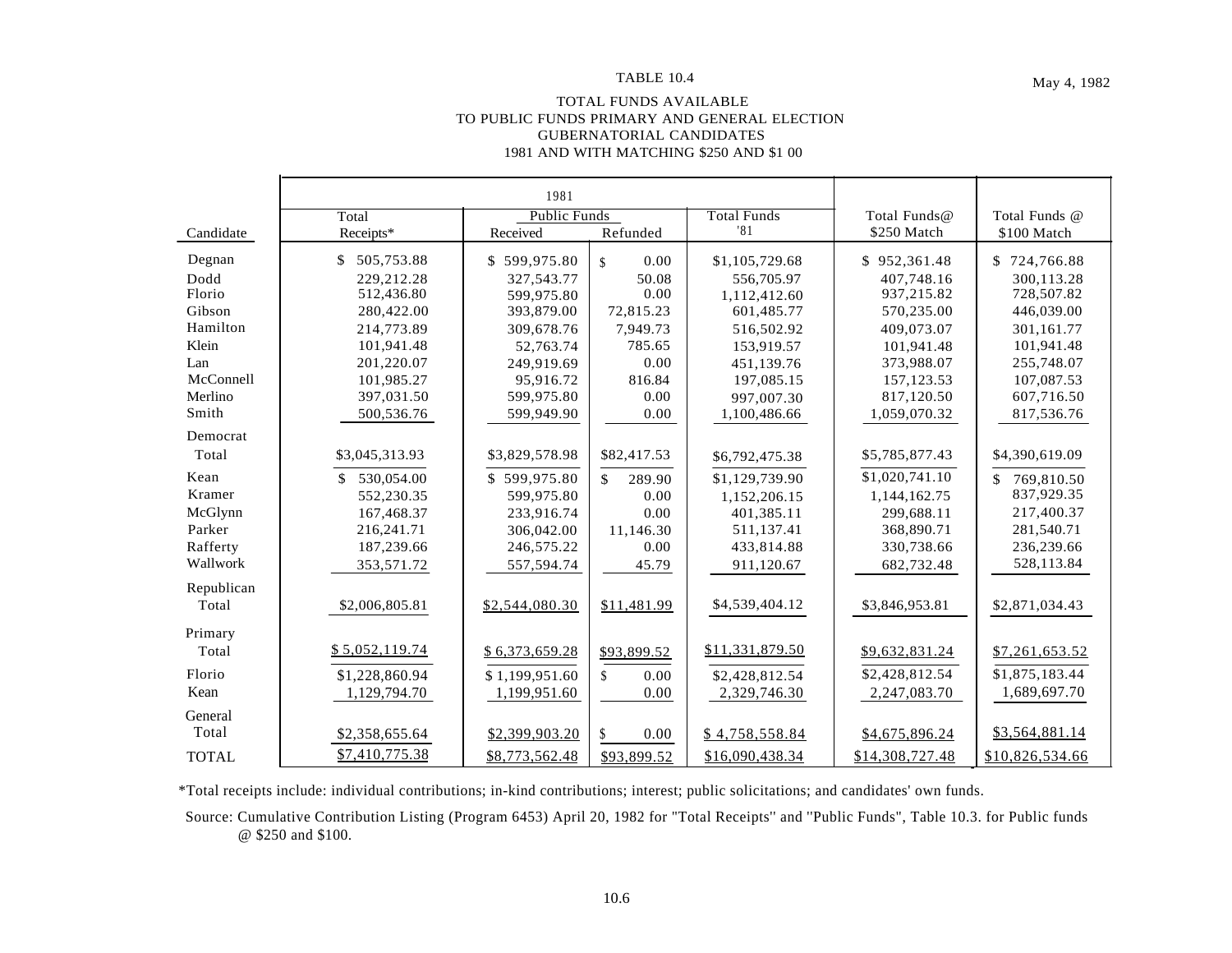May 4, 1982

TABLE 10.4

TOTAL FUNDS AVAILABLE
TO PUBLIC FUNDS PRIMARY AND GENERAL ELECTION
GUBERNATORIAL CANDIDATES
1981 AND WITH MATCHING $250 AND $1 00

| Candidate | 1981 Total Receipts* | 1981 Public Funds Received | 1981 Public Funds Refunded | 1981 Total Funds '81 | Total Funds@ $250 Match | Total Funds @ $100 Match |
|---|---|---|---|---|---|---|
| Degnan | $ 505,753.88 | $ 599,975.80 | $ 0.00 | $1,105,729.68 | $ 952,361.48 | $ 724,766.88 |
| Dodd | 229,212.28 | 327,543.77 | 50.08 | 556,705.97 | 407,748.16 | 300,113.28 |
| Florio | 512,436.80 | 599,975.80 | 0.00 | 1,112,412.60 | 937,215.82 | 728,507.82 |
| Gibson | 280,422.00 | 393,879.00 | 72,815.23 | 601,485.77 | 570,235.00 | 446,039.00 |
| Hamilton | 214,773.89 | 309,678.76 | 7,949.73 | 516,502.92 | 409,073.07 | 301,161.77 |
| Klein | 101,941.48 | 52,763.74 | 785.65 | 153,919.57 | 101,941.48 | 101,941.48 |
| Lan | 201,220.07 | 249,919.69 | 0.00 | 451,139.76 | 373,988.07 | 255,748.07 |
| McConnell | 101,985.27 | 95,916.72 | 816.84 | 197,085.15 | 157,123.53 | 107,087.53 |
| Merlino | 397,031.50 | 599,975.80 | 0.00 | 997,007.30 | 817,120.50 | 607,716.50 |
| Smith | 500,536.76 | 599,949.90 | 0.00 | 1,100,486.66 | 1,059,070.32 | 817,536.76 |
| Democrat Total | $3,045,313.93 | $3,829,578.98 | $82,417.53 | $6,792,475.38 | $5,785,877.43 | $4,390,619.09 |
| Kean | $ 530,054.00 | $ 599,975.80 | $ 289.90 | $1,129,739.90 | $1,020,741.10 | $ 769,810.50 |
| Kramer | 552,230.35 | 599,975.80 | 0.00 | 1,152,206.15 | 1,144,162.75 | 837,929.35 |
| McGlynn | 167,468.37 | 233,916.74 | 0.00 | 401,385.11 | 299,688.11 | 217,400.37 |
| Parker | 216,241.71 | 306,042.00 | 11,146.30 | 511,137.41 | 368,890.71 | 281,540.71 |
| Rafferty | 187,239.66 | 246,575.22 | 0.00 | 433,814.88 | 330,738.66 | 236,239.66 |
| Wallwork | 353,571.72 | 557,594.74 | 45.79 | 911,120.67 | 682,732.48 | 528,113.84 |
| Republican Total | $2,006,805.81 | $2,544,080.30 | $11,481.99 | $4,539,404.12 | $3,846,953.81 | $2,871,034.43 |
| Primary Total | $ 5,052,119.74 | $ 6,373,659.28 | $93,899.52 | $11,331,879.50 | $9,632,831.24 | $7,261,653.52 |
| Florio | $1,228,860.94 | $ 1,199,951.60 | $ 0.00 | $2,428,812.54 | $2,428,812.54 | $1,875,183.44 |
| Kean | 1,129,794.70 | 1,199,951.60 | 0.00 | 2,329,746.30 | 2,247,083.70 | 1,689,697.70 |
| General Total | $2,358,655.64 | $2,399,903.20 | $ 0.00 | $ 4,758,558.84 | $4,675,896.24 | $3,564,881.14 |
| TOTAL | $7,410,775.38 | $8,773,562.48 | $93,899.52 | $16,090,438.34 | $14,308,727.48 | $10,826,534.66 |

*Total receipts include: individual contributions; in-kind contributions; interest; public solicitations; and candidates' own funds.

Source: Cumulative Contribution Listing (Program 6453) April 20, 1982 for "Total Receipts" and "Public Funds", Table 10.3. for Public funds @ $250 and $100.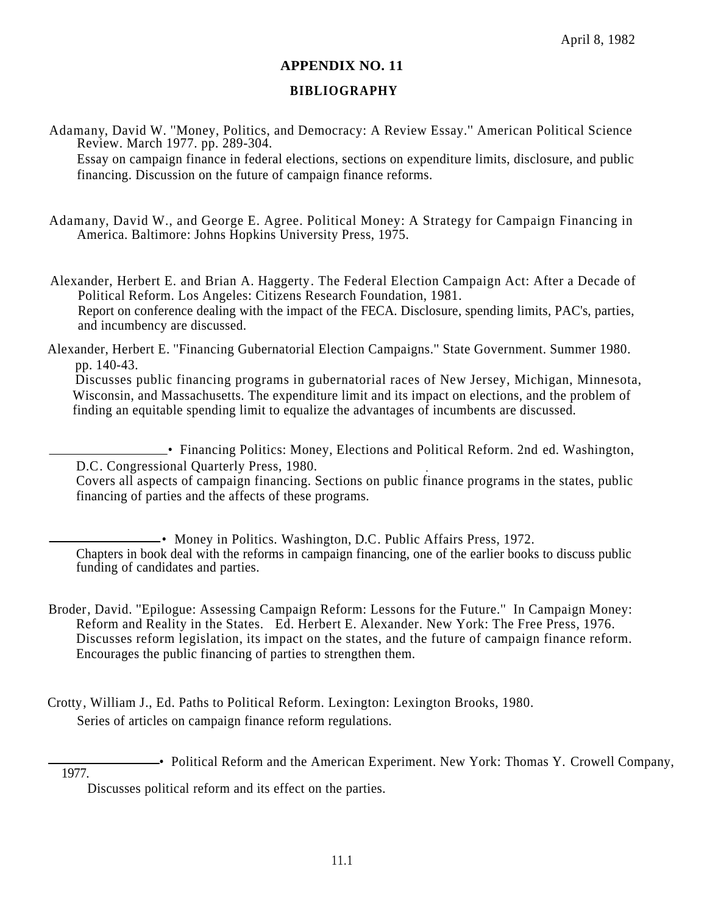April 8, 1982

## APPENDIX NO. 11

### BIBLIOGRAPHY

Adamany, David W. "Money, Politics, and Democracy: A Review Essay." American Political Science Review. March 1977. pp. 289-304.
Essay on campaign finance in federal elections, sections on expenditure limits, disclosure, and public financing. Discussion on the future of campaign finance reforms.

Adamany, David W., and George E. Agree. Political Money: A Strategy for Campaign Financing in America. Baltimore: Johns Hopkins University Press, 1975.

Alexander, Herbert E. and Brian A. Haggerty. The Federal Election Campaign Act: After a Decade of Political Reform. Los Angeles: Citizens Research Foundation, 1981.
Report on conference dealing with the impact of the FECA. Disclosure, spending limits, PAC's, parties, and incumbency are discussed.

Alexander, Herbert E. "Financing Gubernatorial Election Campaigns." State Government. Summer 1980. pp. 140-43.
Discusses public financing programs in gubernatorial races of New Jersey, Michigan, Minnesota, Wisconsin, and Massachusetts. The expenditure limit and its impact on elections, and the problem of finding an equitable spending limit to equalize the advantages of incumbents are discussed.

\_\_\_\_\_\_\_\_\_\_\_\_\_\_\_\_\_. Financing Politics: Money, Elections and Political Reform. 2nd ed. Washington, D.C. Congressional Quarterly Press, 1980.
Covers all aspects of campaign financing. Sections on public finance programs in the states, public financing of parties and the affects of these programs.

\_\_\_\_\_\_\_\_\_\_\_\_\_\_\_\_\_. Money in Politics. Washington, D.C. Public Affairs Press, 1972.
Chapters in book deal with the reforms in campaign financing, one of the earlier books to discuss public funding of candidates and parties.

Broder, David. "Epilogue: Assessing Campaign Reform: Lessons for the Future." In Campaign Money: Reform and Reality in the States. Ed. Herbert E. Alexander. New York: The Free Press, 1976.
Discusses reform legislation, its impact on the states, and the future of campaign finance reform. Encourages the public financing of parties to strengthen them.

Crotty, William J., Ed. Paths to Political Reform. Lexington: Lexington Brooks, 1980.
Series of articles on campaign finance reform regulations.

\_\_\_\_\_\_\_\_\_\_\_\_\_\_\_\_\_. Political Reform and the American Experiment. New York: Thomas Y. Crowell Company, 1977.
Discusses political reform and its effect on the parties.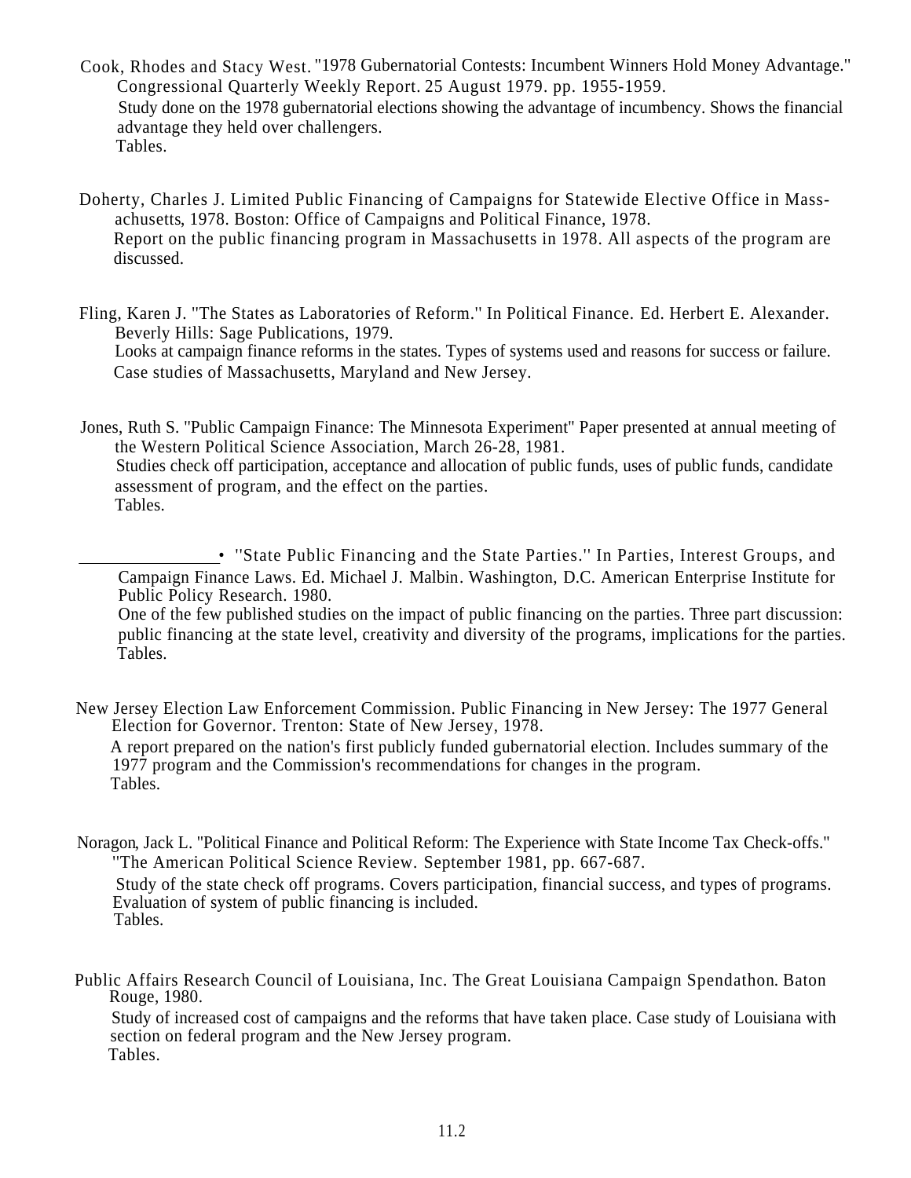Cook, Rhodes and Stacy West. "1978 Gubernatorial Contests: Incumbent Winners Hold Money Advantage." Congressional Quarterly Weekly Report. 25 August 1979. pp. 1955-1959.
Study done on the 1978 gubernatorial elections showing the advantage of incumbency. Shows the financial advantage they held over challengers.
Tables.

Doherty, Charles J. Limited Public Financing of Campaigns for Statewide Elective Office in Massachusetts, 1978. Boston: Office of Campaigns and Political Finance, 1978.
Report on the public financing program in Massachusetts in 1978. All aspects of the program are discussed.

Fling, Karen J. "The States as Laboratories of Reform." In Political Finance. Ed. Herbert E. Alexander. Beverly Hills: Sage Publications, 1979.
Looks at campaign finance reforms in the states. Types of systems used and reasons for success or failure. Case studies of Massachusetts, Maryland and New Jersey.

Jones, Ruth S. "Public Campaign Finance: The Minnesota Experiment" Paper presented at annual meeting of the Western Political Science Association, March 26-28, 1981.
Studies check off participation, acceptance and allocation of public funds, uses of public funds, candidate assessment of program, and the effect on the parties.
Tables.

________. "State Public Financing and the State Parties." In Parties, Interest Groups, and Campaign Finance Laws. Ed. Michael J. Malbin. Washington, D.C. American Enterprise Institute for Public Policy Research. 1980.
One of the few published studies on the impact of public financing on the parties. Three part discussion: public financing at the state level, creativity and diversity of the programs, implications for the parties.
Tables.

New Jersey Election Law Enforcement Commission. Public Financing in New Jersey: The 1977 General Election for Governor. Trenton: State of New Jersey, 1978.
A report prepared on the nation's first publicly funded gubernatorial election. Includes summary of the 1977 program and the Commission's recommendations for changes in the program.
Tables.

Noragon, Jack L. "Political Finance and Political Reform: The Experience with State Income Tax Check-offs." "The American Political Science Review. September 1981, pp. 667-687.
Study of the state check off programs. Covers participation, financial success, and types of programs. Evaluation of system of public financing is included.
Tables.

Public Affairs Research Council of Louisiana, Inc. The Great Louisiana Campaign Spendathon. Baton Rouge, 1980.
Study of increased cost of campaigns and the reforms that have taken place. Case study of Louisiana with section on federal program and the New Jersey program.
Tables.